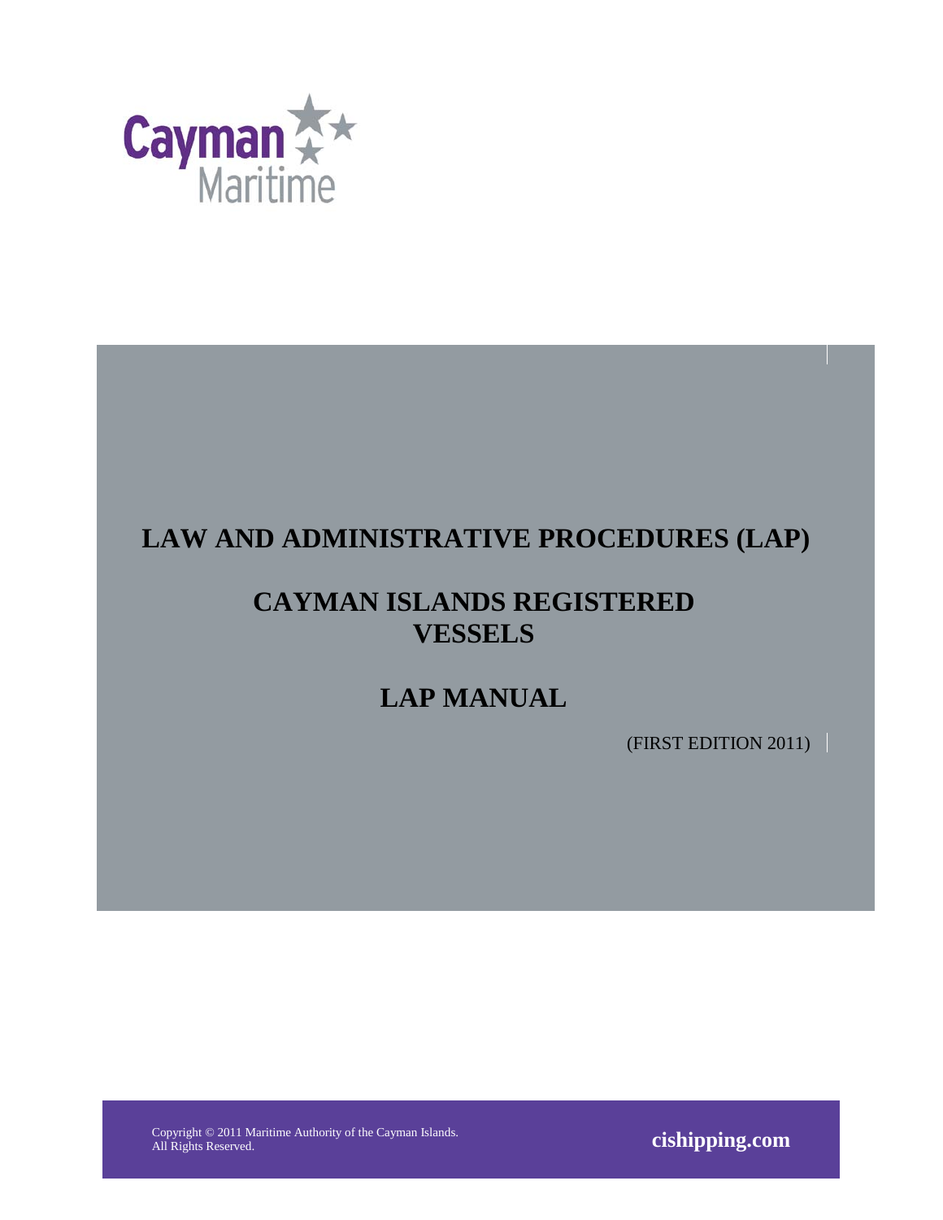Cayman Maritime

# LAW AND ADMINISTRATIVE PROCEDURES (LAP)

## CAYMAN ISLANDS REGISTERED VESSELS

## LAP MANUAL

(FIRST EDITION 2011)

Copyright © 2011 Maritime Authority of the Cayman Islands.
All Rights Reserved.

**cishipping.com**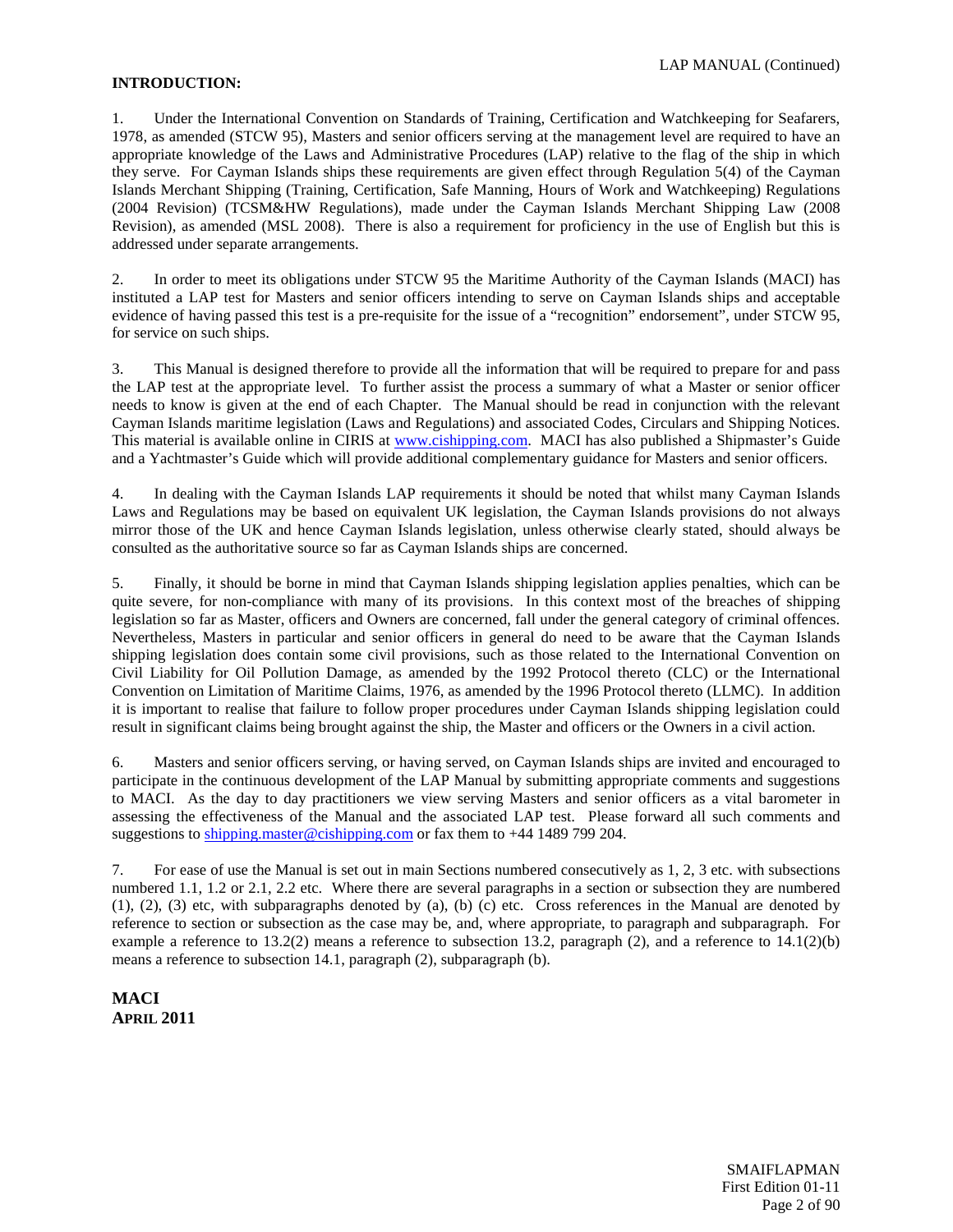**INTRODUCTION:**

1. Under the International Convention on Standards of Training, Certification and Watchkeeping for Seafarers, 1978, as amended (STCW 95), Masters and senior officers serving at the management level are required to have an appropriate knowledge of the Laws and Administrative Procedures (LAP) relative to the flag of the ship in which they serve. For Cayman Islands ships these requirements are given effect through Regulation 5(4) of the Cayman Islands Merchant Shipping (Training, Certification, Safe Manning, Hours of Work and Watchkeeping) Regulations (2004 Revision) (TCSM&HW Regulations), made under the Cayman Islands Merchant Shipping Law (2008 Revision), as amended (MSL 2008). There is also a requirement for proficiency in the use of English but this is addressed under separate arrangements.

2. In order to meet its obligations under STCW 95 the Maritime Authority of the Cayman Islands (MACI) has instituted a LAP test for Masters and senior officers intending to serve on Cayman Islands ships and acceptable evidence of having passed this test is a pre-requisite for the issue of a "recognition" endorsement", under STCW 95, for service on such ships.

3. This Manual is designed therefore to provide all the information that will be required to prepare for and pass the LAP test at the appropriate level. To further assist the process a summary of what a Master or senior officer needs to know is given at the end of each Chapter. The Manual should be read in conjunction with the relevant Cayman Islands maritime legislation (Laws and Regulations) and associated Codes, Circulars and Shipping Notices. This material is available online in CIRIS at www.cishipping.com. MACI has also published a Shipmaster's Guide and a Yachtmaster's Guide which will provide additional complementary guidance for Masters and senior officers.

4. In dealing with the Cayman Islands LAP requirements it should be noted that whilst many Cayman Islands Laws and Regulations may be based on equivalent UK legislation, the Cayman Islands provisions do not always mirror those of the UK and hence Cayman Islands legislation, unless otherwise clearly stated, should always be consulted as the authoritative source so far as Cayman Islands ships are concerned.

5. Finally, it should be borne in mind that Cayman Islands shipping legislation applies penalties, which can be quite severe, for non-compliance with many of its provisions. In this context most of the breaches of shipping legislation so far as Master, officers and Owners are concerned, fall under the general category of criminal offences. Nevertheless, Masters in particular and senior officers in general do need to be aware that the Cayman Islands shipping legislation does contain some civil provisions, such as those related to the International Convention on Civil Liability for Oil Pollution Damage, as amended by the 1992 Protocol thereto (CLC) or the International Convention on Limitation of Maritime Claims, 1976, as amended by the 1996 Protocol thereto (LLMC). In addition it is important to realise that failure to follow proper procedures under Cayman Islands shipping legislation could result in significant claims being brought against the ship, the Master and officers or the Owners in a civil action.

6. Masters and senior officers serving, or having served, on Cayman Islands ships are invited and encouraged to participate in the continuous development of the LAP Manual by submitting appropriate comments and suggestions to MACI. As the day to day practitioners we view serving Masters and senior officers as a vital barometer in assessing the effectiveness of the Manual and the associated LAP test. Please forward all such comments and suggestions to shipping.master@cishipping.com or fax them to +44 1489 799 204.

7. For ease of use the Manual is set out in main Sections numbered consecutively as 1, 2, 3 etc. with subsections numbered 1.1, 1.2 or 2.1, 2.2 etc. Where there are several paragraphs in a section or subsection they are numbered (1), (2), (3) etc, with subparagraphs denoted by (a), (b) (c) etc. Cross references in the Manual are denoted by reference to section or subsection as the case may be, and, where appropriate, to paragraph and subparagraph. For example a reference to 13.2(2) means a reference to subsection 13.2, paragraph (2), and a reference to 14.1(2)(b) means a reference to subsection 14.1, paragraph (2), subparagraph (b).

**MACI**
**APRIL 2011**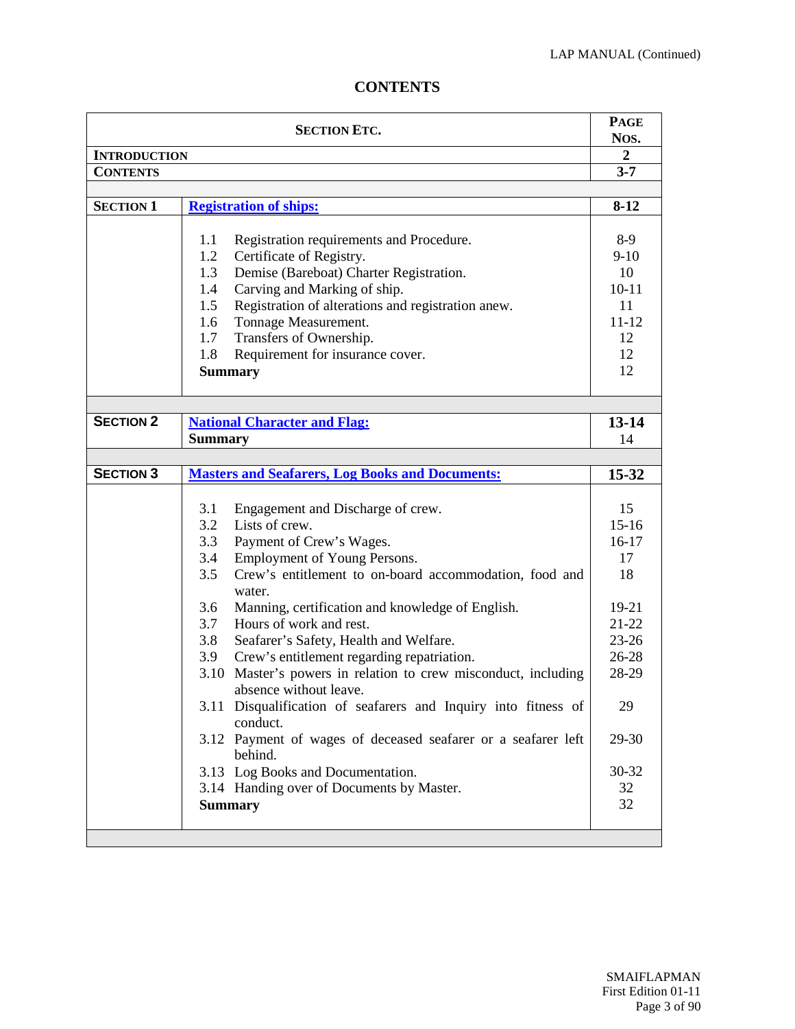# CONTENTS

| SECTION ETC. | | PAGE NOS. |
|---|---|---|
| **INTRODUCTION** | | **2** |
| **CONTENTS** | | **3-7** |
| | | |
| **SECTION 1** | **Registration of ships:** | **8-12** |
| | 1.1 Registration requirements and Procedure. | 8-9 |
| | 1.2 Certificate of Registry. | 9-10 |
| | 1.3 Demise (Bareboat) Charter Registration. | 10 |
| | 1.4 Carving and Marking of ship. | 10-11 |
| | 1.5 Registration of alterations and registration anew. | 11 |
| | 1.6 Tonnage Measurement. | 11-12 |
| | 1.7 Transfers of Ownership. | 12 |
| | 1.8 Requirement for insurance cover. | 12 |
| | **Summary** | 12 |
| | | |
| **SECTION 2** | **National Character and Flag:** | **13-14** |
| | **Summary** | 14 |
| | | |
| **SECTION 3** | **Masters and Seafarers, Log Books and Documents:** | **15-32** |
| | 3.1 Engagement and Discharge of crew. | 15 |
| | 3.2 Lists of crew. | 15-16 |
| | 3.3 Payment of Crew's Wages. | 16-17 |
| | 3.4 Employment of Young Persons. | 17 |
| | 3.5 Crew's entitlement to on-board accommodation, food and water. | 18 |
| | 3.6 Manning, certification and knowledge of English. | 19-21 |
| | 3.7 Hours of work and rest. | 21-22 |
| | 3.8 Seafarer's Safety, Health and Welfare. | 23-26 |
| | 3.9 Crew's entitlement regarding repatriation. | 26-28 |
| | 3.10 Master's powers in relation to crew misconduct, including absence without leave. | 28-29 |
| | 3.11 Disqualification of seafarers and Inquiry into fitness of conduct. | 29 |
| | 3.12 Payment of wages of deceased seafarer or a seafarer left behind. | 29-30 |
| | 3.13 Log Books and Documentation. | 30-32 |
| | 3.14 Handing over of Documents by Master. | 32 |
| | **Summary** | 32 |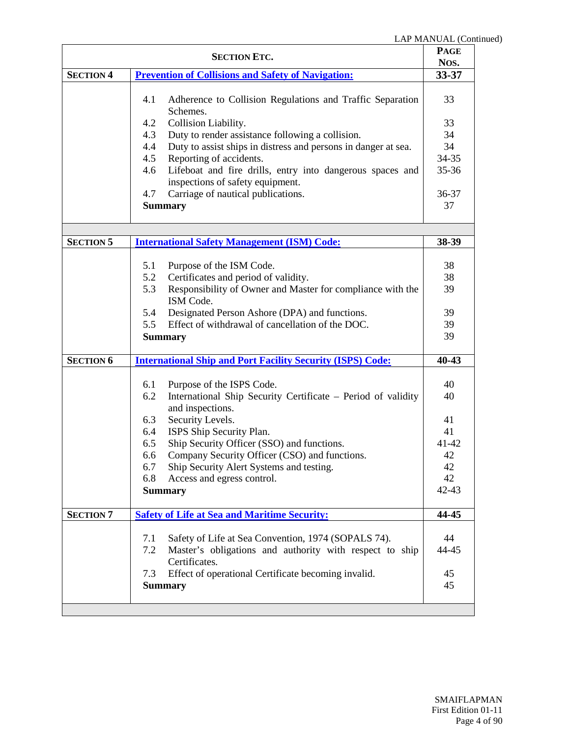LAP MANUAL (Continued)

| SECTION ETC. | | PAGE NOS. |
|---|---|---|
| **SECTION 4** | **Prevention of Collisions and Safety of Navigation:** | **33-37** |
| | 4.1 Adherence to Collision Regulations and Traffic Separation Schemes. | 33 |
| | 4.2 Collision Liability. | 33 |
| | 4.3 Duty to render assistance following a collision. | 34 |
| | 4.4 Duty to assist ships in distress and persons in danger at sea. | 34 |
| | 4.5 Reporting of accidents. | 34-35 |
| | 4.6 Lifeboat and fire drills, entry into dangerous spaces and inspections of safety equipment. | 35-36 |
| | 4.7 Carriage of nautical publications. | 36-37 |
| | **Summary** | 37 |
| **SECTION 5** | **International Safety Management (ISM) Code:** | **38-39** |
| | 5.1 Purpose of the ISM Code. | 38 |
| | 5.2 Certificates and period of validity. | 38 |
| | 5.3 Responsibility of Owner and Master for compliance with the ISM Code. | 39 |
| | 5.4 Designated Person Ashore (DPA) and functions. | 39 |
| | 5.5 Effect of withdrawal of cancellation of the DOC. | 39 |
| | **Summary** | 39 |
| **SECTION 6** | **International Ship and Port Facility Security (ISPS) Code:** | **40-43** |
| | 6.1 Purpose of the ISPS Code. | 40 |
| | 6.2 International Ship Security Certificate – Period of validity and inspections. | 40 |
| | 6.3 Security Levels. | 41 |
| | 6.4 ISPS Ship Security Plan. | 41 |
| | 6.5 Ship Security Officer (SSO) and functions. | 41-42 |
| | 6.6 Company Security Officer (CSO) and functions. | 42 |
| | 6.7 Ship Security Alert Systems and testing. | 42 |
| | 6.8 Access and egress control. | 42 |
| | **Summary** | 42-43 |
| **SECTION 7** | **Safety of Life at Sea and Maritime Security:** | **44-45** |
| | 7.1 Safety of Life at Sea Convention, 1974 (SOPALS 74). | 44 |
| | 7.2 Master's obligations and authority with respect to ship Certificates. | 44-45 |
| | 7.3 Effect of operational Certificate becoming invalid. | 45 |
| | **Summary** | 45 |

SMAIFLAPMAN
First Edition 01-11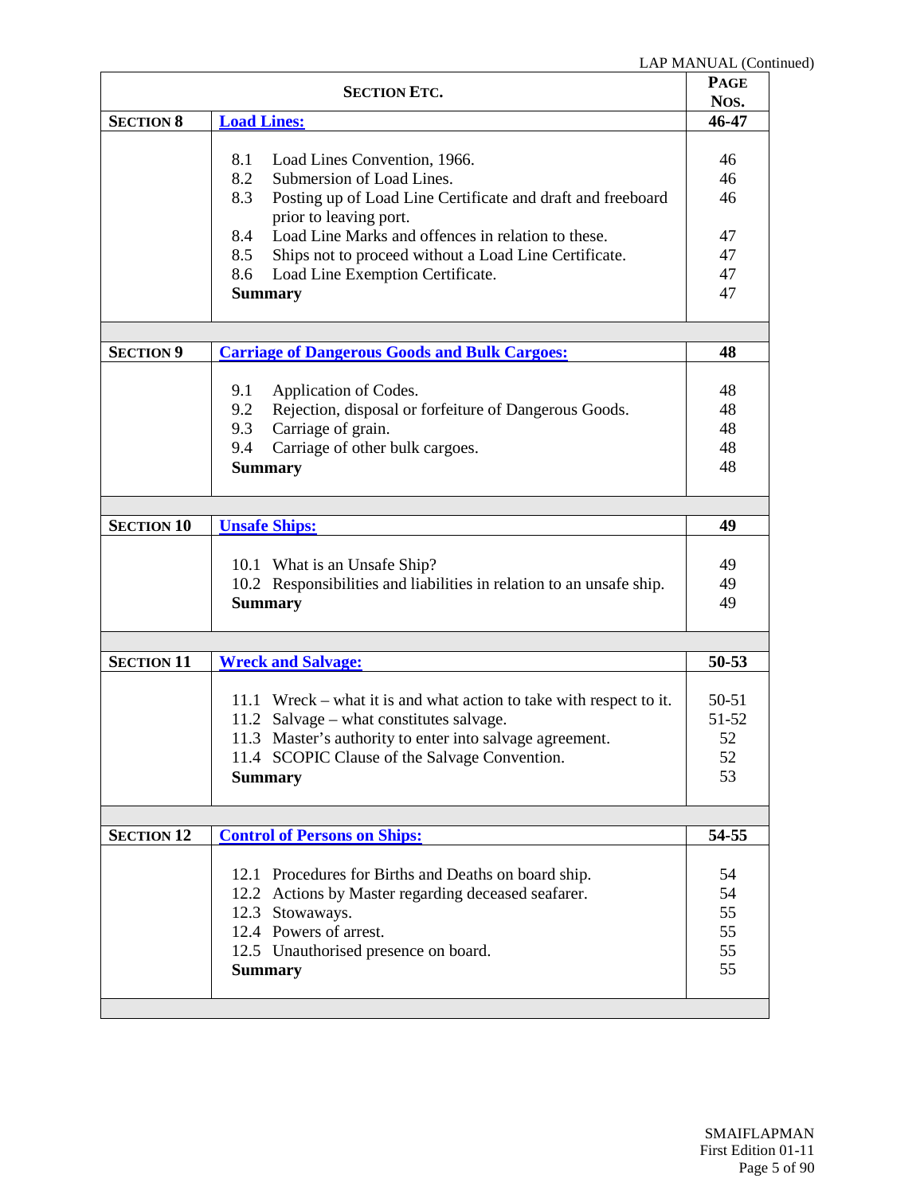LAP MANUAL (Continued)

| SECTION ETC. | | PAGE NOS. |
|---|---|---|
| **SECTION 8** | **Load Lines:** | **46-47** |
| | 8.1 Load Lines Convention, 1966. | 46 |
| | 8.2 Submersion of Load Lines. | 46 |
| | 8.3 Posting up of Load Line Certificate and draft and freeboard prior to leaving port. | 46 |
| | 8.4 Load Line Marks and offences in relation to these. | 47 |
| | 8.5 Ships not to proceed without a Load Line Certificate. | 47 |
| | 8.6 Load Line Exemption Certificate. | 47 |
| | **Summary** | 47 |
| **SECTION 9** | **Carriage of Dangerous Goods and Bulk Cargoes:** | **48** |
| | 9.1 Application of Codes. | 48 |
| | 9.2 Rejection, disposal or forfeiture of Dangerous Goods. | 48 |
| | 9.3 Carriage of grain. | 48 |
| | 9.4 Carriage of other bulk cargoes. | 48 |
| | **Summary** | 48 |
| **SECTION 10** | **Unsafe Ships:** | **49** |
| | 10.1 What is an Unsafe Ship? | 49 |
| | 10.2 Responsibilities and liabilities in relation to an unsafe ship. | 49 |
| | **Summary** | 49 |
| **SECTION 11** | **Wreck and Salvage:** | **50-53** |
| | 11.1 Wreck – what it is and what action to take with respect to it. | 50-51 |
| | 11.2 Salvage – what constitutes salvage. | 51-52 |
| | 11.3 Master's authority to enter into salvage agreement. | 52 |
| | 11.4 SCOPIC Clause of the Salvage Convention. | 52 |
| | **Summary** | 53 |
| **SECTION 12** | **Control of Persons on Ships:** | **54-55** |
| | 12.1 Procedures for Births and Deaths on board ship. | 54 |
| | 12.2 Actions by Master regarding deceased seafarer. | 54 |
| | 12.3 Stowaways. | 55 |
| | 12.4 Powers of arrest. | 55 |
| | 12.5 Unauthorised presence on board. | 55 |
| | **Summary** | 55 |

SMAIFLAPMAN
First Edition 01-11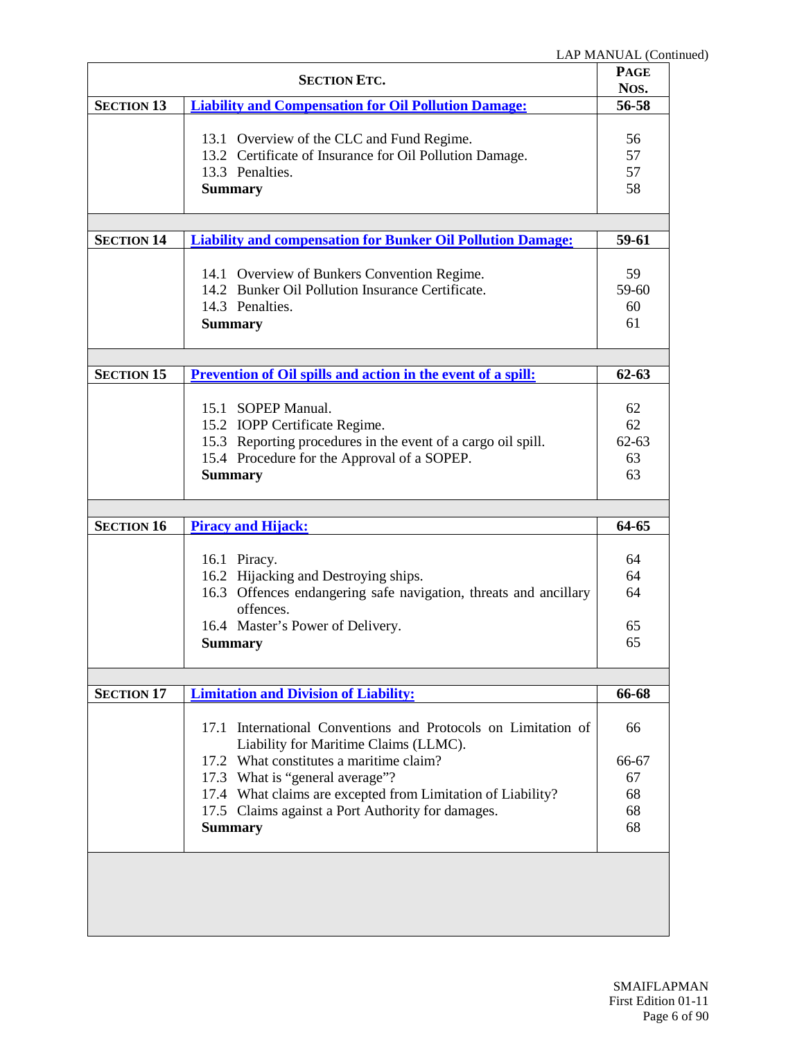| SECTION ETC. | | PAGE NOS. |
|---|---|---|
| SECTION 13 | **Liability and Compensation for Oil Pollution Damage:** | 56-58 |
| | 13.1 Overview of the CLC and Fund Regime. | 56 |
| | 13.2 Certificate of Insurance for Oil Pollution Damage. | 57 |
| | 13.3 Penalties. | 57 |
| | **Summary** | 58 |
| SECTION 14 | **Liability and compensation for Bunker Oil Pollution Damage:** | 59-61 |
| | 14.1 Overview of Bunkers Convention Regime. | 59 |
| | 14.2 Bunker Oil Pollution Insurance Certificate. | 59-60 |
| | 14.3 Penalties. | 60 |
| | **Summary** | 61 |
| SECTION 15 | **Prevention of Oil spills and action in the event of a spill:** | 62-63 |
| | 15.1 SOPEP Manual. | 62 |
| | 15.2 IOPP Certificate Regime. | 62 |
| | 15.3 Reporting procedures in the event of a cargo oil spill. | 62-63 |
| | 15.4 Procedure for the Approval of a SOPEP. | 63 |
| | **Summary** | 63 |
| SECTION 16 | **Piracy and Hijack:** | 64-65 |
| | 16.1 Piracy. | 64 |
| | 16.2 Hijacking and Destroying ships. | 64 |
| | 16.3 Offences endangering safe navigation, threats and ancillary offences. | 64 |
| | 16.4 Master's Power of Delivery. | 65 |
| | **Summary** | 65 |
| SECTION 17 | **Limitation and Division of Liability:** | 66-68 |
| | 17.1 International Conventions and Protocols on Limitation of Liability for Maritime Claims (LLMC). | 66 |
| | 17.2 What constitutes a maritime claim? | 66-67 |
| | 17.3 What is "general average"? | 67 |
| | 17.4 What claims are excepted from Limitation of Liability? | 68 |
| | 17.5 Claims against a Port Authority for damages. | 68 |
| | **Summary** | 68 |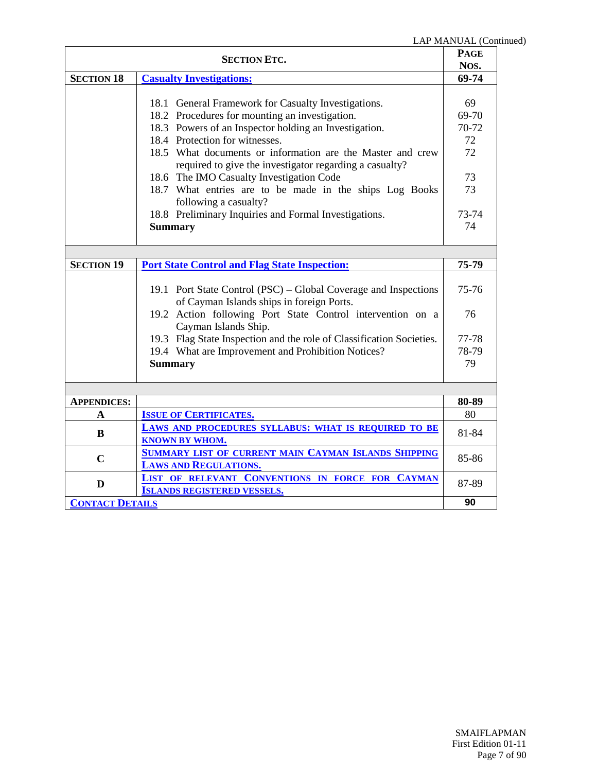LAP MANUAL (Continued)

| SECTION ETC. | | PAGE NOS. |
|---|---|---|
| **SECTION 18** | **Casualty Investigations:** | **69-74** |
| | 18.1 General Framework for Casualty Investigations. | 69 |
| | 18.2 Procedures for mounting an investigation. | 69-70 |
| | 18.3 Powers of an Inspector holding an Investigation. | 70-72 |
| | 18.4 Protection for witnesses. | 72 |
| | 18.5 What documents or information are the Master and crew required to give the investigator regarding a casualty? | 72 |
| | 18.6 The IMO Casualty Investigation Code | 73 |
| | 18.7 What entries are to be made in the ships Log Books following a casualty? | 73 |
| | 18.8 Preliminary Inquiries and Formal Investigations. | 73-74 |
| | **Summary** | 74 |
| | | |
| **SECTION 19** | **Port State Control and Flag State Inspection:** | **75-79** |
| | 19.1 Port State Control (PSC) – Global Coverage and Inspections of Cayman Islands ships in foreign Ports. | 75-76 |
| | 19.2 Action following Port State Control intervention on a Cayman Islands Ship. | 76 |
| | 19.3 Flag State Inspection and the role of Classification Societies. | 77-78 |
| | 19.4 What are Improvement and Prohibition Notices? | 78-79 |
| | **Summary** | 79 |
| | | |
| **APPENDICES:** | | **80-89** |
| **A** | **ISSUE OF CERTIFICATES.** | 80 |
| **B** | **LAWS AND PROCEDURES SYLLABUS: WHAT IS REQUIRED TO BE KNOWN BY WHOM.** | 81-84 |
| **C** | **SUMMARY LIST OF CURRENT MAIN CAYMAN ISLANDS SHIPPING LAWS AND REGULATIONS.** | 85-86 |
| **D** | **LIST OF RELEVANT CONVENTIONS IN FORCE FOR CAYMAN ISLANDS REGISTERED VESSELS.** | 87-89 |
| **CONTACT DETAILS** | | **90** |

SMAIFLAPMAN
First Edition 01-11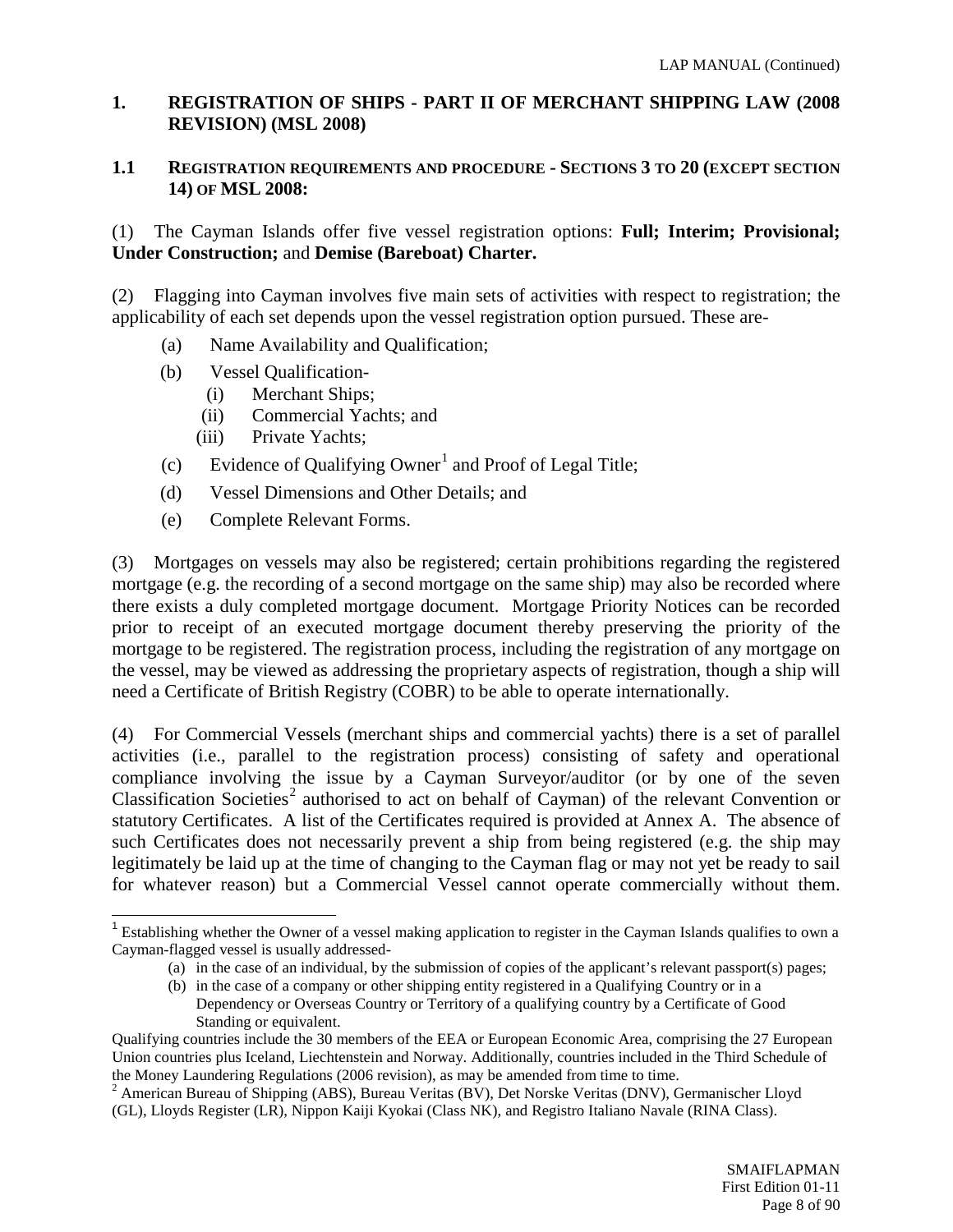## 1. REGISTRATION OF SHIPS - PART II OF MERCHANT SHIPPING LAW (2008 REVISION) (MSL 2008)

### 1.1 REGISTRATION REQUIREMENTS AND PROCEDURE - SECTIONS 3 TO 20 (EXCEPT SECTION 14) OF MSL 2008:

(1) The Cayman Islands offer five vessel registration options: **Full; Interim; Provisional; Under Construction;** and **Demise (Bareboat) Charter.**

(2) Flagging into Cayman involves five main sets of activities with respect to registration; the applicability of each set depends upon the vessel registration option pursued. These are-

- (a) Name Availability and Qualification;
- (b) Vessel Qualification-
  - (i) Merchant Ships;
  - (ii) Commercial Yachts; and
  - (iii) Private Yachts;
- (c) Evidence of Qualifying Owner[1] and Proof of Legal Title;
- (d) Vessel Dimensions and Other Details; and
- (e) Complete Relevant Forms.

(3) Mortgages on vessels may also be registered; certain prohibitions regarding the registered mortgage (e.g. the recording of a second mortgage on the same ship) may also be recorded where there exists a duly completed mortgage document. Mortgage Priority Notices can be recorded prior to receipt of an executed mortgage document thereby preserving the priority of the mortgage to be registered. The registration process, including the registration of any mortgage on the vessel, may be viewed as addressing the proprietary aspects of registration, though a ship will need a Certificate of British Registry (COBR) to be able to operate internationally.

(4) For Commercial Vessels (merchant ships and commercial yachts) there is a set of parallel activities (i.e., parallel to the registration process) consisting of safety and operational compliance involving the issue by a Cayman Surveyor/auditor (or by one of the seven Classification Societies[2] authorised to act on behalf of Cayman) of the relevant Convention or statutory Certificates. A list of the Certificates required is provided at Annex A. The absence of such Certificates does not necessarily prevent a ship from being registered (e.g. the ship may legitimately be laid up at the time of changing to the Cayman flag or may not yet be ready to sail for whatever reason) but a Commercial Vessel cannot operate commercially without them.

---

[1] Establishing whether the Owner of a vessel making application to register in the Cayman Islands qualifies to own a Cayman-flagged vessel is usually addressed-

- (a) in the case of an individual, by the submission of copies of the applicant's relevant passport(s) pages;
- (b) in the case of a company or other shipping entity registered in a Qualifying Country or in a Dependency or Overseas Country or Territory of a qualifying country by a Certificate of Good Standing or equivalent.

Qualifying countries include the 30 members of the EEA or European Economic Area, comprising the 27 European Union countries plus Iceland, Liechtenstein and Norway. Additionally, countries included in the Third Schedule of the Money Laundering Regulations (2006 revision), as may be amended from time to time.

[2] American Bureau of Shipping (ABS), Bureau Veritas (BV), Det Norske Veritas (DNV), Germanischer Lloyd (GL), Lloyds Register (LR), Nippon Kaiji Kyokai (Class NK), and Registro Italiano Navale (RINA Class).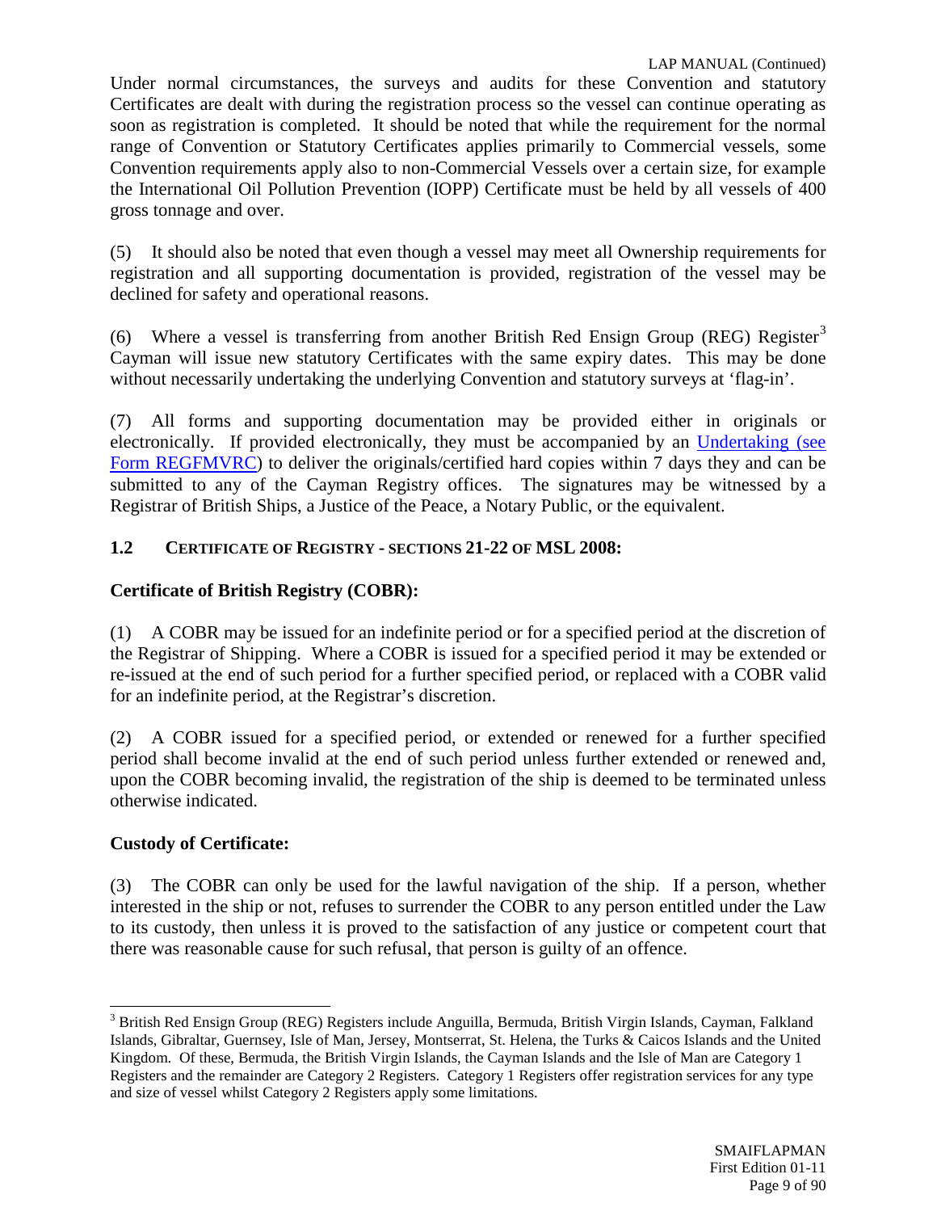Under normal circumstances, the surveys and audits for these Convention and statutory Certificates are dealt with during the registration process so the vessel can continue operating as soon as registration is completed. It should be noted that while the requirement for the normal range of Convention or Statutory Certificates applies primarily to Commercial vessels, some Convention requirements apply also to non-Commercial Vessels over a certain size, for example the International Oil Pollution Prevention (IOPP) Certificate must be held by all vessels of 400 gross tonnage and over.

(5) It should also be noted that even though a vessel may meet all Ownership requirements for registration and all supporting documentation is provided, registration of the vessel may be declined for safety and operational reasons.

(6) Where a vessel is transferring from another British Red Ensign Group (REG) Register[3] Cayman will issue new statutory Certificates with the same expiry dates. This may be done without necessarily undertaking the underlying Convention and statutory surveys at 'flag-in'.

(7) All forms and supporting documentation may be provided either in originals or electronically. If provided electronically, they must be accompanied by an Undertaking (see Form REGFMVRC) to deliver the originals/certified hard copies within 7 days they and can be submitted to any of the Cayman Registry offices. The signatures may be witnessed by a Registrar of British Ships, a Justice of the Peace, a Notary Public, or the equivalent.

## 1.2 CERTIFICATE OF REGISTRY - SECTIONS 21-22 OF MSL 2008:

### Certificate of British Registry (COBR):

(1) A COBR may be issued for an indefinite period or for a specified period at the discretion of the Registrar of Shipping. Where a COBR is issued for a specified period it may be extended or re-issued at the end of such period for a further specified period, or replaced with a COBR valid for an indefinite period, at the Registrar's discretion.

(2) A COBR issued for a specified period, or extended or renewed for a further specified period shall become invalid at the end of such period unless further extended or renewed and, upon the COBR becoming invalid, the registration of the ship is deemed to be terminated unless otherwise indicated.

### Custody of Certificate:

(3) The COBR can only be used for the lawful navigation of the ship. If a person, whether interested in the ship or not, refuses to surrender the COBR to any person entitled under the Law to its custody, then unless it is proved to the satisfaction of any justice or competent court that there was reasonable cause for such refusal, that person is guilty of an offence.

---

[3] British Red Ensign Group (REG) Registers include Anguilla, Bermuda, British Virgin Islands, Cayman, Falkland Islands, Gibraltar, Guernsey, Isle of Man, Jersey, Montserrat, St. Helena, the Turks & Caicos Islands and the United Kingdom. Of these, Bermuda, the British Virgin Islands, the Cayman Islands and the Isle of Man are Category 1 Registers and the remainder are Category 2 Registers. Category 1 Registers offer registration services for any type and size of vessel whilst Category 2 Registers apply some limitations.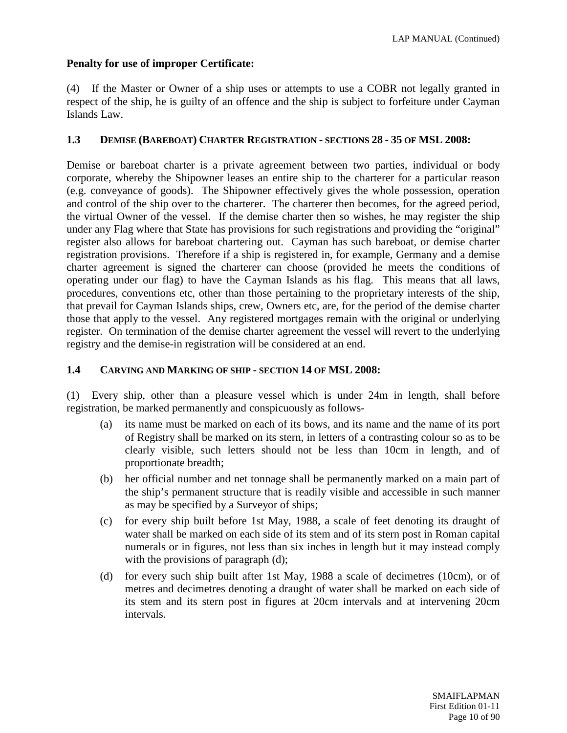**Penalty for use of improper Certificate:**

(4) If the Master or Owner of a ship uses or attempts to use a COBR not legally granted in respect of the ship, he is guilty of an offence and the ship is subject to forfeiture under Cayman Islands Law.

### 1.3 DEMISE (BAREBOAT) CHARTER REGISTRATION - SECTIONS 28 - 35 OF MSL 2008:

Demise or bareboat charter is a private agreement between two parties, individual or body corporate, whereby the Shipowner leases an entire ship to the charterer for a particular reason (e.g. conveyance of goods). The Shipowner effectively gives the whole possession, operation and control of the ship over to the charterer. The charterer then becomes, for the agreed period, the virtual Owner of the vessel. If the demise charter then so wishes, he may register the ship under any Flag where that State has provisions for such registrations and providing the "original" register also allows for bareboat chartering out. Cayman has such bareboat, or demise charter registration provisions. Therefore if a ship is registered in, for example, Germany and a demise charter agreement is signed the charterer can choose (provided he meets the conditions of operating under our flag) to have the Cayman Islands as his flag. This means that all laws, procedures, conventions etc, other than those pertaining to the proprietary interests of the ship, that prevail for Cayman Islands ships, crew, Owners etc, are, for the period of the demise charter those that apply to the vessel. Any registered mortgages remain with the original or underlying register. On termination of the demise charter agreement the vessel will revert to the underlying registry and the demise-in registration will be considered at an end.

### 1.4 CARVING AND MARKING OF SHIP - SECTION 14 OF MSL 2008:

(1) Every ship, other than a pleasure vessel which is under 24m in length, shall before registration, be marked permanently and conspicuously as follows-

- (a) its name must be marked on each of its bows, and its name and the name of its port of Registry shall be marked on its stern, in letters of a contrasting colour so as to be clearly visible, such letters should not be less than 10cm in length, and of proportionate breadth;
- (b) her official number and net tonnage shall be permanently marked on a main part of the ship's permanent structure that is readily visible and accessible in such manner as may be specified by a Surveyor of ships;
- (c) for every ship built before 1st May, 1988, a scale of feet denoting its draught of water shall be marked on each side of its stem and of its stern post in Roman capital numerals or in figures, not less than six inches in length but it may instead comply with the provisions of paragraph (d);
- (d) for every such ship built after 1st May, 1988 a scale of decimetres (10cm), or of metres and decimetres denoting a draught of water shall be marked on each side of its stem and its stern post in figures at 20cm intervals and at intervening 20cm intervals.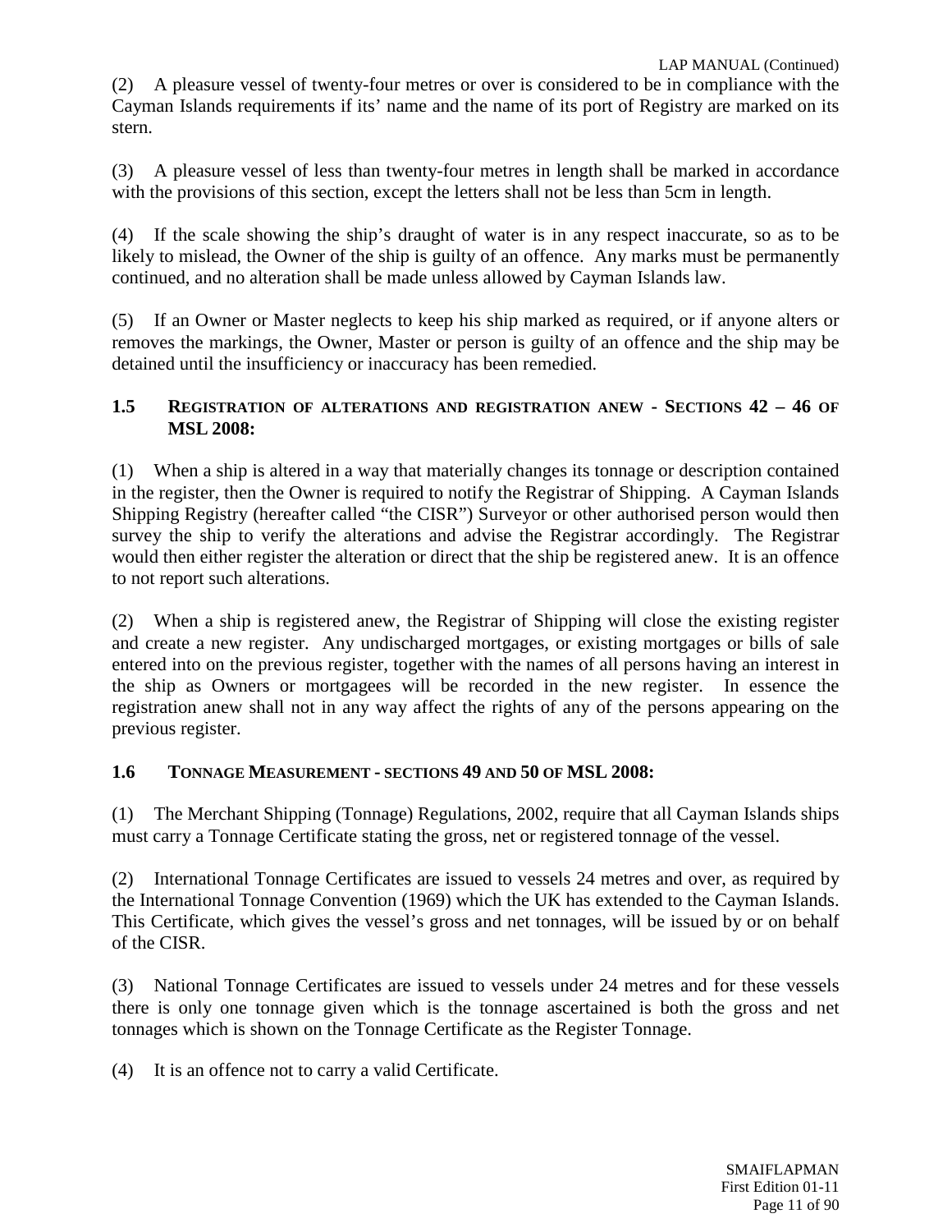(2) A pleasure vessel of twenty-four metres or over is considered to be in compliance with the Cayman Islands requirements if its' name and the name of its port of Registry are marked on its stern.

(3) A pleasure vessel of less than twenty-four metres in length shall be marked in accordance with the provisions of this section, except the letters shall not be less than 5cm in length.

(4) If the scale showing the ship's draught of water is in any respect inaccurate, so as to be likely to mislead, the Owner of the ship is guilty of an offence. Any marks must be permanently continued, and no alteration shall be made unless allowed by Cayman Islands law.

(5) If an Owner or Master neglects to keep his ship marked as required, or if anyone alters or removes the markings, the Owner, Master or person is guilty of an offence and the ship may be detained until the insufficiency or inaccuracy has been remedied.

### 1.5 REGISTRATION OF ALTERATIONS AND REGISTRATION ANEW - SECTIONS 42 – 46 OF MSL 2008:

(1) When a ship is altered in a way that materially changes its tonnage or description contained in the register, then the Owner is required to notify the Registrar of Shipping. A Cayman Islands Shipping Registry (hereafter called "the CISR") Surveyor or other authorised person would then survey the ship to verify the alterations and advise the Registrar accordingly. The Registrar would then either register the alteration or direct that the ship be registered anew. It is an offence to not report such alterations.

(2) When a ship is registered anew, the Registrar of Shipping will close the existing register and create a new register. Any undischarged mortgages, or existing mortgages or bills of sale entered into on the previous register, together with the names of all persons having an interest in the ship as Owners or mortgagees will be recorded in the new register. In essence the registration anew shall not in any way affect the rights of any of the persons appearing on the previous register.

### 1.6 TONNAGE MEASUREMENT - SECTIONS 49 AND 50 OF MSL 2008:

(1) The Merchant Shipping (Tonnage) Regulations, 2002, require that all Cayman Islands ships must carry a Tonnage Certificate stating the gross, net or registered tonnage of the vessel.

(2) International Tonnage Certificates are issued to vessels 24 metres and over, as required by the International Tonnage Convention (1969) which the UK has extended to the Cayman Islands. This Certificate, which gives the vessel's gross and net tonnages, will be issued by or on behalf of the CISR.

(3) National Tonnage Certificates are issued to vessels under 24 metres and for these vessels there is only one tonnage given which is the tonnage ascertained is both the gross and net tonnages which is shown on the Tonnage Certificate as the Register Tonnage.

(4) It is an offence not to carry a valid Certificate.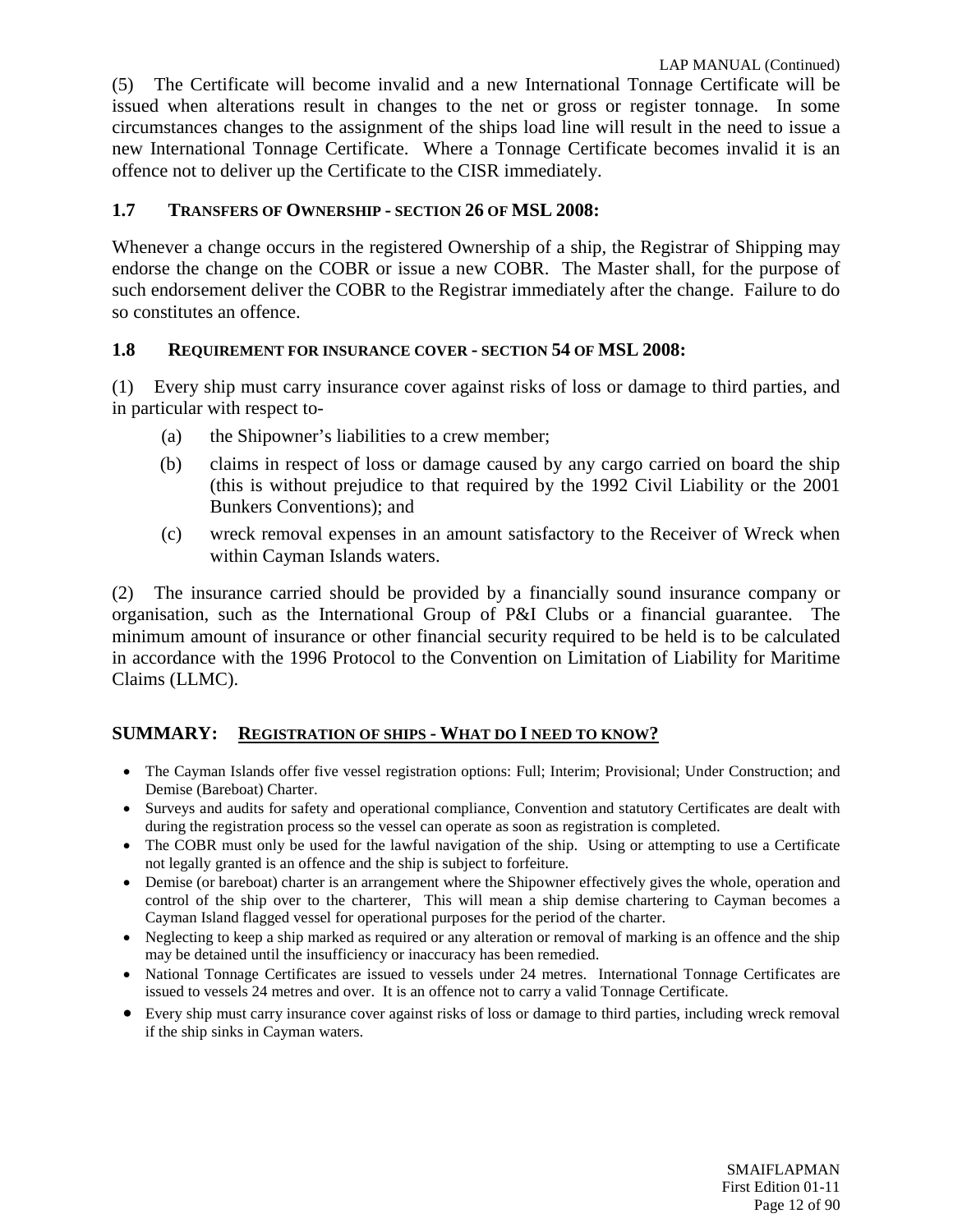(5) The Certificate will become invalid and a new International Tonnage Certificate will be issued when alterations result in changes to the net or gross or register tonnage. In some circumstances changes to the assignment of the ships load line will result in the need to issue a new International Tonnage Certificate. Where a Tonnage Certificate becomes invalid it is an offence not to deliver up the Certificate to the CISR immediately.

### 1.7 TRANSFERS OF OWNERSHIP - SECTION 26 OF MSL 2008:

Whenever a change occurs in the registered Ownership of a ship, the Registrar of Shipping may endorse the change on the COBR or issue a new COBR. The Master shall, for the purpose of such endorsement deliver the COBR to the Registrar immediately after the change. Failure to do so constitutes an offence.

### 1.8 REQUIREMENT FOR INSURANCE COVER - SECTION 54 OF MSL 2008:

(1) Every ship must carry insurance cover against risks of loss or damage to third parties, and in particular with respect to-

- (a) the Shipowner's liabilities to a crew member;
- (b) claims in respect of loss or damage caused by any cargo carried on board the ship (this is without prejudice to that required by the 1992 Civil Liability or the 2001 Bunkers Conventions); and
- (c) wreck removal expenses in an amount satisfactory to the Receiver of Wreck when within Cayman Islands waters.

(2) The insurance carried should be provided by a financially sound insurance company or organisation, such as the International Group of P&I Clubs or a financial guarantee. The minimum amount of insurance or other financial security required to be held is to be calculated in accordance with the 1996 Protocol to the Convention on Limitation of Liability for Maritime Claims (LLMC).

## SUMMARY: REGISTRATION OF SHIPS - WHAT DO I NEED TO KNOW?

- The Cayman Islands offer five vessel registration options: Full; Interim; Provisional; Under Construction; and Demise (Bareboat) Charter.
- Surveys and audits for safety and operational compliance, Convention and statutory Certificates are dealt with during the registration process so the vessel can operate as soon as registration is completed.
- The COBR must only be used for the lawful navigation of the ship. Using or attempting to use a Certificate not legally granted is an offence and the ship is subject to forfeiture.
- Demise (or bareboat) charter is an arrangement where the Shipowner effectively gives the whole, operation and control of the ship over to the charterer, This will mean a ship demise chartering to Cayman becomes a Cayman Island flagged vessel for operational purposes for the period of the charter.
- Neglecting to keep a ship marked as required or any alteration or removal of marking is an offence and the ship may be detained until the insufficiency or inaccuracy has been remedied.
- National Tonnage Certificates are issued to vessels under 24 metres. International Tonnage Certificates are issued to vessels 24 metres and over. It is an offence not to carry a valid Tonnage Certificate.
- Every ship must carry insurance cover against risks of loss or damage to third parties, including wreck removal if the ship sinks in Cayman waters.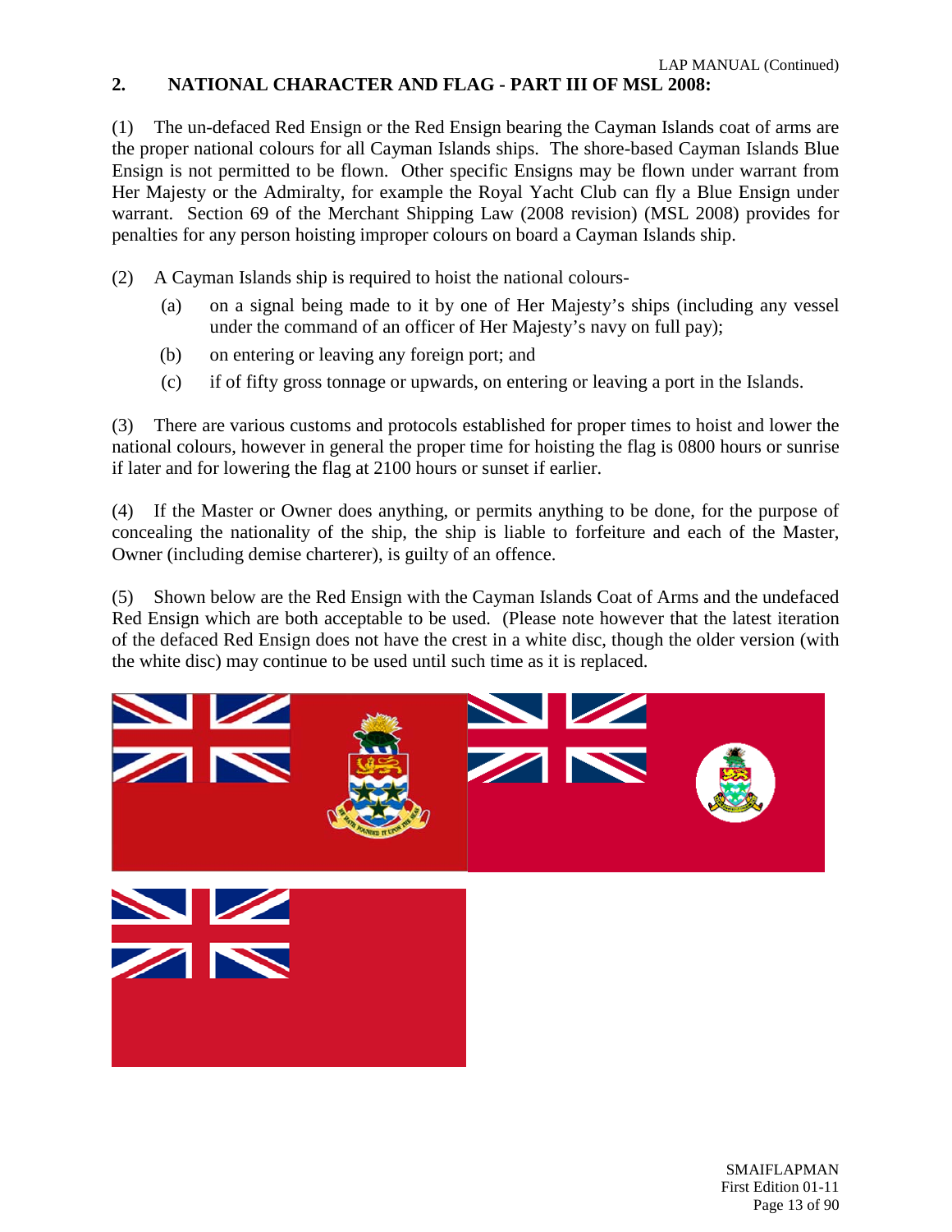## 2. NATIONAL CHARACTER AND FLAG - PART III OF MSL 2008:

(1) The un-defaced Red Ensign or the Red Ensign bearing the Cayman Islands coat of arms are the proper national colours for all Cayman Islands ships. The shore-based Cayman Islands Blue Ensign is not permitted to be flown. Other specific Ensigns may be flown under warrant from Her Majesty or the Admiralty, for example the Royal Yacht Club can fly a Blue Ensign under warrant. Section 69 of the Merchant Shipping Law (2008 revision) (MSL 2008) provides for penalties for any person hoisting improper colours on board a Cayman Islands ship.

(2) A Cayman Islands ship is required to hoist the national colours-

- (a) on a signal being made to it by one of Her Majesty's ships (including any vessel under the command of an officer of Her Majesty's navy on full pay);
- (b) on entering or leaving any foreign port; and
- (c) if of fifty gross tonnage or upwards, on entering or leaving a port in the Islands.

(3) There are various customs and protocols established for proper times to hoist and lower the national colours, however in general the proper time for hoisting the flag is 0800 hours or sunrise if later and for lowering the flag at 2100 hours or sunset if earlier.

(4) If the Master or Owner does anything, or permits anything to be done, for the purpose of concealing the nationality of the ship, the ship is liable to forfeiture and each of the Master, Owner (including demise charterer), is guilty of an offence.

(5) Shown below are the Red Ensign with the Cayman Islands Coat of Arms and the undefaced Red Ensign which are both acceptable to be used. (Please note however that the latest iteration of the defaced Red Ensign does not have the crest in a white disc, though the older version (with the white disc) may continue to be used until such time as it is replaced.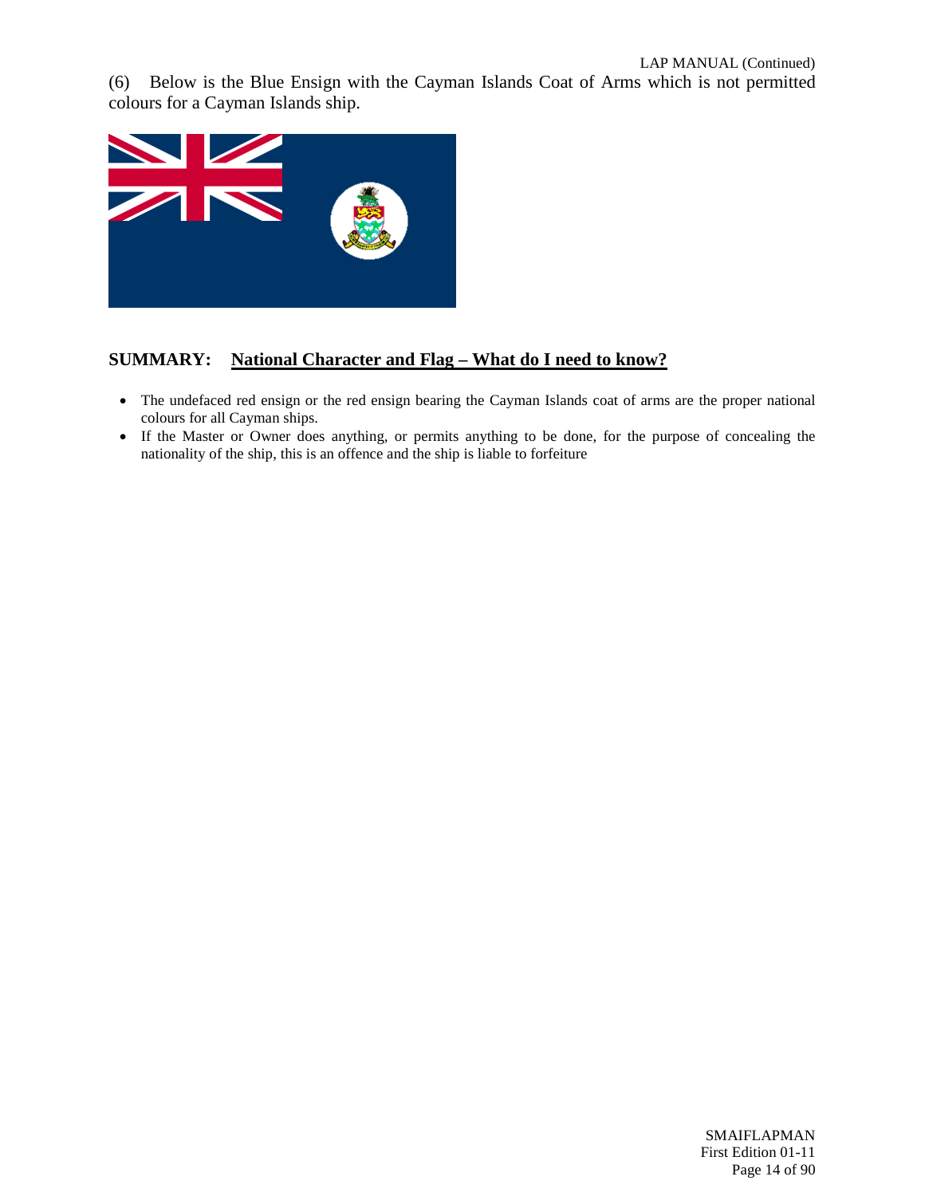(6) Below is the Blue Ensign with the Cayman Islands Coat of Arms which is not permitted colours for a Cayman Islands ship.

## SUMMARY: National Character and Flag – What do I need to know?

- The undefaced red ensign or the red ensign bearing the Cayman Islands coat of arms are the proper national colours for all Cayman ships.
- If the Master or Owner does anything, or permits anything to be done, for the purpose of concealing the nationality of the ship, this is an offence and the ship is liable to forfeiture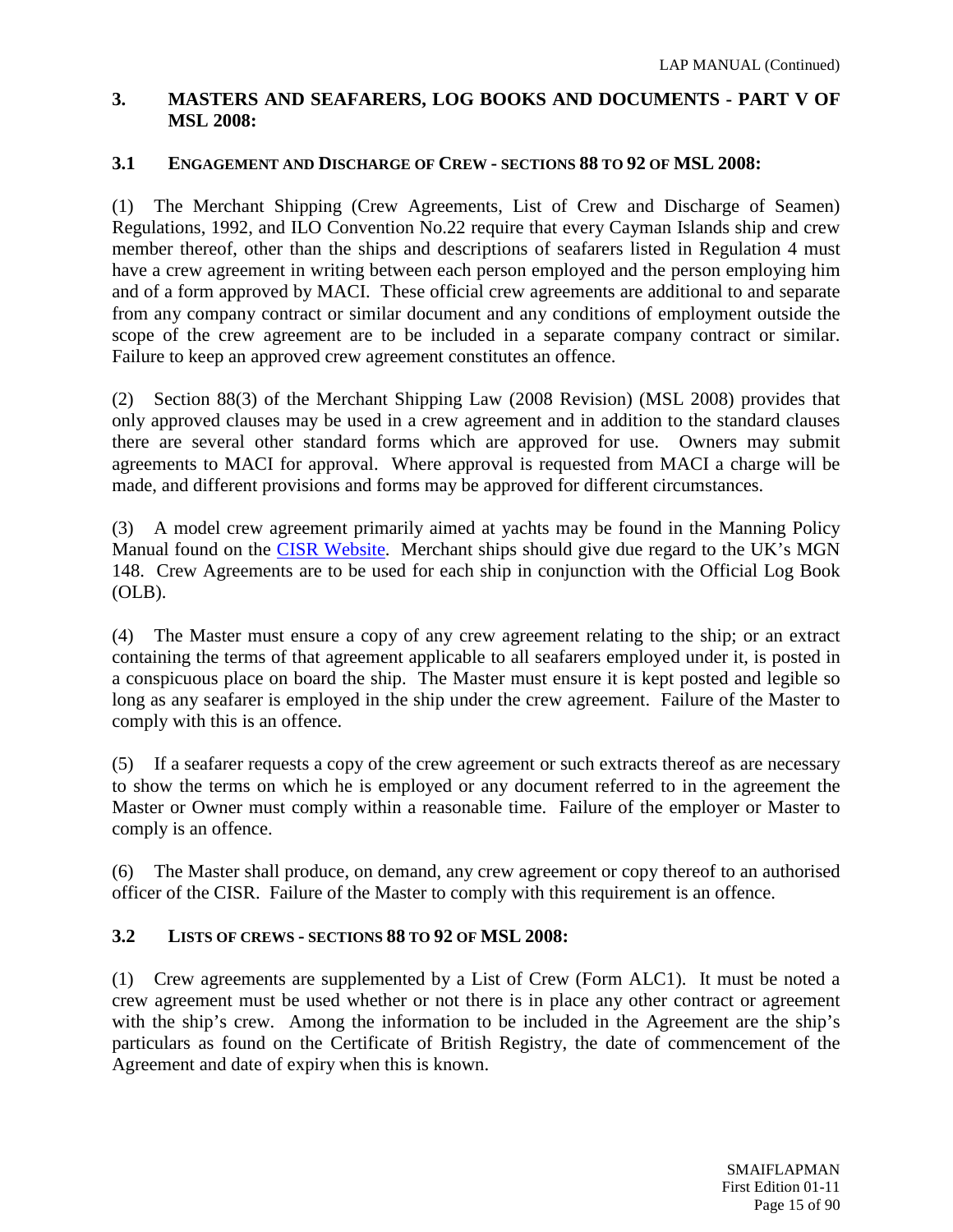## 3. MASTERS AND SEAFARERS, LOG BOOKS AND DOCUMENTS - PART V OF MSL 2008:

### 3.1 ENGAGEMENT AND DISCHARGE OF CREW - SECTIONS 88 TO 92 OF MSL 2008:

(1) The Merchant Shipping (Crew Agreements, List of Crew and Discharge of Seamen) Regulations, 1992, and ILO Convention No.22 require that every Cayman Islands ship and crew member thereof, other than the ships and descriptions of seafarers listed in Regulation 4 must have a crew agreement in writing between each person employed and the person employing him and of a form approved by MACI. These official crew agreements are additional to and separate from any company contract or similar document and any conditions of employment outside the scope of the crew agreement are to be included in a separate company contract or similar. Failure to keep an approved crew agreement constitutes an offence.

(2) Section 88(3) of the Merchant Shipping Law (2008 Revision) (MSL 2008) provides that only approved clauses may be used in a crew agreement and in addition to the standard clauses there are several other standard forms which are approved for use. Owners may submit agreements to MACI for approval. Where approval is requested from MACI a charge will be made, and different provisions and forms may be approved for different circumstances.

(3) A model crew agreement primarily aimed at yachts may be found in the Manning Policy Manual found on the CISR Website. Merchant ships should give due regard to the UK's MGN 148. Crew Agreements are to be used for each ship in conjunction with the Official Log Book (OLB).

(4) The Master must ensure a copy of any crew agreement relating to the ship; or an extract containing the terms of that agreement applicable to all seafarers employed under it, is posted in a conspicuous place on board the ship. The Master must ensure it is kept posted and legible so long as any seafarer is employed in the ship under the crew agreement. Failure of the Master to comply with this is an offence.

(5) If a seafarer requests a copy of the crew agreement or such extracts thereof as are necessary to show the terms on which he is employed or any document referred to in the agreement the Master or Owner must comply within a reasonable time. Failure of the employer or Master to comply is an offence.

(6) The Master shall produce, on demand, any crew agreement or copy thereof to an authorised officer of the CISR. Failure of the Master to comply with this requirement is an offence.

### 3.2 LISTS OF CREWS - SECTIONS 88 TO 92 OF MSL 2008:

(1) Crew agreements are supplemented by a List of Crew (Form ALC1). It must be noted a crew agreement must be used whether or not there is in place any other contract or agreement with the ship's crew. Among the information to be included in the Agreement are the ship's particulars as found on the Certificate of British Registry, the date of commencement of the Agreement and date of expiry when this is known.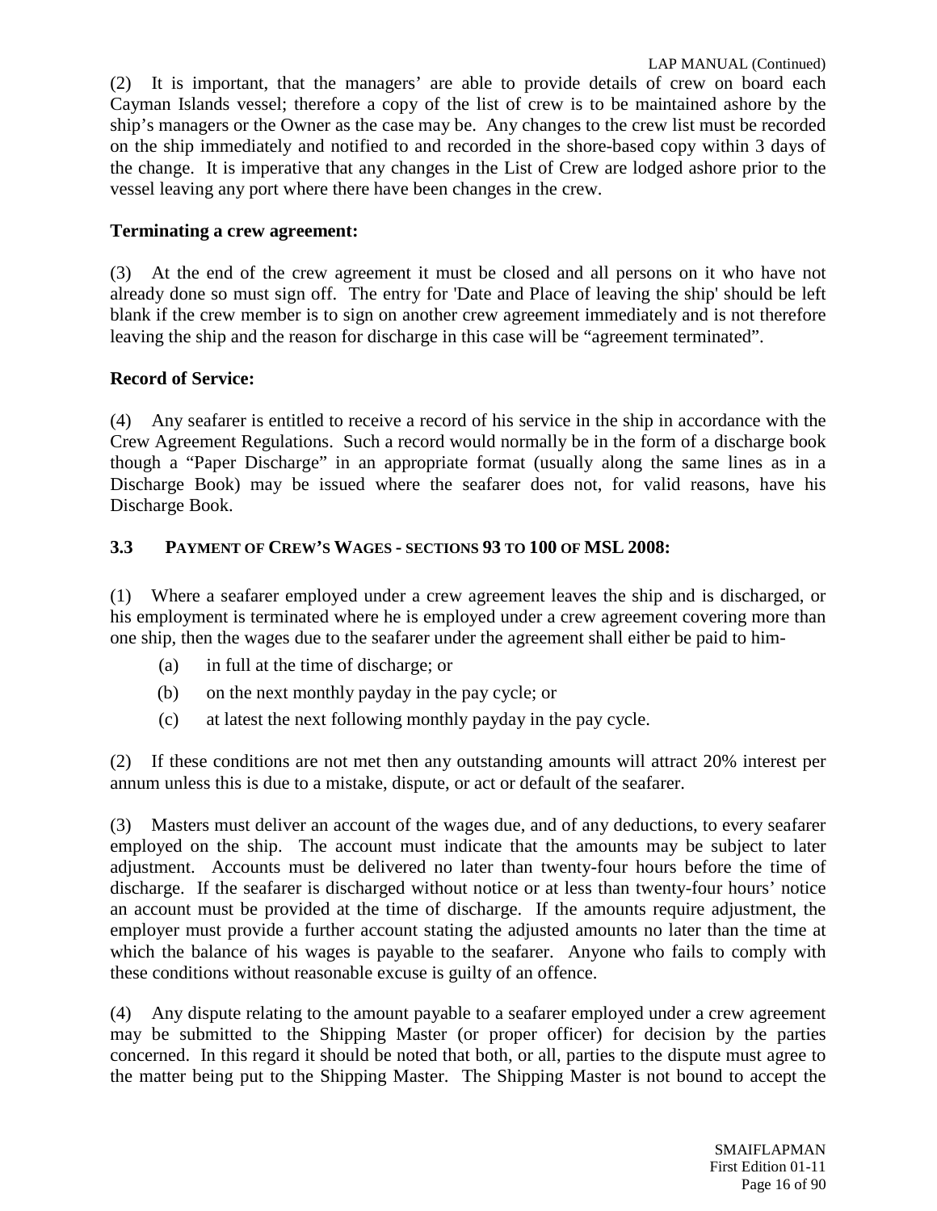(2) It is important, that the managers' are able to provide details of crew on board each Cayman Islands vessel; therefore a copy of the list of crew is to be maintained ashore by the ship's managers or the Owner as the case may be. Any changes to the crew list must be recorded on the ship immediately and notified to and recorded in the shore-based copy within 3 days of the change. It is imperative that any changes in the List of Crew are lodged ashore prior to the vessel leaving any port where there have been changes in the crew.

**Terminating a crew agreement:**

(3) At the end of the crew agreement it must be closed and all persons on it who have not already done so must sign off. The entry for 'Date and Place of leaving the ship' should be left blank if the crew member is to sign on another crew agreement immediately and is not therefore leaving the ship and the reason for discharge in this case will be "agreement terminated".

**Record of Service:**

(4) Any seafarer is entitled to receive a record of his service in the ship in accordance with the Crew Agreement Regulations. Such a record would normally be in the form of a discharge book though a "Paper Discharge" in an appropriate format (usually along the same lines as in a Discharge Book) may be issued where the seafarer does not, for valid reasons, have his Discharge Book.

### 3.3 PAYMENT OF CREW'S WAGES - SECTIONS 93 TO 100 OF MSL 2008:

(1) Where a seafarer employed under a crew agreement leaves the ship and is discharged, or his employment is terminated where he is employed under a crew agreement covering more than one ship, then the wages due to the seafarer under the agreement shall either be paid to him-

(a) in full at the time of discharge; or

(b) on the next monthly payday in the pay cycle; or

(c) at latest the next following monthly payday in the pay cycle.

(2) If these conditions are not met then any outstanding amounts will attract 20% interest per annum unless this is due to a mistake, dispute, or act or default of the seafarer.

(3) Masters must deliver an account of the wages due, and of any deductions, to every seafarer employed on the ship. The account must indicate that the amounts may be subject to later adjustment. Accounts must be delivered no later than twenty-four hours before the time of discharge. If the seafarer is discharged without notice or at less than twenty-four hours' notice an account must be provided at the time of discharge. If the amounts require adjustment, the employer must provide a further account stating the adjusted amounts no later than the time at which the balance of his wages is payable to the seafarer. Anyone who fails to comply with these conditions without reasonable excuse is guilty of an offence.

(4) Any dispute relating to the amount payable to a seafarer employed under a crew agreement may be submitted to the Shipping Master (or proper officer) for decision by the parties concerned. In this regard it should be noted that both, or all, parties to the dispute must agree to the matter being put to the Shipping Master. The Shipping Master is not bound to accept the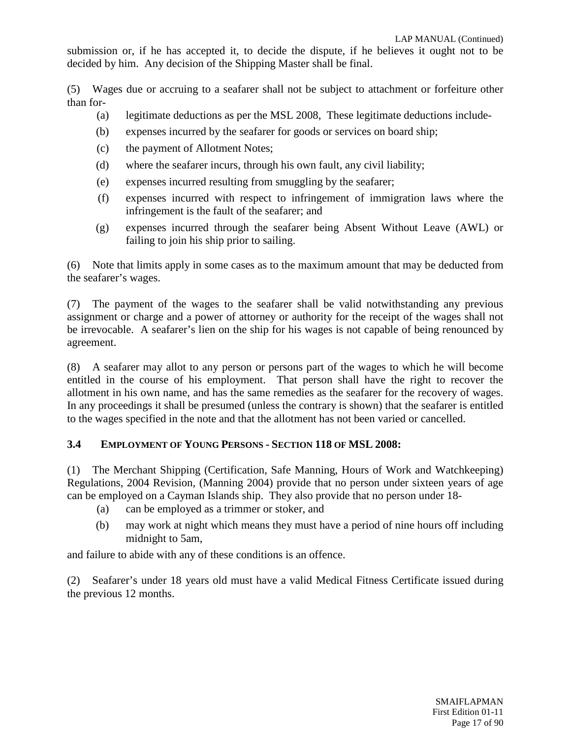submission or, if he has accepted it, to decide the dispute, if he believes it ought not to be decided by him. Any decision of the Shipping Master shall be final.

(5) Wages due or accruing to a seafarer shall not be subject to attachment or forfeiture other than for-

- (a) legitimate deductions as per the MSL 2008, These legitimate deductions include-
- (b) expenses incurred by the seafarer for goods or services on board ship;
- (c) the payment of Allotment Notes;
- (d) where the seafarer incurs, through his own fault, any civil liability;
- (e) expenses incurred resulting from smuggling by the seafarer;
- (f) expenses incurred with respect to infringement of immigration laws where the infringement is the fault of the seafarer; and
- (g) expenses incurred through the seafarer being Absent Without Leave (AWL) or failing to join his ship prior to sailing.

(6) Note that limits apply in some cases as to the maximum amount that may be deducted from the seafarer's wages.

(7) The payment of the wages to the seafarer shall be valid notwithstanding any previous assignment or charge and a power of attorney or authority for the receipt of the wages shall not be irrevocable. A seafarer's lien on the ship for his wages is not capable of being renounced by agreement.

(8) A seafarer may allot to any person or persons part of the wages to which he will become entitled in the course of his employment. That person shall have the right to recover the allotment in his own name, and has the same remedies as the seafarer for the recovery of wages. In any proceedings it shall be presumed (unless the contrary is shown) that the seafarer is entitled to the wages specified in the note and that the allotment has not been varied or cancelled.

### 3.4 EMPLOYMENT OF YOUNG PERSONS - SECTION 118 OF MSL 2008:

(1) The Merchant Shipping (Certification, Safe Manning, Hours of Work and Watchkeeping) Regulations, 2004 Revision, (Manning 2004) provide that no person under sixteen years of age can be employed on a Cayman Islands ship. They also provide that no person under 18-

- (a) can be employed as a trimmer or stoker, and
- (b) may work at night which means they must have a period of nine hours off including midnight to 5am,

and failure to abide with any of these conditions is an offence.

(2) Seafarer's under 18 years old must have a valid Medical Fitness Certificate issued during the previous 12 months.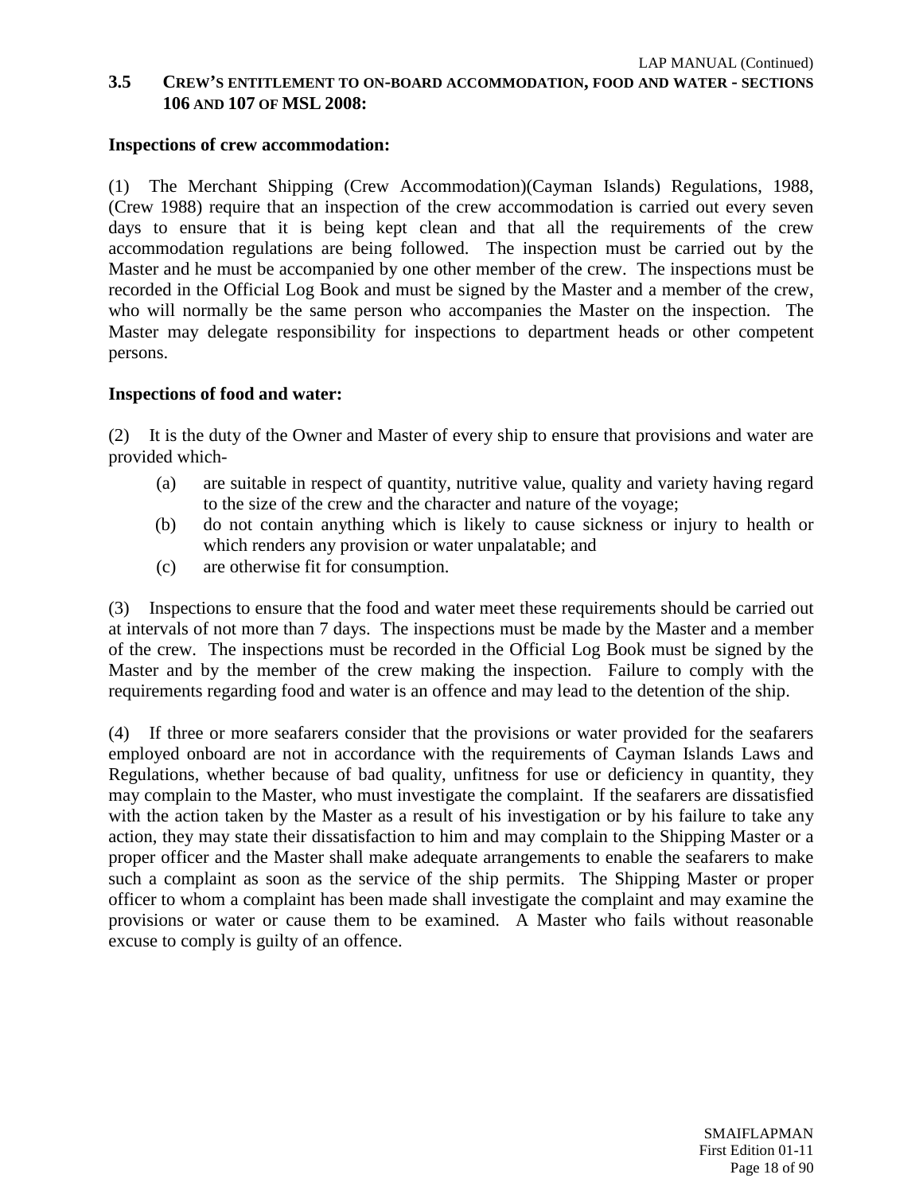## 3.5 CREW'S ENTITLEMENT TO ON-BOARD ACCOMMODATION, FOOD AND WATER - SECTIONS 106 AND 107 OF MSL 2008:

**Inspections of crew accommodation:**

(1) The Merchant Shipping (Crew Accommodation)(Cayman Islands) Regulations, 1988, (Crew 1988) require that an inspection of the crew accommodation is carried out every seven days to ensure that it is being kept clean and that all the requirements of the crew accommodation regulations are being followed. The inspection must be carried out by the Master and he must be accompanied by one other member of the crew. The inspections must be recorded in the Official Log Book and must be signed by the Master and a member of the crew, who will normally be the same person who accompanies the Master on the inspection. The Master may delegate responsibility for inspections to department heads or other competent persons.

**Inspections of food and water:**

(2) It is the duty of the Owner and Master of every ship to ensure that provisions and water are provided which-

- (a) are suitable in respect of quantity, nutritive value, quality and variety having regard to the size of the crew and the character and nature of the voyage;
- (b) do not contain anything which is likely to cause sickness or injury to health or which renders any provision or water unpalatable; and
- (c) are otherwise fit for consumption.

(3) Inspections to ensure that the food and water meet these requirements should be carried out at intervals of not more than 7 days. The inspections must be made by the Master and a member of the crew. The inspections must be recorded in the Official Log Book must be signed by the Master and by the member of the crew making the inspection. Failure to comply with the requirements regarding food and water is an offence and may lead to the detention of the ship.

(4) If three or more seafarers consider that the provisions or water provided for the seafarers employed onboard are not in accordance with the requirements of Cayman Islands Laws and Regulations, whether because of bad quality, unfitness for use or deficiency in quantity, they may complain to the Master, who must investigate the complaint. If the seafarers are dissatisfied with the action taken by the Master as a result of his investigation or by his failure to take any action, they may state their dissatisfaction to him and may complain to the Shipping Master or a proper officer and the Master shall make adequate arrangements to enable the seafarers to make such a complaint as soon as the service of the ship permits. The Shipping Master or proper officer to whom a complaint has been made shall investigate the complaint and may examine the provisions or water or cause them to be examined. A Master who fails without reasonable excuse to comply is guilty of an offence.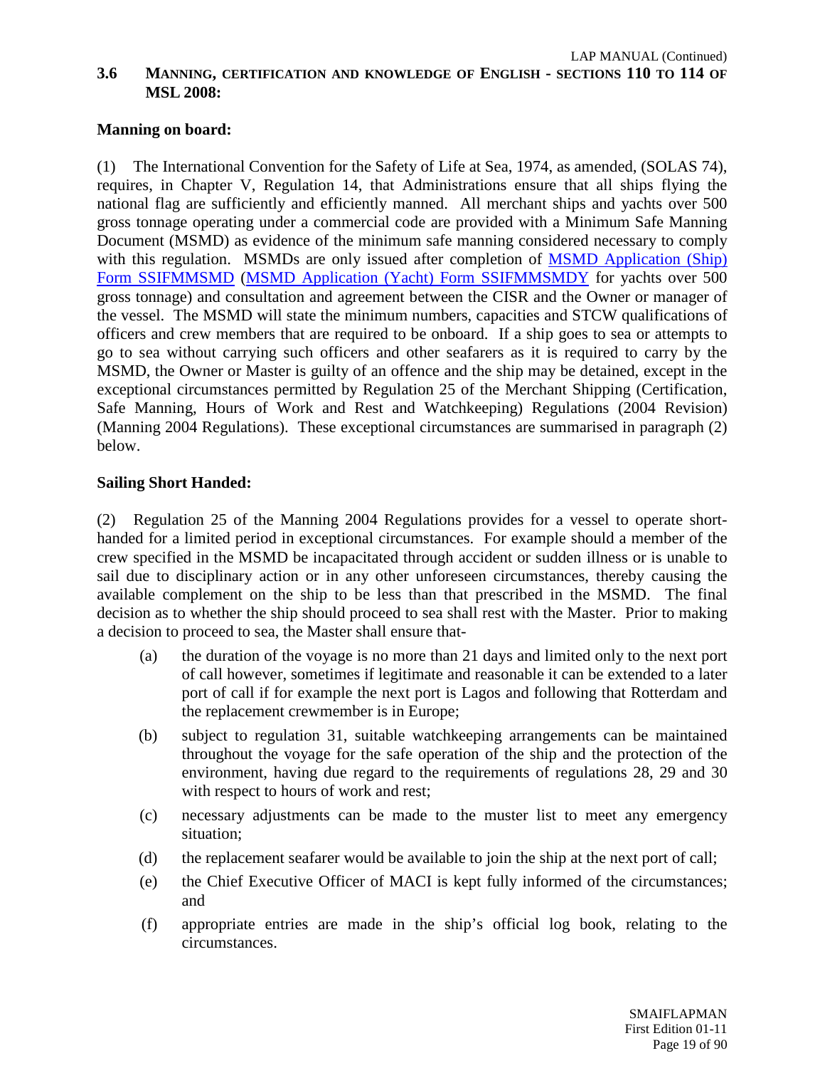## 3.6 MANNING, CERTIFICATION AND KNOWLEDGE OF ENGLISH - SECTIONS 110 TO 114 OF MSL 2008:

**Manning on board:**

(1) The International Convention for the Safety of Life at Sea, 1974, as amended, (SOLAS 74), requires, in Chapter V, Regulation 14, that Administrations ensure that all ships flying the national flag are sufficiently and efficiently manned. All merchant ships and yachts over 500 gross tonnage operating under a commercial code are provided with a Minimum Safe Manning Document (MSMD) as evidence of the minimum safe manning considered necessary to comply with this regulation. MSMDs are only issued after completion of MSMD Application (Ship) Form SSIFMMSMD (MSMD Application (Yacht) Form SSIFMMSMDY for yachts over 500 gross tonnage) and consultation and agreement between the CISR and the Owner or manager of the vessel. The MSMD will state the minimum numbers, capacities and STCW qualifications of officers and crew members that are required to be onboard. If a ship goes to sea or attempts to go to sea without carrying such officers and other seafarers as it is required to carry by the MSMD, the Owner or Master is guilty of an offence and the ship may be detained, except in the exceptional circumstances permitted by Regulation 25 of the Merchant Shipping (Certification, Safe Manning, Hours of Work and Rest and Watchkeeping) Regulations (2004 Revision) (Manning 2004 Regulations). These exceptional circumstances are summarised in paragraph (2) below.

**Sailing Short Handed:**

(2) Regulation 25 of the Manning 2004 Regulations provides for a vessel to operate short-handed for a limited period in exceptional circumstances. For example should a member of the crew specified in the MSMD be incapacitated through accident or sudden illness or is unable to sail due to disciplinary action or in any other unforeseen circumstances, thereby causing the available complement on the ship to be less than that prescribed in the MSMD. The final decision as to whether the ship should proceed to sea shall rest with the Master. Prior to making a decision to proceed to sea, the Master shall ensure that-

- (a) the duration of the voyage is no more than 21 days and limited only to the next port of call however, sometimes if legitimate and reasonable it can be extended to a later port of call if for example the next port is Lagos and following that Rotterdam and the replacement crewmember is in Europe;
- (b) subject to regulation 31, suitable watchkeeping arrangements can be maintained throughout the voyage for the safe operation of the ship and the protection of the environment, having due regard to the requirements of regulations 28, 29 and 30 with respect to hours of work and rest;
- (c) necessary adjustments can be made to the muster list to meet any emergency situation;
- (d) the replacement seafarer would be available to join the ship at the next port of call;
- (e) the Chief Executive Officer of MACI is kept fully informed of the circumstances; and
- (f) appropriate entries are made in the ship's official log book, relating to the circumstances.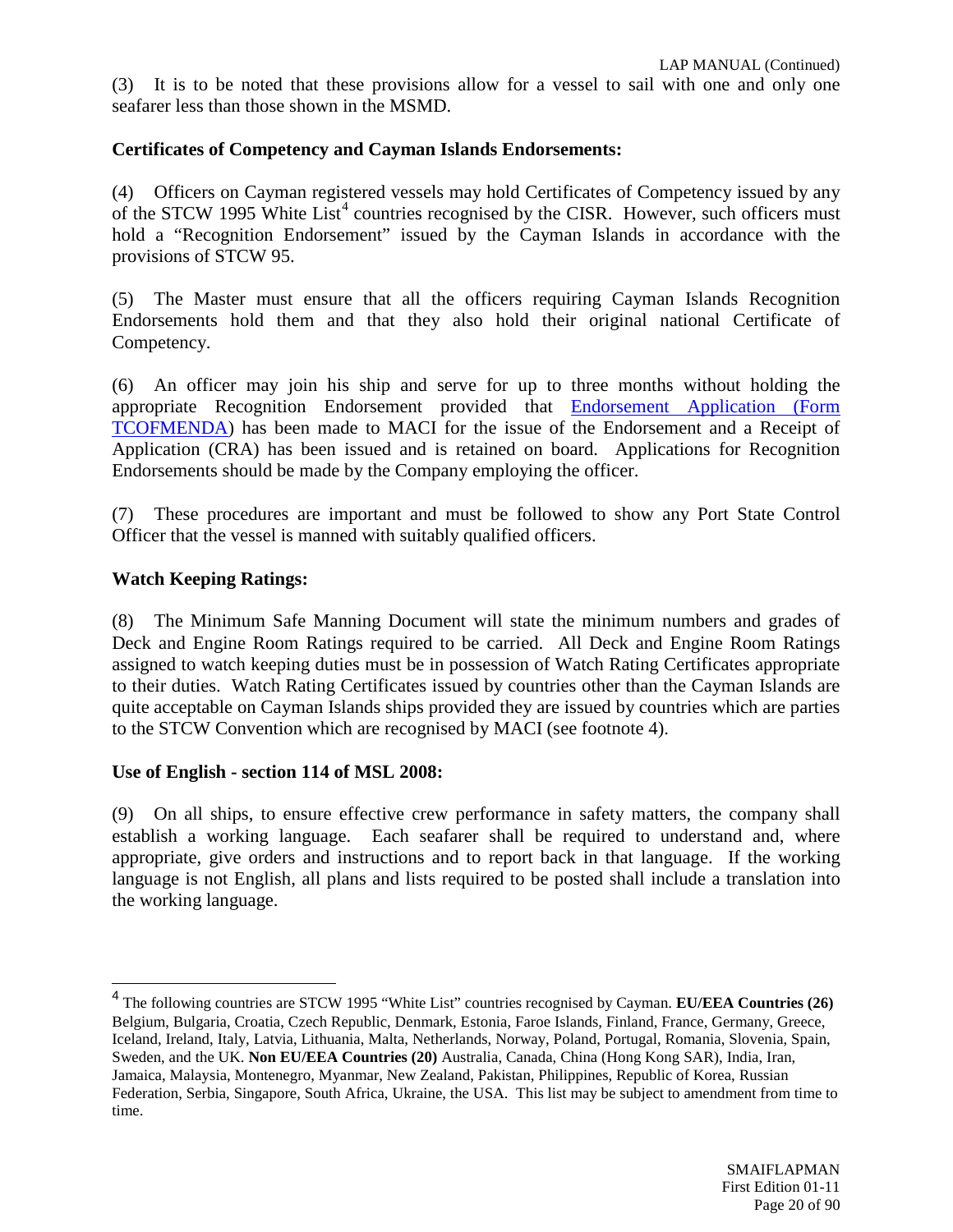(3) It is to be noted that these provisions allow for a vessel to sail with one and only one seafarer less than those shown in the MSMD.

**Certificates of Competency and Cayman Islands Endorsements:**

(4) Officers on Cayman registered vessels may hold Certificates of Competency issued by any of the STCW 1995 White List[4] countries recognised by the CISR. However, such officers must hold a "Recognition Endorsement" issued by the Cayman Islands in accordance with the provisions of STCW 95.

(5) The Master must ensure that all the officers requiring Cayman Islands Recognition Endorsements hold them and that they also hold their original national Certificate of Competency.

(6) An officer may join his ship and serve for up to three months without holding the appropriate Recognition Endorsement provided that Endorsement Application (Form TCOFMENDA) has been made to MACI for the issue of the Endorsement and a Receipt of Application (CRA) has been issued and is retained on board. Applications for Recognition Endorsements should be made by the Company employing the officer.

(7) These procedures are important and must be followed to show any Port State Control Officer that the vessel is manned with suitably qualified officers.

**Watch Keeping Ratings:**

(8) The Minimum Safe Manning Document will state the minimum numbers and grades of Deck and Engine Room Ratings required to be carried. All Deck and Engine Room Ratings assigned to watch keeping duties must be in possession of Watch Rating Certificates appropriate to their duties. Watch Rating Certificates issued by countries other than the Cayman Islands are quite acceptable on Cayman Islands ships provided they are issued by countries which are parties to the STCW Convention which are recognised by MACI (see footnote 4).

**Use of English - section 114 of MSL 2008:**

(9) On all ships, to ensure effective crew performance in safety matters, the company shall establish a working language. Each seafarer shall be required to understand and, where appropriate, give orders and instructions and to report back in that language. If the working language is not English, all plans and lists required to be posted shall include a translation into the working language.

---

[4] The following countries are STCW 1995 "White List" countries recognised by Cayman. **EU/EEA Countries (26)** Belgium, Bulgaria, Croatia, Czech Republic, Denmark, Estonia, Faroe Islands, Finland, France, Germany, Greece, Iceland, Ireland, Italy, Latvia, Lithuania, Malta, Netherlands, Norway, Poland, Portugal, Romania, Slovenia, Spain, Sweden, and the UK. **Non EU/EEA Countries (20)** Australia, Canada, China (Hong Kong SAR), India, Iran, Jamaica, Malaysia, Montenegro, Myanmar, New Zealand, Pakistan, Philippines, Republic of Korea, Russian Federation, Serbia, Singapore, South Africa, Ukraine, the USA. This list may be subject to amendment from time to time.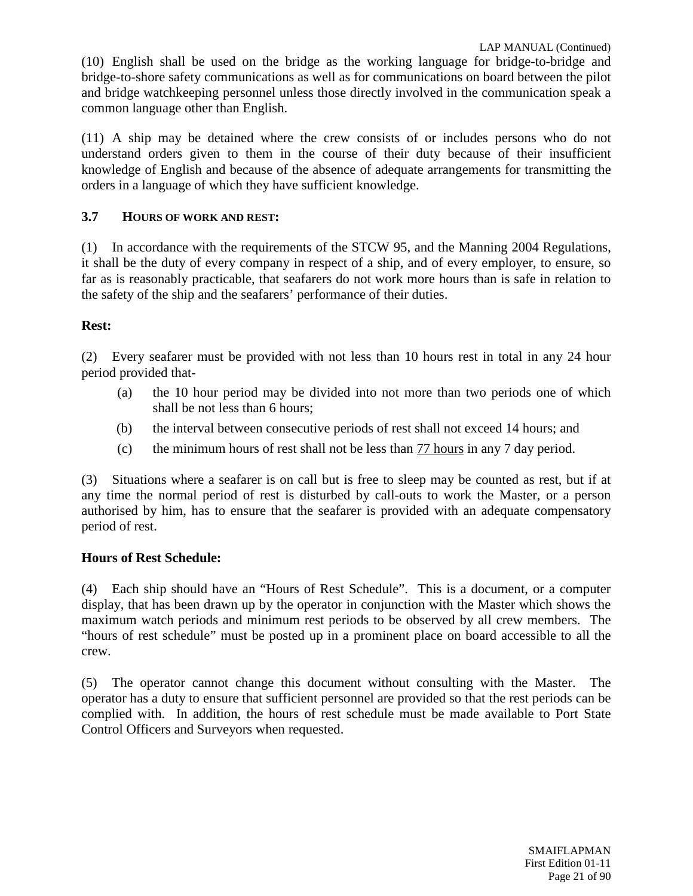(10) English shall be used on the bridge as the working language for bridge-to-bridge and bridge-to-shore safety communications as well as for communications on board between the pilot and bridge watchkeeping personnel unless those directly involved in the communication speak a common language other than English.

(11) A ship may be detained where the crew consists of or includes persons who do not understand orders given to them in the course of their duty because of their insufficient knowledge of English and because of the absence of adequate arrangements for transmitting the orders in a language of which they have sufficient knowledge.

### 3.7 HOURS OF WORK AND REST:

(1) In accordance with the requirements of the STCW 95, and the Manning 2004 Regulations, it shall be the duty of every company in respect of a ship, and of every employer, to ensure, so far as is reasonably practicable, that seafarers do not work more hours than is safe in relation to the safety of the ship and the seafarers' performance of their duties.

**Rest:**

(2) Every seafarer must be provided with not less than 10 hours rest in total in any 24 hour period provided that-

- (a) the 10 hour period may be divided into not more than two periods one of which shall be not less than 6 hours;
- (b) the interval between consecutive periods of rest shall not exceed 14 hours; and
- (c) the minimum hours of rest shall not be less than <u>77 hours</u> in any 7 day period.

(3) Situations where a seafarer is on call but is free to sleep may be counted as rest, but if at any time the normal period of rest is disturbed by call-outs to work the Master, or a person authorised by him, has to ensure that the seafarer is provided with an adequate compensatory period of rest.

**Hours of Rest Schedule:**

(4) Each ship should have an "Hours of Rest Schedule". This is a document, or a computer display, that has been drawn up by the operator in conjunction with the Master which shows the maximum watch periods and minimum rest periods to be observed by all crew members. The "hours of rest schedule" must be posted up in a prominent place on board accessible to all the crew.

(5) The operator cannot change this document without consulting with the Master. The operator has a duty to ensure that sufficient personnel are provided so that the rest periods can be complied with. In addition, the hours of rest schedule must be made available to Port State Control Officers and Surveyors when requested.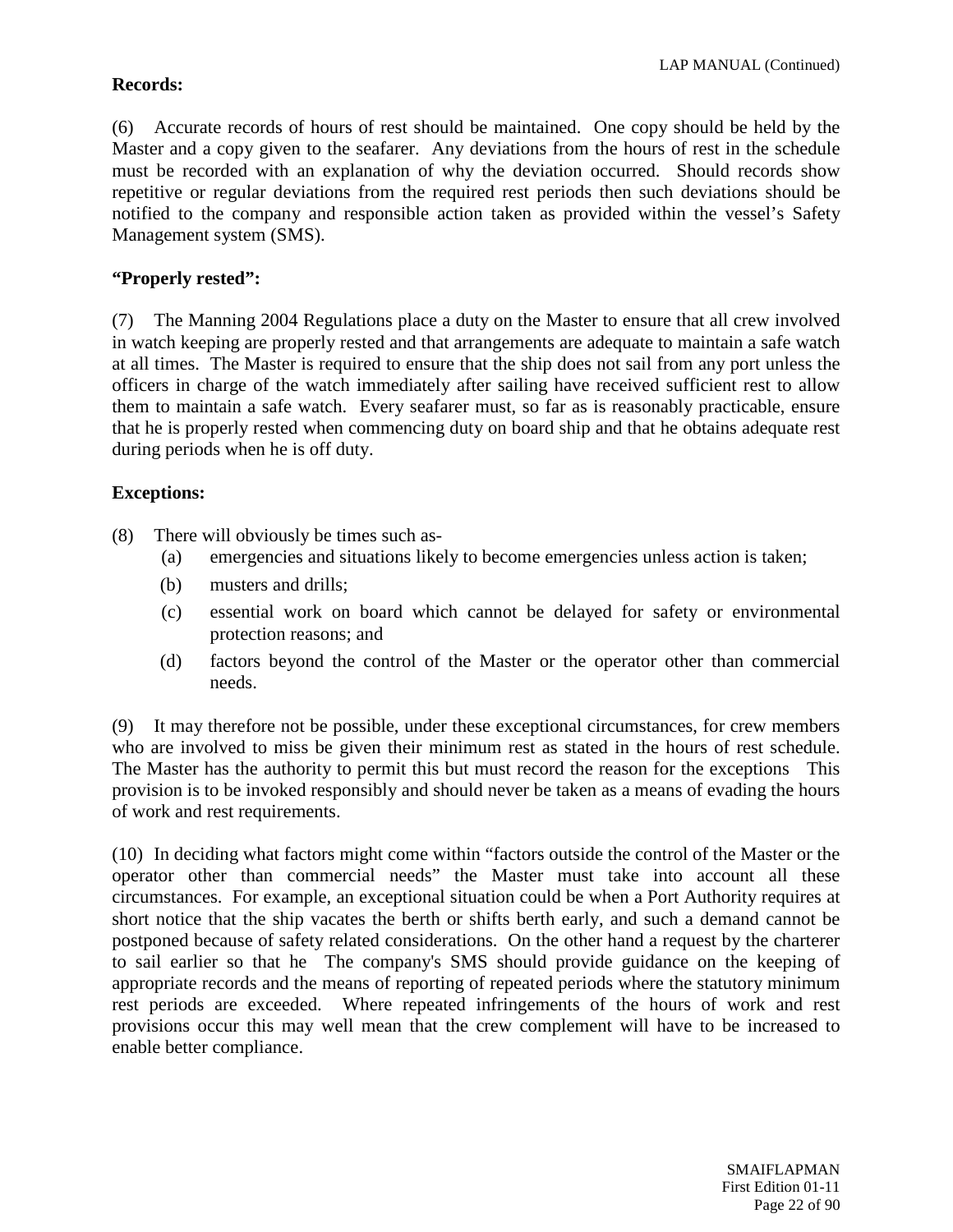**Records:**

(6) Accurate records of hours of rest should be maintained. One copy should be held by the Master and a copy given to the seafarer. Any deviations from the hours of rest in the schedule must be recorded with an explanation of why the deviation occurred. Should records show repetitive or regular deviations from the required rest periods then such deviations should be notified to the company and responsible action taken as provided within the vessel's Safety Management system (SMS).

**"Properly rested":**

(7) The Manning 2004 Regulations place a duty on the Master to ensure that all crew involved in watch keeping are properly rested and that arrangements are adequate to maintain a safe watch at all times. The Master is required to ensure that the ship does not sail from any port unless the officers in charge of the watch immediately after sailing have received sufficient rest to allow them to maintain a safe watch. Every seafarer must, so far as is reasonably practicable, ensure that he is properly rested when commencing duty on board ship and that he obtains adequate rest during periods when he is off duty.

**Exceptions:**

(8) There will obviously be times such as-

- (a) emergencies and situations likely to become emergencies unless action is taken;
- (b) musters and drills;
- (c) essential work on board which cannot be delayed for safety or environmental protection reasons; and
- (d) factors beyond the control of the Master or the operator other than commercial needs.

(9) It may therefore not be possible, under these exceptional circumstances, for crew members who are involved to miss be given their minimum rest as stated in the hours of rest schedule. The Master has the authority to permit this but must record the reason for the exceptions This provision is to be invoked responsibly and should never be taken as a means of evading the hours of work and rest requirements.

(10) In deciding what factors might come within "factors outside the control of the Master or the operator other than commercial needs" the Master must take into account all these circumstances. For example, an exceptional situation could be when a Port Authority requires at short notice that the ship vacates the berth or shifts berth early, and such a demand cannot be postponed because of safety related considerations. On the other hand a request by the charterer to sail earlier so that he The company's SMS should provide guidance on the keeping of appropriate records and the means of reporting of repeated periods where the statutory minimum rest periods are exceeded. Where repeated infringements of the hours of work and rest provisions occur this may well mean that the crew complement will have to be increased to enable better compliance.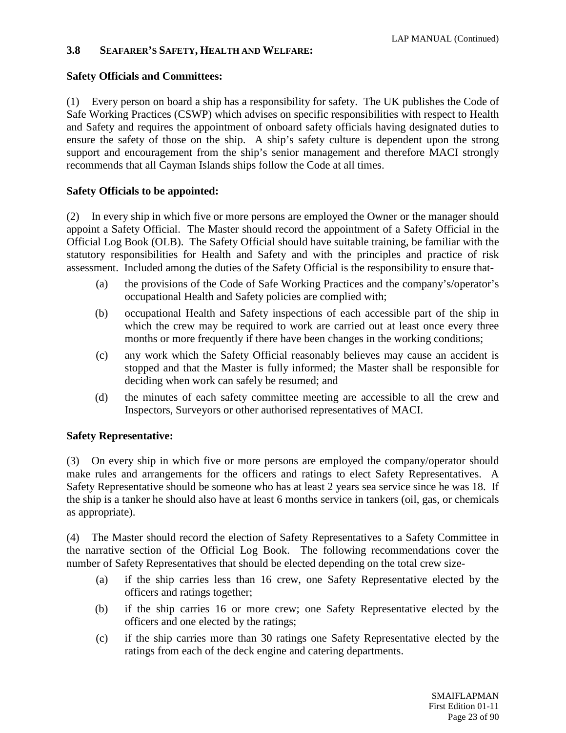### 3.8 SEAFARER'S SAFETY, HEALTH AND WELFARE:

**Safety Officials and Committees:**

(1) Every person on board a ship has a responsibility for safety. The UK publishes the Code of Safe Working Practices (CSWP) which advises on specific responsibilities with respect to Health and Safety and requires the appointment of onboard safety officials having designated duties to ensure the safety of those on the ship. A ship's safety culture is dependent upon the strong support and encouragement from the ship's senior management and therefore MACI strongly recommends that all Cayman Islands ships follow the Code at all times.

**Safety Officials to be appointed:**

(2) In every ship in which five or more persons are employed the Owner or the manager should appoint a Safety Official. The Master should record the appointment of a Safety Official in the Official Log Book (OLB). The Safety Official should have suitable training, be familiar with the statutory responsibilities for Health and Safety and with the principles and practice of risk assessment. Included among the duties of the Safety Official is the responsibility to ensure that-

- (a) the provisions of the Code of Safe Working Practices and the company's/operator's occupational Health and Safety policies are complied with;
- (b) occupational Health and Safety inspections of each accessible part of the ship in which the crew may be required to work are carried out at least once every three months or more frequently if there have been changes in the working conditions;
- (c) any work which the Safety Official reasonably believes may cause an accident is stopped and that the Master is fully informed; the Master shall be responsible for deciding when work can safely be resumed; and
- (d) the minutes of each safety committee meeting are accessible to all the crew and Inspectors, Surveyors or other authorised representatives of MACI.

**Safety Representative:**

(3) On every ship in which five or more persons are employed the company/operator should make rules and arrangements for the officers and ratings to elect Safety Representatives. A Safety Representative should be someone who has at least 2 years sea service since he was 18. If the ship is a tanker he should also have at least 6 months service in tankers (oil, gas, or chemicals as appropriate).

(4) The Master should record the election of Safety Representatives to a Safety Committee in the narrative section of the Official Log Book. The following recommendations cover the number of Safety Representatives that should be elected depending on the total crew size-

- (a) if the ship carries less than 16 crew, one Safety Representative elected by the officers and ratings together;
- (b) if the ship carries 16 or more crew; one Safety Representative elected by the officers and one elected by the ratings;
- (c) if the ship carries more than 30 ratings one Safety Representative elected by the ratings from each of the deck engine and catering departments.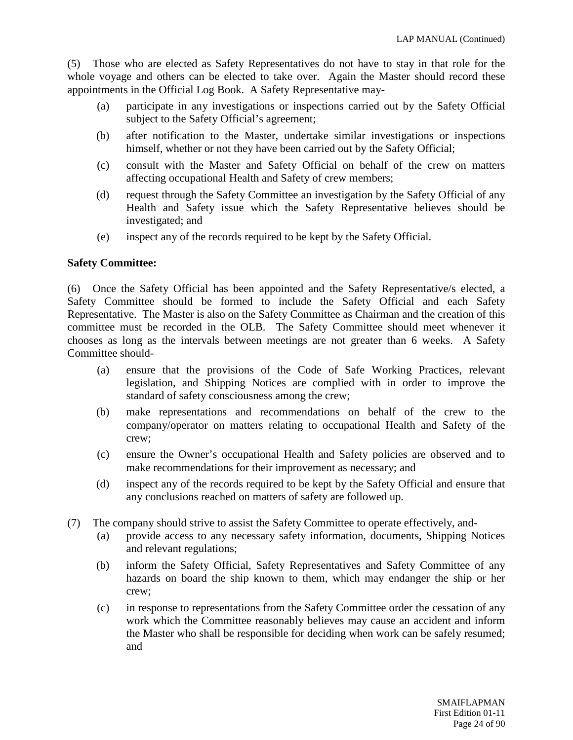(5) Those who are elected as Safety Representatives do not have to stay in that role for the whole voyage and others can be elected to take over. Again the Master should record these appointments in the Official Log Book. A Safety Representative may-

- (a) participate in any investigations or inspections carried out by the Safety Official subject to the Safety Official's agreement;
- (b) after notification to the Master, undertake similar investigations or inspections himself, whether or not they have been carried out by the Safety Official;
- (c) consult with the Master and Safety Official on behalf of the crew on matters affecting occupational Health and Safety of crew members;
- (d) request through the Safety Committee an investigation by the Safety Official of any Health and Safety issue which the Safety Representative believes should be investigated; and
- (e) inspect any of the records required to be kept by the Safety Official.

**Safety Committee:**

(6) Once the Safety Official has been appointed and the Safety Representative/s elected, a Safety Committee should be formed to include the Safety Official and each Safety Representative. The Master is also on the Safety Committee as Chairman and the creation of this committee must be recorded in the OLB. The Safety Committee should meet whenever it chooses as long as the intervals between meetings are not greater than 6 weeks. A Safety Committee should-

- (a) ensure that the provisions of the Code of Safe Working Practices, relevant legislation, and Shipping Notices are complied with in order to improve the standard of safety consciousness among the crew;
- (b) make representations and recommendations on behalf of the crew to the company/operator on matters relating to occupational Health and Safety of the crew;
- (c) ensure the Owner's occupational Health and Safety policies are observed and to make recommendations for their improvement as necessary; and
- (d) inspect any of the records required to be kept by the Safety Official and ensure that any conclusions reached on matters of safety are followed up.

(7) The company should strive to assist the Safety Committee to operate effectively, and-

- (a) provide access to any necessary safety information, documents, Shipping Notices and relevant regulations;
- (b) inform the Safety Official, Safety Representatives and Safety Committee of any hazards on board the ship known to them, which may endanger the ship or her crew;
- (c) in response to representations from the Safety Committee order the cessation of any work which the Committee reasonably believes may cause an accident and inform the Master who shall be responsible for deciding when work can be safely resumed; and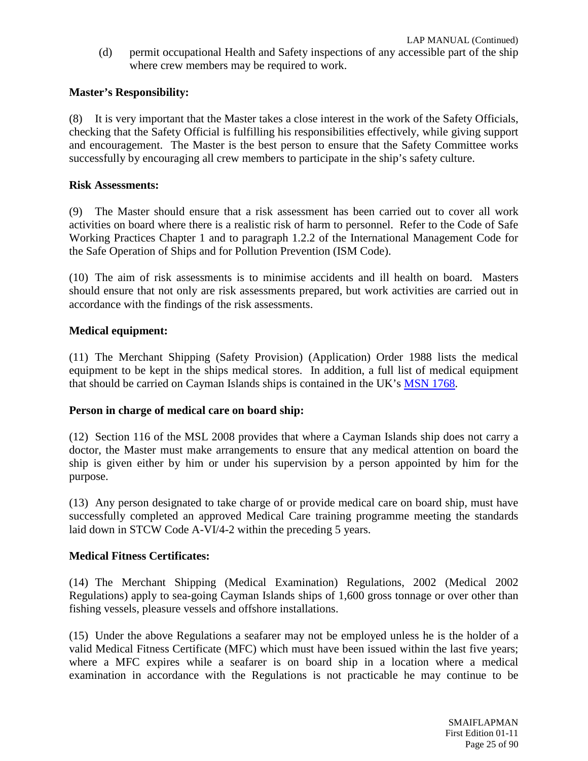(d) permit occupational Health and Safety inspections of any accessible part of the ship where crew members may be required to work.

**Master's Responsibility:**

(8) It is very important that the Master takes a close interest in the work of the Safety Officials, checking that the Safety Official is fulfilling his responsibilities effectively, while giving support and encouragement. The Master is the best person to ensure that the Safety Committee works successfully by encouraging all crew members to participate in the ship's safety culture.

**Risk Assessments:**

(9) The Master should ensure that a risk assessment has been carried out to cover all work activities on board where there is a realistic risk of harm to personnel. Refer to the Code of Safe Working Practices Chapter 1 and to paragraph 1.2.2 of the International Management Code for the Safe Operation of Ships and for Pollution Prevention (ISM Code).

(10) The aim of risk assessments is to minimise accidents and ill health on board. Masters should ensure that not only are risk assessments prepared, but work activities are carried out in accordance with the findings of the risk assessments.

**Medical equipment:**

(11) The Merchant Shipping (Safety Provision) (Application) Order 1988 lists the medical equipment to be kept in the ships medical stores. In addition, a full list of medical equipment that should be carried on Cayman Islands ships is contained in the UK's MSN 1768.

**Person in charge of medical care on board ship:**

(12) Section 116 of the MSL 2008 provides that where a Cayman Islands ship does not carry a doctor, the Master must make arrangements to ensure that any medical attention on board the ship is given either by him or under his supervision by a person appointed by him for the purpose.

(13) Any person designated to take charge of or provide medical care on board ship, must have successfully completed an approved Medical Care training programme meeting the standards laid down in STCW Code A-VI/4-2 within the preceding 5 years.

**Medical Fitness Certificates:**

(14) The Merchant Shipping (Medical Examination) Regulations, 2002 (Medical 2002 Regulations) apply to sea-going Cayman Islands ships of 1,600 gross tonnage or over other than fishing vessels, pleasure vessels and offshore installations.

(15) Under the above Regulations a seafarer may not be employed unless he is the holder of a valid Medical Fitness Certificate (MFC) which must have been issued within the last five years; where a MFC expires while a seafarer is on board ship in a location where a medical examination in accordance with the Regulations is not practicable he may continue to be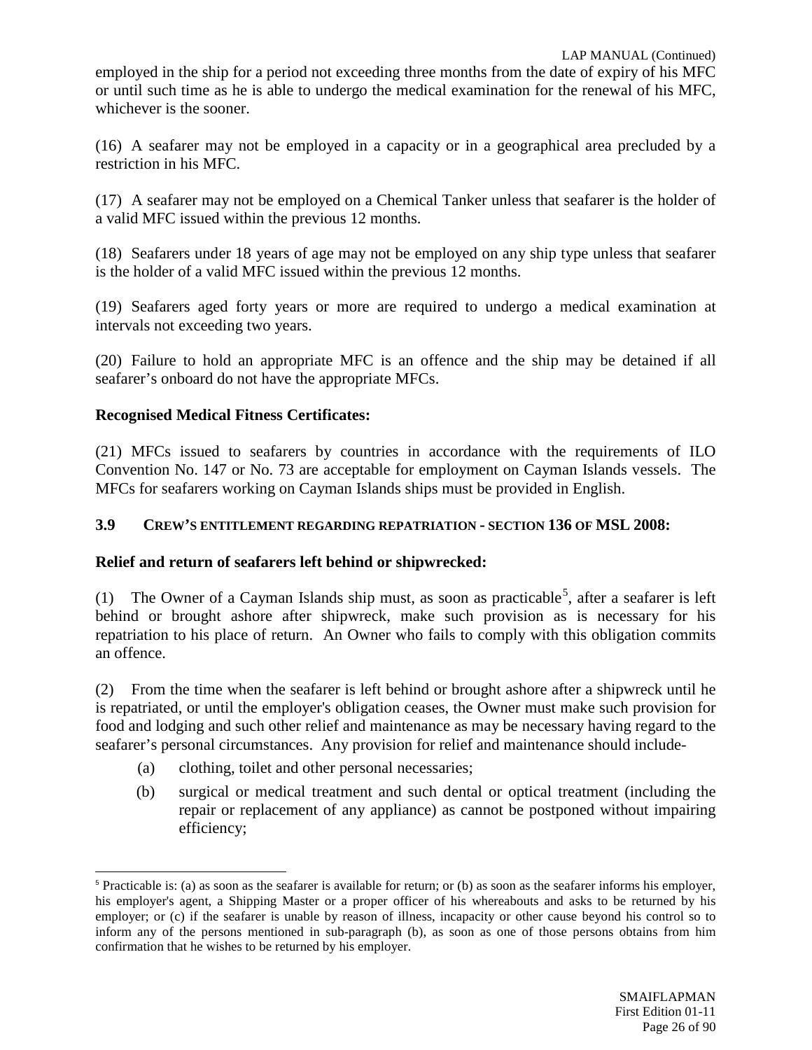employed in the ship for a period not exceeding three months from the date of expiry of his MFC or until such time as he is able to undergo the medical examination for the renewal of his MFC, whichever is the sooner.

(16) A seafarer may not be employed in a capacity or in a geographical area precluded by a restriction in his MFC.

(17) A seafarer may not be employed on a Chemical Tanker unless that seafarer is the holder of a valid MFC issued within the previous 12 months.

(18) Seafarers under 18 years of age may not be employed on any ship type unless that seafarer is the holder of a valid MFC issued within the previous 12 months.

(19) Seafarers aged forty years or more are required to undergo a medical examination at intervals not exceeding two years.

(20) Failure to hold an appropriate MFC is an offence and the ship may be detained if all seafarer's onboard do not have the appropriate MFCs.

**Recognised Medical Fitness Certificates:**

(21) MFCs issued to seafarers by countries in accordance with the requirements of ILO Convention No. 147 or No. 73 are acceptable for employment on Cayman Islands vessels. The MFCs for seafarers working on Cayman Islands ships must be provided in English.

### 3.9 CREW'S ENTITLEMENT REGARDING REPATRIATION - SECTION 136 OF MSL 2008:

**Relief and return of seafarers left behind or shipwrecked:**

(1) The Owner of a Cayman Islands ship must, as soon as practicable[5], after a seafarer is left behind or brought ashore after shipwreck, make such provision as is necessary for his repatriation to his place of return. An Owner who fails to comply with this obligation commits an offence.

(2) From the time when the seafarer is left behind or brought ashore after a shipwreck until he is repatriated, or until the employer's obligation ceases, the Owner must make such provision for food and lodging and such other relief and maintenance as may be necessary having regard to the seafarer's personal circumstances. Any provision for relief and maintenance should include-

- (a) clothing, toilet and other personal necessaries;
- (b) surgical or medical treatment and such dental or optical treatment (including the repair or replacement of any appliance) as cannot be postponed without impairing efficiency;

[5] Practicable is: (a) as soon as the seafarer is available for return; or (b) as soon as the seafarer informs his employer, his employer's agent, a Shipping Master or a proper officer of his whereabouts and asks to be returned by his employer; or (c) if the seafarer is unable by reason of illness, incapacity or other cause beyond his control so to inform any of the persons mentioned in sub-paragraph (b), as soon as one of those persons obtains from him confirmation that he wishes to be returned by his employer.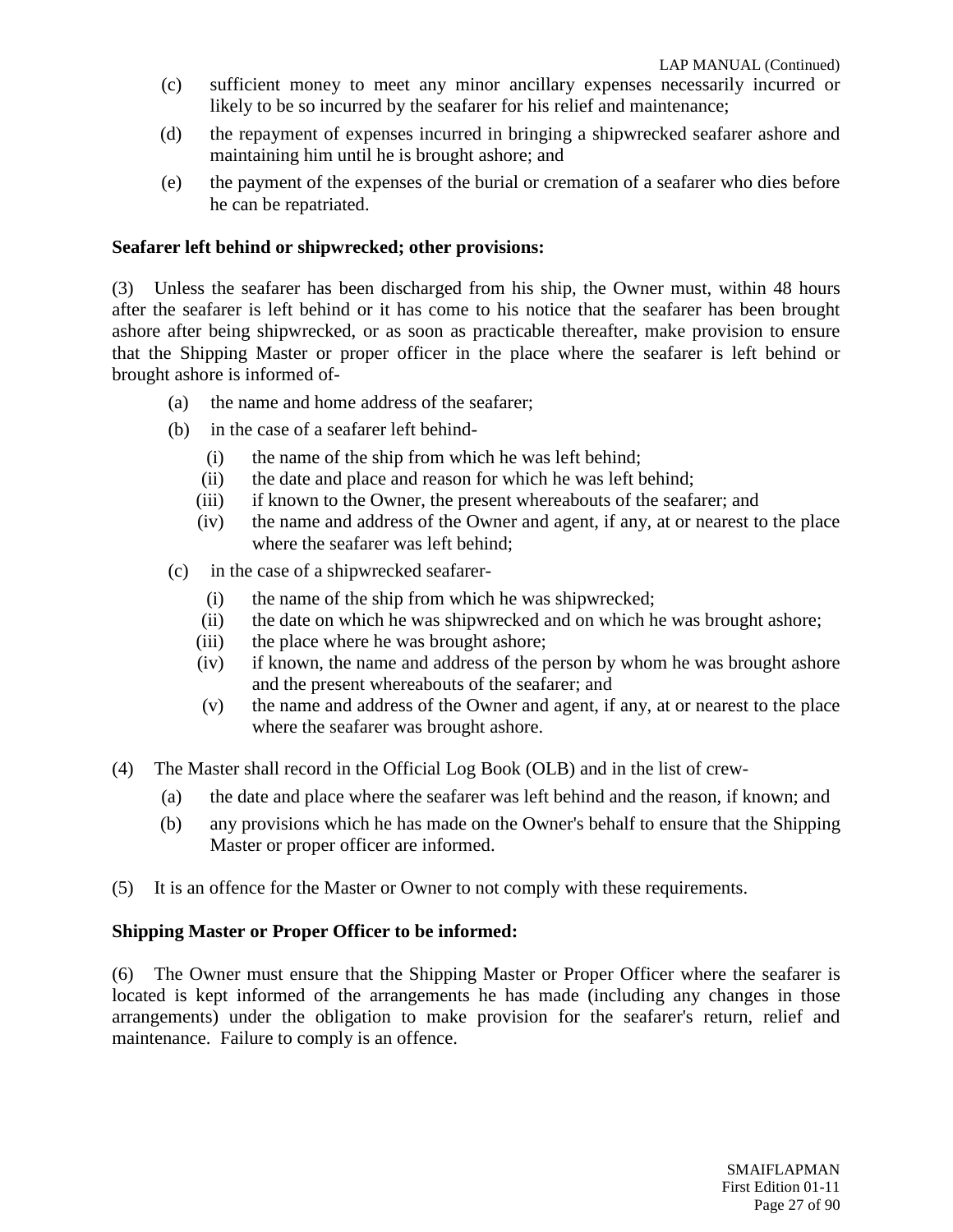(c) sufficient money to meet any minor ancillary expenses necessarily incurred or likely to be so incurred by the seafarer for his relief and maintenance;

(d) the repayment of expenses incurred in bringing a shipwrecked seafarer ashore and maintaining him until he is brought ashore; and

(e) the payment of the expenses of the burial or cremation of a seafarer who dies before he can be repatriated.

**Seafarer left behind or shipwrecked; other provisions:**

(3) Unless the seafarer has been discharged from his ship, the Owner must, within 48 hours after the seafarer is left behind or it has come to his notice that the seafarer has been brought ashore after being shipwrecked, or as soon as practicable thereafter, make provision to ensure that the Shipping Master or proper officer in the place where the seafarer is left behind or brought ashore is informed of-

(a) the name and home address of the seafarer;

(b) in the case of a seafarer left behind-

(i) the name of the ship from which he was left behind;

(ii) the date and place and reason for which he was left behind;

(iii) if known to the Owner, the present whereabouts of the seafarer; and

(iv) the name and address of the Owner and agent, if any, at or nearest to the place where the seafarer was left behind;

(c) in the case of a shipwrecked seafarer-

(i) the name of the ship from which he was shipwrecked;

(ii) the date on which he was shipwrecked and on which he was brought ashore;

(iii) the place where he was brought ashore;

(iv) if known, the name and address of the person by whom he was brought ashore and the present whereabouts of the seafarer; and

(v) the name and address of the Owner and agent, if any, at or nearest to the place where the seafarer was brought ashore.

(4) The Master shall record in the Official Log Book (OLB) and in the list of crew-

(a) the date and place where the seafarer was left behind and the reason, if known; and

(b) any provisions which he has made on the Owner's behalf to ensure that the Shipping Master or proper officer are informed.

(5) It is an offence for the Master or Owner to not comply with these requirements.

**Shipping Master or Proper Officer to be informed:**

(6) The Owner must ensure that the Shipping Master or Proper Officer where the seafarer is located is kept informed of the arrangements he has made (including any changes in those arrangements) under the obligation to make provision for the seafarer's return, relief and maintenance. Failure to comply is an offence.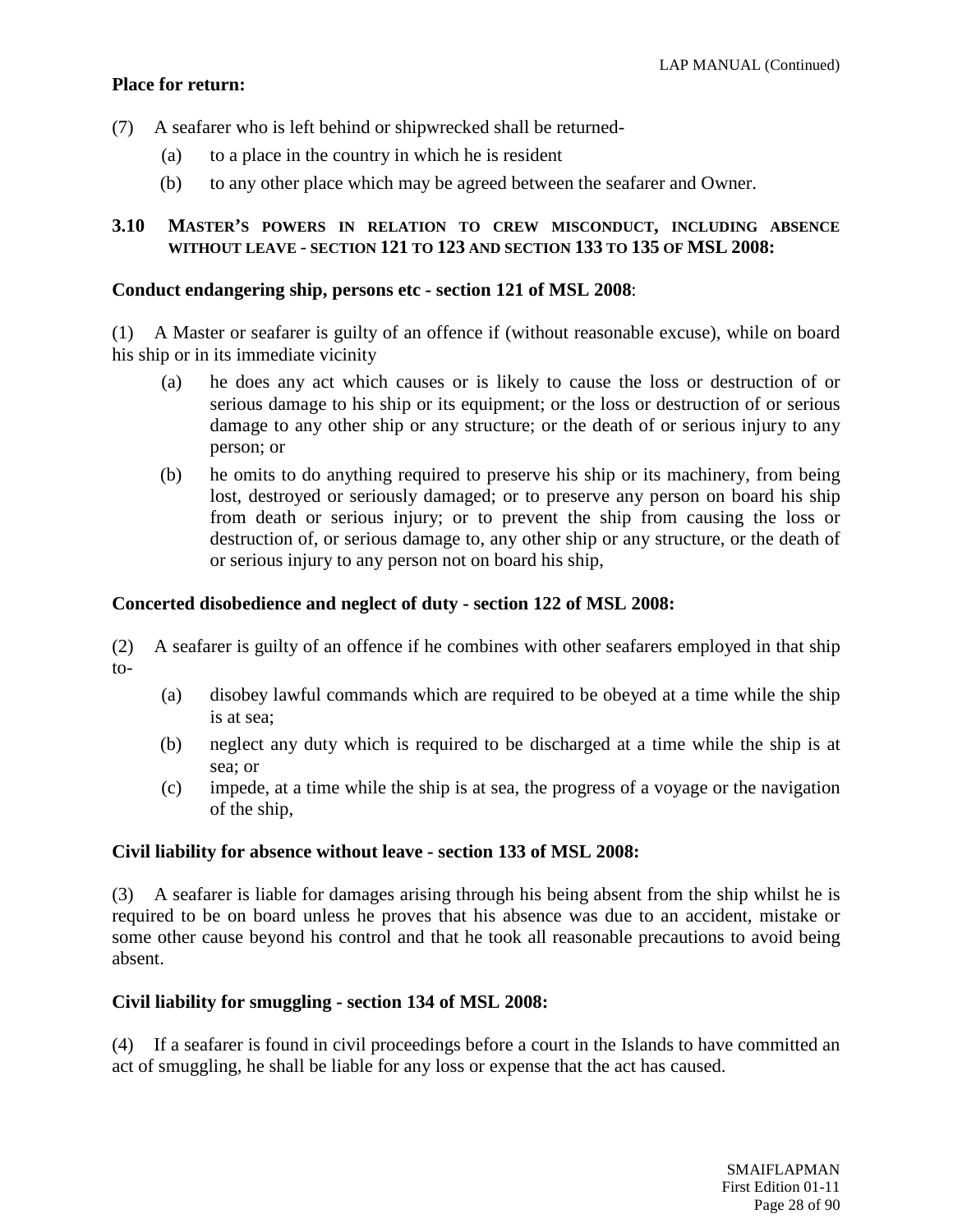**Place for return:**

(7) A seafarer who is left behind or shipwrecked shall be returned-

- (a) to a place in the country in which he is resident
- (b) to any other place which may be agreed between the seafarer and Owner.

### 3.10 MASTER'S POWERS IN RELATION TO CREW MISCONDUCT, INCLUDING ABSENCE WITHOUT LEAVE - SECTION 121 TO 123 AND SECTION 133 TO 135 OF MSL 2008:

**Conduct endangering ship, persons etc - section 121 of MSL 2008**:

(1) A Master or seafarer is guilty of an offence if (without reasonable excuse), while on board his ship or in its immediate vicinity

- (a) he does any act which causes or is likely to cause the loss or destruction of or serious damage to his ship or its equipment; or the loss or destruction of or serious damage to any other ship or any structure; or the death of or serious injury to any person; or
- (b) he omits to do anything required to preserve his ship or its machinery, from being lost, destroyed or seriously damaged; or to preserve any person on board his ship from death or serious injury; or to prevent the ship from causing the loss or destruction of, or serious damage to, any other ship or any structure, or the death of or serious injury to any person not on board his ship,

**Concerted disobedience and neglect of duty - section 122 of MSL 2008:**

(2) A seafarer is guilty of an offence if he combines with other seafarers employed in that ship to-

- (a) disobey lawful commands which are required to be obeyed at a time while the ship is at sea;
- (b) neglect any duty which is required to be discharged at a time while the ship is at sea; or
- (c) impede, at a time while the ship is at sea, the progress of a voyage or the navigation of the ship,

**Civil liability for absence without leave - section 133 of MSL 2008:**

(3) A seafarer is liable for damages arising through his being absent from the ship whilst he is required to be on board unless he proves that his absence was due to an accident, mistake or some other cause beyond his control and that he took all reasonable precautions to avoid being absent.

**Civil liability for smuggling - section 134 of MSL 2008:**

(4) If a seafarer is found in civil proceedings before a court in the Islands to have committed an act of smuggling, he shall be liable for any loss or expense that the act has caused.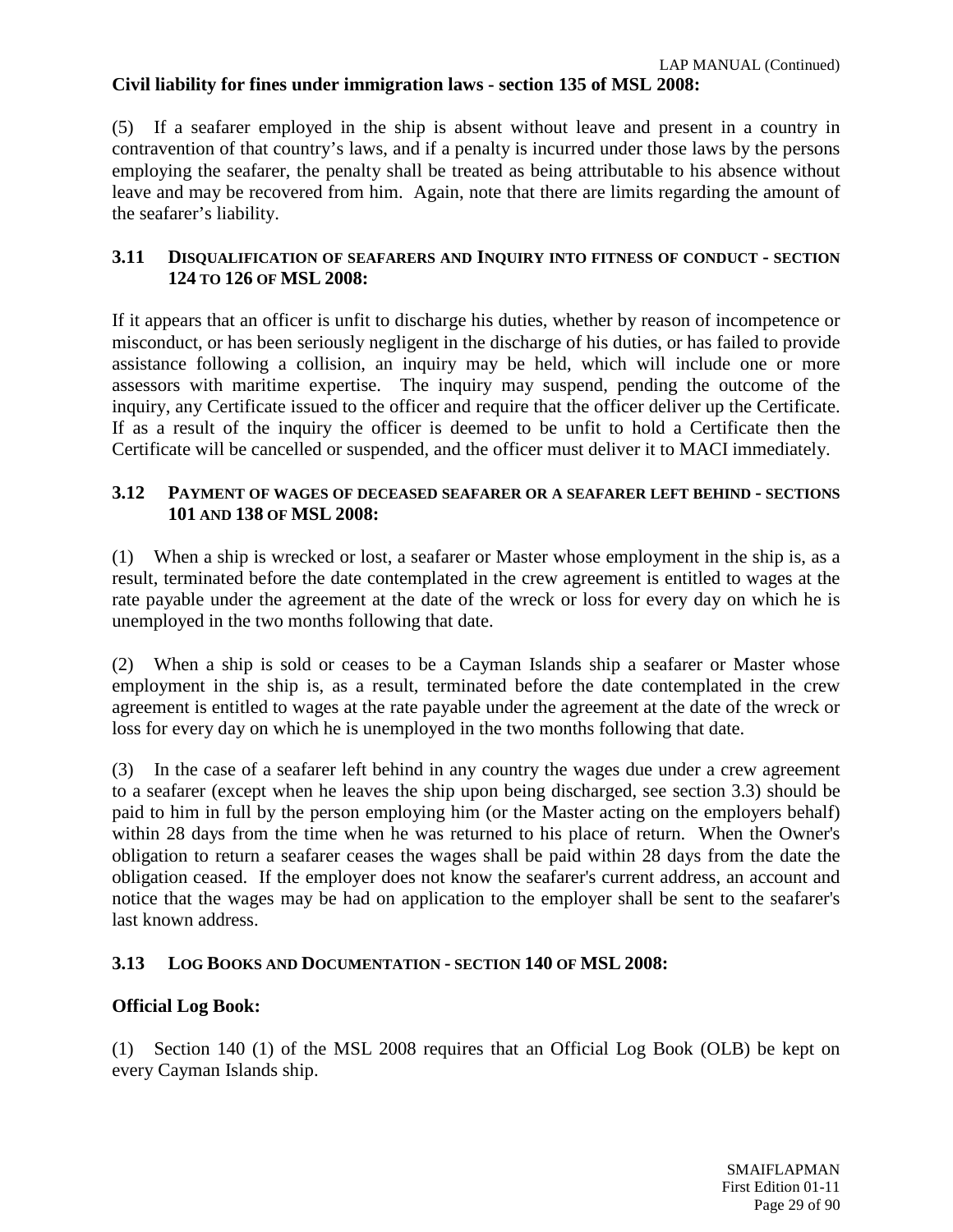**Civil liability for fines under immigration laws - section 135 of MSL 2008:**

(5) If a seafarer employed in the ship is absent without leave and present in a country in contravention of that country's laws, and if a penalty is incurred under those laws by the persons employing the seafarer, the penalty shall be treated as being attributable to his absence without leave and may be recovered from him. Again, note that there are limits regarding the amount of the seafarer's liability.

### 3.11 DISQUALIFICATION OF SEAFARERS AND INQUIRY INTO FITNESS OF CONDUCT - SECTION 124 TO 126 OF MSL 2008:

If it appears that an officer is unfit to discharge his duties, whether by reason of incompetence or misconduct, or has been seriously negligent in the discharge of his duties, or has failed to provide assistance following a collision, an inquiry may be held, which will include one or more assessors with maritime expertise. The inquiry may suspend, pending the outcome of the inquiry, any Certificate issued to the officer and require that the officer deliver up the Certificate. If as a result of the inquiry the officer is deemed to be unfit to hold a Certificate then the Certificate will be cancelled or suspended, and the officer must deliver it to MACI immediately.

### 3.12 PAYMENT OF WAGES OF DECEASED SEAFARER OR A SEAFARER LEFT BEHIND - SECTIONS 101 AND 138 OF MSL 2008:

(1) When a ship is wrecked or lost, a seafarer or Master whose employment in the ship is, as a result, terminated before the date contemplated in the crew agreement is entitled to wages at the rate payable under the agreement at the date of the wreck or loss for every day on which he is unemployed in the two months following that date.

(2) When a ship is sold or ceases to be a Cayman Islands ship a seafarer or Master whose employment in the ship is, as a result, terminated before the date contemplated in the crew agreement is entitled to wages at the rate payable under the agreement at the date of the wreck or loss for every day on which he is unemployed in the two months following that date.

(3) In the case of a seafarer left behind in any country the wages due under a crew agreement to a seafarer (except when he leaves the ship upon being discharged, see section 3.3) should be paid to him in full by the person employing him (or the Master acting on the employers behalf) within 28 days from the time when he was returned to his place of return. When the Owner's obligation to return a seafarer ceases the wages shall be paid within 28 days from the date the obligation ceased. If the employer does not know the seafarer's current address, an account and notice that the wages may be had on application to the employer shall be sent to the seafarer's last known address.

### 3.13 LOG BOOKS AND DOCUMENTATION - SECTION 140 OF MSL 2008:

**Official Log Book:**

(1) Section 140 (1) of the MSL 2008 requires that an Official Log Book (OLB) be kept on every Cayman Islands ship.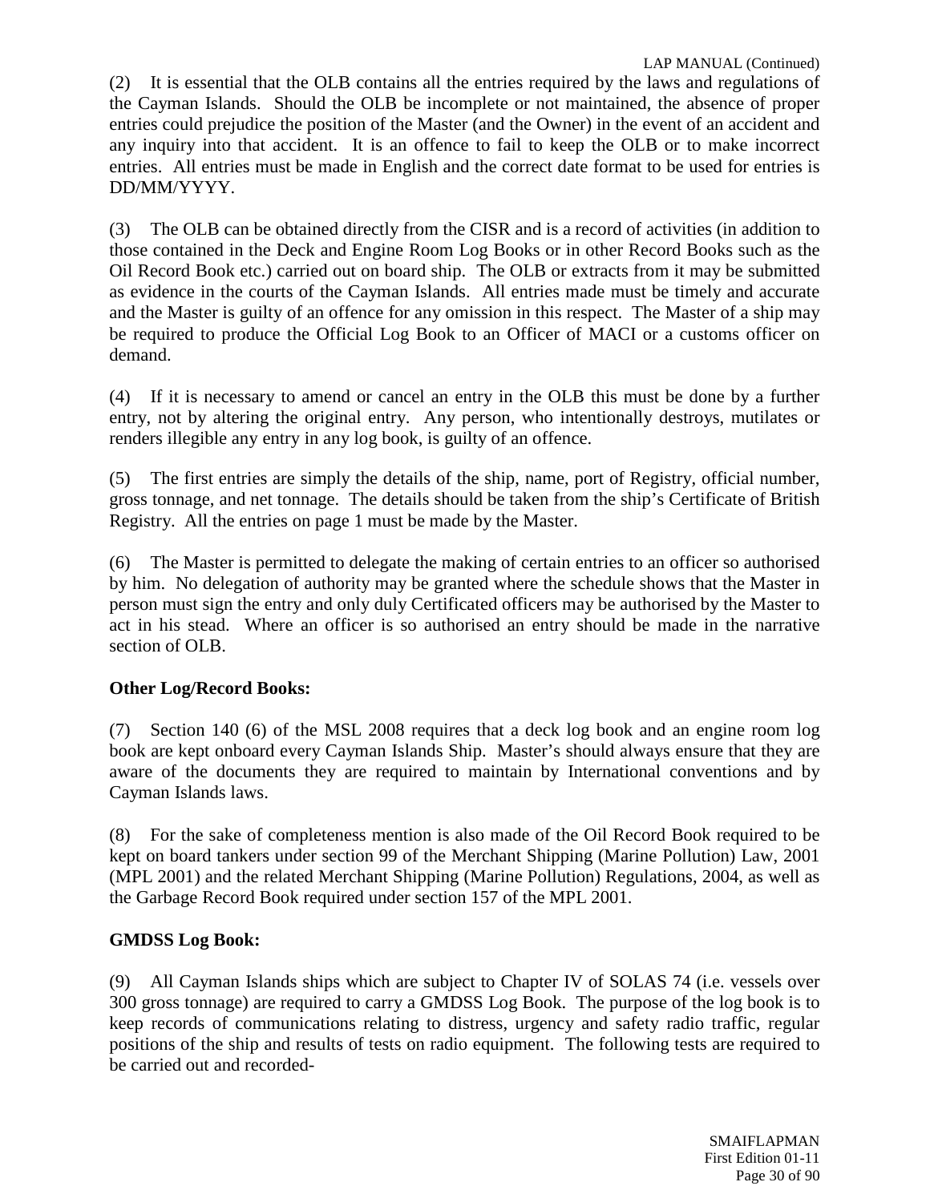(2) It is essential that the OLB contains all the entries required by the laws and regulations of the Cayman Islands. Should the OLB be incomplete or not maintained, the absence of proper entries could prejudice the position of the Master (and the Owner) in the event of an accident and any inquiry into that accident. It is an offence to fail to keep the OLB or to make incorrect entries. All entries must be made in English and the correct date format to be used for entries is DD/MM/YYYY.

(3) The OLB can be obtained directly from the CISR and is a record of activities (in addition to those contained in the Deck and Engine Room Log Books or in other Record Books such as the Oil Record Book etc.) carried out on board ship. The OLB or extracts from it may be submitted as evidence in the courts of the Cayman Islands. All entries made must be timely and accurate and the Master is guilty of an offence for any omission in this respect. The Master of a ship may be required to produce the Official Log Book to an Officer of MACI or a customs officer on demand.

(4) If it is necessary to amend or cancel an entry in the OLB this must be done by a further entry, not by altering the original entry. Any person, who intentionally destroys, mutilates or renders illegible any entry in any log book, is guilty of an offence.

(5) The first entries are simply the details of the ship, name, port of Registry, official number, gross tonnage, and net tonnage. The details should be taken from the ship's Certificate of British Registry. All the entries on page 1 must be made by the Master.

(6) The Master is permitted to delegate the making of certain entries to an officer so authorised by him. No delegation of authority may be granted where the schedule shows that the Master in person must sign the entry and only duly Certificated officers may be authorised by the Master to act in his stead. Where an officer is so authorised an entry should be made in the narrative section of OLB.

**Other Log/Record Books:**

(7) Section 140 (6) of the MSL 2008 requires that a deck log book and an engine room log book are kept onboard every Cayman Islands Ship. Master's should always ensure that they are aware of the documents they are required to maintain by International conventions and by Cayman Islands laws.

(8) For the sake of completeness mention is also made of the Oil Record Book required to be kept on board tankers under section 99 of the Merchant Shipping (Marine Pollution) Law, 2001 (MPL 2001) and the related Merchant Shipping (Marine Pollution) Regulations, 2004, as well as the Garbage Record Book required under section 157 of the MPL 2001.

**GMDSS Log Book:**

(9) All Cayman Islands ships which are subject to Chapter IV of SOLAS 74 (i.e. vessels over 300 gross tonnage) are required to carry a GMDSS Log Book. The purpose of the log book is to keep records of communications relating to distress, urgency and safety radio traffic, regular positions of the ship and results of tests on radio equipment. The following tests are required to be carried out and recorded-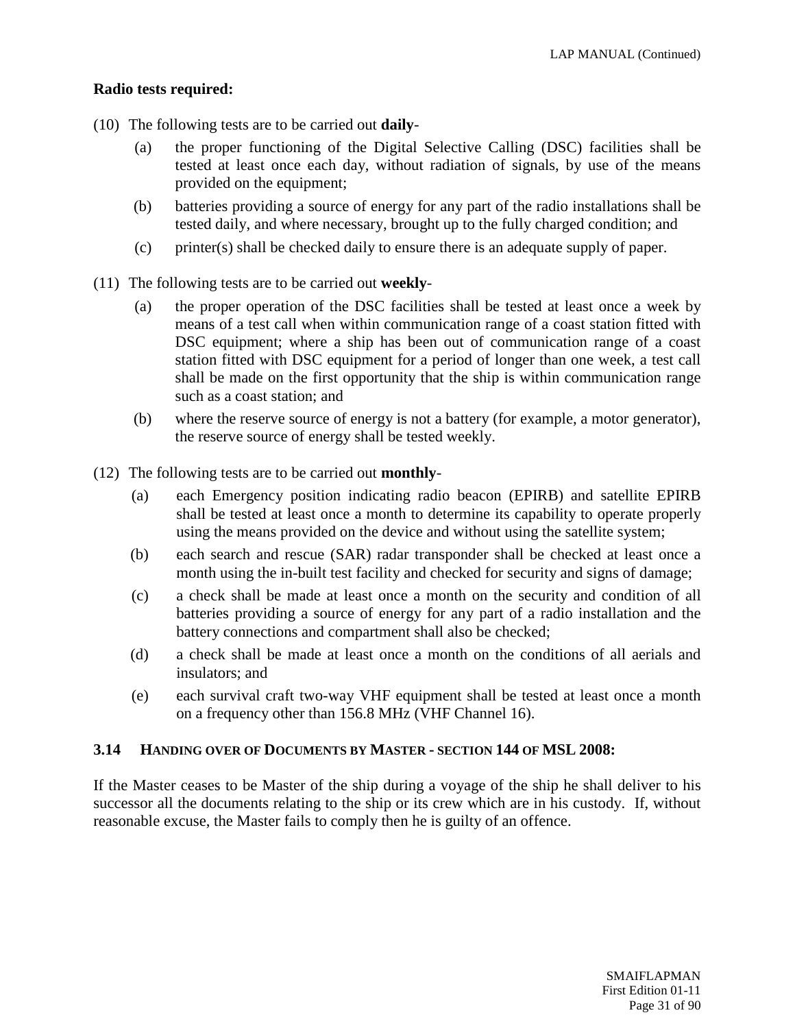**Radio tests required:**

(10) The following tests are to be carried out **daily**-

- (a) the proper functioning of the Digital Selective Calling (DSC) facilities shall be tested at least once each day, without radiation of signals, by use of the means provided on the equipment;
- (b) batteries providing a source of energy for any part of the radio installations shall be tested daily, and where necessary, brought up to the fully charged condition; and
- (c) printer(s) shall be checked daily to ensure there is an adequate supply of paper.

(11) The following tests are to be carried out **weekly**-

- (a) the proper operation of the DSC facilities shall be tested at least once a week by means of a test call when within communication range of a coast station fitted with DSC equipment; where a ship has been out of communication range of a coast station fitted with DSC equipment for a period of longer than one week, a test call shall be made on the first opportunity that the ship is within communication range such as a coast station; and
- (b) where the reserve source of energy is not a battery (for example, a motor generator), the reserve source of energy shall be tested weekly.

(12) The following tests are to be carried out **monthly**-

- (a) each Emergency position indicating radio beacon (EPIRB) and satellite EPIRB shall be tested at least once a month to determine its capability to operate properly using the means provided on the device and without using the satellite system;
- (b) each search and rescue (SAR) radar transponder shall be checked at least once a month using the in-built test facility and checked for security and signs of damage;
- (c) a check shall be made at least once a month on the security and condition of all batteries providing a source of energy for any part of a radio installation and the battery connections and compartment shall also be checked;
- (d) a check shall be made at least once a month on the conditions of all aerials and insulators; and
- (e) each survival craft two-way VHF equipment shall be tested at least once a month on a frequency other than 156.8 MHz (VHF Channel 16).

### 3.14 HANDING OVER OF DOCUMENTS BY MASTER - SECTION 144 OF MSL 2008:

If the Master ceases to be Master of the ship during a voyage of the ship he shall deliver to his successor all the documents relating to the ship or its crew which are in his custody. If, without reasonable excuse, the Master fails to comply then he is guilty of an offence.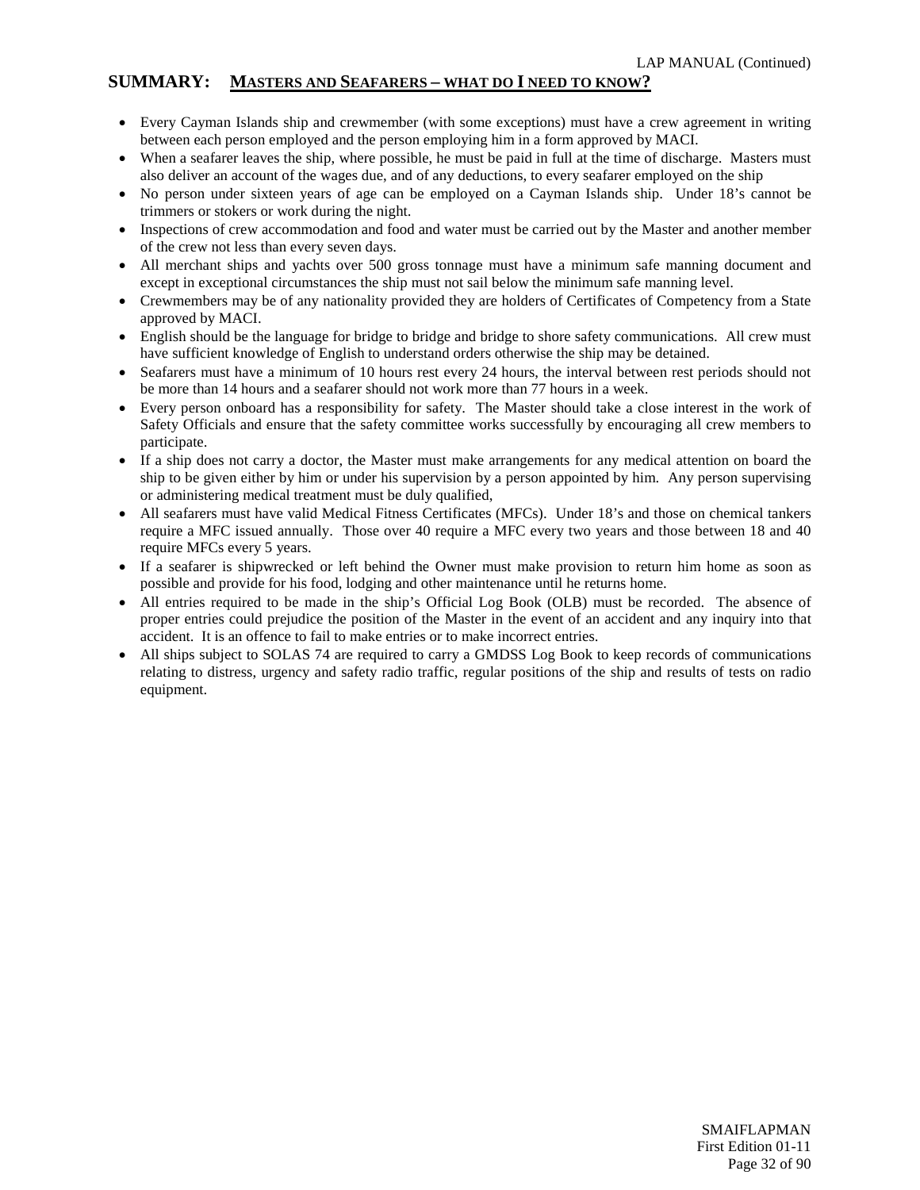## SUMMARY: MASTERS AND SEAFARERS – WHAT DO I NEED TO KNOW?

- Every Cayman Islands ship and crewmember (with some exceptions) must have a crew agreement in writing between each person employed and the person employing him in a form approved by MACI.
- When a seafarer leaves the ship, where possible, he must be paid in full at the time of discharge. Masters must also deliver an account of the wages due, and of any deductions, to every seafarer employed on the ship
- No person under sixteen years of age can be employed on a Cayman Islands ship. Under 18's cannot be trimmers or stokers or work during the night.
- Inspections of crew accommodation and food and water must be carried out by the Master and another member of the crew not less than every seven days.
- All merchant ships and yachts over 500 gross tonnage must have a minimum safe manning document and except in exceptional circumstances the ship must not sail below the minimum safe manning level.
- Crewmembers may be of any nationality provided they are holders of Certificates of Competency from a State approved by MACI.
- English should be the language for bridge to bridge and bridge to shore safety communications. All crew must have sufficient knowledge of English to understand orders otherwise the ship may be detained.
- Seafarers must have a minimum of 10 hours rest every 24 hours, the interval between rest periods should not be more than 14 hours and a seafarer should not work more than 77 hours in a week.
- Every person onboard has a responsibility for safety. The Master should take a close interest in the work of Safety Officials and ensure that the safety committee works successfully by encouraging all crew members to participate.
- If a ship does not carry a doctor, the Master must make arrangements for any medical attention on board the ship to be given either by him or under his supervision by a person appointed by him. Any person supervising or administering medical treatment must be duly qualified,
- All seafarers must have valid Medical Fitness Certificates (MFCs). Under 18's and those on chemical tankers require a MFC issued annually. Those over 40 require a MFC every two years and those between 18 and 40 require MFCs every 5 years.
- If a seafarer is shipwrecked or left behind the Owner must make provision to return him home as soon as possible and provide for his food, lodging and other maintenance until he returns home.
- All entries required to be made in the ship's Official Log Book (OLB) must be recorded. The absence of proper entries could prejudice the position of the Master in the event of an accident and any inquiry into that accident. It is an offence to fail to make entries or to make incorrect entries.
- All ships subject to SOLAS 74 are required to carry a GMDSS Log Book to keep records of communications relating to distress, urgency and safety radio traffic, regular positions of the ship and results of tests on radio equipment.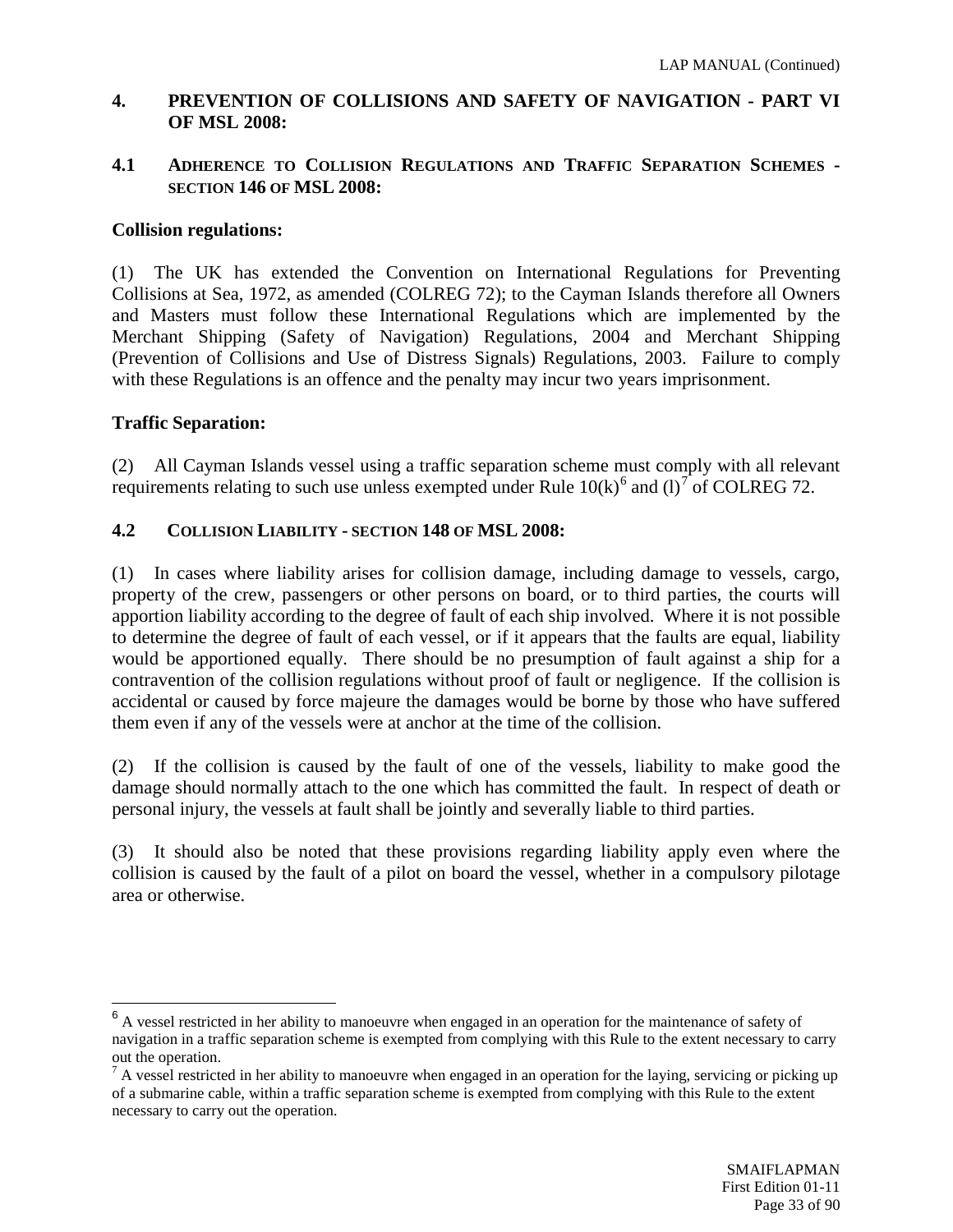## 4. PREVENTION OF COLLISIONS AND SAFETY OF NAVIGATION - PART VI OF MSL 2008:

### 4.1 ADHERENCE TO COLLISION REGULATIONS AND TRAFFIC SEPARATION SCHEMES - SECTION 146 OF MSL 2008:

**Collision regulations:**

(1) The UK has extended the Convention on International Regulations for Preventing Collisions at Sea, 1972, as amended (COLREG 72); to the Cayman Islands therefore all Owners and Masters must follow these International Regulations which are implemented by the Merchant Shipping (Safety of Navigation) Regulations, 2004 and Merchant Shipping (Prevention of Collisions and Use of Distress Signals) Regulations, 2003. Failure to comply with these Regulations is an offence and the penalty may incur two years imprisonment.

**Traffic Separation:**

(2) All Cayman Islands vessel using a traffic separation scheme must comply with all relevant requirements relating to such use unless exempted under Rule 10(k)[6] and (l)[7] of COLREG 72.

### 4.2 COLLISION LIABILITY - SECTION 148 OF MSL 2008:

(1) In cases where liability arises for collision damage, including damage to vessels, cargo, property of the crew, passengers or other persons on board, or to third parties, the courts will apportion liability according to the degree of fault of each ship involved. Where it is not possible to determine the degree of fault of each vessel, or if it appears that the faults are equal, liability would be apportioned equally. There should be no presumption of fault against a ship for a contravention of the collision regulations without proof of fault or negligence. If the collision is accidental or caused by force majeure the damages would be borne by those who have suffered them even if any of the vessels were at anchor at the time of the collision.

(2) If the collision is caused by the fault of one of the vessels, liability to make good the damage should normally attach to the one which has committed the fault. In respect of death or personal injury, the vessels at fault shall be jointly and severally liable to third parties.

(3) It should also be noted that these provisions regarding liability apply even where the collision is caused by the fault of a pilot on board the vessel, whether in a compulsory pilotage area or otherwise.

---

[6] A vessel restricted in her ability to manoeuvre when engaged in an operation for the maintenance of safety of navigation in a traffic separation scheme is exempted from complying with this Rule to the extent necessary to carry out the operation.

[7] A vessel restricted in her ability to manoeuvre when engaged in an operation for the laying, servicing or picking up of a submarine cable, within a traffic separation scheme is exempted from complying with this Rule to the extent necessary to carry out the operation.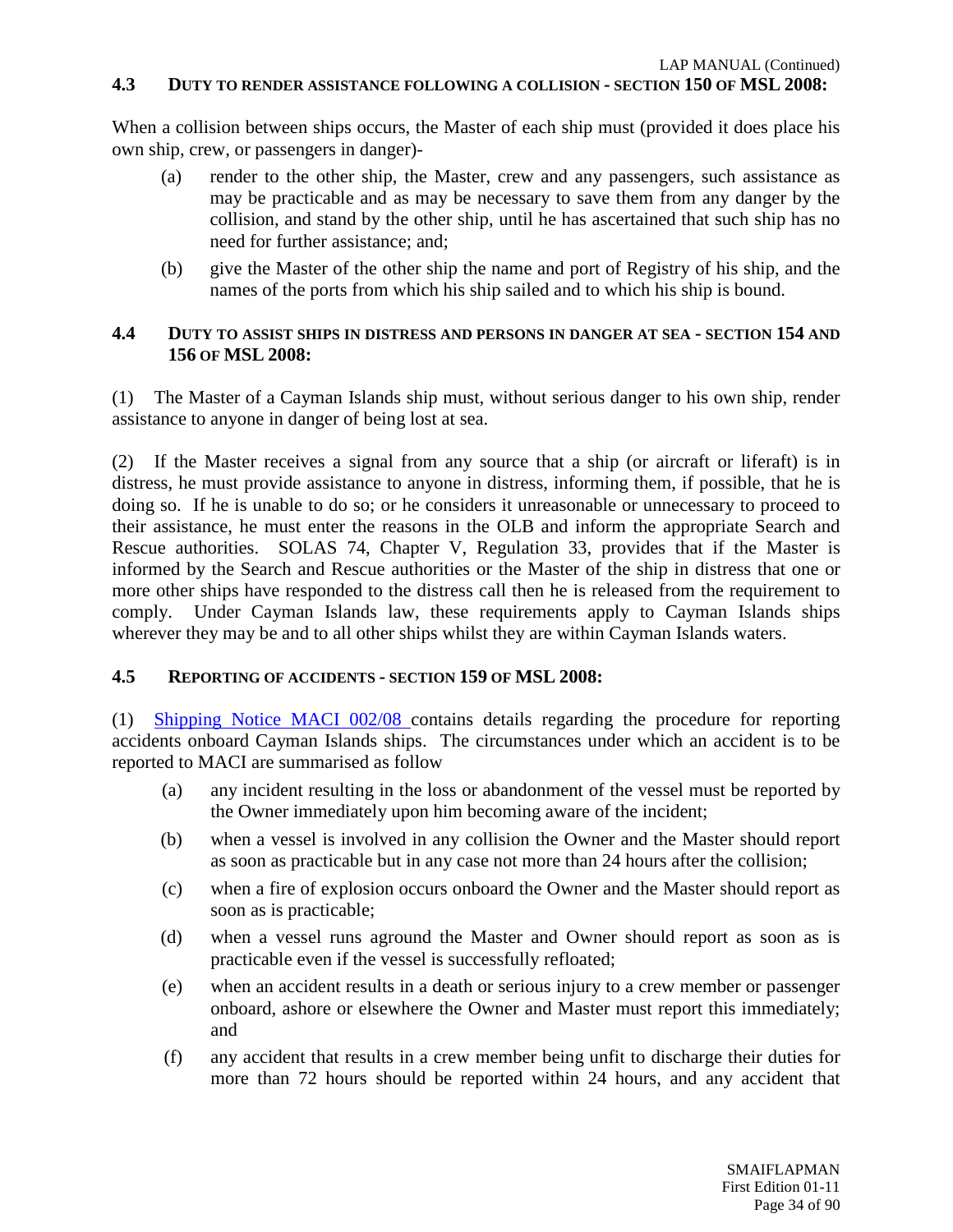### 4.3 DUTY TO RENDER ASSISTANCE FOLLOWING A COLLISION - SECTION 150 OF MSL 2008:

When a collision between ships occurs, the Master of each ship must (provided it does place his own ship, crew, or passengers in danger)-

(a) render to the other ship, the Master, crew and any passengers, such assistance as may be practicable and as may be necessary to save them from any danger by the collision, and stand by the other ship, until he has ascertained that such ship has no need for further assistance; and;

(b) give the Master of the other ship the name and port of Registry of his ship, and the names of the ports from which his ship sailed and to which his ship is bound.

### 4.4 DUTY TO ASSIST SHIPS IN DISTRESS AND PERSONS IN DANGER AT SEA - SECTION 154 AND 156 OF MSL 2008:

(1) The Master of a Cayman Islands ship must, without serious danger to his own ship, render assistance to anyone in danger of being lost at sea.

(2) If the Master receives a signal from any source that a ship (or aircraft or liferaft) is in distress, he must provide assistance to anyone in distress, informing them, if possible, that he is doing so. If he is unable to do so; or he considers it unreasonable or unnecessary to proceed to their assistance, he must enter the reasons in the OLB and inform the appropriate Search and Rescue authorities. SOLAS 74, Chapter V, Regulation 33, provides that if the Master is informed by the Search and Rescue authorities or the Master of the ship in distress that one or more other ships have responded to the distress call then he is released from the requirement to comply. Under Cayman Islands law, these requirements apply to Cayman Islands ships wherever they may be and to all other ships whilst they are within Cayman Islands waters.

### 4.5 REPORTING OF ACCIDENTS - SECTION 159 OF MSL 2008:

(1) Shipping Notice MACI 002/08 contains details regarding the procedure for reporting accidents onboard Cayman Islands ships. The circumstances under which an accident is to be reported to MACI are summarised as follow

(a) any incident resulting in the loss or abandonment of the vessel must be reported by the Owner immediately upon him becoming aware of the incident;

(b) when a vessel is involved in any collision the Owner and the Master should report as soon as practicable but in any case not more than 24 hours after the collision;

(c) when a fire of explosion occurs onboard the Owner and the Master should report as soon as is practicable;

(d) when a vessel runs aground the Master and Owner should report as soon as is practicable even if the vessel is successfully refloated;

(e) when an accident results in a death or serious injury to a crew member or passenger onboard, ashore or elsewhere the Owner and Master must report this immediately; and

(f) any accident that results in a crew member being unfit to discharge their duties for more than 72 hours should be reported within 24 hours, and any accident that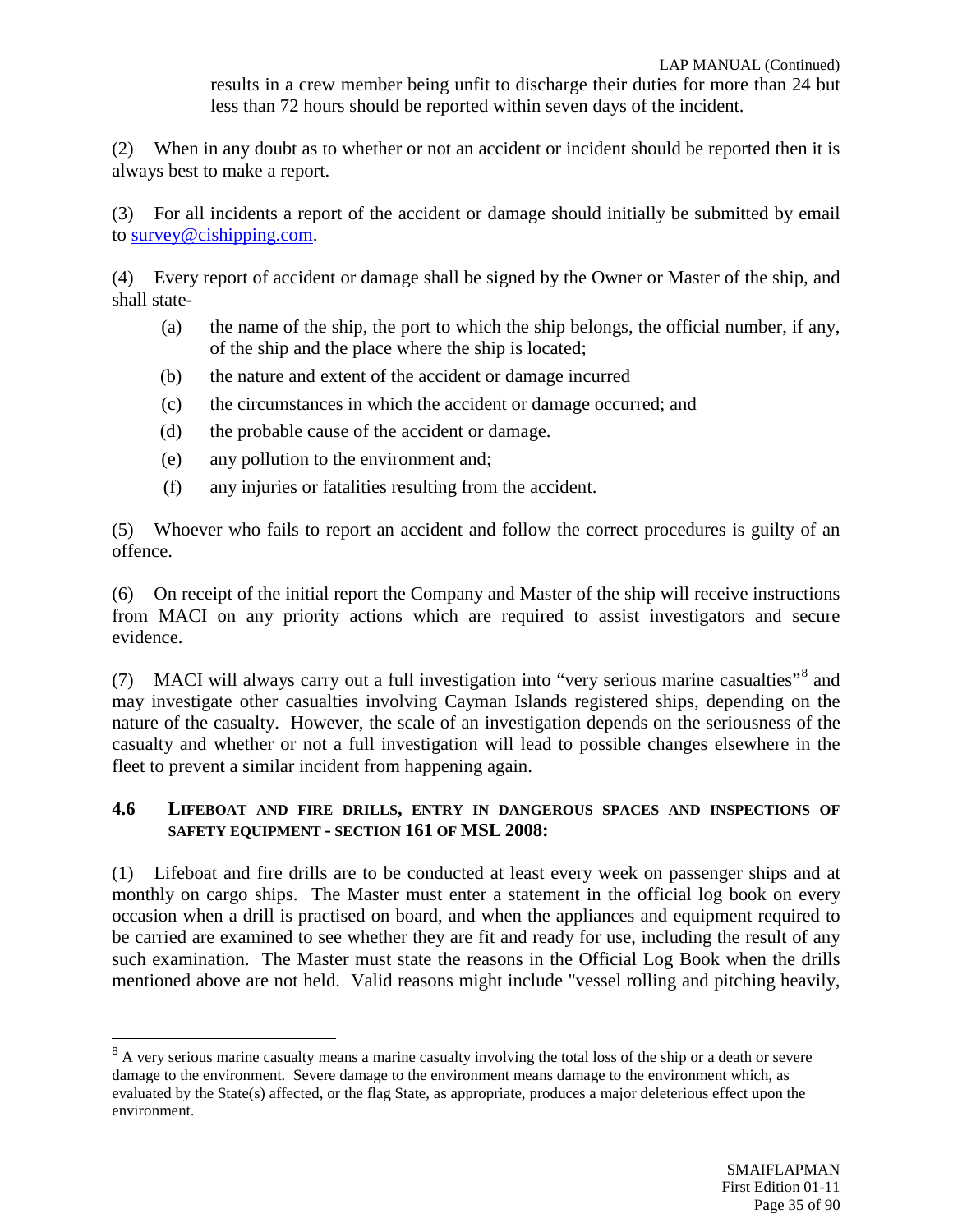results in a crew member being unfit to discharge their duties for more than 24 but less than 72 hours should be reported within seven days of the incident.

(2) When in any doubt as to whether or not an accident or incident should be reported then it is always best to make a report.

(3) For all incidents a report of the accident or damage should initially be submitted by email to survey@cishipping.com.

(4) Every report of accident or damage shall be signed by the Owner or Master of the ship, and shall state-

(a) the name of the ship, the port to which the ship belongs, the official number, if any, of the ship and the place where the ship is located;

(b) the nature and extent of the accident or damage incurred

(c) the circumstances in which the accident or damage occurred; and

(d) the probable cause of the accident or damage.

(e) any pollution to the environment and;

(f) any injuries or fatalities resulting from the accident.

(5) Whoever who fails to report an accident and follow the correct procedures is guilty of an offence.

(6) On receipt of the initial report the Company and Master of the ship will receive instructions from MACI on any priority actions which are required to assist investigators and secure evidence.

(7) MACI will always carry out a full investigation into "very serious marine casualties"[8] and may investigate other casualties involving Cayman Islands registered ships, depending on the nature of the casualty. However, the scale of an investigation depends on the seriousness of the casualty and whether or not a full investigation will lead to possible changes elsewhere in the fleet to prevent a similar incident from happening again.

### 4.6 LIFEBOAT AND FIRE DRILLS, ENTRY IN DANGEROUS SPACES AND INSPECTIONS OF SAFETY EQUIPMENT - SECTION 161 OF MSL 2008:

(1) Lifeboat and fire drills are to be conducted at least every week on passenger ships and at monthly on cargo ships. The Master must enter a statement in the official log book on every occasion when a drill is practised on board, and when the appliances and equipment required to be carried are examined to see whether they are fit and ready for use, including the result of any such examination. The Master must state the reasons in the Official Log Book when the drills mentioned above are not held. Valid reasons might include "vessel rolling and pitching heavily,

---

[8] A very serious marine casualty means a marine casualty involving the total loss of the ship or a death or severe damage to the environment. Severe damage to the environment means damage to the environment which, as evaluated by the State(s) affected, or the flag State, as appropriate, produces a major deleterious effect upon the environment.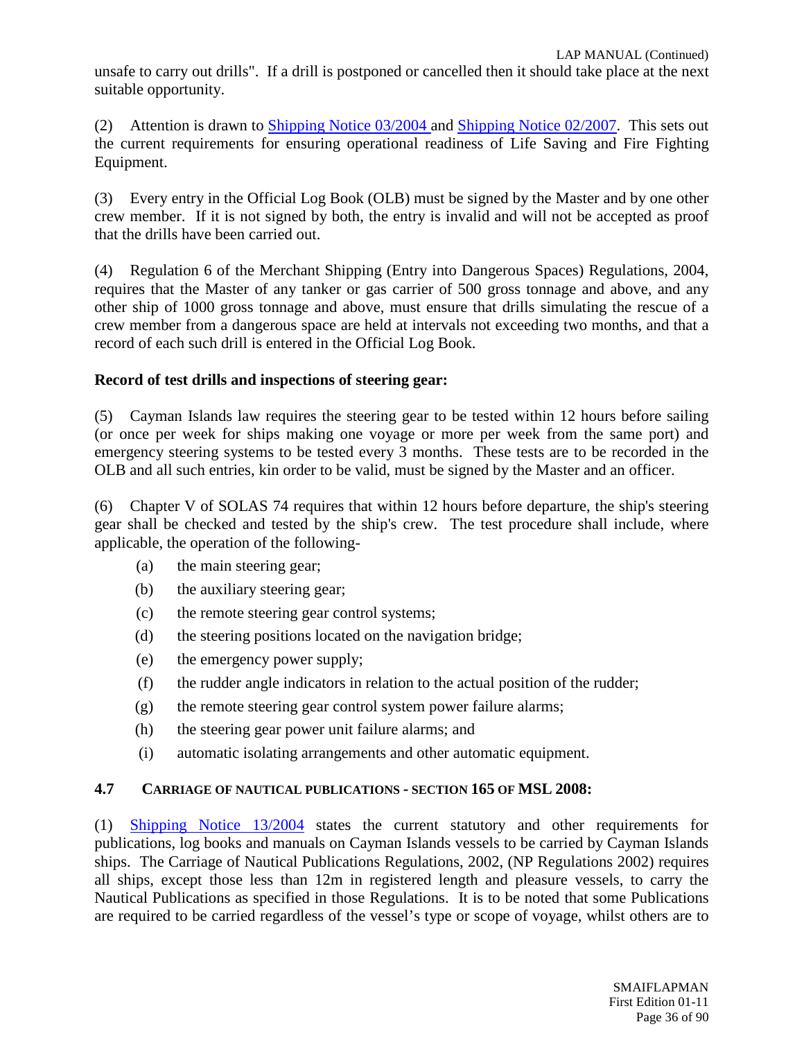unsafe to carry out drills". If a drill is postponed or cancelled then it should take place at the next suitable opportunity.

(2) Attention is drawn to Shipping Notice 03/2004 and Shipping Notice 02/2007. This sets out the current requirements for ensuring operational readiness of Life Saving and Fire Fighting Equipment.

(3) Every entry in the Official Log Book (OLB) must be signed by the Master and by one other crew member. If it is not signed by both, the entry is invalid and will not be accepted as proof that the drills have been carried out.

(4) Regulation 6 of the Merchant Shipping (Entry into Dangerous Spaces) Regulations, 2004, requires that the Master of any tanker or gas carrier of 500 gross tonnage and above, and any other ship of 1000 gross tonnage and above, must ensure that drills simulating the rescue of a crew member from a dangerous space are held at intervals not exceeding two months, and that a record of each such drill is entered in the Official Log Book.

**Record of test drills and inspections of steering gear:**

(5) Cayman Islands law requires the steering gear to be tested within 12 hours before sailing (or once per week for ships making one voyage or more per week from the same port) and emergency steering systems to be tested every 3 months. These tests are to be recorded in the OLB and all such entries, kin order to be valid, must be signed by the Master and an officer.

(6) Chapter V of SOLAS 74 requires that within 12 hours before departure, the ship's steering gear shall be checked and tested by the ship's crew. The test procedure shall include, where applicable, the operation of the following-

(a) the main steering gear;

(b) the auxiliary steering gear;

(c) the remote steering gear control systems;

(d) the steering positions located on the navigation bridge;

(e) the emergency power supply;

(f) the rudder angle indicators in relation to the actual position of the rudder;

(g) the remote steering gear control system power failure alarms;

(h) the steering gear power unit failure alarms; and

(i) automatic isolating arrangements and other automatic equipment.

### 4.7 CARRIAGE OF NAUTICAL PUBLICATIONS - SECTION 165 OF MSL 2008:

(1) Shipping Notice 13/2004 states the current statutory and other requirements for publications, log books and manuals on Cayman Islands vessels to be carried by Cayman Islands ships. The Carriage of Nautical Publications Regulations, 2002, (NP Regulations 2002) requires all ships, except those less than 12m in registered length and pleasure vessels, to carry the Nautical Publications as specified in those Regulations. It is to be noted that some Publications are required to be carried regardless of the vessel's type or scope of voyage, whilst others are to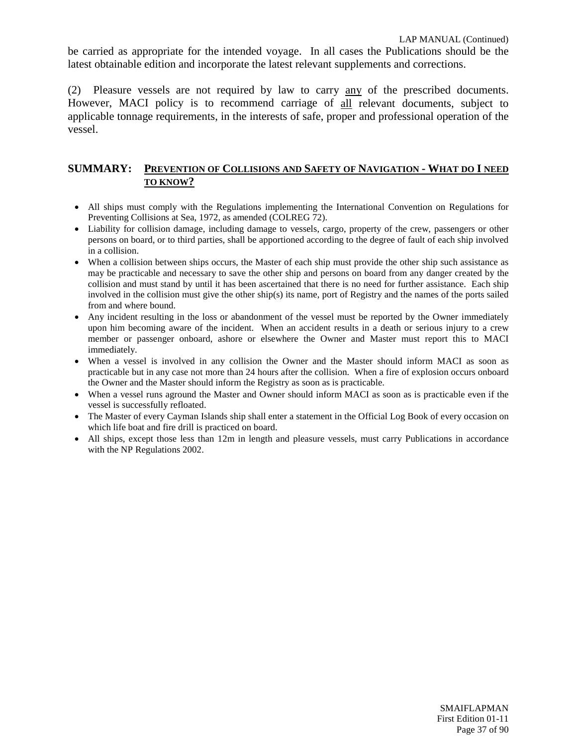be carried as appropriate for the intended voyage. In all cases the Publications should be the latest obtainable edition and incorporate the latest relevant supplements and corrections.

(2) Pleasure vessels are not required by law to carry <u>any</u> of the prescribed documents. However, MACI policy is to recommend carriage of <u>all</u> relevant documents, subject to applicable tonnage requirements, in the interests of safe, proper and professional operation of the vessel.

## SUMMARY: PREVENTION OF COLLISIONS AND SAFETY OF NAVIGATION - WHAT DO I NEED TO KNOW?

- All ships must comply with the Regulations implementing the International Convention on Regulations for Preventing Collisions at Sea, 1972, as amended (COLREG 72).
- Liability for collision damage, including damage to vessels, cargo, property of the crew, passengers or other persons on board, or to third parties, shall be apportioned according to the degree of fault of each ship involved in a collision.
- When a collision between ships occurs, the Master of each ship must provide the other ship such assistance as may be practicable and necessary to save the other ship and persons on board from any danger created by the collision and must stand by until it has been ascertained that there is no need for further assistance. Each ship involved in the collision must give the other ship(s) its name, port of Registry and the names of the ports sailed from and where bound.
- Any incident resulting in the loss or abandonment of the vessel must be reported by the Owner immediately upon him becoming aware of the incident. When an accident results in a death or serious injury to a crew member or passenger onboard, ashore or elsewhere the Owner and Master must report this to MACI immediately.
- When a vessel is involved in any collision the Owner and the Master should inform MACI as soon as practicable but in any case not more than 24 hours after the collision. When a fire of explosion occurs onboard the Owner and the Master should inform the Registry as soon as is practicable.
- When a vessel runs aground the Master and Owner should inform MACI as soon as is practicable even if the vessel is successfully refloated.
- The Master of every Cayman Islands ship shall enter a statement in the Official Log Book of every occasion on which life boat and fire drill is practiced on board.
- All ships, except those less than 12m in length and pleasure vessels, must carry Publications in accordance with the NP Regulations 2002.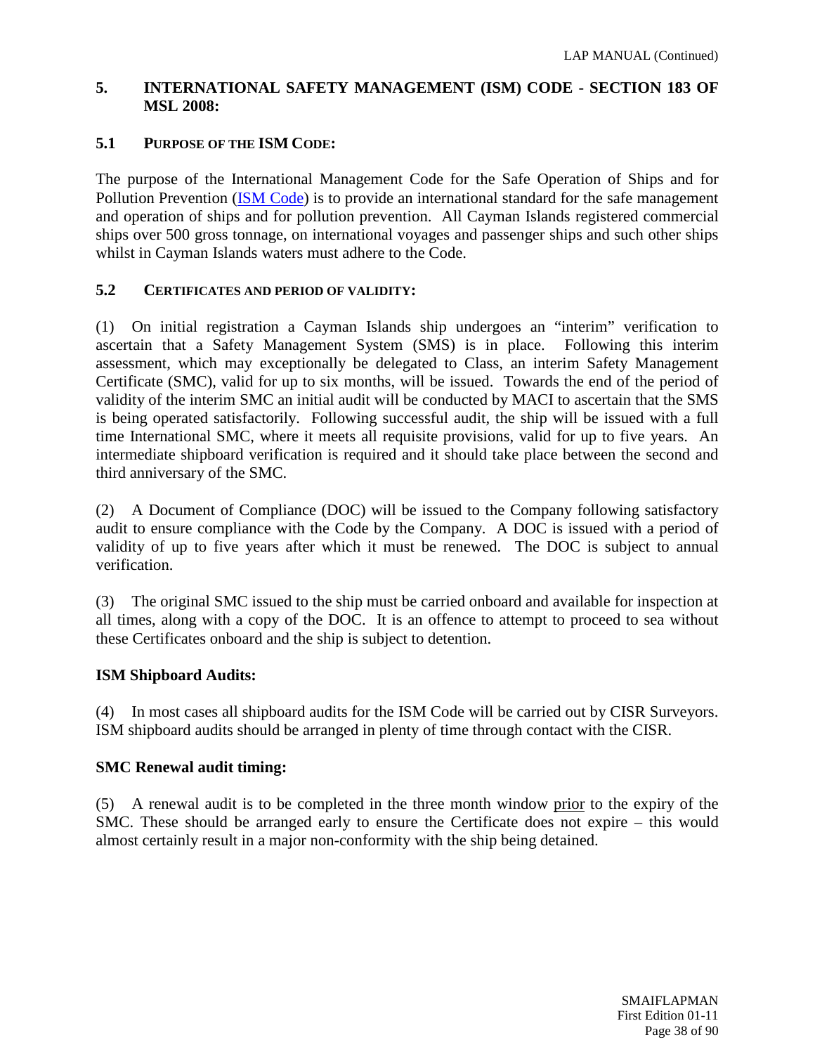## 5. INTERNATIONAL SAFETY MANAGEMENT (ISM) CODE - SECTION 183 OF MSL 2008:

### 5.1 PURPOSE OF THE ISM CODE:

The purpose of the International Management Code for the Safe Operation of Ships and for Pollution Prevention (ISM Code) is to provide an international standard for the safe management and operation of ships and for pollution prevention. All Cayman Islands registered commercial ships over 500 gross tonnage, on international voyages and passenger ships and such other ships whilst in Cayman Islands waters must adhere to the Code.

### 5.2 CERTIFICATES AND PERIOD OF VALIDITY:

(1) On initial registration a Cayman Islands ship undergoes an "interim" verification to ascertain that a Safety Management System (SMS) is in place. Following this interim assessment, which may exceptionally be delegated to Class, an interim Safety Management Certificate (SMC), valid for up to six months, will be issued. Towards the end of the period of validity of the interim SMC an initial audit will be conducted by MACI to ascertain that the SMS is being operated satisfactorily. Following successful audit, the ship will be issued with a full time International SMC, where it meets all requisite provisions, valid for up to five years. An intermediate shipboard verification is required and it should take place between the second and third anniversary of the SMC.

(2) A Document of Compliance (DOC) will be issued to the Company following satisfactory audit to ensure compliance with the Code by the Company. A DOC is issued with a period of validity of up to five years after which it must be renewed. The DOC is subject to annual verification.

(3) The original SMC issued to the ship must be carried onboard and available for inspection at all times, along with a copy of the DOC. It is an offence to attempt to proceed to sea without these Certificates onboard and the ship is subject to detention.

**ISM Shipboard Audits:**

(4) In most cases all shipboard audits for the ISM Code will be carried out by CISR Surveyors. ISM shipboard audits should be arranged in plenty of time through contact with the CISR.

**SMC Renewal audit timing:**

(5) A renewal audit is to be completed in the three month window prior to the expiry of the SMC. These should be arranged early to ensure the Certificate does not expire – this would almost certainly result in a major non-conformity with the ship being detained.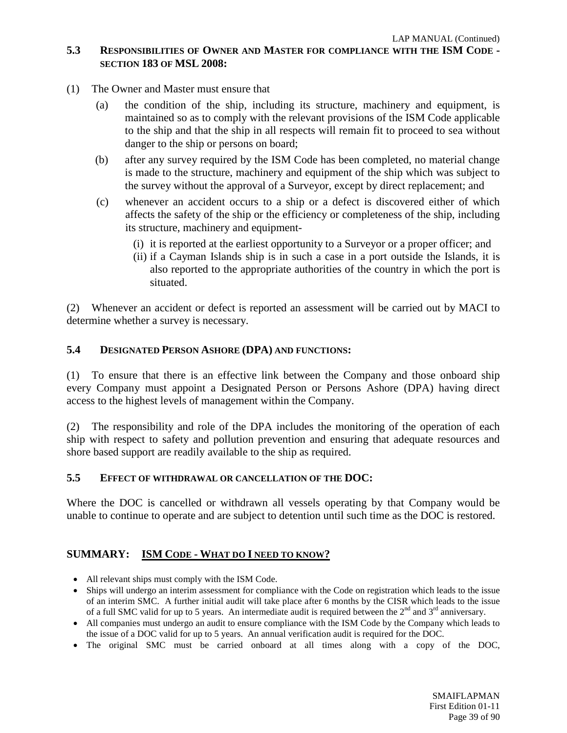### 5.3 Responsibilities of Owner and Master for compliance with the ISM Code - section 183 of MSL 2008:

(1) The Owner and Master must ensure that

(a) the condition of the ship, including its structure, machinery and equipment, is maintained so as to comply with the relevant provisions of the ISM Code applicable to the ship and that the ship in all respects will remain fit to proceed to sea without danger to the ship or persons on board;

(b) after any survey required by the ISM Code has been completed, no material change is made to the structure, machinery and equipment of the ship which was subject to the survey without the approval of a Surveyor, except by direct replacement; and

(c) whenever an accident occurs to a ship or a defect is discovered either of which affects the safety of the ship or the efficiency or completeness of the ship, including its structure, machinery and equipment-

(i) it is reported at the earliest opportunity to a Surveyor or a proper officer; and

(ii) if a Cayman Islands ship is in such a case in a port outside the Islands, it is also reported to the appropriate authorities of the country in which the port is situated.

(2) Whenever an accident or defect is reported an assessment will be carried out by MACI to determine whether a survey is necessary.

### 5.4 Designated Person Ashore (DPA) and functions:

(1) To ensure that there is an effective link between the Company and those onboard ship every Company must appoint a Designated Person or Persons Ashore (DPA) having direct access to the highest levels of management within the Company.

(2) The responsibility and role of the DPA includes the monitoring of the operation of each ship with respect to safety and pollution prevention and ensuring that adequate resources and shore based support are readily available to the ship as required.

### 5.5 Effect of withdrawal or cancellation of the DOC:

Where the DOC is cancelled or withdrawn all vessels operating by that Company would be unable to continue to operate and are subject to detention until such time as the DOC is restored.

## SUMMARY: ISM Code - What do I need to know?

- All relevant ships must comply with the ISM Code.
- Ships will undergo an interim assessment for compliance with the Code on registration which leads to the issue of an interim SMC. A further initial audit will take place after 6 months by the CISR which leads to the issue of a full SMC valid for up to 5 years. An intermediate audit is required between the 2nd and 3rd anniversary.
- All companies must undergo an audit to ensure compliance with the ISM Code by the Company which leads to the issue of a DOC valid for up to 5 years. An annual verification audit is required for the DOC.
- The original SMC must be carried onboard at all times along with a copy of the DOC,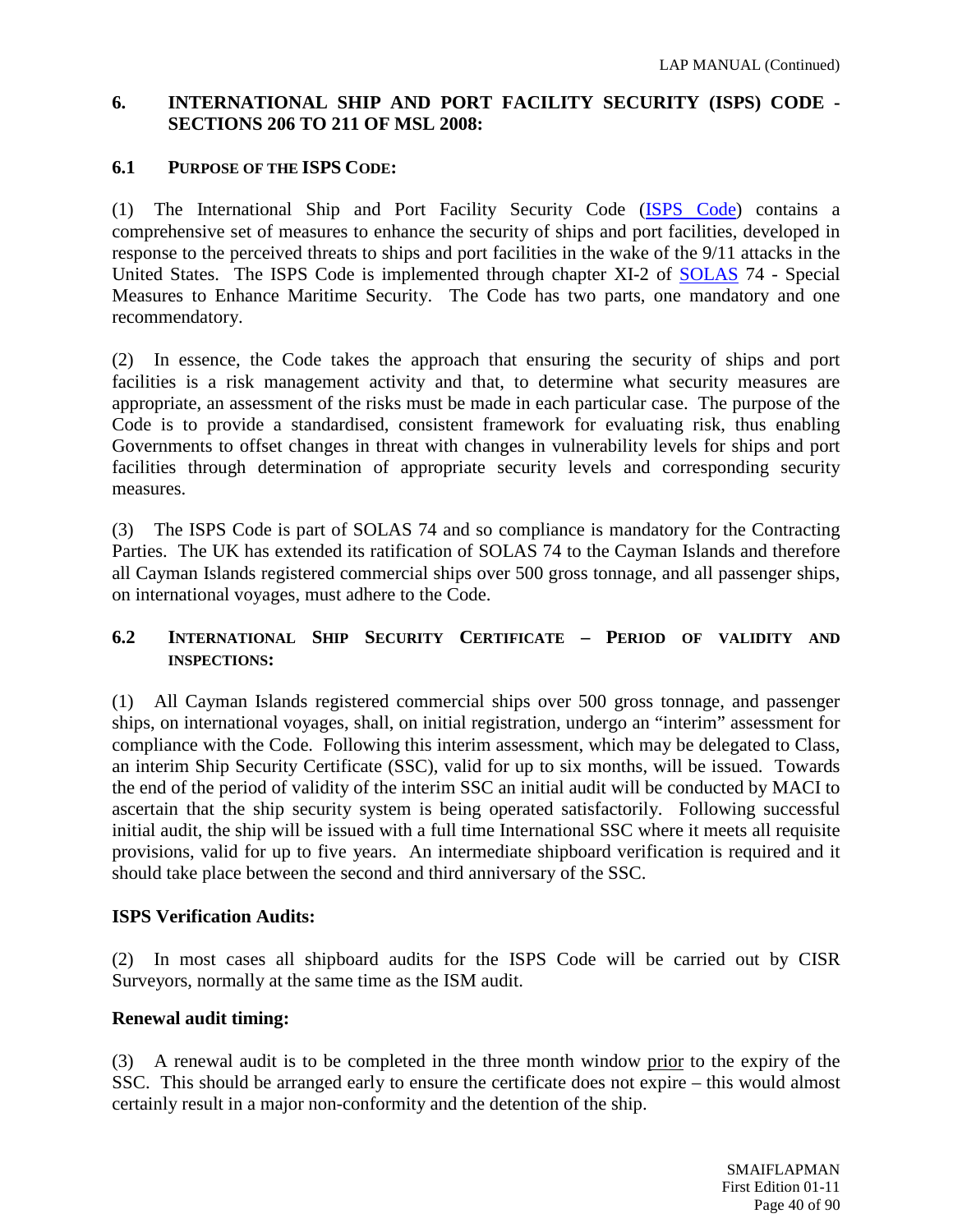## 6. INTERNATIONAL SHIP AND PORT FACILITY SECURITY (ISPS) CODE - SECTIONS 206 TO 211 OF MSL 2008:

### 6.1 PURPOSE OF THE ISPS CODE:

(1) The International Ship and Port Facility Security Code (ISPS Code) contains a comprehensive set of measures to enhance the security of ships and port facilities, developed in response to the perceived threats to ships and port facilities in the wake of the 9/11 attacks in the United States. The ISPS Code is implemented through chapter XI-2 of SOLAS 74 - Special Measures to Enhance Maritime Security. The Code has two parts, one mandatory and one recommendatory.

(2) In essence, the Code takes the approach that ensuring the security of ships and port facilities is a risk management activity and that, to determine what security measures are appropriate, an assessment of the risks must be made in each particular case. The purpose of the Code is to provide a standardised, consistent framework for evaluating risk, thus enabling Governments to offset changes in threat with changes in vulnerability levels for ships and port facilities through determination of appropriate security levels and corresponding security measures.

(3) The ISPS Code is part of SOLAS 74 and so compliance is mandatory for the Contracting Parties. The UK has extended its ratification of SOLAS 74 to the Cayman Islands and therefore all Cayman Islands registered commercial ships over 500 gross tonnage, and all passenger ships, on international voyages, must adhere to the Code.

### 6.2 INTERNATIONAL SHIP SECURITY CERTIFICATE – PERIOD OF VALIDITY AND INSPECTIONS:

(1) All Cayman Islands registered commercial ships over 500 gross tonnage, and passenger ships, on international voyages, shall, on initial registration, undergo an "interim" assessment for compliance with the Code. Following this interim assessment, which may be delegated to Class, an interim Ship Security Certificate (SSC), valid for up to six months, will be issued. Towards the end of the period of validity of the interim SSC an initial audit will be conducted by MACI to ascertain that the ship security system is being operated satisfactorily. Following successful initial audit, the ship will be issued with a full time International SSC where it meets all requisite provisions, valid for up to five years. An intermediate shipboard verification is required and it should take place between the second and third anniversary of the SSC.

**ISPS Verification Audits:**

(2) In most cases all shipboard audits for the ISPS Code will be carried out by CISR Surveyors, normally at the same time as the ISM audit.

**Renewal audit timing:**

(3) A renewal audit is to be completed in the three month window prior to the expiry of the SSC. This should be arranged early to ensure the certificate does not expire – this would almost certainly result in a major non-conformity and the detention of the ship.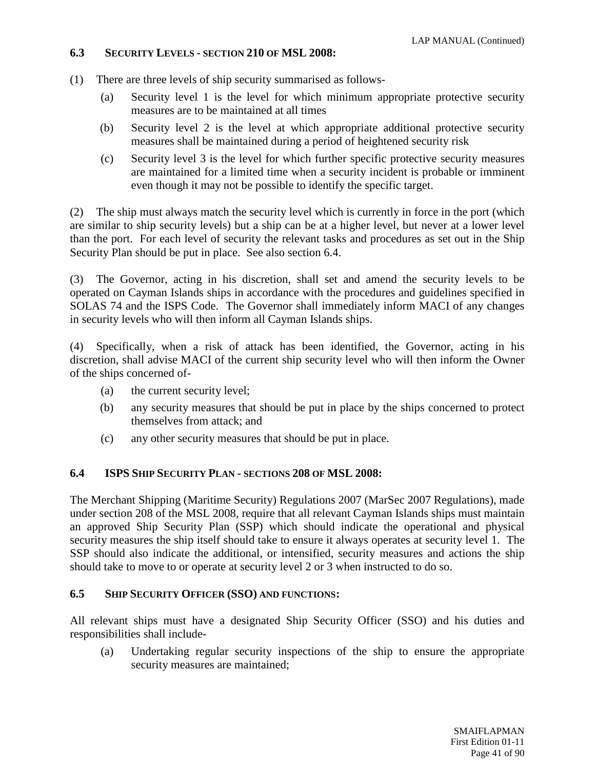## 6.3 SECURITY LEVELS - SECTION 210 OF MSL 2008:

(1) There are three levels of ship security summarised as follows-

- (a) Security level 1 is the level for which minimum appropriate protective security measures are to be maintained at all times
- (b) Security level 2 is the level at which appropriate additional protective security measures shall be maintained during a period of heightened security risk
- (c) Security level 3 is the level for which further specific protective security measures are maintained for a limited time when a security incident is probable or imminent even though it may not be possible to identify the specific target.

(2) The ship must always match the security level which is currently in force in the port (which are similar to ship security levels) but a ship can be at a higher level, but never at a lower level than the port. For each level of security the relevant tasks and procedures as set out in the Ship Security Plan should be put in place. See also section 6.4.

(3) The Governor, acting in his discretion, shall set and amend the security levels to be operated on Cayman Islands ships in accordance with the procedures and guidelines specified in SOLAS 74 and the ISPS Code. The Governor shall immediately inform MACI of any changes in security levels who will then inform all Cayman Islands ships.

(4) Specifically, when a risk of attack has been identified, the Governor, acting in his discretion, shall advise MACI of the current ship security level who will then inform the Owner of the ships concerned of-

- (a) the current security level;
- (b) any security measures that should be put in place by the ships concerned to protect themselves from attack; and
- (c) any other security measures that should be put in place.

## 6.4 ISPS SHIP SECURITY PLAN - SECTIONS 208 OF MSL 2008:

The Merchant Shipping (Maritime Security) Regulations 2007 (MarSec 2007 Regulations), made under section 208 of the MSL 2008, require that all relevant Cayman Islands ships must maintain an approved Ship Security Plan (SSP) which should indicate the operational and physical security measures the ship itself should take to ensure it always operates at security level 1. The SSP should also indicate the additional, or intensified, security measures and actions the ship should take to move to or operate at security level 2 or 3 when instructed to do so.

## 6.5 SHIP SECURITY OFFICER (SSO) AND FUNCTIONS:

All relevant ships must have a designated Ship Security Officer (SSO) and his duties and responsibilities shall include-

- (a) Undertaking regular security inspections of the ship to ensure the appropriate security measures are maintained;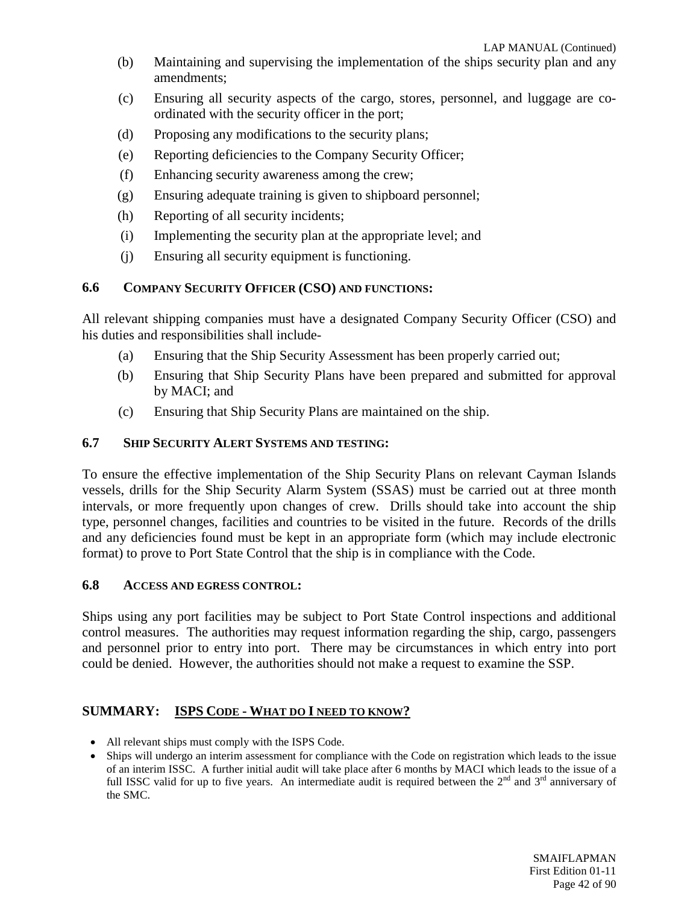(b) Maintaining and supervising the implementation of the ships security plan and any amendments;

(c) Ensuring all security aspects of the cargo, stores, personnel, and luggage are co-ordinated with the security officer in the port;

(d) Proposing any modifications to the security plans;

(e) Reporting deficiencies to the Company Security Officer;

(f) Enhancing security awareness among the crew;

(g) Ensuring adequate training is given to shipboard personnel;

(h) Reporting of all security incidents;

(i) Implementing the security plan at the appropriate level; and

(j) Ensuring all security equipment is functioning.

### 6.6 COMPANY SECURITY OFFICER (CSO) AND FUNCTIONS:

All relevant shipping companies must have a designated Company Security Officer (CSO) and his duties and responsibilities shall include-

(a) Ensuring that the Ship Security Assessment has been properly carried out;

(b) Ensuring that Ship Security Plans have been prepared and submitted for approval by MACI; and

(c) Ensuring that Ship Security Plans are maintained on the ship.

### 6.7 SHIP SECURITY ALERT SYSTEMS AND TESTING:

To ensure the effective implementation of the Ship Security Plans on relevant Cayman Islands vessels, drills for the Ship Security Alarm System (SSAS) must be carried out at three month intervals, or more frequently upon changes of crew. Drills should take into account the ship type, personnel changes, facilities and countries to be visited in the future. Records of the drills and any deficiencies found must be kept in an appropriate form (which may include electronic format) to prove to Port State Control that the ship is in compliance with the Code.

### 6.8 ACCESS AND EGRESS CONTROL:

Ships using any port facilities may be subject to Port State Control inspections and additional control measures. The authorities may request information regarding the ship, cargo, passengers and personnel prior to entry into port. There may be circumstances in which entry into port could be denied. However, the authorities should not make a request to examine the SSP.

## SUMMARY: <u>ISPS CODE - WHAT DO I NEED TO KNOW?</u>

- All relevant ships must comply with the ISPS Code.
- Ships will undergo an interim assessment for compliance with the Code on registration which leads to the issue of an interim ISSC. A further initial audit will take place after 6 months by MACI which leads to the issue of a full ISSC valid for up to five years. An intermediate audit is required between the 2nd and 3rd anniversary of the SMC.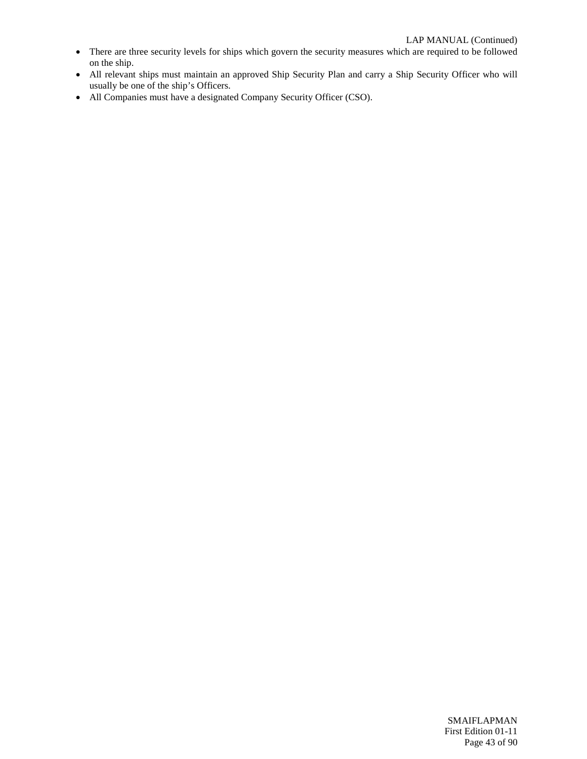- There are three security levels for ships which govern the security measures which are required to be followed on the ship.
- All relevant ships must maintain an approved Ship Security Plan and carry a Ship Security Officer who will usually be one of the ship’s Officers.
- All Companies must have a designated Company Security Officer (CSO).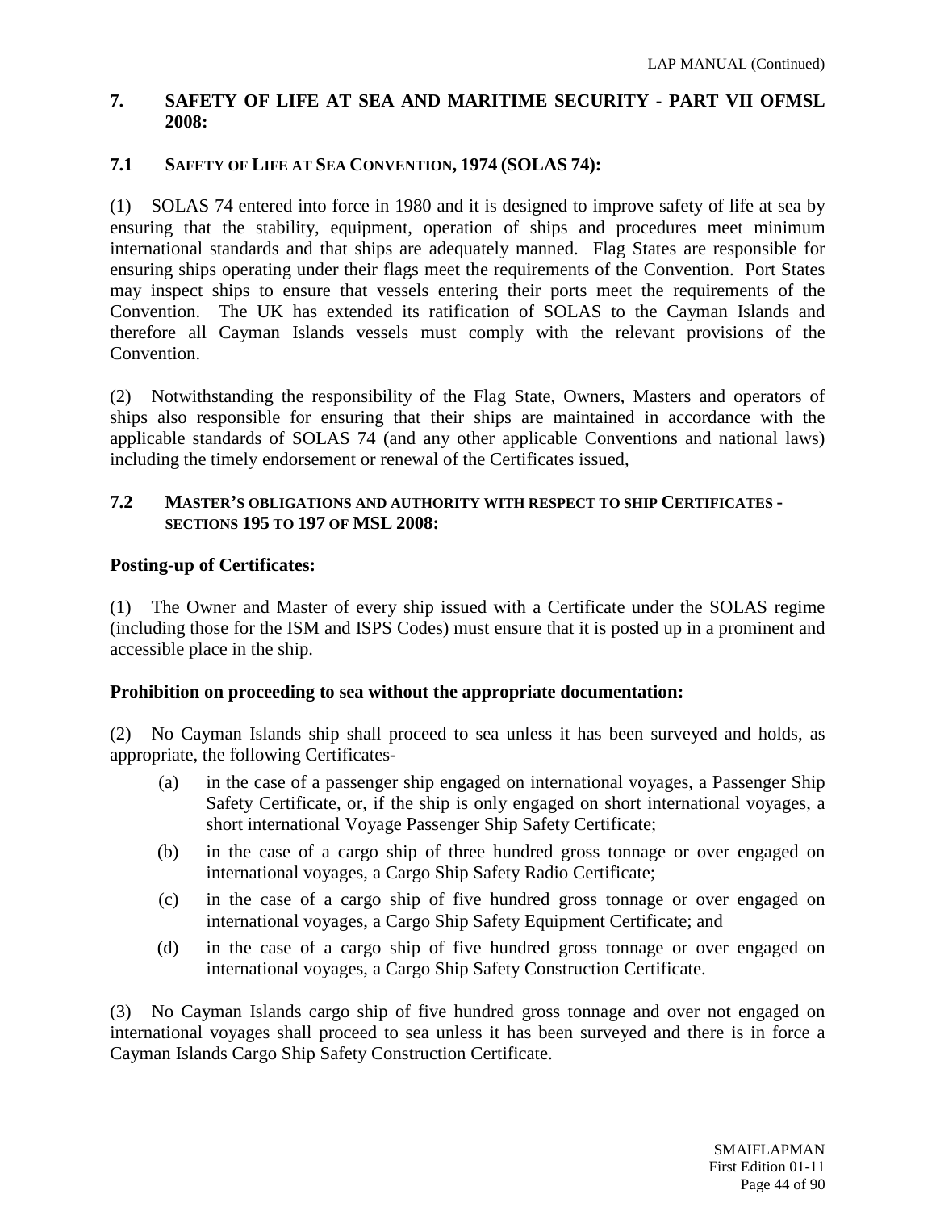## 7. SAFETY OF LIFE AT SEA AND MARITIME SECURITY - PART VII OFMSL 2008:

### 7.1 SAFETY OF LIFE AT SEA CONVENTION, 1974 (SOLAS 74):

(1) SOLAS 74 entered into force in 1980 and it is designed to improve safety of life at sea by ensuring that the stability, equipment, operation of ships and procedures meet minimum international standards and that ships are adequately manned. Flag States are responsible for ensuring ships operating under their flags meet the requirements of the Convention. Port States may inspect ships to ensure that vessels entering their ports meet the requirements of the Convention. The UK has extended its ratification of SOLAS to the Cayman Islands and therefore all Cayman Islands vessels must comply with the relevant provisions of the Convention.

(2) Notwithstanding the responsibility of the Flag State, Owners, Masters and operators of ships also responsible for ensuring that their ships are maintained in accordance with the applicable standards of SOLAS 74 (and any other applicable Conventions and national laws) including the timely endorsement or renewal of the Certificates issued,

### 7.2 MASTER'S OBLIGATIONS AND AUTHORITY WITH RESPECT TO SHIP CERTIFICATES - SECTIONS 195 TO 197 OF MSL 2008:

**Posting-up of Certificates:**

(1) The Owner and Master of every ship issued with a Certificate under the SOLAS regime (including those for the ISM and ISPS Codes) must ensure that it is posted up in a prominent and accessible place in the ship.

**Prohibition on proceeding to sea without the appropriate documentation:**

(2) No Cayman Islands ship shall proceed to sea unless it has been surveyed and holds, as appropriate, the following Certificates-

- (a) in the case of a passenger ship engaged on international voyages, a Passenger Ship Safety Certificate, or, if the ship is only engaged on short international voyages, a short international Voyage Passenger Ship Safety Certificate;
- (b) in the case of a cargo ship of three hundred gross tonnage or over engaged on international voyages, a Cargo Ship Safety Radio Certificate;
- (c) in the case of a cargo ship of five hundred gross tonnage or over engaged on international voyages, a Cargo Ship Safety Equipment Certificate; and
- (d) in the case of a cargo ship of five hundred gross tonnage or over engaged on international voyages, a Cargo Ship Safety Construction Certificate.

(3) No Cayman Islands cargo ship of five hundred gross tonnage and over not engaged on international voyages shall proceed to sea unless it has been surveyed and there is in force a Cayman Islands Cargo Ship Safety Construction Certificate.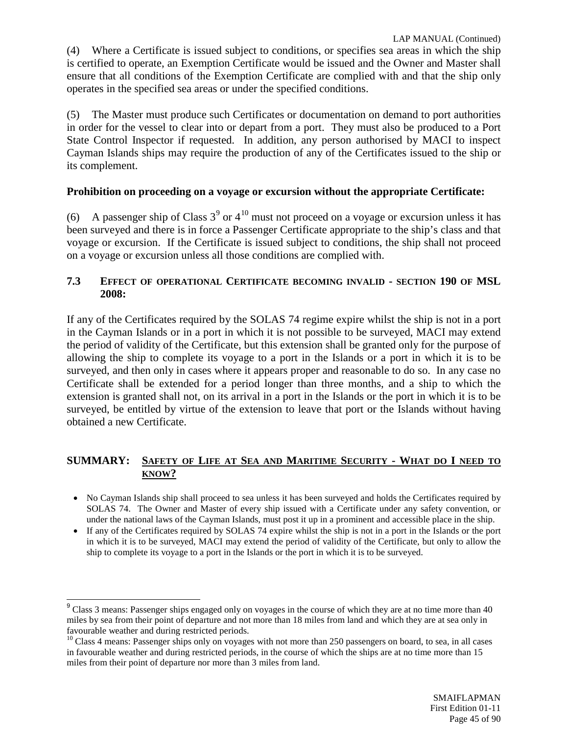(4) Where a Certificate is issued subject to conditions, or specifies sea areas in which the ship is certified to operate, an Exemption Certificate would be issued and the Owner and Master shall ensure that all conditions of the Exemption Certificate are complied with and that the ship only operates in the specified sea areas or under the specified conditions.

(5) The Master must produce such Certificates or documentation on demand to port authorities in order for the vessel to clear into or depart from a port. They must also be produced to a Port State Control Inspector if requested. In addition, any person authorised by MACI to inspect Cayman Islands ships may require the production of any of the Certificates issued to the ship or its complement.

**Prohibition on proceeding on a voyage or excursion without the appropriate Certificate:**

(6) A passenger ship of Class 3[9] or 4[10] must not proceed on a voyage or excursion unless it has been surveyed and there is in force a Passenger Certificate appropriate to the ship's class and that voyage or excursion. If the Certificate is issued subject to conditions, the ship shall not proceed on a voyage or excursion unless all those conditions are complied with.

### 7.3 EFFECT OF OPERATIONAL CERTIFICATE BECOMING INVALID - SECTION 190 OF MSL 2008:

If any of the Certificates required by the SOLAS 74 regime expire whilst the ship is not in a port in the Cayman Islands or in a port in which it is not possible to be surveyed, MACI may extend the period of validity of the Certificate, but this extension shall be granted only for the purpose of allowing the ship to complete its voyage to a port in the Islands or a port in which it is to be surveyed, and then only in cases where it appears proper and reasonable to do so. In any case no Certificate shall be extended for a period longer than three months, and a ship to which the extension is granted shall not, on its arrival in a port in the Islands or the port in which it is to be surveyed, be entitled by virtue of the extension to leave that port or the Islands without having obtained a new Certificate.

## SUMMARY: SAFETY OF LIFE AT SEA AND MARITIME SECURITY - WHAT DO I NEED TO KNOW?

- No Cayman Islands ship shall proceed to sea unless it has been surveyed and holds the Certificates required by SOLAS 74. The Owner and Master of every ship issued with a Certificate under any safety convention, or under the national laws of the Cayman Islands, must post it up in a prominent and accessible place in the ship.
- If any of the Certificates required by SOLAS 74 expire whilst the ship is not in a port in the Islands or the port in which it is to be surveyed, MACI may extend the period of validity of the Certificate, but only to allow the ship to complete its voyage to a port in the Islands or the port in which it is to be surveyed.

---

[9] Class 3 means: Passenger ships engaged only on voyages in the course of which they are at no time more than 40 miles by sea from their point of departure and not more than 18 miles from land and which they are at sea only in favourable weather and during restricted periods.

[10] Class 4 means: Passenger ships only on voyages with not more than 250 passengers on board, to sea, in all cases in favourable weather and during restricted periods, in the course of which the ships are at no time more than 15 miles from their point of departure nor more than 3 miles from land.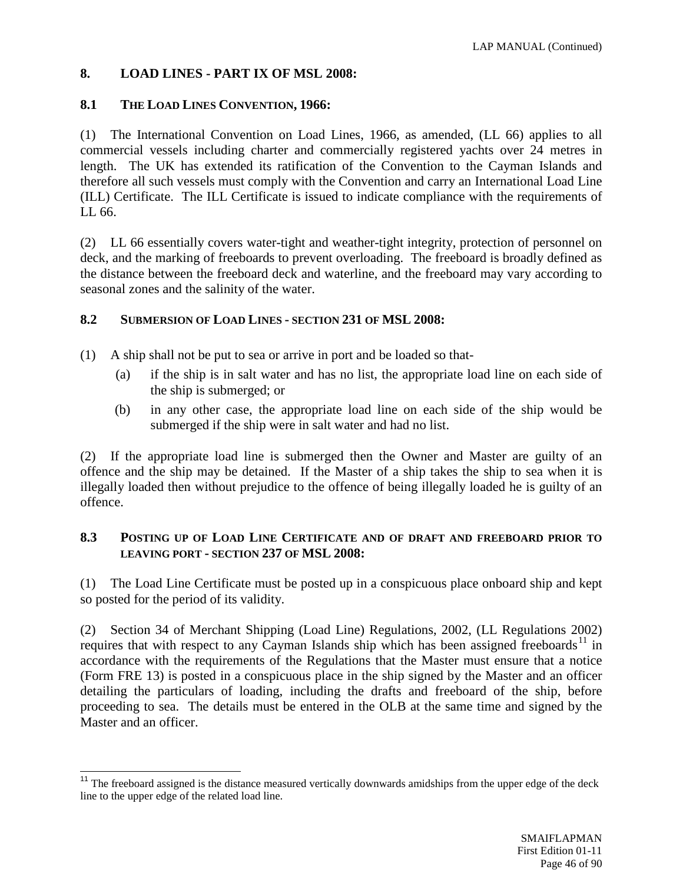## 8. LOAD LINES - PART IX OF MSL 2008:

### 8.1 THE LOAD LINES CONVENTION, 1966:

(1) The International Convention on Load Lines, 1966, as amended, (LL 66) applies to all commercial vessels including charter and commercially registered yachts over 24 metres in length. The UK has extended its ratification of the Convention to the Cayman Islands and therefore all such vessels must comply with the Convention and carry an International Load Line (ILL) Certificate. The ILL Certificate is issued to indicate compliance with the requirements of LL 66.

(2) LL 66 essentially covers water-tight and weather-tight integrity, protection of personnel on deck, and the marking of freeboards to prevent overloading. The freeboard is broadly defined as the distance between the freeboard deck and waterline, and the freeboard may vary according to seasonal zones and the salinity of the water.

### 8.2 SUBMERSION OF LOAD LINES - SECTION 231 OF MSL 2008:

(1) A ship shall not be put to sea or arrive in port and be loaded so that-

- (a) if the ship is in salt water and has no list, the appropriate load line on each side of the ship is submerged; or
- (b) in any other case, the appropriate load line on each side of the ship would be submerged if the ship were in salt water and had no list.

(2) If the appropriate load line is submerged then the Owner and Master are guilty of an offence and the ship may be detained. If the Master of a ship takes the ship to sea when it is illegally loaded then without prejudice to the offence of being illegally loaded he is guilty of an offence.

### 8.3 POSTING UP OF LOAD LINE CERTIFICATE AND OF DRAFT AND FREEBOARD PRIOR TO LEAVING PORT - SECTION 237 OF MSL 2008:

(1) The Load Line Certificate must be posted up in a conspicuous place onboard ship and kept so posted for the period of its validity.

(2) Section 34 of Merchant Shipping (Load Line) Regulations, 2002, (LL Regulations 2002) requires that with respect to any Cayman Islands ship which has been assigned freeboards[11] in accordance with the requirements of the Regulations that the Master must ensure that a notice (Form FRE 13) is posted in a conspicuous place in the ship signed by the Master and an officer detailing the particulars of loading, including the drafts and freeboard of the ship, before proceeding to sea. The details must be entered in the OLB at the same time and signed by the Master and an officer.

---

[11] The freeboard assigned is the distance measured vertically downwards amidships from the upper edge of the deck line to the upper edge of the related load line.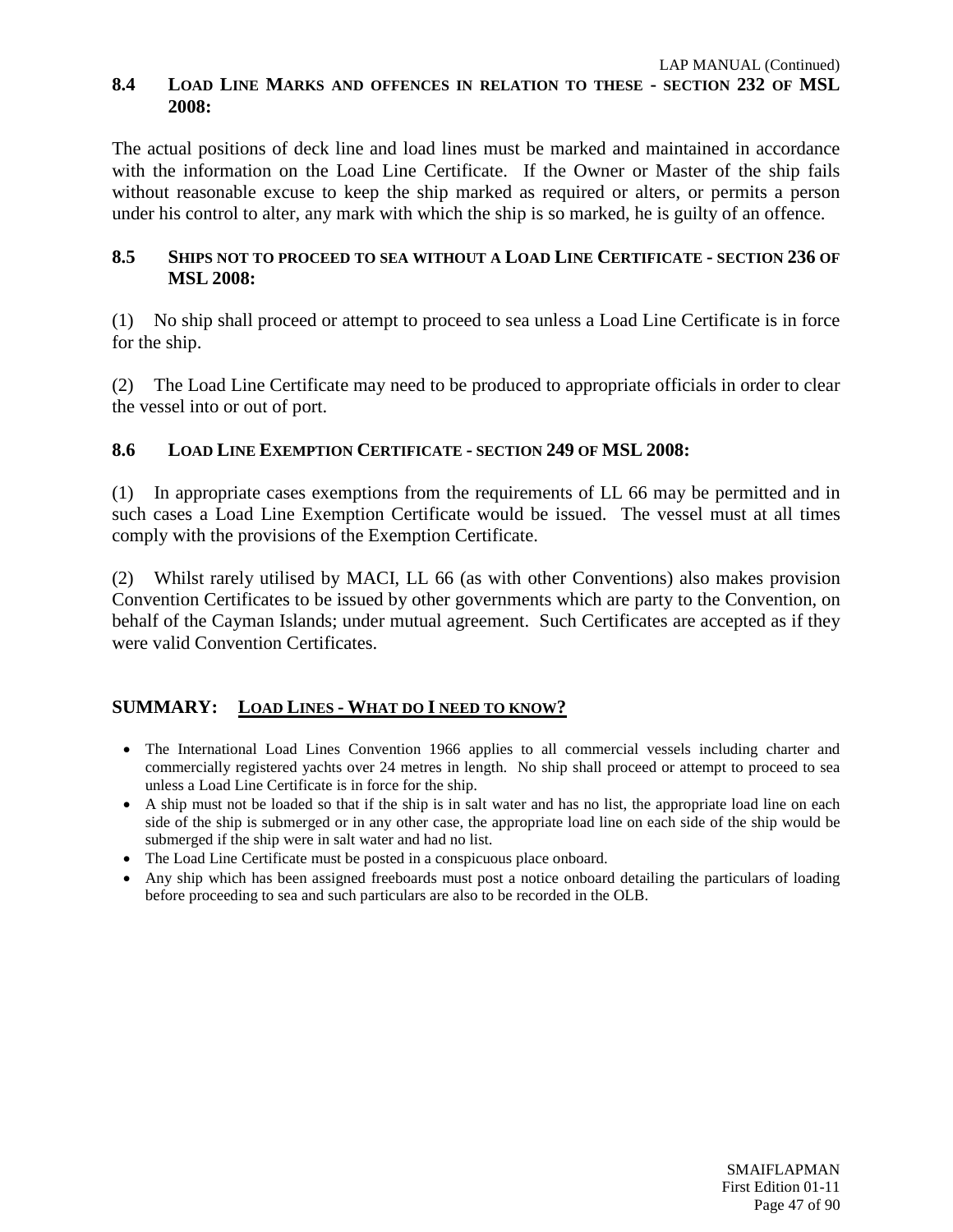### 8.4 Load Line Marks and offences in relation to these - section 232 of MSL 2008:

The actual positions of deck line and load lines must be marked and maintained in accordance with the information on the Load Line Certificate. If the Owner or Master of the ship fails without reasonable excuse to keep the ship marked as required or alters, or permits a person under his control to alter, any mark with which the ship is so marked, he is guilty of an offence.

### 8.5 Ships not to proceed to sea without a Load Line Certificate - section 236 of MSL 2008:

(1) No ship shall proceed or attempt to proceed to sea unless a Load Line Certificate is in force for the ship.

(2) The Load Line Certificate may need to be produced to appropriate officials in order to clear the vessel into or out of port.

### 8.6 Load Line Exemption Certificate - section 249 of MSL 2008:

(1) In appropriate cases exemptions from the requirements of LL 66 may be permitted and in such cases a Load Line Exemption Certificate would be issued. The vessel must at all times comply with the provisions of the Exemption Certificate.

(2) Whilst rarely utilised by MACI, LL 66 (as with other Conventions) also makes provision Convention Certificates to be issued by other governments which are party to the Convention, on behalf of the Cayman Islands; under mutual agreement. Such Certificates are accepted as if they were valid Convention Certificates.

## SUMMARY: Load Lines - What do I need to know?

- The International Load Lines Convention 1966 applies to all commercial vessels including charter and commercially registered yachts over 24 metres in length. No ship shall proceed or attempt to proceed to sea unless a Load Line Certificate is in force for the ship.
- A ship must not be loaded so that if the ship is in salt water and has no list, the appropriate load line on each side of the ship is submerged or in any other case, the appropriate load line on each side of the ship would be submerged if the ship were in salt water and had no list.
- The Load Line Certificate must be posted in a conspicuous place onboard.
- Any ship which has been assigned freeboards must post a notice onboard detailing the particulars of loading before proceeding to sea and such particulars are also to be recorded in the OLB.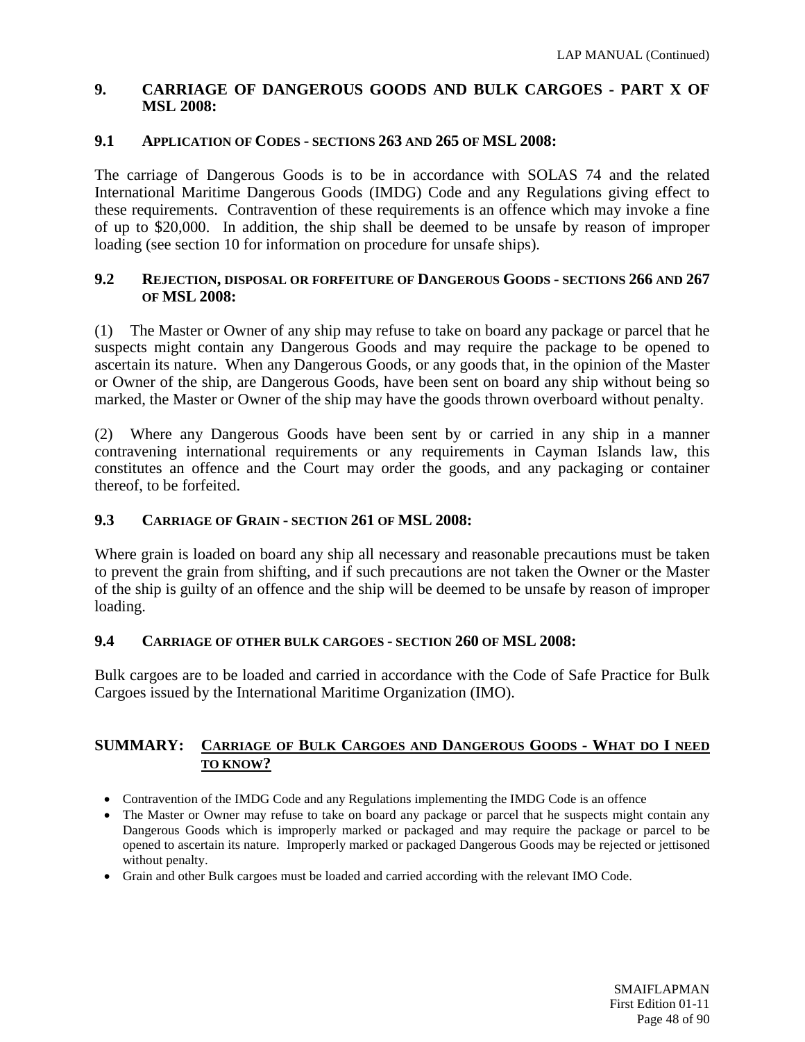## 9. CARRIAGE OF DANGEROUS GOODS AND BULK CARGOES - PART X OF MSL 2008:

### 9.1 APPLICATION OF CODES - SECTIONS 263 AND 265 OF MSL 2008:

The carriage of Dangerous Goods is to be in accordance with SOLAS 74 and the related International Maritime Dangerous Goods (IMDG) Code and any Regulations giving effect to these requirements. Contravention of these requirements is an offence which may invoke a fine of up to $20,000. In addition, the ship shall be deemed to be unsafe by reason of improper loading (see section 10 for information on procedure for unsafe ships).

### 9.2 REJECTION, DISPOSAL OR FORFEITURE OF DANGEROUS GOODS - SECTIONS 266 AND 267 OF MSL 2008:

(1) The Master or Owner of any ship may refuse to take on board any package or parcel that he suspects might contain any Dangerous Goods and may require the package to be opened to ascertain its nature. When any Dangerous Goods, or any goods that, in the opinion of the Master or Owner of the ship, are Dangerous Goods, have been sent on board any ship without being so marked, the Master or Owner of the ship may have the goods thrown overboard without penalty.

(2) Where any Dangerous Goods have been sent by or carried in any ship in a manner contravening international requirements or any requirements in Cayman Islands law, this constitutes an offence and the Court may order the goods, and any packaging or container thereof, to be forfeited.

### 9.3 CARRIAGE OF GRAIN - SECTION 261 OF MSL 2008:

Where grain is loaded on board any ship all necessary and reasonable precautions must be taken to prevent the grain from shifting, and if such precautions are not taken the Owner or the Master of the ship is guilty of an offence and the ship will be deemed to be unsafe by reason of improper loading.

### 9.4 CARRIAGE OF OTHER BULK CARGOES - SECTION 260 OF MSL 2008:

Bulk cargoes are to be loaded and carried in accordance with the Code of Safe Practice for Bulk Cargoes issued by the International Maritime Organization (IMO).

## SUMMARY: CARRIAGE OF BULK CARGOES AND DANGEROUS GOODS - WHAT DO I NEED TO KNOW?

- Contravention of the IMDG Code and any Regulations implementing the IMDG Code is an offence
- The Master or Owner may refuse to take on board any package or parcel that he suspects might contain any Dangerous Goods which is improperly marked or packaged and may require the package or parcel to be opened to ascertain its nature. Improperly marked or packaged Dangerous Goods may be rejected or jettisoned without penalty.
- Grain and other Bulk cargoes must be loaded and carried according with the relevant IMO Code.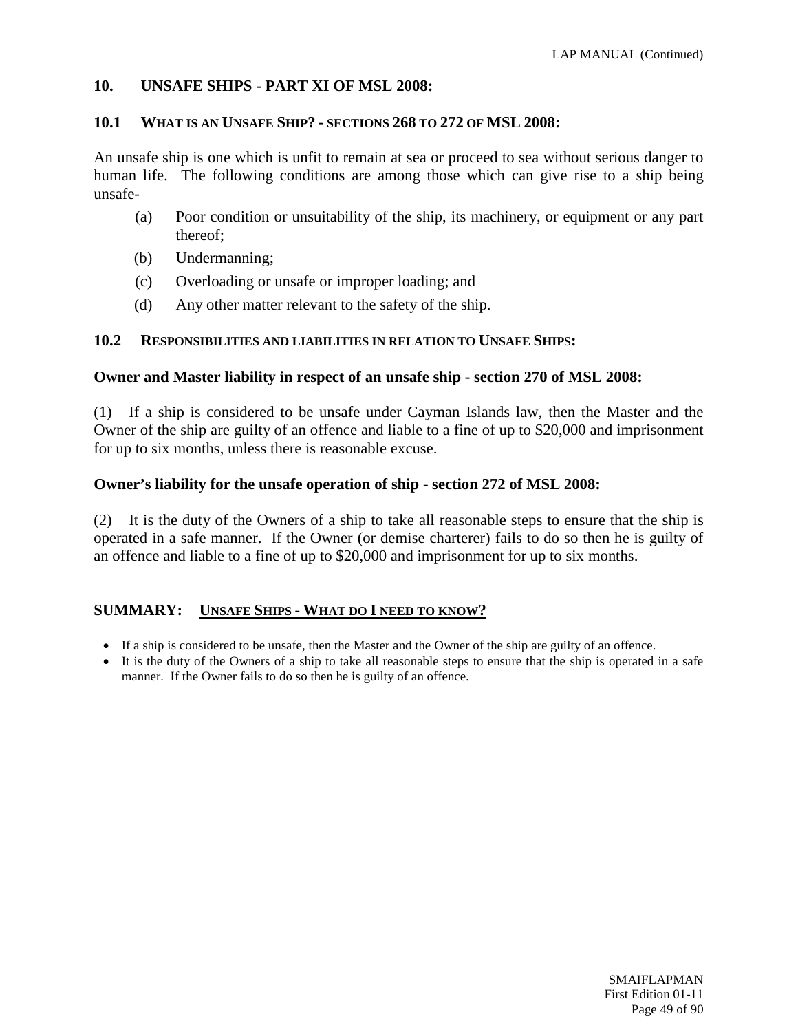## 10. UNSAFE SHIPS - PART XI OF MSL 2008:

### 10.1 WHAT IS AN UNSAFE SHIP? - SECTIONS 268 TO 272 OF MSL 2008:

An unsafe ship is one which is unfit to remain at sea or proceed to sea without serious danger to human life. The following conditions are among those which can give rise to a ship being unsafe-

(a) Poor condition or unsuitability of the ship, its machinery, or equipment or any part thereof;

(b) Undermanning;

(c) Overloading or unsafe or improper loading; and

(d) Any other matter relevant to the safety of the ship.

### 10.2 RESPONSIBILITIES AND LIABILITIES IN RELATION TO UNSAFE SHIPS:

**Owner and Master liability in respect of an unsafe ship - section 270 of MSL 2008:**

(1) If a ship is considered to be unsafe under Cayman Islands law, then the Master and the Owner of the ship are guilty of an offence and liable to a fine of up to $20,000 and imprisonment for up to six months, unless there is reasonable excuse.

**Owner's liability for the unsafe operation of ship - section 272 of MSL 2008:**

(2) It is the duty of the Owners of a ship to take all reasonable steps to ensure that the ship is operated in a safe manner. If the Owner (or demise charterer) fails to do so then he is guilty of an offence and liable to a fine of up to $20,000 and imprisonment for up to six months.

### SUMMARY: UNSAFE SHIPS - WHAT DO I NEED TO KNOW?

- If a ship is considered to be unsafe, then the Master and the Owner of the ship are guilty of an offence.
- It is the duty of the Owners of a ship to take all reasonable steps to ensure that the ship is operated in a safe manner. If the Owner fails to do so then he is guilty of an offence.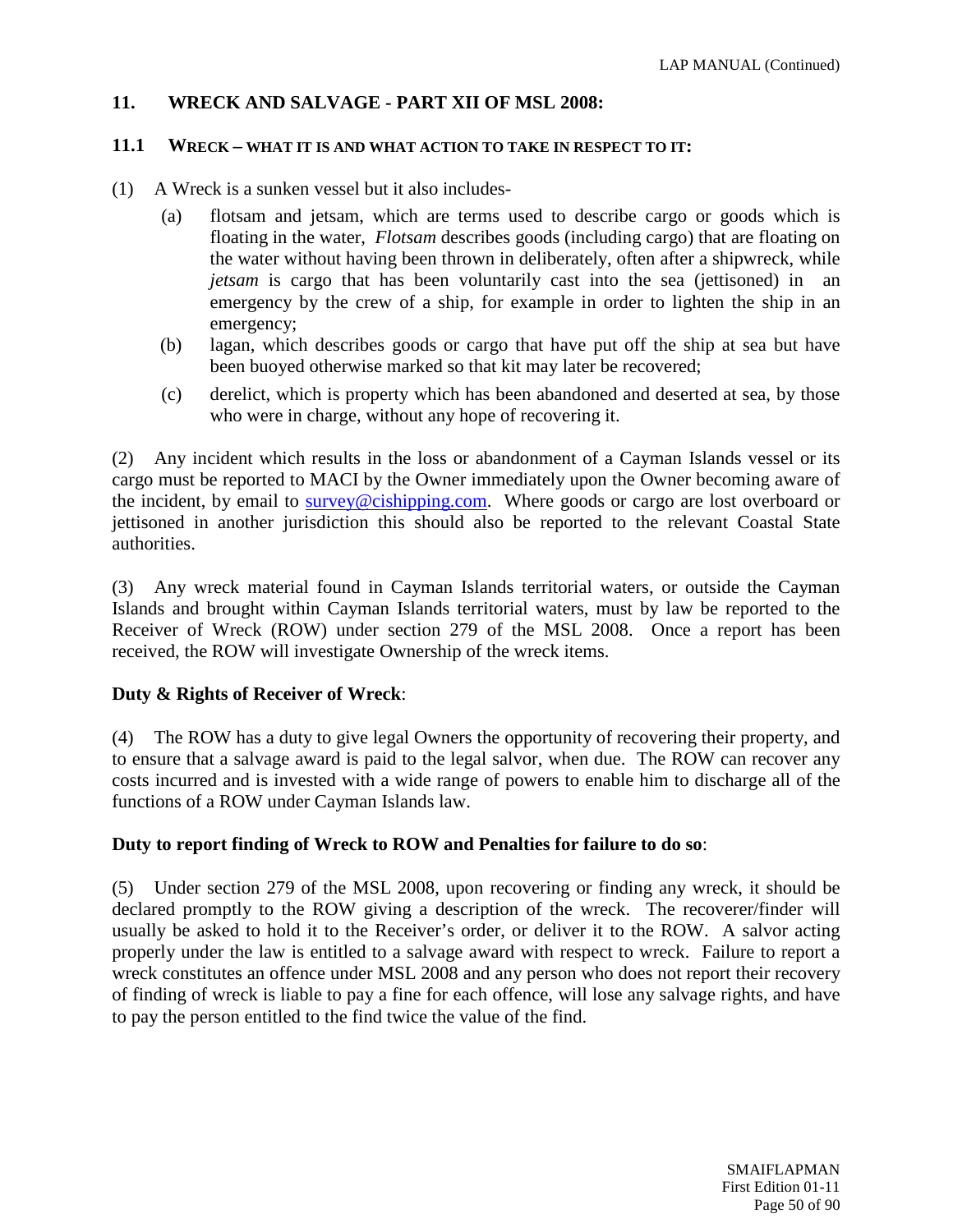## 11. WRECK AND SALVAGE - PART XII OF MSL 2008:

### 11.1 WRECK – WHAT IT IS AND WHAT ACTION TO TAKE IN RESPECT TO IT:

(1) A Wreck is a sunken vessel but it also includes-

(a) flotsam and jetsam, which are terms used to describe cargo or goods which is floating in the water, *Flotsam* describes goods (including cargo) that are floating on the water without having been thrown in deliberately, often after a shipwreck, while *jetsam* is cargo that has been voluntarily cast into the sea (jettisoned) in an emergency by the crew of a ship, for example in order to lighten the ship in an emergency;

(b) lagan, which describes goods or cargo that have put off the ship at sea but have been buoyed otherwise marked so that kit may later be recovered;

(c) derelict, which is property which has been abandoned and deserted at sea, by those who were in charge, without any hope of recovering it.

(2) Any incident which results in the loss or abandonment of a Cayman Islands vessel or its cargo must be reported to MACI by the Owner immediately upon the Owner becoming aware of the incident, by email to survey@cishipping.com. Where goods or cargo are lost overboard or jettisoned in another jurisdiction this should also be reported to the relevant Coastal State authorities.

(3) Any wreck material found in Cayman Islands territorial waters, or outside the Cayman Islands and brought within Cayman Islands territorial waters, must by law be reported to the Receiver of Wreck (ROW) under section 279 of the MSL 2008. Once a report has been received, the ROW will investigate Ownership of the wreck items.

**Duty & Rights of Receiver of Wreck**:

(4) The ROW has a duty to give legal Owners the opportunity of recovering their property, and to ensure that a salvage award is paid to the legal salvor, when due. The ROW can recover any costs incurred and is invested with a wide range of powers to enable him to discharge all of the functions of a ROW under Cayman Islands law.

**Duty to report finding of Wreck to ROW and Penalties for failure to do so**:

(5) Under section 279 of the MSL 2008, upon recovering or finding any wreck, it should be declared promptly to the ROW giving a description of the wreck. The recoverer/finder will usually be asked to hold it to the Receiver's order, or deliver it to the ROW. A salvor acting properly under the law is entitled to a salvage award with respect to wreck. Failure to report a wreck constitutes an offence under MSL 2008 and any person who does not report their recovery of finding of wreck is liable to pay a fine for each offence, will lose any salvage rights, and have to pay the person entitled to the find twice the value of the find.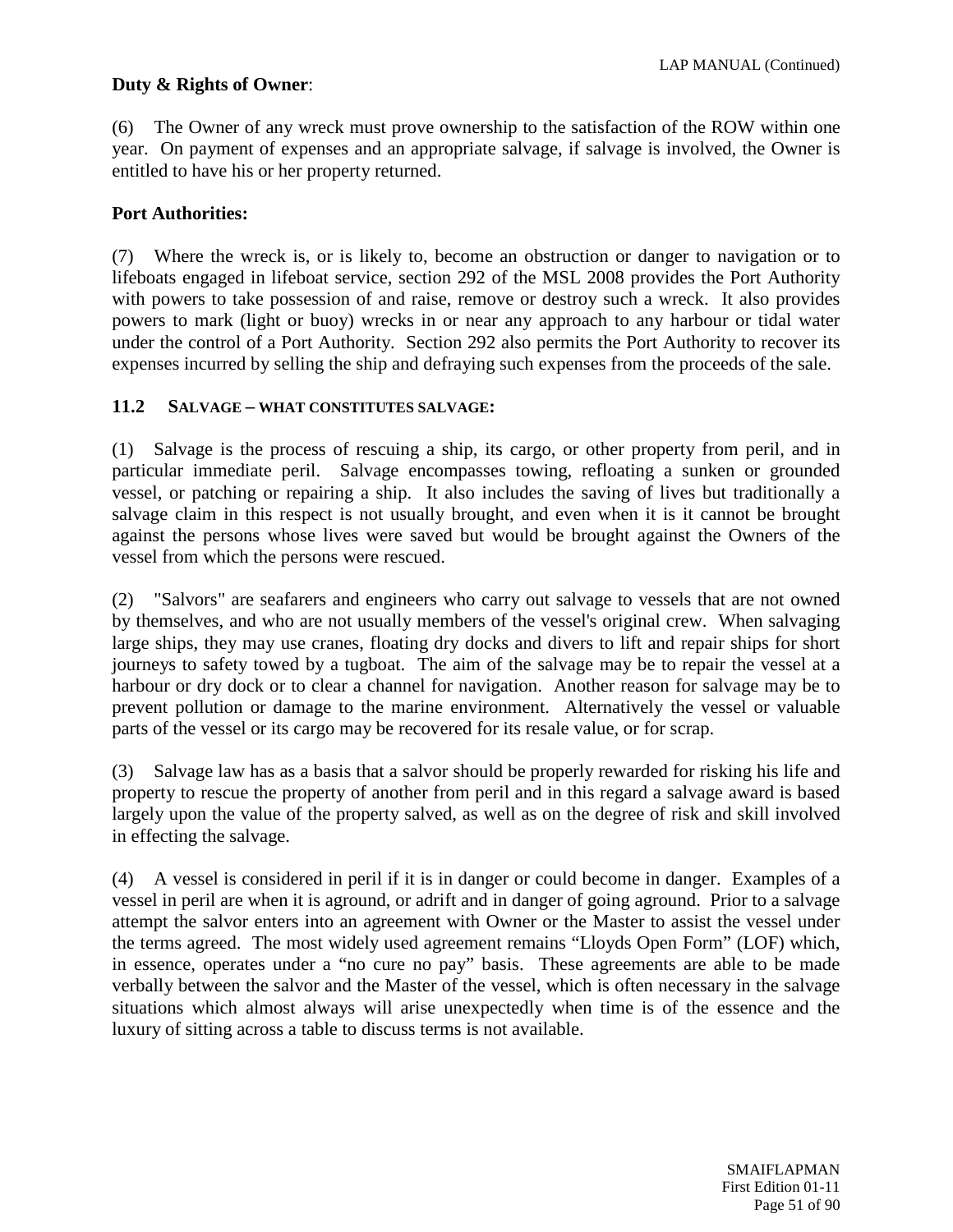**Duty & Rights of Owner**:

(6) The Owner of any wreck must prove ownership to the satisfaction of the ROW within one year. On payment of expenses and an appropriate salvage, if salvage is involved, the Owner is entitled to have his or her property returned.

**Port Authorities:**

(7) Where the wreck is, or is likely to, become an obstruction or danger to navigation or to lifeboats engaged in lifeboat service, section 292 of the MSL 2008 provides the Port Authority with powers to take possession of and raise, remove or destroy such a wreck. It also provides powers to mark (light or buoy) wrecks in or near any approach to any harbour or tidal water under the control of a Port Authority. Section 292 also permits the Port Authority to recover its expenses incurred by selling the ship and defraying such expenses from the proceeds of the sale.

### 11.2 SALVAGE – WHAT CONSTITUTES SALVAGE:

(1) Salvage is the process of rescuing a ship, its cargo, or other property from peril, and in particular immediate peril. Salvage encompasses towing, refloating a sunken or grounded vessel, or patching or repairing a ship. It also includes the saving of lives but traditionally a salvage claim in this respect is not usually brought, and even when it is it cannot be brought against the persons whose lives were saved but would be brought against the Owners of the vessel from which the persons were rescued.

(2) "Salvors" are seafarers and engineers who carry out salvage to vessels that are not owned by themselves, and who are not usually members of the vessel's original crew. When salvaging large ships, they may use cranes, floating dry docks and divers to lift and repair ships for short journeys to safety towed by a tugboat. The aim of the salvage may be to repair the vessel at a harbour or dry dock or to clear a channel for navigation. Another reason for salvage may be to prevent pollution or damage to the marine environment. Alternatively the vessel or valuable parts of the vessel or its cargo may be recovered for its resale value, or for scrap.

(3) Salvage law has as a basis that a salvor should be properly rewarded for risking his life and property to rescue the property of another from peril and in this regard a salvage award is based largely upon the value of the property salved, as well as on the degree of risk and skill involved in effecting the salvage.

(4) A vessel is considered in peril if it is in danger or could become in danger. Examples of a vessel in peril are when it is aground, or adrift and in danger of going aground. Prior to a salvage attempt the salvor enters into an agreement with Owner or the Master to assist the vessel under the terms agreed. The most widely used agreement remains "Lloyds Open Form" (LOF) which, in essence, operates under a "no cure no pay" basis. These agreements are able to be made verbally between the salvor and the Master of the vessel, which is often necessary in the salvage situations which almost always will arise unexpectedly when time is of the essence and the luxury of sitting across a table to discuss terms is not available.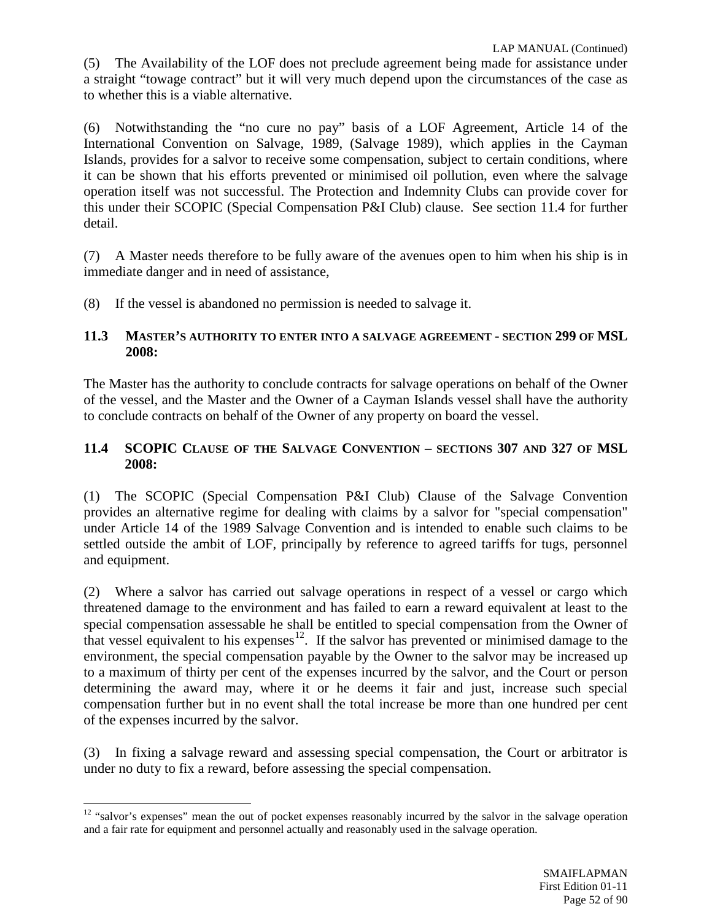(5) The Availability of the LOF does not preclude agreement being made for assistance under a straight "towage contract" but it will very much depend upon the circumstances of the case as to whether this is a viable alternative.

(6) Notwithstanding the "no cure no pay" basis of a LOF Agreement, Article 14 of the International Convention on Salvage, 1989, (Salvage 1989), which applies in the Cayman Islands, provides for a salvor to receive some compensation, subject to certain conditions, where it can be shown that his efforts prevented or minimised oil pollution, even where the salvage operation itself was not successful. The Protection and Indemnity Clubs can provide cover for this under their SCOPIC (Special Compensation P&I Club) clause. See section 11.4 for further detail.

(7) A Master needs therefore to be fully aware of the avenues open to him when his ship is in immediate danger and in need of assistance,

(8) If the vessel is abandoned no permission is needed to salvage it.

### 11.3 MASTER'S AUTHORITY TO ENTER INTO A SALVAGE AGREEMENT - SECTION 299 OF MSL 2008:

The Master has the authority to conclude contracts for salvage operations on behalf of the Owner of the vessel, and the Master and the Owner of a Cayman Islands vessel shall have the authority to conclude contracts on behalf of the Owner of any property on board the vessel.

### 11.4 SCOPIC CLAUSE OF THE SALVAGE CONVENTION – SECTIONS 307 AND 327 OF MSL 2008:

(1) The SCOPIC (Special Compensation P&I Club) Clause of the Salvage Convention provides an alternative regime for dealing with claims by a salvor for "special compensation" under Article 14 of the 1989 Salvage Convention and is intended to enable such claims to be settled outside the ambit of LOF, principally by reference to agreed tariffs for tugs, personnel and equipment.

(2) Where a salvor has carried out salvage operations in respect of a vessel or cargo which threatened damage to the environment and has failed to earn a reward equivalent at least to the special compensation assessable he shall be entitled to special compensation from the Owner of that vessel equivalent to his expenses[12]. If the salvor has prevented or minimised damage to the environment, the special compensation payable by the Owner to the salvor may be increased up to a maximum of thirty per cent of the expenses incurred by the salvor, and the Court or person determining the award may, where it or he deems it fair and just, increase such special compensation further but in no event shall the total increase be more than one hundred per cent of the expenses incurred by the salvor.

(3) In fixing a salvage reward and assessing special compensation, the Court or arbitrator is under no duty to fix a reward, before assessing the special compensation.

[12] "salvor's expenses" mean the out of pocket expenses reasonably incurred by the salvor in the salvage operation and a fair rate for equipment and personnel actually and reasonably used in the salvage operation.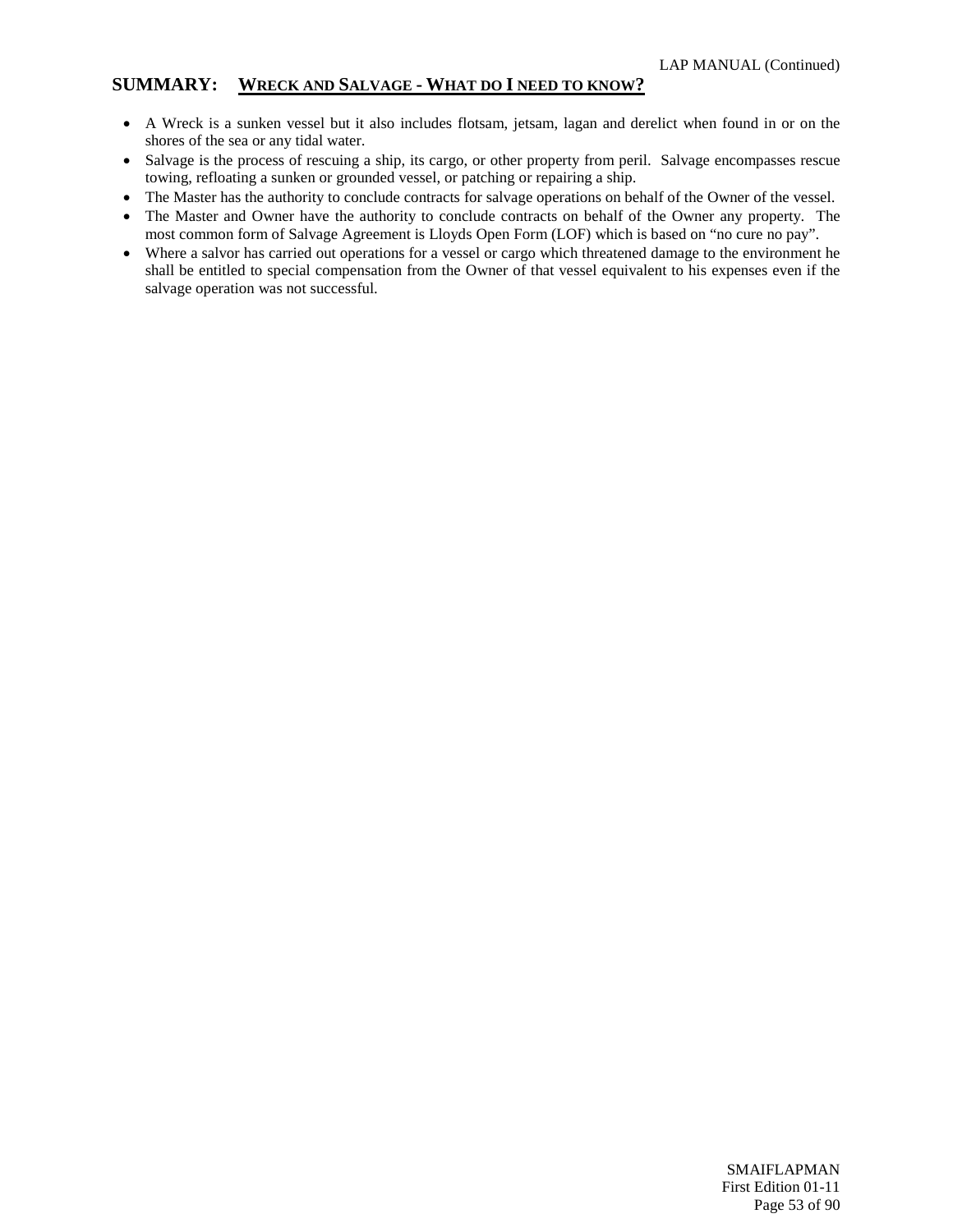## SUMMARY: WRECK AND SALVAGE - WHAT DO I NEED TO KNOW?

- A Wreck is a sunken vessel but it also includes flotsam, jetsam, lagan and derelict when found in or on the shores of the sea or any tidal water.
- Salvage is the process of rescuing a ship, its cargo, or other property from peril. Salvage encompasses rescue towing, refloating a sunken or grounded vessel, or patching or repairing a ship.
- The Master has the authority to conclude contracts for salvage operations on behalf of the Owner of the vessel.
- The Master and Owner have the authority to conclude contracts on behalf of the Owner any property. The most common form of Salvage Agreement is Lloyds Open Form (LOF) which is based on "no cure no pay".
- Where a salvor has carried out operations for a vessel or cargo which threatened damage to the environment he shall be entitled to special compensation from the Owner of that vessel equivalent to his expenses even if the salvage operation was not successful.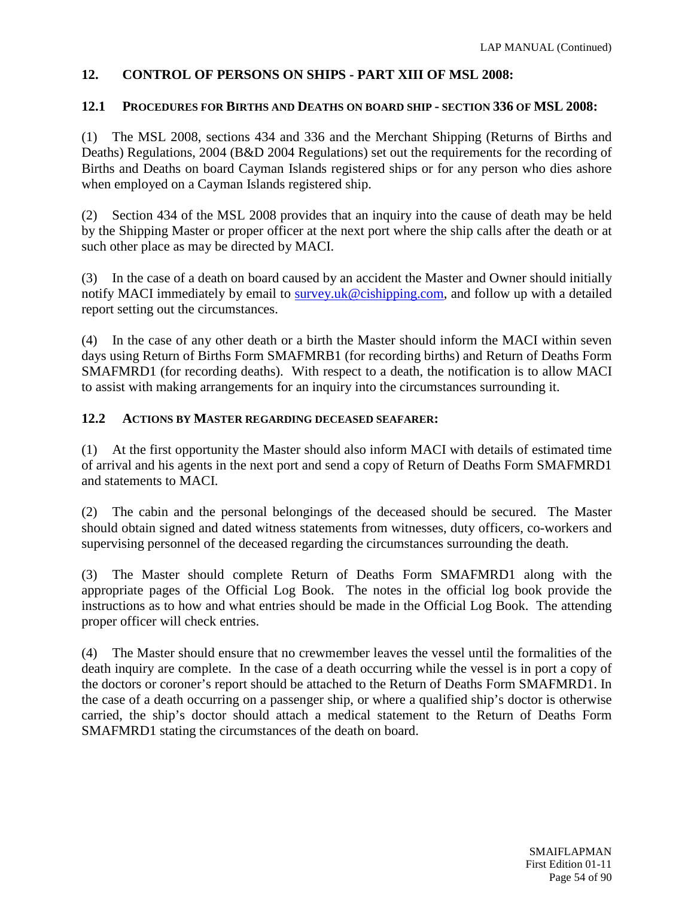## 12. CONTROL OF PERSONS ON SHIPS - PART XIII OF MSL 2008:

### 12.1 PROCEDURES FOR BIRTHS AND DEATHS ON BOARD SHIP - SECTION 336 OF MSL 2008:

(1) The MSL 2008, sections 434 and 336 and the Merchant Shipping (Returns of Births and Deaths) Regulations, 2004 (B&D 2004 Regulations) set out the requirements for the recording of Births and Deaths on board Cayman Islands registered ships or for any person who dies ashore when employed on a Cayman Islands registered ship.

(2) Section 434 of the MSL 2008 provides that an inquiry into the cause of death may be held by the Shipping Master or proper officer at the next port where the ship calls after the death or at such other place as may be directed by MACI.

(3) In the case of a death on board caused by an accident the Master and Owner should initially notify MACI immediately by email to survey.uk@cishipping.com, and follow up with a detailed report setting out the circumstances.

(4) In the case of any other death or a birth the Master should inform the MACI within seven days using Return of Births Form SMAFMRB1 (for recording births) and Return of Deaths Form SMAFMRD1 (for recording deaths). With respect to a death, the notification is to allow MACI to assist with making arrangements for an inquiry into the circumstances surrounding it.

### 12.2 ACTIONS BY MASTER REGARDING DECEASED SEAFARER:

(1) At the first opportunity the Master should also inform MACI with details of estimated time of arrival and his agents in the next port and send a copy of Return of Deaths Form SMAFMRD1 and statements to MACI.

(2) The cabin and the personal belongings of the deceased should be secured. The Master should obtain signed and dated witness statements from witnesses, duty officers, co-workers and supervising personnel of the deceased regarding the circumstances surrounding the death.

(3) The Master should complete Return of Deaths Form SMAFMRD1 along with the appropriate pages of the Official Log Book. The notes in the official log book provide the instructions as to how and what entries should be made in the Official Log Book. The attending proper officer will check entries.

(4) The Master should ensure that no crewmember leaves the vessel until the formalities of the death inquiry are complete. In the case of a death occurring while the vessel is in port a copy of the doctors or coroner's report should be attached to the Return of Deaths Form SMAFMRD1. In the case of a death occurring on a passenger ship, or where a qualified ship's doctor is otherwise carried, the ship's doctor should attach a medical statement to the Return of Deaths Form SMAFMRD1 stating the circumstances of the death on board.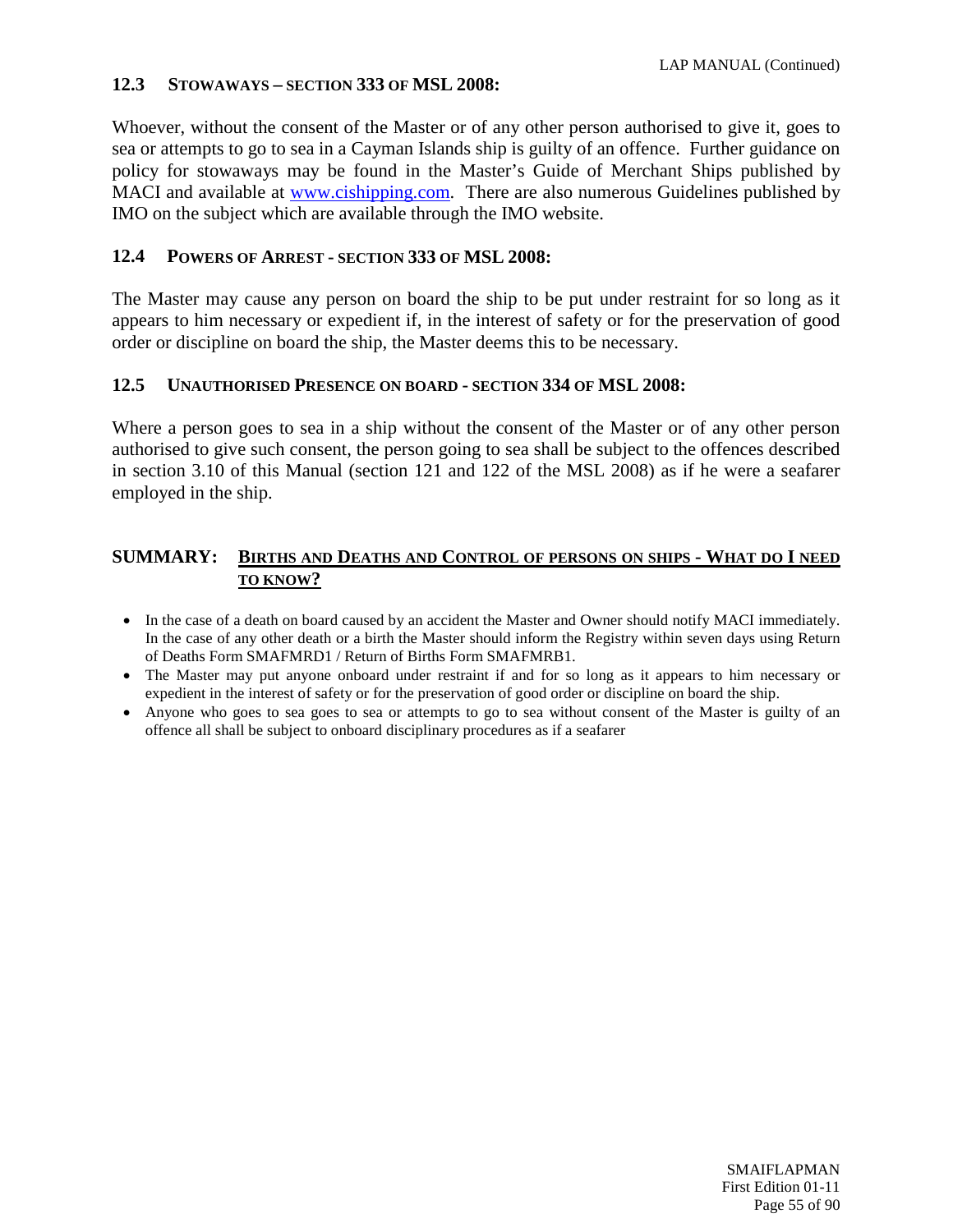### 12.3 STOWAWAYS – SECTION 333 OF MSL 2008:

Whoever, without the consent of the Master or of any other person authorised to give it, goes to sea or attempts to go to sea in a Cayman Islands ship is guilty of an offence. Further guidance on policy for stowaways may be found in the Master's Guide of Merchant Ships published by MACI and available at www.cishipping.com. There are also numerous Guidelines published by IMO on the subject which are available through the IMO website.

### 12.4 POWERS OF ARREST - SECTION 333 OF MSL 2008:

The Master may cause any person on board the ship to be put under restraint for so long as it appears to him necessary or expedient if, in the interest of safety or for the preservation of good order or discipline on board the ship, the Master deems this to be necessary.

### 12.5 UNAUTHORISED PRESENCE ON BOARD - SECTION 334 OF MSL 2008:

Where a person goes to sea in a ship without the consent of the Master or of any other person authorised to give such consent, the person going to sea shall be subject to the offences described in section 3.10 of this Manual (section 121 and 122 of the MSL 2008) as if he were a seafarer employed in the ship.

## SUMMARY: BIRTHS AND DEATHS AND CONTROL OF PERSONS ON SHIPS - WHAT DO I NEED TO KNOW?

- In the case of a death on board caused by an accident the Master and Owner should notify MACI immediately. In the case of any other death or a birth the Master should inform the Registry within seven days using Return of Deaths Form SMAFMRD1 / Return of Births Form SMAFMRB1.
- The Master may put anyone onboard under restraint if and for so long as it appears to him necessary or expedient in the interest of safety or for the preservation of good order or discipline on board the ship.
- Anyone who goes to sea goes to sea or attempts to go to sea without consent of the Master is guilty of an offence all shall be subject to onboard disciplinary procedures as if a seafarer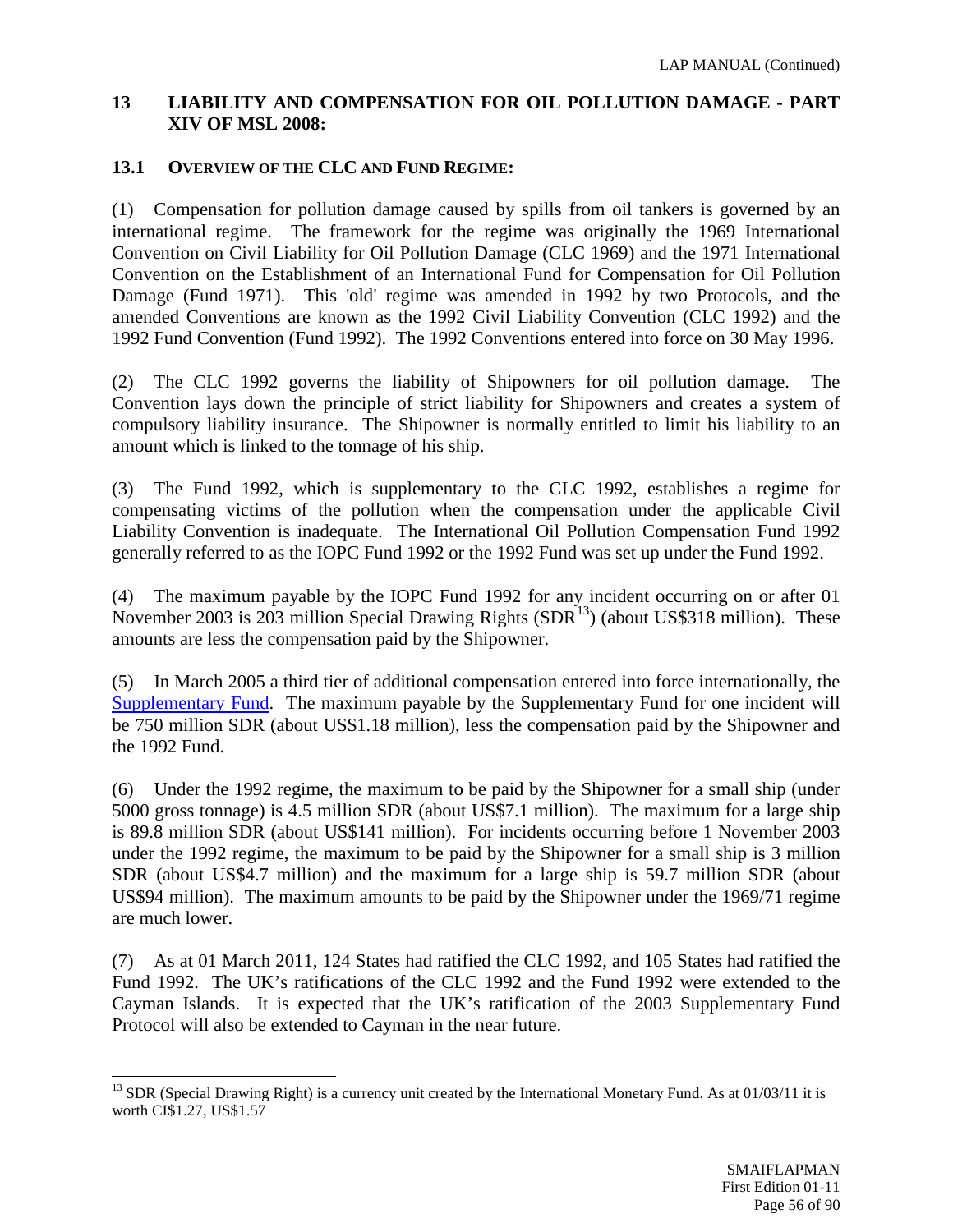## 13 LIABILITY AND COMPENSATION FOR OIL POLLUTION DAMAGE - PART XIV OF MSL 2008:

### 13.1 OVERVIEW OF THE CLC AND FUND REGIME:

(1) Compensation for pollution damage caused by spills from oil tankers is governed by an international regime. The framework for the regime was originally the 1969 International Convention on Civil Liability for Oil Pollution Damage (CLC 1969) and the 1971 International Convention on the Establishment of an International Fund for Compensation for Oil Pollution Damage (Fund 1971). This 'old' regime was amended in 1992 by two Protocols, and the amended Conventions are known as the 1992 Civil Liability Convention (CLC 1992) and the 1992 Fund Convention (Fund 1992). The 1992 Conventions entered into force on 30 May 1996.

(2) The CLC 1992 governs the liability of Shipowners for oil pollution damage. The Convention lays down the principle of strict liability for Shipowners and creates a system of compulsory liability insurance. The Shipowner is normally entitled to limit his liability to an amount which is linked to the tonnage of his ship.

(3) The Fund 1992, which is supplementary to the CLC 1992, establishes a regime for compensating victims of the pollution when the compensation under the applicable Civil Liability Convention is inadequate. The International Oil Pollution Compensation Fund 1992 generally referred to as the IOPC Fund 1992 or the 1992 Fund was set up under the Fund 1992.

(4) The maximum payable by the IOPC Fund 1992 for any incident occurring on or after 01 November 2003 is 203 million Special Drawing Rights (SDR[13]) (about US$318 million). These amounts are less the compensation paid by the Shipowner.

(5) In March 2005 a third tier of additional compensation entered into force internationally, the Supplementary Fund. The maximum payable by the Supplementary Fund for one incident will be 750 million SDR (about US$1.18 million), less the compensation paid by the Shipowner and the 1992 Fund.

(6) Under the 1992 regime, the maximum to be paid by the Shipowner for a small ship (under 5000 gross tonnage) is 4.5 million SDR (about US$7.1 million). The maximum for a large ship is 89.8 million SDR (about US$141 million). For incidents occurring before 1 November 2003 under the 1992 regime, the maximum to be paid by the Shipowner for a small ship is 3 million SDR (about US$4.7 million) and the maximum for a large ship is 59.7 million SDR (about US$94 million). The maximum amounts to be paid by the Shipowner under the 1969/71 regime are much lower.

(7) As at 01 March 2011, 124 States had ratified the CLC 1992, and 105 States had ratified the Fund 1992. The UK's ratifications of the CLC 1992 and the Fund 1992 were extended to the Cayman Islands. It is expected that the UK's ratification of the 2003 Supplementary Fund Protocol will also be extended to Cayman in the near future.

---

[13] SDR (Special Drawing Right) is a currency unit created by the International Monetary Fund. As at 01/03/11 it is worth CI$1.27, US$1.57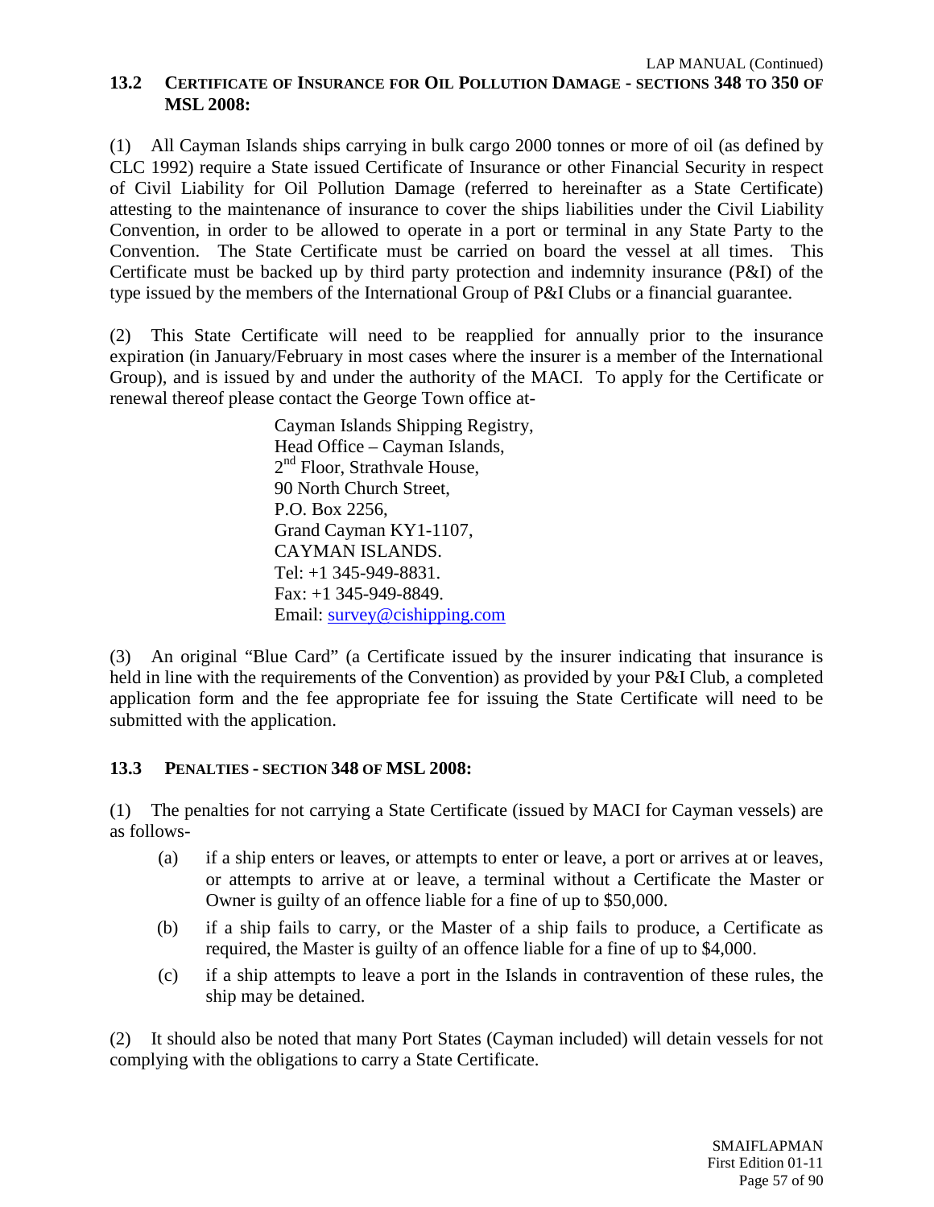## 13.2 CERTIFICATE OF INSURANCE FOR OIL POLLUTION DAMAGE - SECTIONS 348 TO 350 OF MSL 2008:

(1) All Cayman Islands ships carrying in bulk cargo 2000 tonnes or more of oil (as defined by CLC 1992) require a State issued Certificate of Insurance or other Financial Security in respect of Civil Liability for Oil Pollution Damage (referred to hereinafter as a State Certificate) attesting to the maintenance of insurance to cover the ships liabilities under the Civil Liability Convention, in order to be allowed to operate in a port or terminal in any State Party to the Convention. The State Certificate must be carried on board the vessel at all times. This Certificate must be backed up by third party protection and indemnity insurance (P&I) of the type issued by the members of the International Group of P&I Clubs or a financial guarantee.

(2) This State Certificate will need to be reapplied for annually prior to the insurance expiration (in January/February in most cases where the insurer is a member of the International Group), and is issued by and under the authority of the MACI. To apply for the Certificate or renewal thereof please contact the George Town office at-

Cayman Islands Shipping Registry,
Head Office – Cayman Islands,
2nd Floor, Strathvale House,
90 North Church Street,
P.O. Box 2256,
Grand Cayman KY1-1107,
CAYMAN ISLANDS.
Tel: +1 345-949-8831.
Fax: +1 345-949-8849.
Email: survey@cishipping.com

(3) An original "Blue Card" (a Certificate issued by the insurer indicating that insurance is held in line with the requirements of the Convention) as provided by your P&I Club, a completed application form and the fee appropriate fee for issuing the State Certificate will need to be submitted with the application.

## 13.3 PENALTIES - SECTION 348 OF MSL 2008:

(1) The penalties for not carrying a State Certificate (issued by MACI for Cayman vessels) are as follows-

- (a) if a ship enters or leaves, or attempts to enter or leave, a port or arrives at or leaves, or attempts to arrive at or leave, a terminal without a Certificate the Master or Owner is guilty of an offence liable for a fine of up to $50,000.
- (b) if a ship fails to carry, or the Master of a ship fails to produce, a Certificate as required, the Master is guilty of an offence liable for a fine of up to $4,000.
- (c) if a ship attempts to leave a port in the Islands in contravention of these rules, the ship may be detained.

(2) It should also be noted that many Port States (Cayman included) will detain vessels for not complying with the obligations to carry a State Certificate.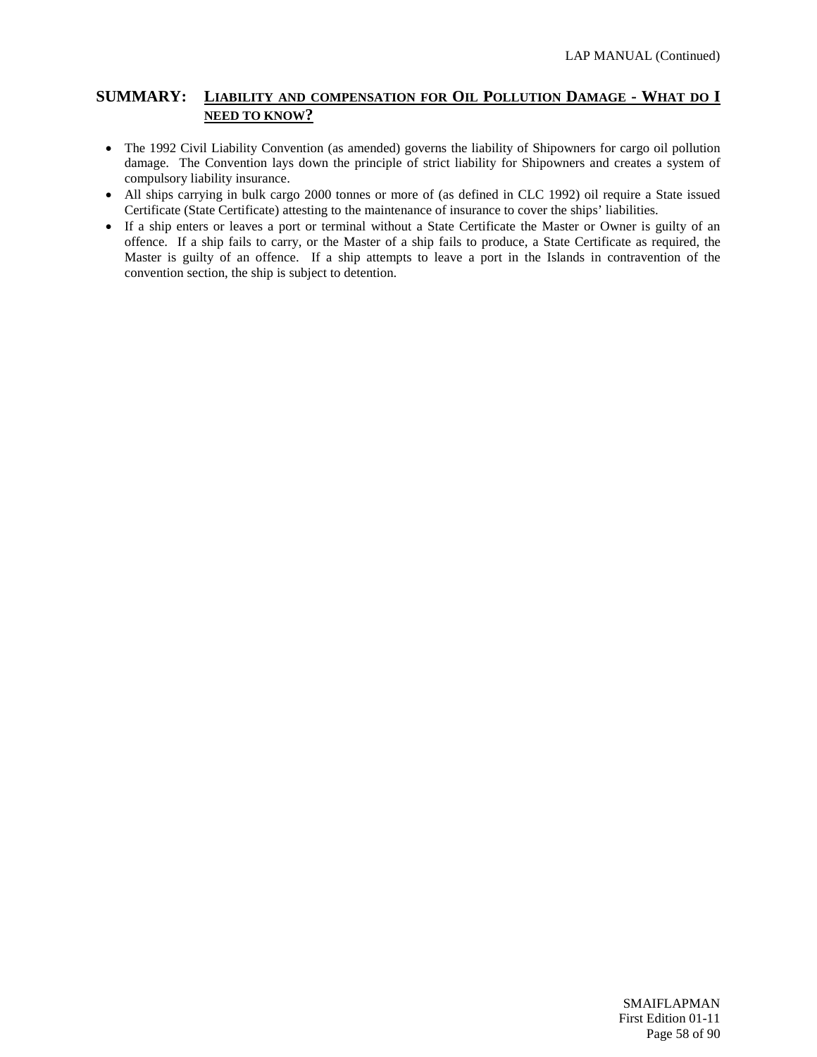## SUMMARY: LIABILITY AND COMPENSATION FOR OIL POLLUTION DAMAGE - WHAT DO I NEED TO KNOW?

- The 1992 Civil Liability Convention (as amended) governs the liability of Shipowners for cargo oil pollution damage. The Convention lays down the principle of strict liability for Shipowners and creates a system of compulsory liability insurance.
- All ships carrying in bulk cargo 2000 tonnes or more of (as defined in CLC 1992) oil require a State issued Certificate (State Certificate) attesting to the maintenance of insurance to cover the ships' liabilities.
- If a ship enters or leaves a port or terminal without a State Certificate the Master or Owner is guilty of an offence. If a ship fails to carry, or the Master of a ship fails to produce, a State Certificate as required, the Master is guilty of an offence. If a ship attempts to leave a port in the Islands in contravention of the convention section, the ship is subject to detention.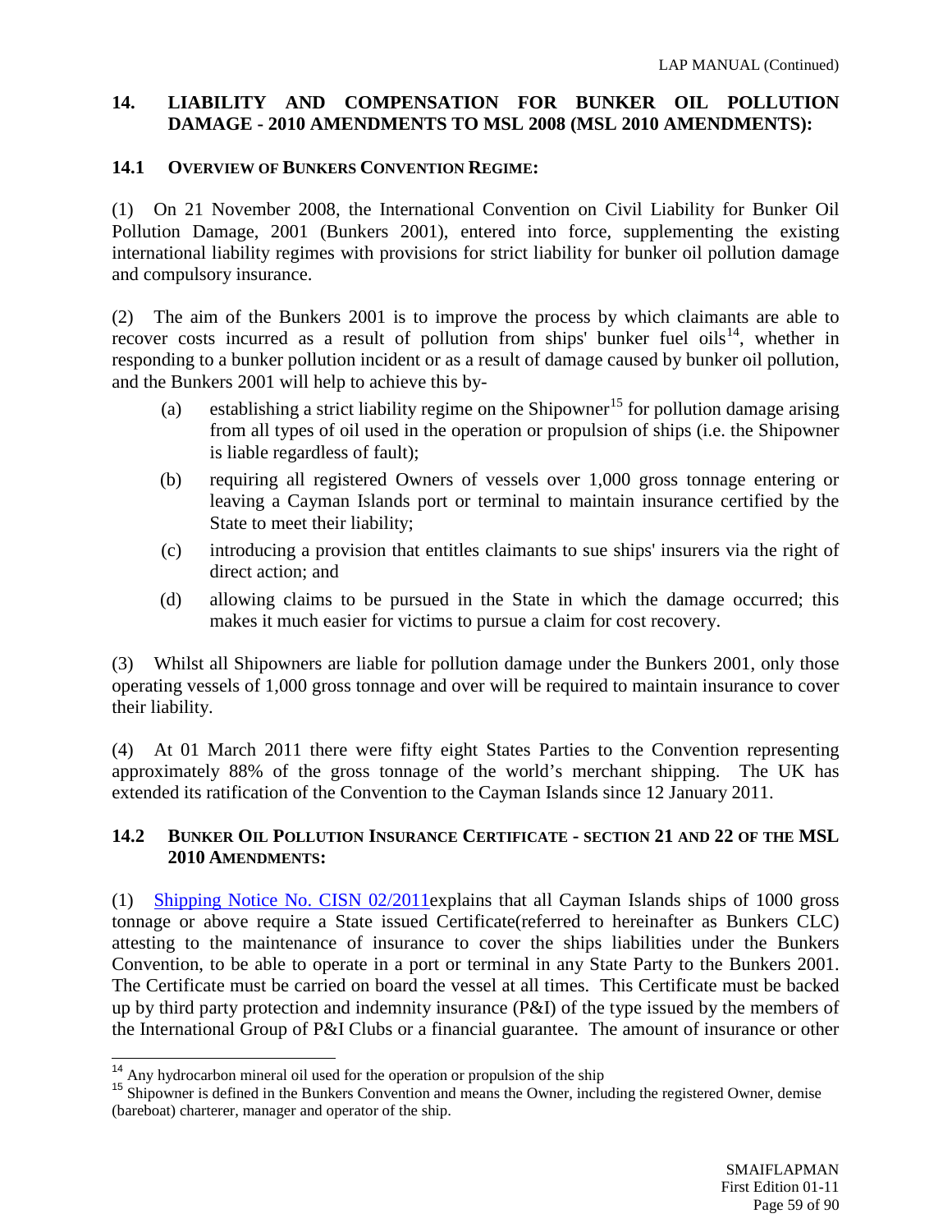## 14. LIABILITY AND COMPENSATION FOR BUNKER OIL POLLUTION DAMAGE - 2010 AMENDMENTS TO MSL 2008 (MSL 2010 AMENDMENTS):

### 14.1 OVERVIEW OF BUNKERS CONVENTION REGIME:

(1) On 21 November 2008, the International Convention on Civil Liability for Bunker Oil Pollution Damage, 2001 (Bunkers 2001), entered into force, supplementing the existing international liability regimes with provisions for strict liability for bunker oil pollution damage and compulsory insurance.

(2) The aim of the Bunkers 2001 is to improve the process by which claimants are able to recover costs incurred as a result of pollution from ships' bunker fuel oils[14], whether in responding to a bunker pollution incident or as a result of damage caused by bunker oil pollution, and the Bunkers 2001 will help to achieve this by-

- (a) establishing a strict liability regime on the Shipowner[15] for pollution damage arising from all types of oil used in the operation or propulsion of ships (i.e. the Shipowner is liable regardless of fault);
- (b) requiring all registered Owners of vessels over 1,000 gross tonnage entering or leaving a Cayman Islands port or terminal to maintain insurance certified by the State to meet their liability;
- (c) introducing a provision that entitles claimants to sue ships' insurers via the right of direct action; and
- (d) allowing claims to be pursued in the State in which the damage occurred; this makes it much easier for victims to pursue a claim for cost recovery.

(3) Whilst all Shipowners are liable for pollution damage under the Bunkers 2001, only those operating vessels of 1,000 gross tonnage and over will be required to maintain insurance to cover their liability.

(4) At 01 March 2011 there were fifty eight States Parties to the Convention representing approximately 88% of the gross tonnage of the world's merchant shipping. The UK has extended its ratification of the Convention to the Cayman Islands since 12 January 2011.

### 14.2 BUNKER OIL POLLUTION INSURANCE CERTIFICATE - SECTION 21 AND 22 OF THE MSL 2010 AMENDMENTS:

(1) Shipping Notice No. CISN 02/2011explains that all Cayman Islands ships of 1000 gross tonnage or above require a State issued Certificate(referred to hereinafter as Bunkers CLC) attesting to the maintenance of insurance to cover the ships liabilities under the Bunkers Convention, to be able to operate in a port or terminal in any State Party to the Bunkers 2001. The Certificate must be carried on board the vessel at all times. This Certificate must be backed up by third party protection and indemnity insurance (P&I) of the type issued by the members of the International Group of P&I Clubs or a financial guarantee. The amount of insurance or other

---

[14] Any hydrocarbon mineral oil used for the operation or propulsion of the ship

[15] Shipowner is defined in the Bunkers Convention and means the Owner, including the registered Owner, demise (bareboat) charterer, manager and operator of the ship.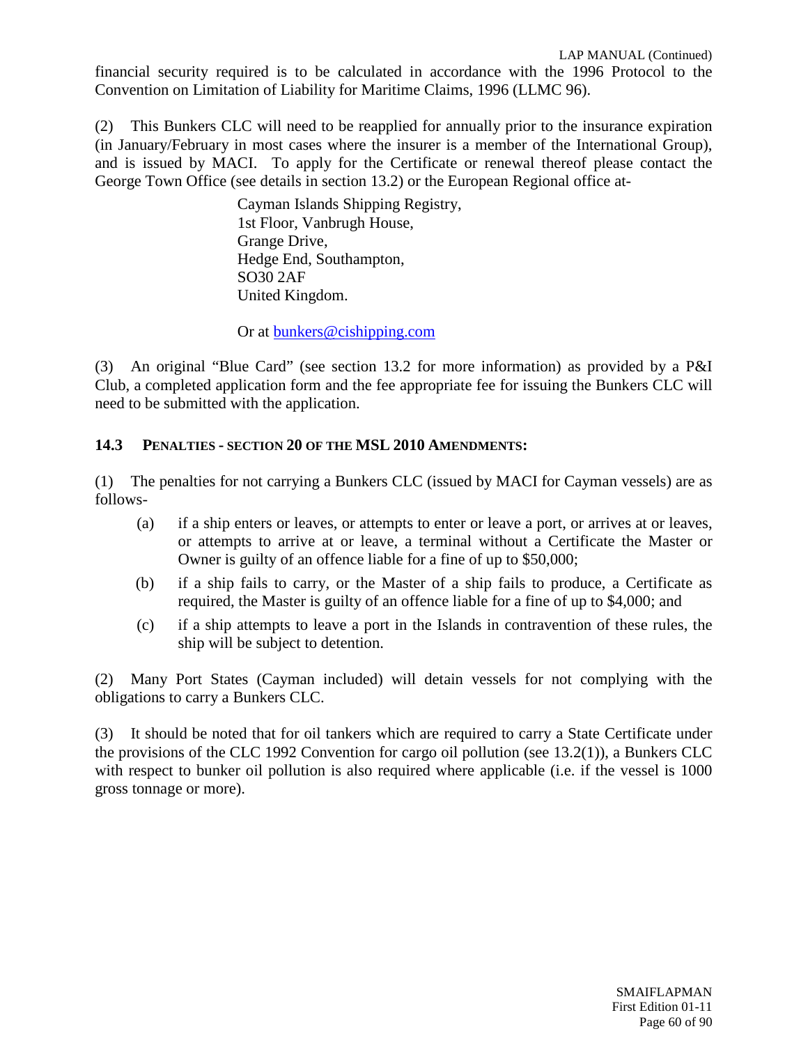financial security required is to be calculated in accordance with the 1996 Protocol to the Convention on Limitation of Liability for Maritime Claims, 1996 (LLMC 96).

(2) This Bunkers CLC will need to be reapplied for annually prior to the insurance expiration (in January/February in most cases where the insurer is a member of the International Group), and is issued by MACI. To apply for the Certificate or renewal thereof please contact the George Town Office (see details in section 13.2) or the European Regional office at-

> Cayman Islands Shipping Registry,
> 1st Floor, Vanbrugh House,
> Grange Drive,
> Hedge End, Southampton,
> SO30 2AF
> United Kingdom.
>
> Or at bunkers@cishipping.com

(3) An original "Blue Card" (see section 13.2 for more information) as provided by a P&I Club, a completed application form and the fee appropriate fee for issuing the Bunkers CLC will need to be submitted with the application.

### 14.3 PENALTIES - SECTION 20 OF THE MSL 2010 AMENDMENTS:

(1) The penalties for not carrying a Bunkers CLC (issued by MACI for Cayman vessels) are as follows-

- (a) if a ship enters or leaves, or attempts to enter or leave a port, or arrives at or leaves, or attempts to arrive at or leave, a terminal without a Certificate the Master or Owner is guilty of an offence liable for a fine of up to $50,000;
- (b) if a ship fails to carry, or the Master of a ship fails to produce, a Certificate as required, the Master is guilty of an offence liable for a fine of up to $4,000; and
- (c) if a ship attempts to leave a port in the Islands in contravention of these rules, the ship will be subject to detention.

(2) Many Port States (Cayman included) will detain vessels for not complying with the obligations to carry a Bunkers CLC.

(3) It should be noted that for oil tankers which are required to carry a State Certificate under the provisions of the CLC 1992 Convention for cargo oil pollution (see 13.2(1)), a Bunkers CLC with respect to bunker oil pollution is also required where applicable (i.e. if the vessel is 1000 gross tonnage or more).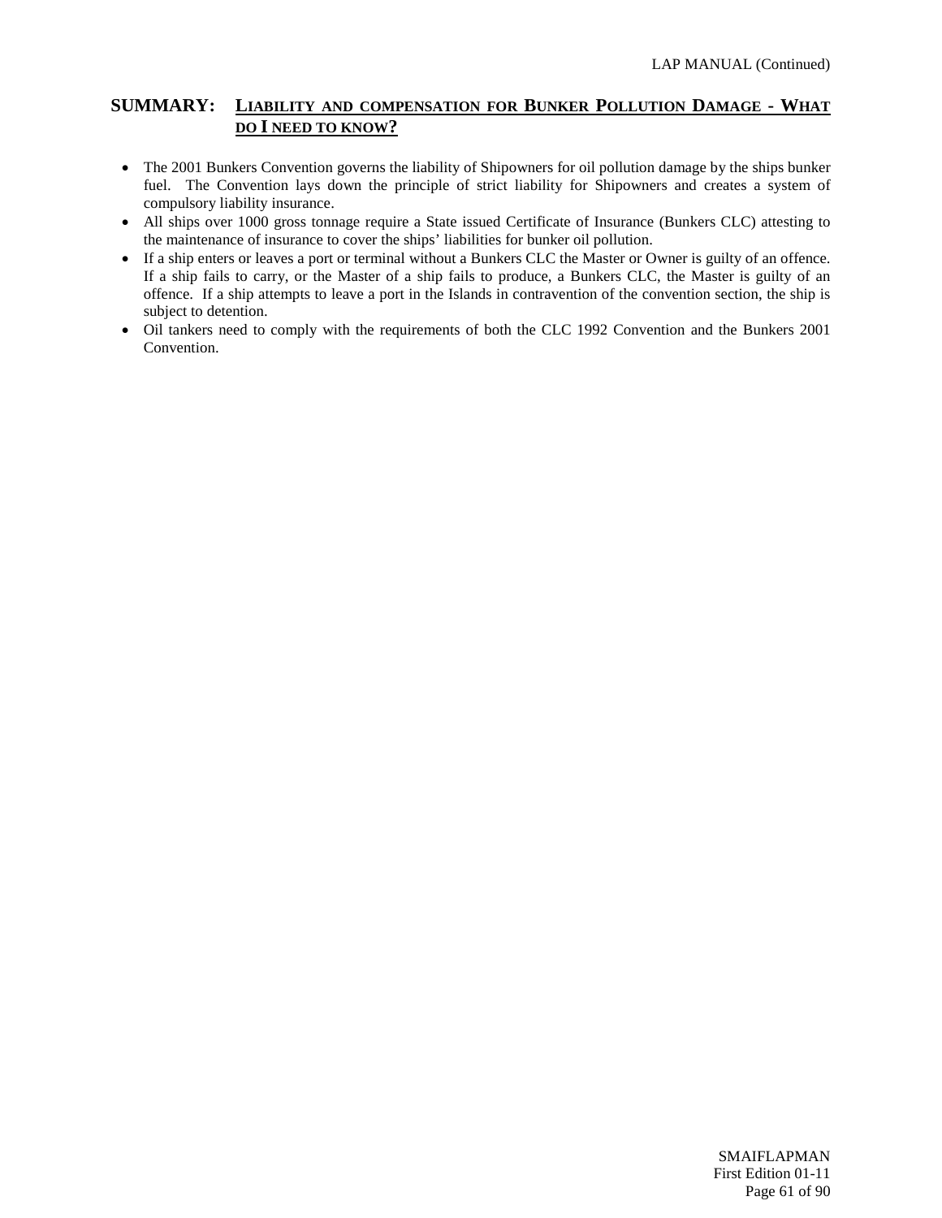## SUMMARY: LIABILITY AND COMPENSATION FOR BUNKER POLLUTION DAMAGE - WHAT DO I NEED TO KNOW?

- The 2001 Bunkers Convention governs the liability of Shipowners for oil pollution damage by the ships bunker fuel. The Convention lays down the principle of strict liability for Shipowners and creates a system of compulsory liability insurance.
- All ships over 1000 gross tonnage require a State issued Certificate of Insurance (Bunkers CLC) attesting to the maintenance of insurance to cover the ships' liabilities for bunker oil pollution.
- If a ship enters or leaves a port or terminal without a Bunkers CLC the Master or Owner is guilty of an offence. If a ship fails to carry, or the Master of a ship fails to produce, a Bunkers CLC, the Master is guilty of an offence. If a ship attempts to leave a port in the Islands in contravention of the convention section, the ship is subject to detention.
- Oil tankers need to comply with the requirements of both the CLC 1992 Convention and the Bunkers 2001 Convention.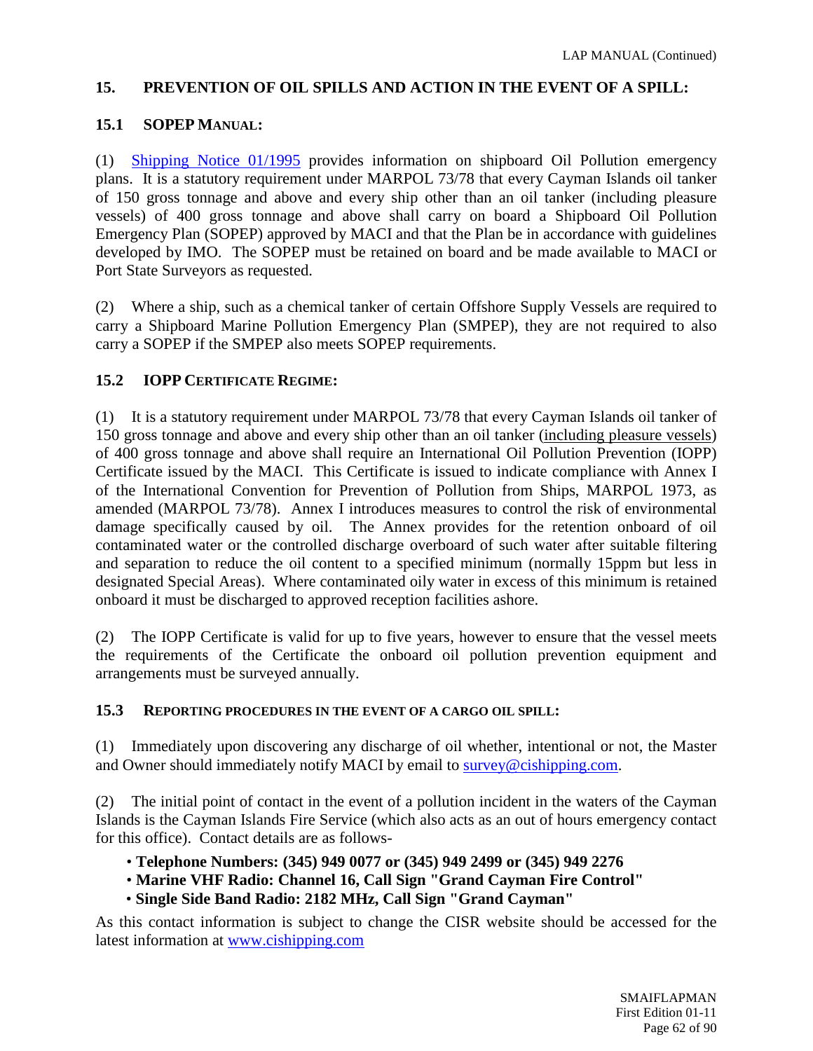## 15. PREVENTION OF OIL SPILLS AND ACTION IN THE EVENT OF A SPILL:

### 15.1 SOPEP MANUAL:

(1) Shipping Notice 01/1995 provides information on shipboard Oil Pollution emergency plans. It is a statutory requirement under MARPOL 73/78 that every Cayman Islands oil tanker of 150 gross tonnage and above and every ship other than an oil tanker (including pleasure vessels) of 400 gross tonnage and above shall carry on board a Shipboard Oil Pollution Emergency Plan (SOPEP) approved by MACI and that the Plan be in accordance with guidelines developed by IMO. The SOPEP must be retained on board and be made available to MACI or Port State Surveyors as requested.

(2) Where a ship, such as a chemical tanker of certain Offshore Supply Vessels are required to carry a Shipboard Marine Pollution Emergency Plan (SMPEP), they are not required to also carry a SOPEP if the SMPEP also meets SOPEP requirements.

### 15.2 IOPP CERTIFICATE REGIME:

(1) It is a statutory requirement under MARPOL 73/78 that every Cayman Islands oil tanker of 150 gross tonnage and above and every ship other than an oil tanker (including pleasure vessels) of 400 gross tonnage and above shall require an International Oil Pollution Prevention (IOPP) Certificate issued by the MACI. This Certificate is issued to indicate compliance with Annex I of the International Convention for Prevention of Pollution from Ships, MARPOL 1973, as amended (MARPOL 73/78). Annex I introduces measures to control the risk of environmental damage specifically caused by oil. The Annex provides for the retention onboard of oil contaminated water or the controlled discharge overboard of such water after suitable filtering and separation to reduce the oil content to a specified minimum (normally 15ppm but less in designated Special Areas). Where contaminated oily water in excess of this minimum is retained onboard it must be discharged to approved reception facilities ashore.

(2) The IOPP Certificate is valid for up to five years, however to ensure that the vessel meets the requirements of the Certificate the onboard oil pollution prevention equipment and arrangements must be surveyed annually.

### 15.3 REPORTING PROCEDURES IN THE EVENT OF A CARGO OIL SPILL:

(1) Immediately upon discovering any discharge of oil whether, intentional or not, the Master and Owner should immediately notify MACI by email to survey@cishipping.com.

(2) The initial point of contact in the event of a pollution incident in the waters of the Cayman Islands is the Cayman Islands Fire Service (which also acts as an out of hours emergency contact for this office). Contact details are as follows-

- **Telephone Numbers: (345) 949 0077 or (345) 949 2499 or (345) 949 2276**
- **Marine VHF Radio: Channel 16, Call Sign "Grand Cayman Fire Control"**
- **Single Side Band Radio: 2182 MHz, Call Sign "Grand Cayman"**

As this contact information is subject to change the CISR website should be accessed for the latest information at www.cishipping.com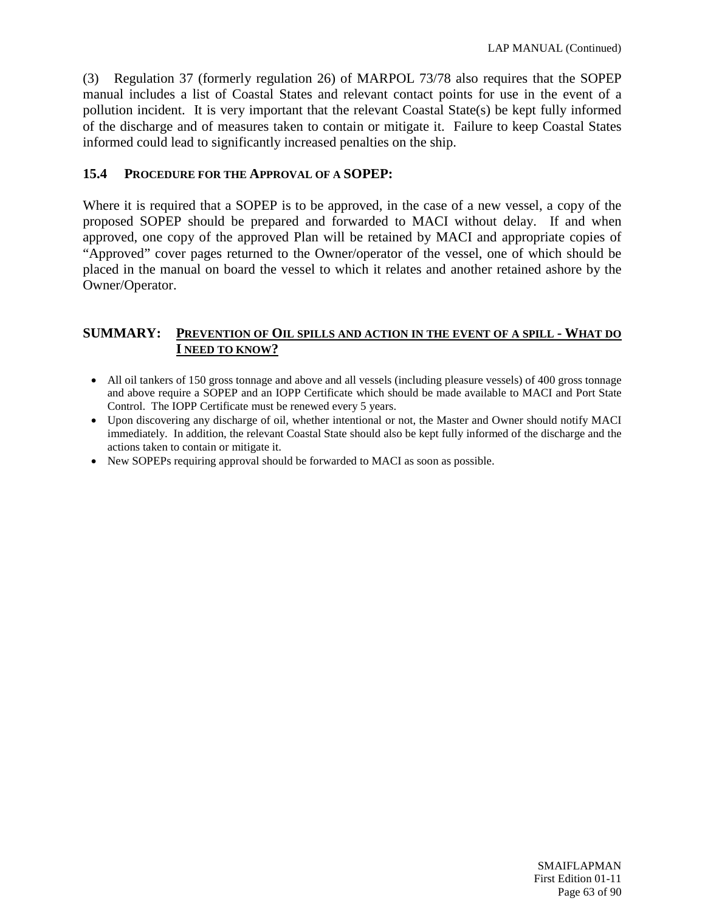(3) Regulation 37 (formerly regulation 26) of MARPOL 73/78 also requires that the SOPEP manual includes a list of Coastal States and relevant contact points for use in the event of a pollution incident. It is very important that the relevant Coastal State(s) be kept fully informed of the discharge and of measures taken to contain or mitigate it. Failure to keep Coastal States informed could lead to significantly increased penalties on the ship.

### 15.4 PROCEDURE FOR THE APPROVAL OF A SOPEP:

Where it is required that a SOPEP is to be approved, in the case of a new vessel, a copy of the proposed SOPEP should be prepared and forwarded to MACI without delay. If and when approved, one copy of the approved Plan will be retained by MACI and appropriate copies of "Approved" cover pages returned to the Owner/operator of the vessel, one of which should be placed in the manual on board the vessel to which it relates and another retained ashore by the Owner/Operator.

### SUMMARY: PREVENTION OF OIL SPILLS AND ACTION IN THE EVENT OF A SPILL - WHAT DO I NEED TO KNOW?

- All oil tankers of 150 gross tonnage and above and all vessels (including pleasure vessels) of 400 gross tonnage and above require a SOPEP and an IOPP Certificate which should be made available to MACI and Port State Control. The IOPP Certificate must be renewed every 5 years.
- Upon discovering any discharge of oil, whether intentional or not, the Master and Owner should notify MACI immediately. In addition, the relevant Coastal State should also be kept fully informed of the discharge and the actions taken to contain or mitigate it.
- New SOPEPs requiring approval should be forwarded to MACI as soon as possible.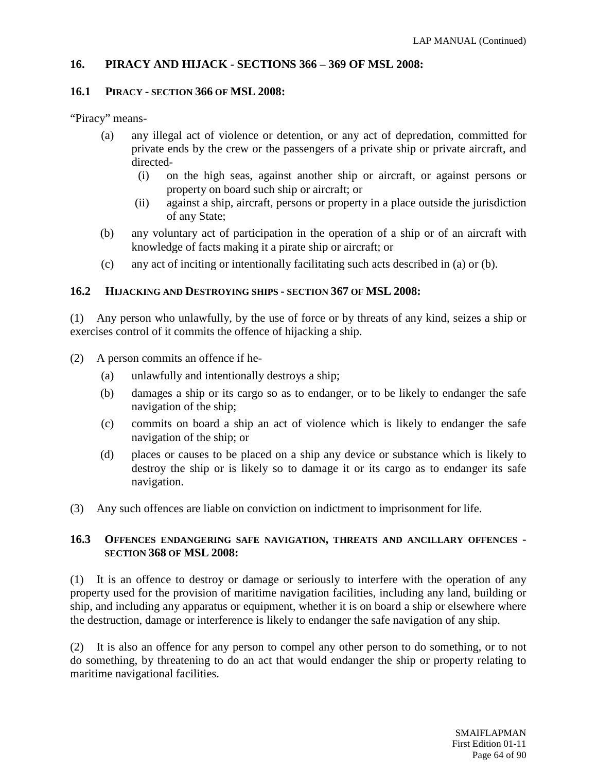## 16. PIRACY AND HIJACK - SECTIONS 366 – 369 OF MSL 2008:

### 16.1 PIRACY - SECTION 366 OF MSL 2008:

"Piracy" means-

- (a) any illegal act of violence or detention, or any act of depredation, committed for private ends by the crew or the passengers of a private ship or private aircraft, and directed-
  - (i) on the high seas, against another ship or aircraft, or against persons or property on board such ship or aircraft; or
  - (ii) against a ship, aircraft, persons or property in a place outside the jurisdiction of any State;
- (b) any voluntary act of participation in the operation of a ship or of an aircraft with knowledge of facts making it a pirate ship or aircraft; or
- (c) any act of inciting or intentionally facilitating such acts described in (a) or (b).

### 16.2 HIJACKING AND DESTROYING SHIPS - SECTION 367 OF MSL 2008:

(1) Any person who unlawfully, by the use of force or by threats of any kind, seizes a ship or exercises control of it commits the offence of hijacking a ship.

(2) A person commits an offence if he-

- (a) unlawfully and intentionally destroys a ship;
- (b) damages a ship or its cargo so as to endanger, or to be likely to endanger the safe navigation of the ship;
- (c) commits on board a ship an act of violence which is likely to endanger the safe navigation of the ship; or
- (d) places or causes to be placed on a ship any device or substance which is likely to destroy the ship or is likely so to damage it or its cargo as to endanger its safe navigation.

(3) Any such offences are liable on conviction on indictment to imprisonment for life.

### 16.3 OFFENCES ENDANGERING SAFE NAVIGATION, THREATS AND ANCILLARY OFFENCES - SECTION 368 OF MSL 2008:

(1) It is an offence to destroy or damage or seriously to interfere with the operation of any property used for the provision of maritime navigation facilities, including any land, building or ship, and including any apparatus or equipment, whether it is on board a ship or elsewhere where the destruction, damage or interference is likely to endanger the safe navigation of any ship.

(2) It is also an offence for any person to compel any other person to do something, or to not do something, by threatening to do an act that would endanger the ship or property relating to maritime navigational facilities.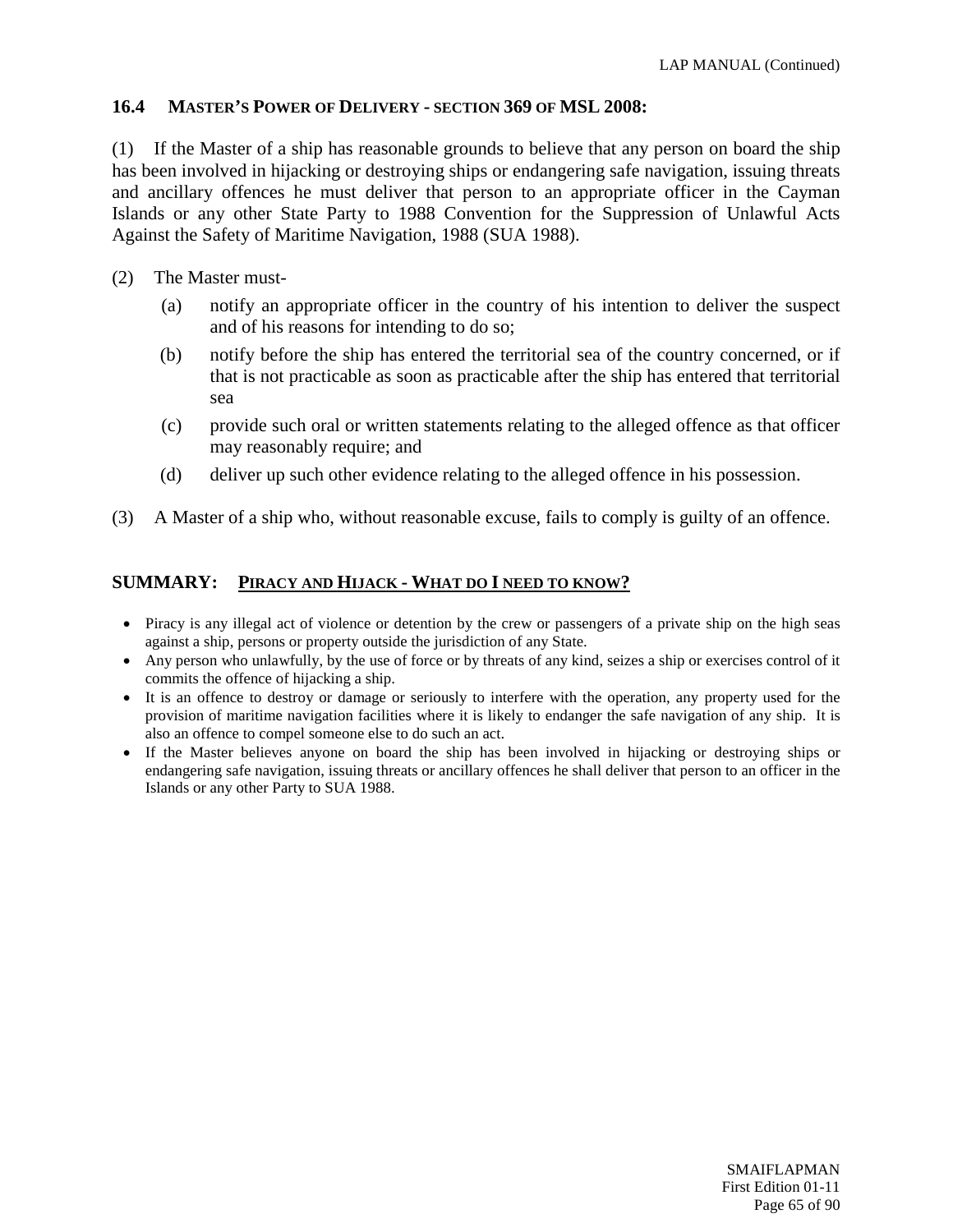### 16.4 MASTER'S POWER OF DELIVERY - SECTION 369 OF MSL 2008:

(1) If the Master of a ship has reasonable grounds to believe that any person on board the ship has been involved in hijacking or destroying ships or endangering safe navigation, issuing threats and ancillary offences he must deliver that person to an appropriate officer in the Cayman Islands or any other State Party to 1988 Convention for the Suppression of Unlawful Acts Against the Safety of Maritime Navigation, 1988 (SUA 1988).

(2) The Master must-

- (a) notify an appropriate officer in the country of his intention to deliver the suspect and of his reasons for intending to do so;
- (b) notify before the ship has entered the territorial sea of the country concerned, or if that is not practicable as soon as practicable after the ship has entered that territorial sea
- (c) provide such oral or written statements relating to the alleged offence as that officer may reasonably require; and
- (d) deliver up such other evidence relating to the alleged offence in his possession.

(3) A Master of a ship who, without reasonable excuse, fails to comply is guilty of an offence.

### SUMMARY: PIRACY AND HIJACK - WHAT DO I NEED TO KNOW?

- Piracy is any illegal act of violence or detention by the crew or passengers of a private ship on the high seas against a ship, persons or property outside the jurisdiction of any State.
- Any person who unlawfully, by the use of force or by threats of any kind, seizes a ship or exercises control of it commits the offence of hijacking a ship.
- It is an offence to destroy or damage or seriously to interfere with the operation, any property used for the provision of maritime navigation facilities where it is likely to endanger the safe navigation of any ship. It is also an offence to compel someone else to do such an act.
- If the Master believes anyone on board the ship has been involved in hijacking or destroying ships or endangering safe navigation, issuing threats or ancillary offences he shall deliver that person to an officer in the Islands or any other Party to SUA 1988.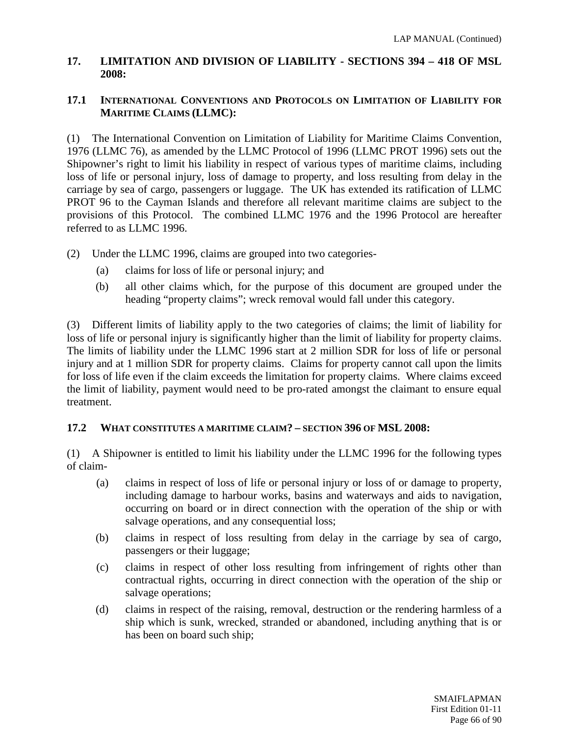## 17. LIMITATION AND DIVISION OF LIABILITY - SECTIONS 394 – 418 OF MSL 2008:

### 17.1 INTERNATIONAL CONVENTIONS AND PROTOCOLS ON LIMITATION OF LIABILITY FOR MARITIME CLAIMS (LLMC):

(1) The International Convention on Limitation of Liability for Maritime Claims Convention, 1976 (LLMC 76), as amended by the LLMC Protocol of 1996 (LLMC PROT 1996) sets out the Shipowner's right to limit his liability in respect of various types of maritime claims, including loss of life or personal injury, loss of damage to property, and loss resulting from delay in the carriage by sea of cargo, passengers or luggage. The UK has extended its ratification of LLMC PROT 96 to the Cayman Islands and therefore all relevant maritime claims are subject to the provisions of this Protocol. The combined LLMC 1976 and the 1996 Protocol are hereafter referred to as LLMC 1996.

(2) Under the LLMC 1996, claims are grouped into two categories-

- (a) claims for loss of life or personal injury; and
- (b) all other claims which, for the purpose of this document are grouped under the heading "property claims"; wreck removal would fall under this category.

(3) Different limits of liability apply to the two categories of claims; the limit of liability for loss of life or personal injury is significantly higher than the limit of liability for property claims. The limits of liability under the LLMC 1996 start at 2 million SDR for loss of life or personal injury and at 1 million SDR for property claims. Claims for property cannot call upon the limits for loss of life even if the claim exceeds the limitation for property claims. Where claims exceed the limit of liability, payment would need to be pro-rated amongst the claimant to ensure equal treatment.

### 17.2 WHAT CONSTITUTES A MARITIME CLAIM? – SECTION 396 OF MSL 2008:

(1) A Shipowner is entitled to limit his liability under the LLMC 1996 for the following types of claim-

- (a) claims in respect of loss of life or personal injury or loss of or damage to property, including damage to harbour works, basins and waterways and aids to navigation, occurring on board or in direct connection with the operation of the ship or with salvage operations, and any consequential loss;
- (b) claims in respect of loss resulting from delay in the carriage by sea of cargo, passengers or their luggage;
- (c) claims in respect of other loss resulting from infringement of rights other than contractual rights, occurring in direct connection with the operation of the ship or salvage operations;
- (d) claims in respect of the raising, removal, destruction or the rendering harmless of a ship which is sunk, wrecked, stranded or abandoned, including anything that is or has been on board such ship;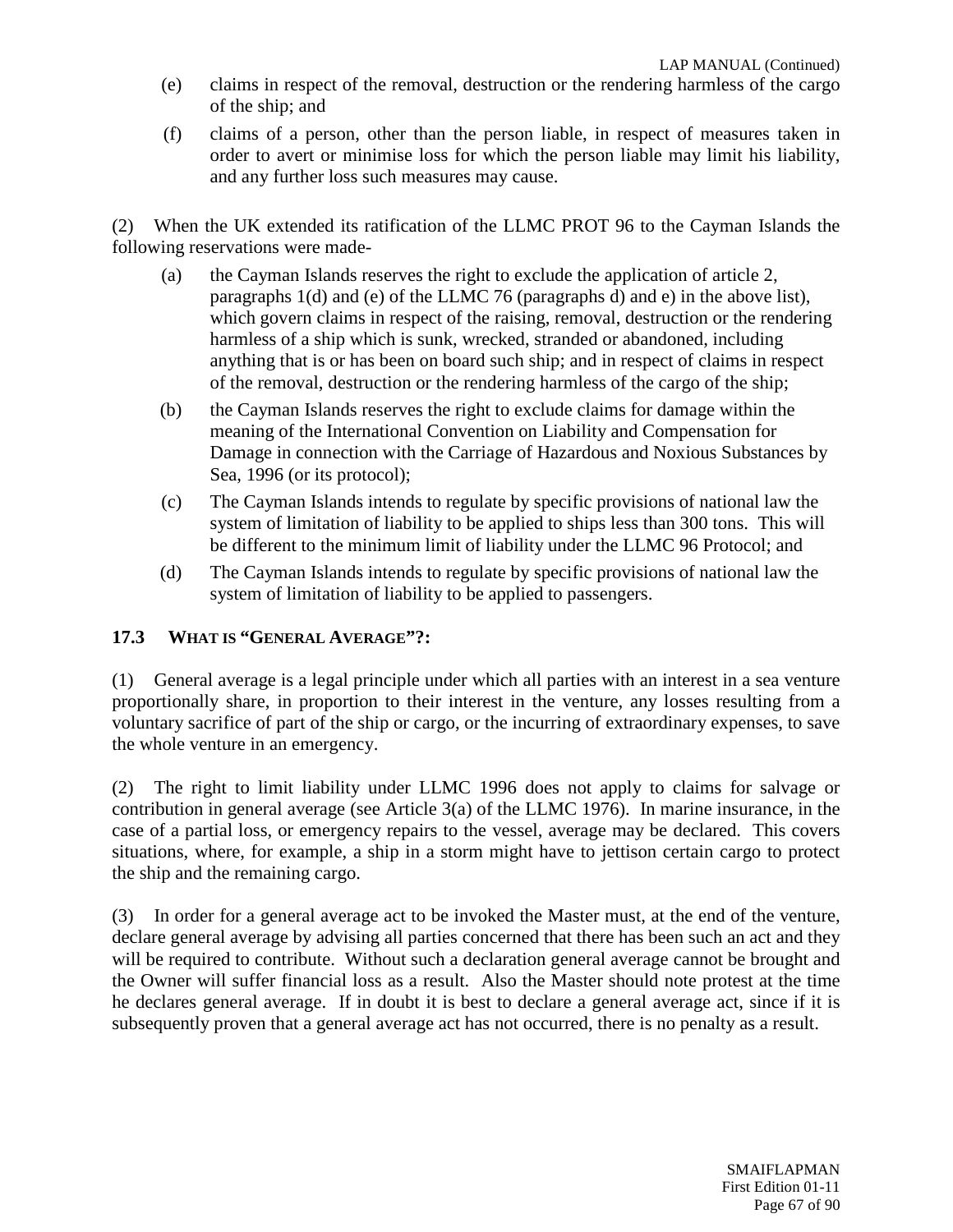(e) claims in respect of the removal, destruction or the rendering harmless of the cargo of the ship; and

(f) claims of a person, other than the person liable, in respect of measures taken in order to avert or minimise loss for which the person liable may limit his liability, and any further loss such measures may cause.

(2) When the UK extended its ratification of the LLMC PROT 96 to the Cayman Islands the following reservations were made-

(a) the Cayman Islands reserves the right to exclude the application of article 2, paragraphs 1(d) and (e) of the LLMC 76 (paragraphs d) and e) in the above list), which govern claims in respect of the raising, removal, destruction or the rendering harmless of a ship which is sunk, wrecked, stranded or abandoned, including anything that is or has been on board such ship; and in respect of claims in respect of the removal, destruction or the rendering harmless of the cargo of the ship;

(b) the Cayman Islands reserves the right to exclude claims for damage within the meaning of the International Convention on Liability and Compensation for Damage in connection with the Carriage of Hazardous and Noxious Substances by Sea, 1996 (or its protocol);

(c) The Cayman Islands intends to regulate by specific provisions of national law the system of limitation of liability to be applied to ships less than 300 tons. This will be different to the minimum limit of liability under the LLMC 96 Protocol; and

(d) The Cayman Islands intends to regulate by specific provisions of national law the system of limitation of liability to be applied to passengers.

### 17.3 WHAT IS "GENERAL AVERAGE"?:

(1) General average is a legal principle under which all parties with an interest in a sea venture proportionally share, in proportion to their interest in the venture, any losses resulting from a voluntary sacrifice of part of the ship or cargo, or the incurring of extraordinary expenses, to save the whole venture in an emergency.

(2) The right to limit liability under LLMC 1996 does not apply to claims for salvage or contribution in general average (see Article 3(a) of the LLMC 1976). In marine insurance, in the case of a partial loss, or emergency repairs to the vessel, average may be declared. This covers situations, where, for example, a ship in a storm might have to jettison certain cargo to protect the ship and the remaining cargo.

(3) In order for a general average act to be invoked the Master must, at the end of the venture, declare general average by advising all parties concerned that there has been such an act and they will be required to contribute. Without such a declaration general average cannot be brought and the Owner will suffer financial loss as a result. Also the Master should note protest at the time he declares general average. If in doubt it is best to declare a general average act, since if it is subsequently proven that a general average act has not occurred, there is no penalty as a result.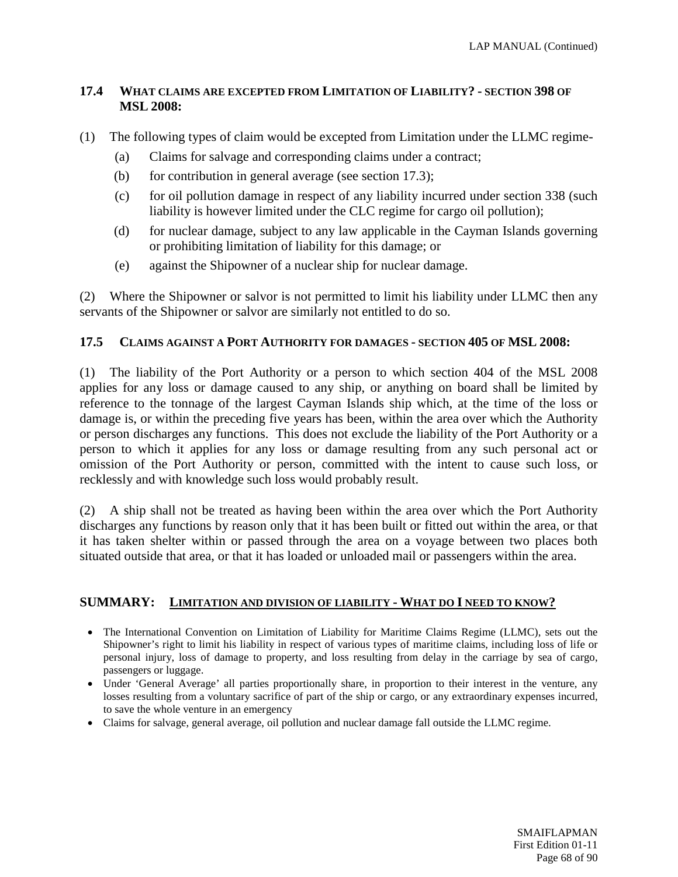### 17.4 What claims are excepted from Limitation of Liability? - section 398 of MSL 2008:

(1) The following types of claim would be excepted from Limitation under the LLMC regime-

- (a) Claims for salvage and corresponding claims under a contract;
- (b) for contribution in general average (see section 17.3);
- (c) for oil pollution damage in respect of any liability incurred under section 338 (such liability is however limited under the CLC regime for cargo oil pollution);
- (d) for nuclear damage, subject to any law applicable in the Cayman Islands governing or prohibiting limitation of liability for this damage; or
- (e) against the Shipowner of a nuclear ship for nuclear damage.

(2) Where the Shipowner or salvor is not permitted to limit his liability under LLMC then any servants of the Shipowner or salvor are similarly not entitled to do so.

### 17.5 Claims against a Port Authority for damages - section 405 of MSL 2008:

(1) The liability of the Port Authority or a person to which section 404 of the MSL 2008 applies for any loss or damage caused to any ship, or anything on board shall be limited by reference to the tonnage of the largest Cayman Islands ship which, at the time of the loss or damage is, or within the preceding five years has been, within the area over which the Authority or person discharges any functions. This does not exclude the liability of the Port Authority or a person to which it applies for any loss or damage resulting from any such personal act or omission of the Port Authority or person, committed with the intent to cause such loss, or recklessly and with knowledge such loss would probably result.

(2) A ship shall not be treated as having been within the area over which the Port Authority discharges any functions by reason only that it has been built or fitted out within the area, or that it has taken shelter within or passed through the area on a voyage between two places both situated outside that area, or that it has loaded or unloaded mail or passengers within the area.

### SUMMARY: Limitation and division of liability - What do I need to know?

- The International Convention on Limitation of Liability for Maritime Claims Regime (LLMC), sets out the Shipowner's right to limit his liability in respect of various types of maritime claims, including loss of life or personal injury, loss of damage to property, and loss resulting from delay in the carriage by sea of cargo, passengers or luggage.
- Under 'General Average' all parties proportionally share, in proportion to their interest in the venture, any losses resulting from a voluntary sacrifice of part of the ship or cargo, or any extraordinary expenses incurred, to save the whole venture in an emergency
- Claims for salvage, general average, oil pollution and nuclear damage fall outside the LLMC regime.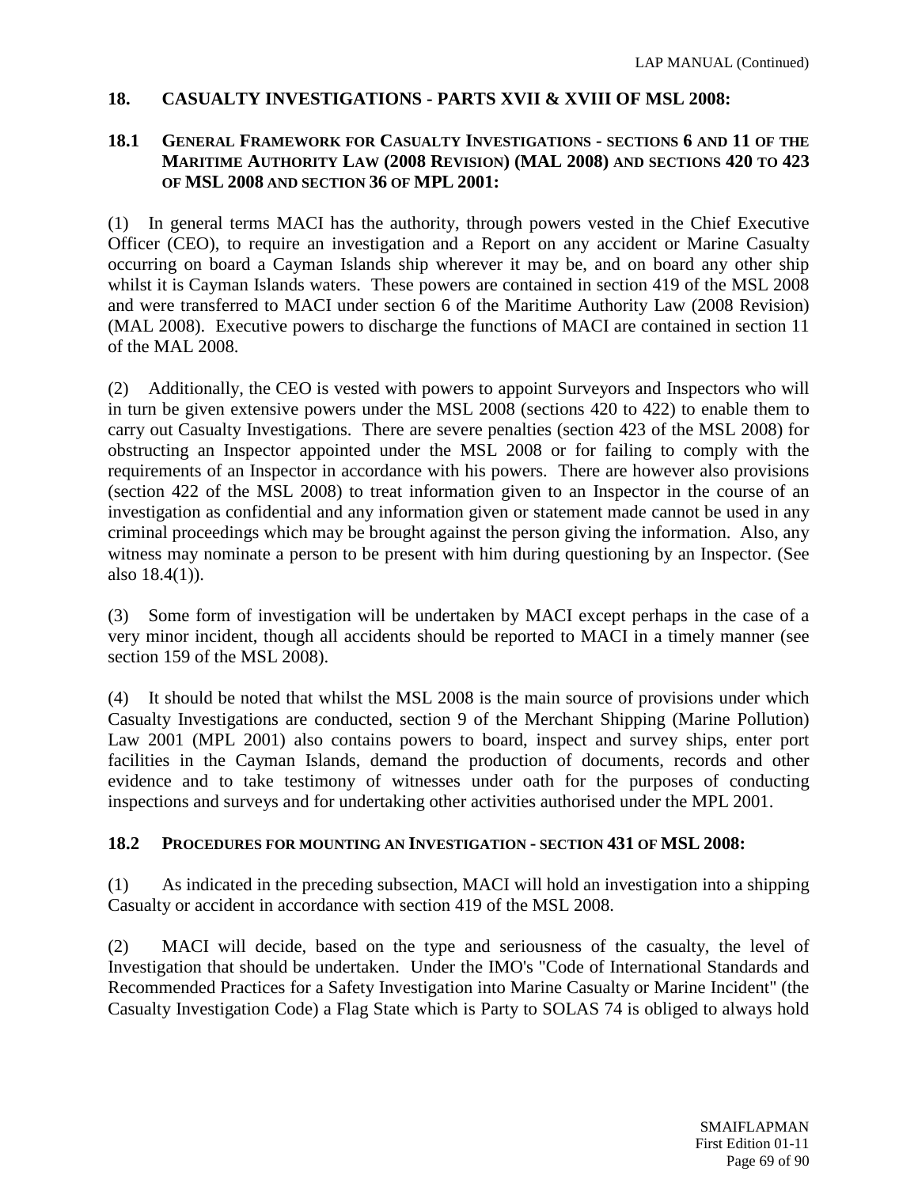## 18. CASUALTY INVESTIGATIONS - PARTS XVII & XVIII OF MSL 2008:

### 18.1 GENERAL FRAMEWORK FOR CASUALTY INVESTIGATIONS - SECTIONS 6 AND 11 OF THE MARITIME AUTHORITY LAW (2008 REVISION) (MAL 2008) AND SECTIONS 420 TO 423 OF MSL 2008 AND SECTION 36 OF MPL 2001:

(1) In general terms MACI has the authority, through powers vested in the Chief Executive Officer (CEO), to require an investigation and a Report on any accident or Marine Casualty occurring on board a Cayman Islands ship wherever it may be, and on board any other ship whilst it is Cayman Islands waters. These powers are contained in section 419 of the MSL 2008 and were transferred to MACI under section 6 of the Maritime Authority Law (2008 Revision) (MAL 2008). Executive powers to discharge the functions of MACI are contained in section 11 of the MAL 2008.

(2) Additionally, the CEO is vested with powers to appoint Surveyors and Inspectors who will in turn be given extensive powers under the MSL 2008 (sections 420 to 422) to enable them to carry out Casualty Investigations. There are severe penalties (section 423 of the MSL 2008) for obstructing an Inspector appointed under the MSL 2008 or for failing to comply with the requirements of an Inspector in accordance with his powers. There are however also provisions (section 422 of the MSL 2008) to treat information given to an Inspector in the course of an investigation as confidential and any information given or statement made cannot be used in any criminal proceedings which may be brought against the person giving the information. Also, any witness may nominate a person to be present with him during questioning by an Inspector. (See also 18.4(1)).

(3) Some form of investigation will be undertaken by MACI except perhaps in the case of a very minor incident, though all accidents should be reported to MACI in a timely manner (see section 159 of the MSL 2008).

(4) It should be noted that whilst the MSL 2008 is the main source of provisions under which Casualty Investigations are conducted, section 9 of the Merchant Shipping (Marine Pollution) Law 2001 (MPL 2001) also contains powers to board, inspect and survey ships, enter port facilities in the Cayman Islands, demand the production of documents, records and other evidence and to take testimony of witnesses under oath for the purposes of conducting inspections and surveys and for undertaking other activities authorised under the MPL 2001.

### 18.2 PROCEDURES FOR MOUNTING AN INVESTIGATION - SECTION 431 OF MSL 2008:

(1) As indicated in the preceding subsection, MACI will hold an investigation into a shipping Casualty or accident in accordance with section 419 of the MSL 2008.

(2) MACI will decide, based on the type and seriousness of the casualty, the level of Investigation that should be undertaken. Under the IMO's "Code of International Standards and Recommended Practices for a Safety Investigation into Marine Casualty or Marine Incident" (the Casualty Investigation Code) a Flag State which is Party to SOLAS 74 is obliged to always hold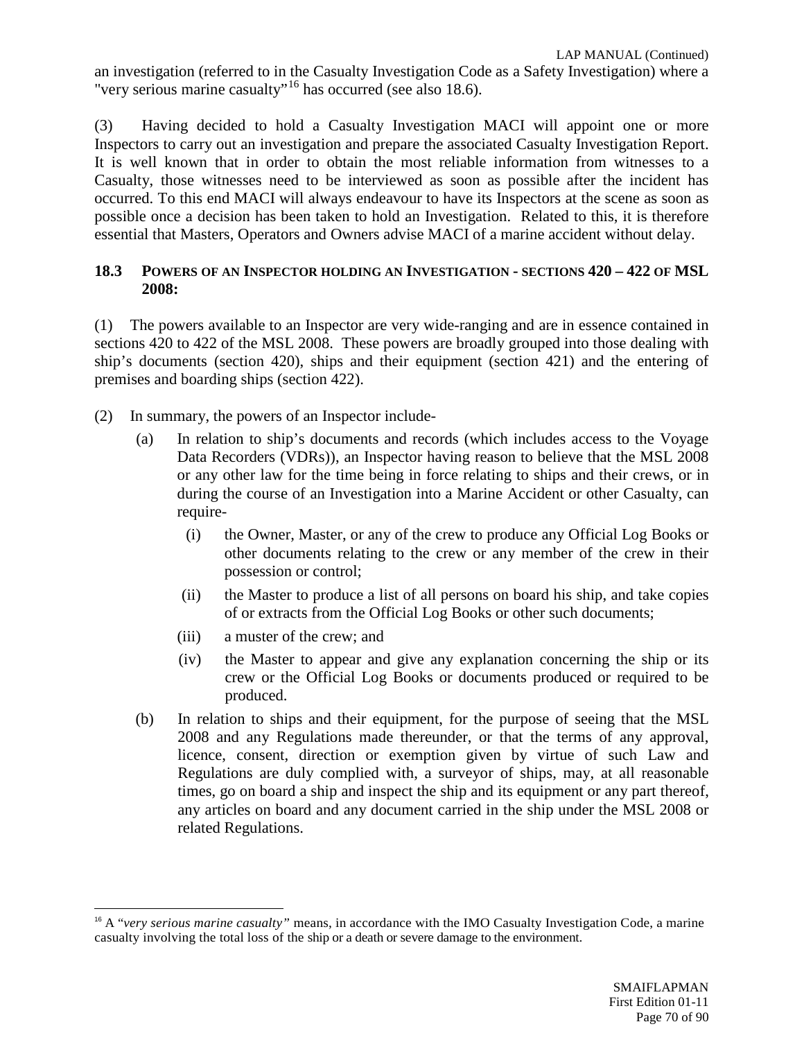an investigation (referred to in the Casualty Investigation Code as a Safety Investigation) where a "very serious marine casualty"[16] has occurred (see also 18.6).

(3) Having decided to hold a Casualty Investigation MACI will appoint one or more Inspectors to carry out an investigation and prepare the associated Casualty Investigation Report. It is well known that in order to obtain the most reliable information from witnesses to a Casualty, those witnesses need to be interviewed as soon as possible after the incident has occurred. To this end MACI will always endeavour to have its Inspectors at the scene as soon as possible once a decision has been taken to hold an Investigation. Related to this, it is therefore essential that Masters, Operators and Owners advise MACI of a marine accident without delay.

### 18.3 POWERS OF AN INSPECTOR HOLDING AN INVESTIGATION - SECTIONS 420 – 422 OF MSL 2008:

(1) The powers available to an Inspector are very wide-ranging and are in essence contained in sections 420 to 422 of the MSL 2008. These powers are broadly grouped into those dealing with ship's documents (section 420), ships and their equipment (section 421) and the entering of premises and boarding ships (section 422).

(2) In summary, the powers of an Inspector include-

(a) In relation to ship's documents and records (which includes access to the Voyage Data Recorders (VDRs)), an Inspector having reason to believe that the MSL 2008 or any other law for the time being in force relating to ships and their crews, or in during the course of an Investigation into a Marine Accident or other Casualty, can require-

(i) the Owner, Master, or any of the crew to produce any Official Log Books or other documents relating to the crew or any member of the crew in their possession or control;

(ii) the Master to produce a list of all persons on board his ship, and take copies of or extracts from the Official Log Books or other such documents;

(iii) a muster of the crew; and

(iv) the Master to appear and give any explanation concerning the ship or its crew or the Official Log Books or documents produced or required to be produced.

(b) In relation to ships and their equipment, for the purpose of seeing that the MSL 2008 and any Regulations made thereunder, or that the terms of any approval, licence, consent, direction or exemption given by virtue of such Law and Regulations are duly complied with, a surveyor of ships, may, at all reasonable times, go on board a ship and inspect the ship and its equipment or any part thereof, any articles on board and any document carried in the ship under the MSL 2008 or related Regulations.

---

[16] A "*very serious marine casualty"* means, in accordance with the IMO Casualty Investigation Code, a marine casualty involving the total loss of the ship or a death or severe damage to the environment.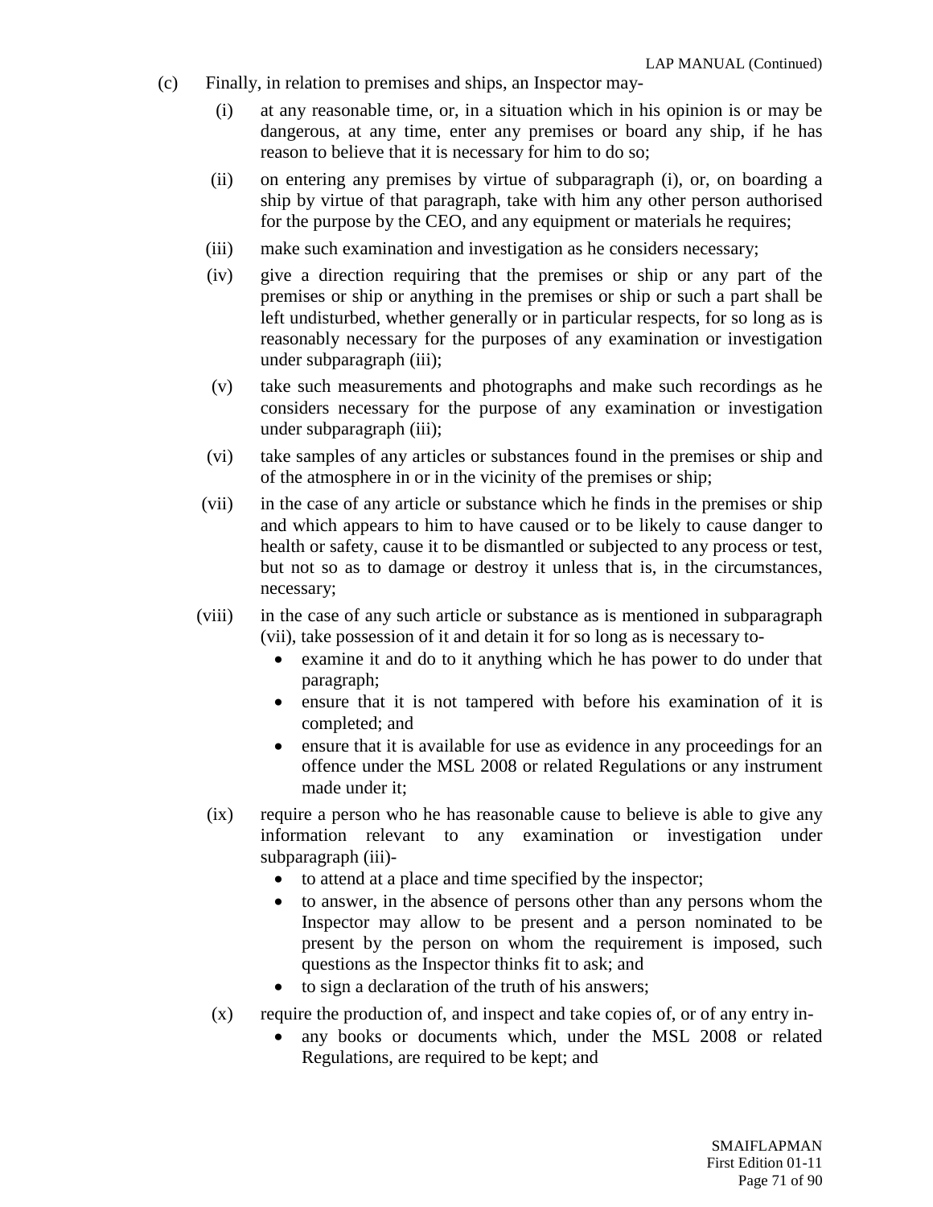(c) Finally, in relation to premises and ships, an Inspector may-

(i) at any reasonable time, or, in a situation which in his opinion is or may be dangerous, at any time, enter any premises or board any ship, if he has reason to believe that it is necessary for him to do so;

(ii) on entering any premises by virtue of subparagraph (i), or, on boarding a ship by virtue of that paragraph, take with him any other person authorised for the purpose by the CEO, and any equipment or materials he requires;

(iii) make such examination and investigation as he considers necessary;

(iv) give a direction requiring that the premises or ship or any part of the premises or ship or anything in the premises or ship or such a part shall be left undisturbed, whether generally or in particular respects, for so long as is reasonably necessary for the purposes of any examination or investigation under subparagraph (iii);

(v) take such measurements and photographs and make such recordings as he considers necessary for the purpose of any examination or investigation under subparagraph (iii);

(vi) take samples of any articles or substances found in the premises or ship and of the atmosphere in or in the vicinity of the premises or ship;

(vii) in the case of any article or substance which he finds in the premises or ship and which appears to him to have caused or to be likely to cause danger to health or safety, cause it to be dismantled or subjected to any process or test, but not so as to damage or destroy it unless that is, in the circumstances, necessary;

(viii) in the case of any such article or substance as is mentioned in subparagraph (vii), take possession of it and detain it for so long as is necessary to-
- examine it and do to it anything which he has power to do under that paragraph;
- ensure that it is not tampered with before his examination of it is completed; and
- ensure that it is available for use as evidence in any proceedings for an offence under the MSL 2008 or related Regulations or any instrument made under it;

(ix) require a person who he has reasonable cause to believe is able to give any information relevant to any examination or investigation under subparagraph (iii)-
- to attend at a place and time specified by the inspector;
- to answer, in the absence of persons other than any persons whom the Inspector may allow to be present and a person nominated to be present by the person on whom the requirement is imposed, such questions as the Inspector thinks fit to ask; and
- to sign a declaration of the truth of his answers;

(x) require the production of, and inspect and take copies of, or of any entry in-
- any books or documents which, under the MSL 2008 or related Regulations, are required to be kept; and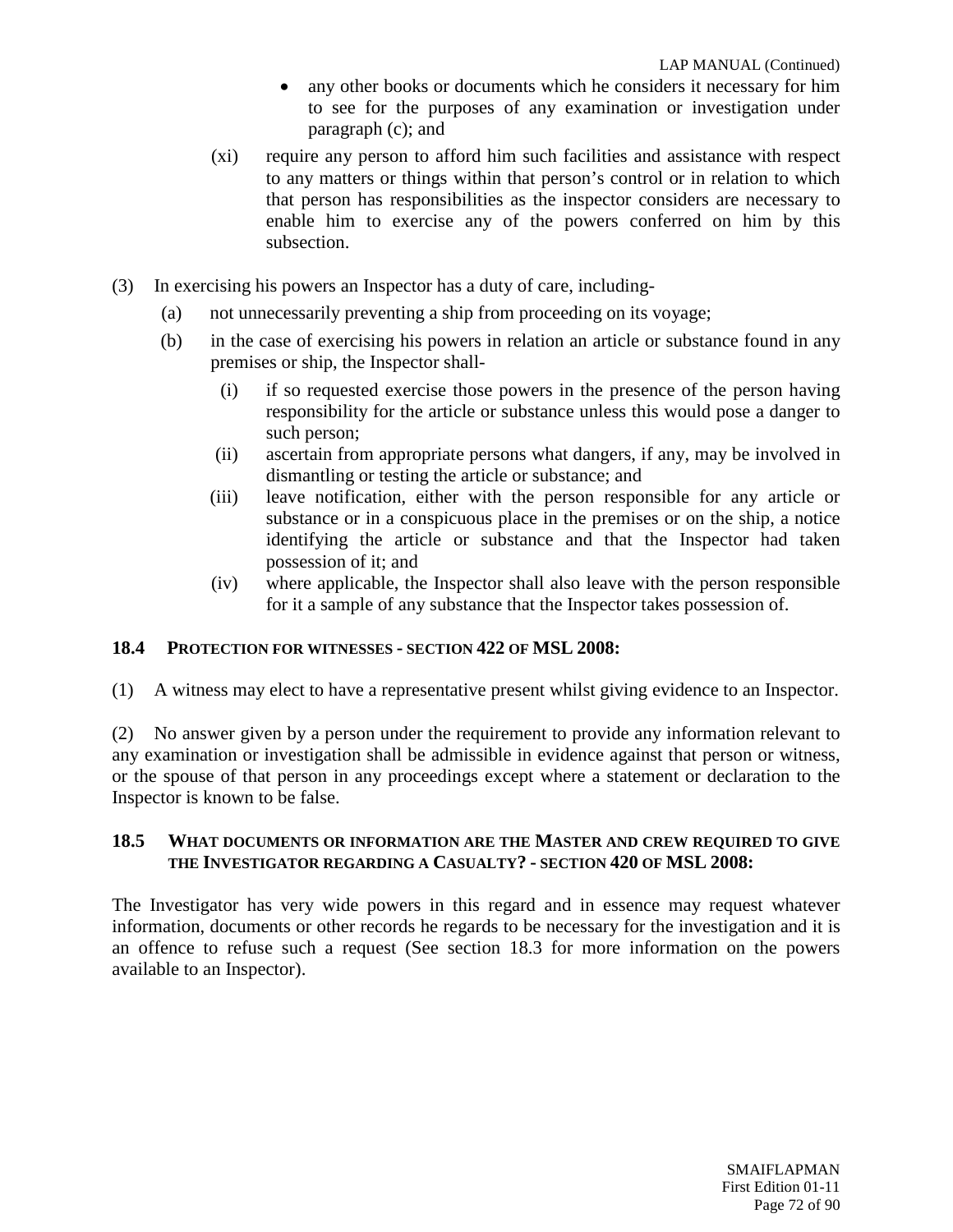- any other books or documents which he considers it necessary for him to see for the purposes of any examination or investigation under paragraph (c); and

(xi) require any person to afford him such facilities and assistance with respect to any matters or things within that person's control or in relation to which that person has responsibilities as the inspector considers are necessary to enable him to exercise any of the powers conferred on him by this subsection.

(3) In exercising his powers an Inspector has a duty of care, including-

(a) not unnecessarily preventing a ship from proceeding on its voyage;

(b) in the case of exercising his powers in relation an article or substance found in any premises or ship, the Inspector shall-

(i) if so requested exercise those powers in the presence of the person having responsibility for the article or substance unless this would pose a danger to such person;

(ii) ascertain from appropriate persons what dangers, if any, may be involved in dismantling or testing the article or substance; and

(iii) leave notification, either with the person responsible for any article or substance or in a conspicuous place in the premises or on the ship, a notice identifying the article or substance and that the Inspector had taken possession of it; and

(iv) where applicable, the Inspector shall also leave with the person responsible for it a sample of any substance that the Inspector takes possession of.

### 18.4 PROTECTION FOR WITNESSES - SECTION 422 OF MSL 2008:

(1) A witness may elect to have a representative present whilst giving evidence to an Inspector.

(2) No answer given by a person under the requirement to provide any information relevant to any examination or investigation shall be admissible in evidence against that person or witness, or the spouse of that person in any proceedings except where a statement or declaration to the Inspector is known to be false.

### 18.5 WHAT DOCUMENTS OR INFORMATION ARE THE MASTER AND CREW REQUIRED TO GIVE THE INVESTIGATOR REGARDING A CASUALTY? - SECTION 420 OF MSL 2008:

The Investigator has very wide powers in this regard and in essence may request whatever information, documents or other records he regards to be necessary for the investigation and it is an offence to refuse such a request (See section 18.3 for more information on the powers available to an Inspector).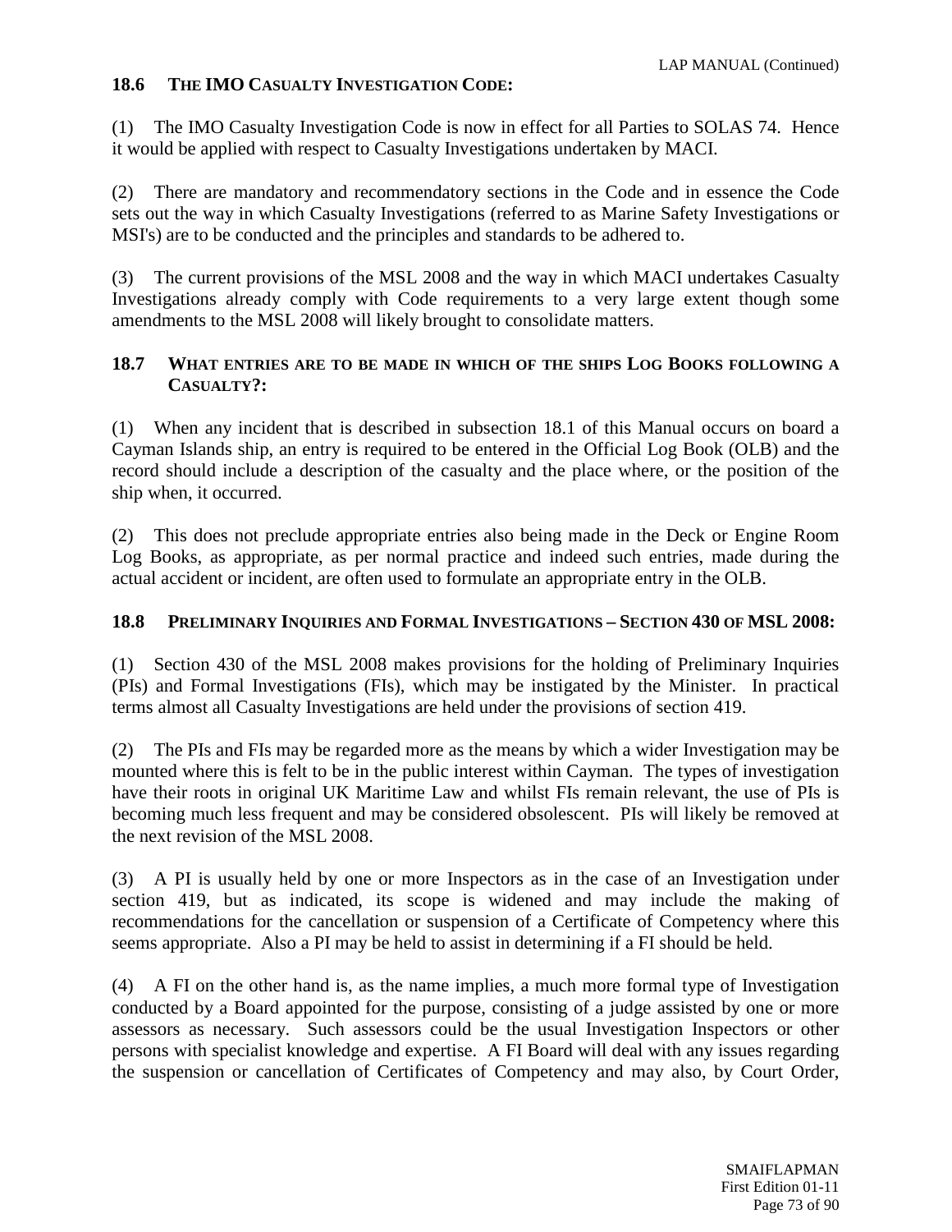## 18.6 THE IMO CASUALTY INVESTIGATION CODE:

(1) The IMO Casualty Investigation Code is now in effect for all Parties to SOLAS 74. Hence it would be applied with respect to Casualty Investigations undertaken by MACI.

(2) There are mandatory and recommendatory sections in the Code and in essence the Code sets out the way in which Casualty Investigations (referred to as Marine Safety Investigations or MSI's) are to be conducted and the principles and standards to be adhered to.

(3) The current provisions of the MSL 2008 and the way in which MACI undertakes Casualty Investigations already comply with Code requirements to a very large extent though some amendments to the MSL 2008 will likely brought to consolidate matters.

## 18.7 WHAT ENTRIES ARE TO BE MADE IN WHICH OF THE SHIPS LOG BOOKS FOLLOWING A CASUALTY?:

(1) When any incident that is described in subsection 18.1 of this Manual occurs on board a Cayman Islands ship, an entry is required to be entered in the Official Log Book (OLB) and the record should include a description of the casualty and the place where, or the position of the ship when, it occurred.

(2) This does not preclude appropriate entries also being made in the Deck or Engine Room Log Books, as appropriate, as per normal practice and indeed such entries, made during the actual accident or incident, are often used to formulate an appropriate entry in the OLB.

## 18.8 PRELIMINARY INQUIRIES AND FORMAL INVESTIGATIONS – SECTION 430 OF MSL 2008:

(1) Section 430 of the MSL 2008 makes provisions for the holding of Preliminary Inquiries (PIs) and Formal Investigations (FIs), which may be instigated by the Minister. In practical terms almost all Casualty Investigations are held under the provisions of section 419.

(2) The PIs and FIs may be regarded more as the means by which a wider Investigation may be mounted where this is felt to be in the public interest within Cayman. The types of investigation have their roots in original UK Maritime Law and whilst FIs remain relevant, the use of PIs is becoming much less frequent and may be considered obsolescent. PIs will likely be removed at the next revision of the MSL 2008.

(3) A PI is usually held by one or more Inspectors as in the case of an Investigation under section 419, but as indicated, its scope is widened and may include the making of recommendations for the cancellation or suspension of a Certificate of Competency where this seems appropriate. Also a PI may be held to assist in determining if a FI should be held.

(4) A FI on the other hand is, as the name implies, a much more formal type of Investigation conducted by a Board appointed for the purpose, consisting of a judge assisted by one or more assessors as necessary. Such assessors could be the usual Investigation Inspectors or other persons with specialist knowledge and expertise. A FI Board will deal with any issues regarding the suspension or cancellation of Certificates of Competency and may also, by Court Order,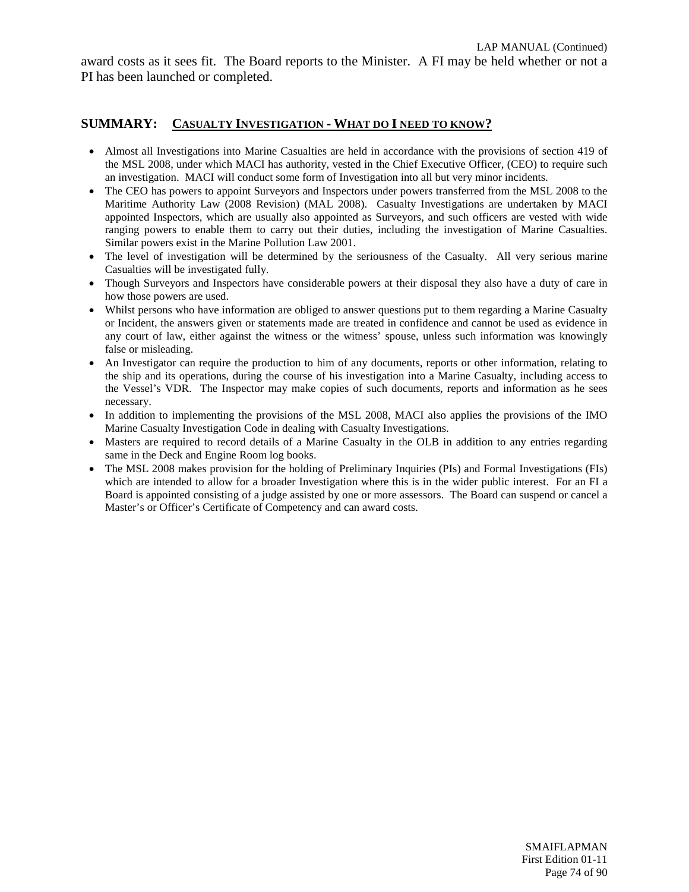award costs as it sees fit. The Board reports to the Minister. A FI may be held whether or not a PI has been launched or completed.

## SUMMARY: CASUALTY INVESTIGATION - WHAT DO I NEED TO KNOW?

- Almost all Investigations into Marine Casualties are held in accordance with the provisions of section 419 of the MSL 2008, under which MACI has authority, vested in the Chief Executive Officer, (CEO) to require such an investigation. MACI will conduct some form of Investigation into all but very minor incidents.
- The CEO has powers to appoint Surveyors and Inspectors under powers transferred from the MSL 2008 to the Maritime Authority Law (2008 Revision) (MAL 2008). Casualty Investigations are undertaken by MACI appointed Inspectors, which are usually also appointed as Surveyors, and such officers are vested with wide ranging powers to enable them to carry out their duties, including the investigation of Marine Casualties. Similar powers exist in the Marine Pollution Law 2001.
- The level of investigation will be determined by the seriousness of the Casualty. All very serious marine Casualties will be investigated fully.
- Though Surveyors and Inspectors have considerable powers at their disposal they also have a duty of care in how those powers are used.
- Whilst persons who have information are obliged to answer questions put to them regarding a Marine Casualty or Incident, the answers given or statements made are treated in confidence and cannot be used as evidence in any court of law, either against the witness or the witness' spouse, unless such information was knowingly false or misleading.
- An Investigator can require the production to him of any documents, reports or other information, relating to the ship and its operations, during the course of his investigation into a Marine Casualty, including access to the Vessel's VDR. The Inspector may make copies of such documents, reports and information as he sees necessary.
- In addition to implementing the provisions of the MSL 2008, MACI also applies the provisions of the IMO Marine Casualty Investigation Code in dealing with Casualty Investigations.
- Masters are required to record details of a Marine Casualty in the OLB in addition to any entries regarding same in the Deck and Engine Room log books.
- The MSL 2008 makes provision for the holding of Preliminary Inquiries (PIs) and Formal Investigations (FIs) which are intended to allow for a broader Investigation where this is in the wider public interest. For an FI a Board is appointed consisting of a judge assisted by one or more assessors. The Board can suspend or cancel a Master's or Officer's Certificate of Competency and can award costs.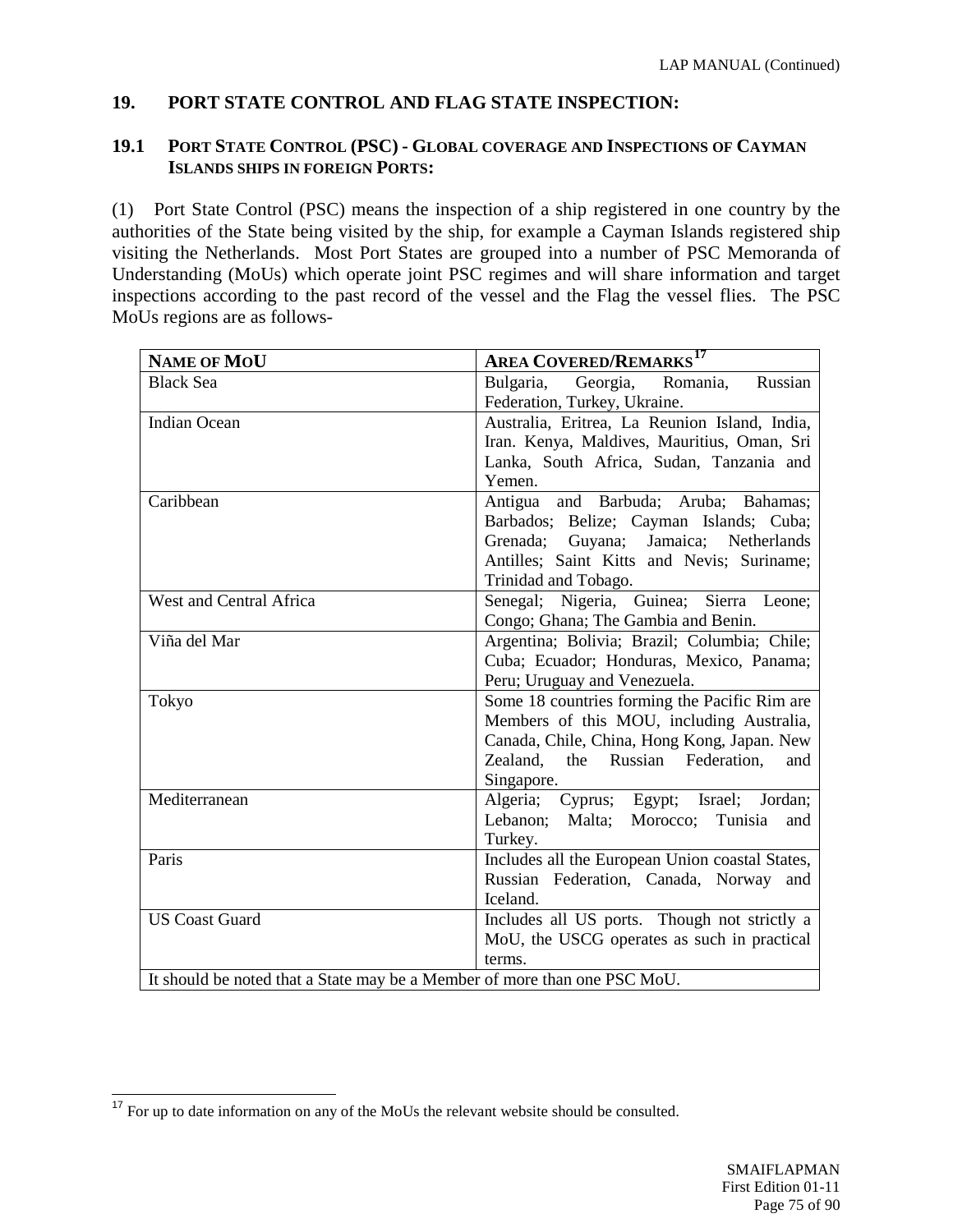## 19. PORT STATE CONTROL AND FLAG STATE INSPECTION:

### 19.1 PORT STATE CONTROL (PSC) - GLOBAL COVERAGE AND INSPECTIONS OF CAYMAN ISLANDS SHIPS IN FOREIGN PORTS:

(1) Port State Control (PSC) means the inspection of a ship registered in one country by the authorities of the State being visited by the ship, for example a Cayman Islands registered ship visiting the Netherlands. Most Port States are grouped into a number of PSC Memoranda of Understanding (MoUs) which operate joint PSC regimes and will share information and target inspections according to the past record of the vessel and the Flag the vessel flies. The PSC MoUs regions are as follows-

| NAME OF MOU | AREA COVERED/REMARKS[17] |
|---|---|
| Black Sea | Bulgaria, Georgia, Romania, Russian Federation, Turkey, Ukraine. |
| Indian Ocean | Australia, Eritrea, La Reunion Island, India, Iran. Kenya, Maldives, Mauritius, Oman, Sri Lanka, South Africa, Sudan, Tanzania and Yemen. |
| Caribbean | Antigua and Barbuda; Aruba; Bahamas; Barbados; Belize; Cayman Islands; Cuba; Grenada; Guyana; Jamaica; Netherlands Antilles; Saint Kitts and Nevis; Suriname; Trinidad and Tobago. |
| West and Central Africa | Senegal; Nigeria, Guinea; Sierra Leone; Congo; Ghana; The Gambia and Benin. |
| Viña del Mar | Argentina; Bolivia; Brazil; Columbia; Chile; Cuba; Ecuador; Honduras, Mexico, Panama; Peru; Uruguay and Venezuela. |
| Tokyo | Some 18 countries forming the Pacific Rim are Members of this MOU, including Australia, Canada, Chile, China, Hong Kong, Japan. New Zealand, the Russian Federation, and Singapore. |
| Mediterranean | Algeria; Cyprus; Egypt; Israel; Jordan; Lebanon; Malta; Morocco; Tunisia and Turkey. |
| Paris | Includes all the European Union coastal States, Russian Federation, Canada, Norway and Iceland. |
| US Coast Guard | Includes all US ports. Though not strictly a MoU, the USCG operates as such in practical terms. |
| It should be noted that a State may be a Member of more than one PSC MoU. | |

[17] For up to date information on any of the MoUs the relevant website should be consulted.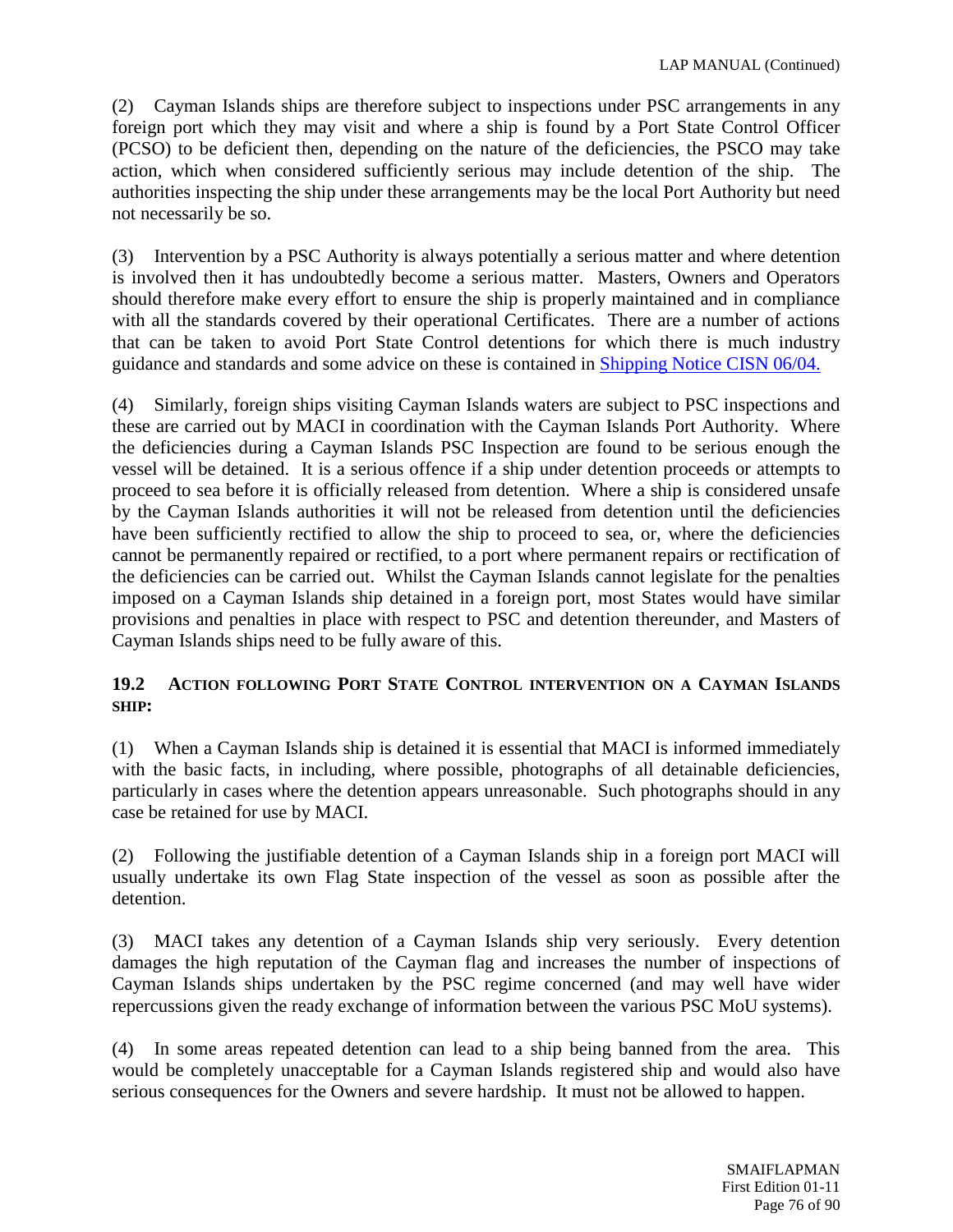(2) Cayman Islands ships are therefore subject to inspections under PSC arrangements in any foreign port which they may visit and where a ship is found by a Port State Control Officer (PCSO) to be deficient then, depending on the nature of the deficiencies, the PSCO may take action, which when considered sufficiently serious may include detention of the ship. The authorities inspecting the ship under these arrangements may be the local Port Authority but need not necessarily be so.

(3) Intervention by a PSC Authority is always potentially a serious matter and where detention is involved then it has undoubtedly become a serious matter. Masters, Owners and Operators should therefore make every effort to ensure the ship is properly maintained and in compliance with all the standards covered by their operational Certificates. There are a number of actions that can be taken to avoid Port State Control detentions for which there is much industry guidance and standards and some advice on these is contained in Shipping Notice CISN 06/04.

(4) Similarly, foreign ships visiting Cayman Islands waters are subject to PSC inspections and these are carried out by MACI in coordination with the Cayman Islands Port Authority. Where the deficiencies during a Cayman Islands PSC Inspection are found to be serious enough the vessel will be detained. It is a serious offence if a ship under detention proceeds or attempts to proceed to sea before it is officially released from detention. Where a ship is considered unsafe by the Cayman Islands authorities it will not be released from detention until the deficiencies have been sufficiently rectified to allow the ship to proceed to sea, or, where the deficiencies cannot be permanently repaired or rectified, to a port where permanent repairs or rectification of the deficiencies can be carried out. Whilst the Cayman Islands cannot legislate for the penalties imposed on a Cayman Islands ship detained in a foreign port, most States would have similar provisions and penalties in place with respect to PSC and detention thereunder, and Masters of Cayman Islands ships need to be fully aware of this.

### 19.2 ACTION FOLLOWING PORT STATE CONTROL INTERVENTION ON A CAYMAN ISLANDS SHIP:

(1) When a Cayman Islands ship is detained it is essential that MACI is informed immediately with the basic facts, in including, where possible, photographs of all detainable deficiencies, particularly in cases where the detention appears unreasonable. Such photographs should in any case be retained for use by MACI.

(2) Following the justifiable detention of a Cayman Islands ship in a foreign port MACI will usually undertake its own Flag State inspection of the vessel as soon as possible after the detention.

(3) MACI takes any detention of a Cayman Islands ship very seriously. Every detention damages the high reputation of the Cayman flag and increases the number of inspections of Cayman Islands ships undertaken by the PSC regime concerned (and may well have wider repercussions given the ready exchange of information between the various PSC MoU systems).

(4) In some areas repeated detention can lead to a ship being banned from the area. This would be completely unacceptable for a Cayman Islands registered ship and would also have serious consequences for the Owners and severe hardship. It must not be allowed to happen.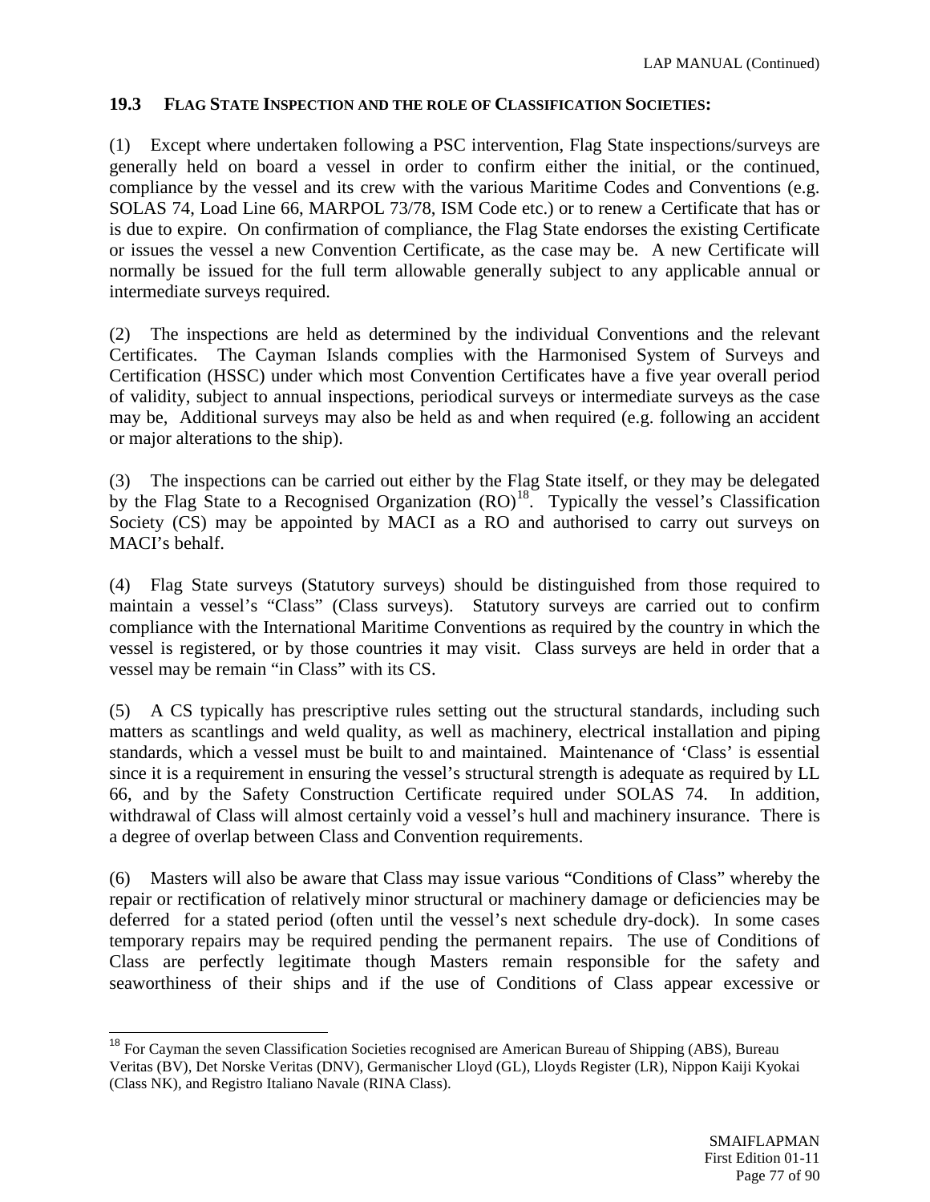### 19.3 FLAG STATE INSPECTION AND THE ROLE OF CLASSIFICATION SOCIETIES:

(1) Except where undertaken following a PSC intervention, Flag State inspections/surveys are generally held on board a vessel in order to confirm either the initial, or the continued, compliance by the vessel and its crew with the various Maritime Codes and Conventions (e.g. SOLAS 74, Load Line 66, MARPOL 73/78, ISM Code etc.) or to renew a Certificate that has or is due to expire. On confirmation of compliance, the Flag State endorses the existing Certificate or issues the vessel a new Convention Certificate, as the case may be. A new Certificate will normally be issued for the full term allowable generally subject to any applicable annual or intermediate surveys required.

(2) The inspections are held as determined by the individual Conventions and the relevant Certificates. The Cayman Islands complies with the Harmonised System of Surveys and Certification (HSSC) under which most Convention Certificates have a five year overall period of validity, subject to annual inspections, periodical surveys or intermediate surveys as the case may be, Additional surveys may also be held as and when required (e.g. following an accident or major alterations to the ship).

(3) The inspections can be carried out either by the Flag State itself, or they may be delegated by the Flag State to a Recognised Organization (RO)[18]. Typically the vessel's Classification Society (CS) may be appointed by MACI as a RO and authorised to carry out surveys on MACI's behalf.

(4) Flag State surveys (Statutory surveys) should be distinguished from those required to maintain a vessel's "Class" (Class surveys). Statutory surveys are carried out to confirm compliance with the International Maritime Conventions as required by the country in which the vessel is registered, or by those countries it may visit. Class surveys are held in order that a vessel may be remain "in Class" with its CS.

(5) A CS typically has prescriptive rules setting out the structural standards, including such matters as scantlings and weld quality, as well as machinery, electrical installation and piping standards, which a vessel must be built to and maintained. Maintenance of 'Class' is essential since it is a requirement in ensuring the vessel's structural strength is adequate as required by LL 66, and by the Safety Construction Certificate required under SOLAS 74. In addition, withdrawal of Class will almost certainly void a vessel's hull and machinery insurance. There is a degree of overlap between Class and Convention requirements.

(6) Masters will also be aware that Class may issue various "Conditions of Class" whereby the repair or rectification of relatively minor structural or machinery damage or deficiencies may be deferred for a stated period (often until the vessel's next schedule dry-dock). In some cases temporary repairs may be required pending the permanent repairs. The use of Conditions of Class are perfectly legitimate though Masters remain responsible for the safety and seaworthiness of their ships and if the use of Conditions of Class appear excessive or

---

[18] For Cayman the seven Classification Societies recognised are American Bureau of Shipping (ABS), Bureau Veritas (BV), Det Norske Veritas (DNV), Germanischer Lloyd (GL), Lloyds Register (LR), Nippon Kaiji Kyokai (Class NK), and Registro Italiano Navale (RINA Class).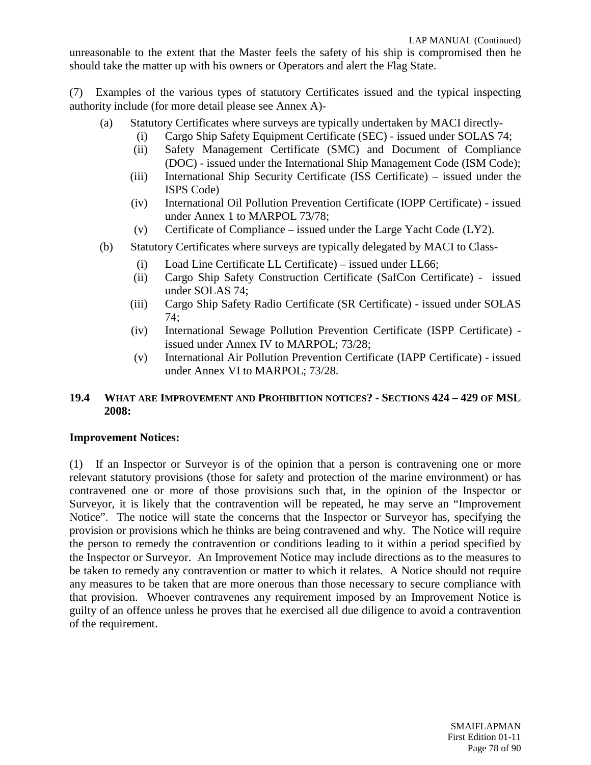unreasonable to the extent that the Master feels the safety of his ship is compromised then he should take the matter up with his owners or Operators and alert the Flag State.

(7) Examples of the various types of statutory Certificates issued and the typical inspecting authority include (for more detail please see Annex A)-

(a) Statutory Certificates where surveys are typically undertaken by MACI directly-

(i) Cargo Ship Safety Equipment Certificate (SEC) - issued under SOLAS 74;

(ii) Safety Management Certificate (SMC) and Document of Compliance (DOC) - issued under the International Ship Management Code (ISM Code);

(iii) International Ship Security Certificate (ISS Certificate) – issued under the ISPS Code)

(iv) International Oil Pollution Prevention Certificate (IOPP Certificate) - issued under Annex 1 to MARPOL 73/78;

(v) Certificate of Compliance – issued under the Large Yacht Code (LY2).

(b) Statutory Certificates where surveys are typically delegated by MACI to Class-

(i) Load Line Certificate LL Certificate) – issued under LL66;

(ii) Cargo Ship Safety Construction Certificate (SafCon Certificate) - issued under SOLAS 74;

(iii) Cargo Ship Safety Radio Certificate (SR Certificate) - issued under SOLAS 74;

(iv) International Sewage Pollution Prevention Certificate (ISPP Certificate) - issued under Annex IV to MARPOL; 73/28;

(v) International Air Pollution Prevention Certificate (IAPP Certificate) - issued under Annex VI to MARPOL; 73/28.

## 19.4 WHAT ARE IMPROVEMENT AND PROHIBITION NOTICES? - SECTIONS 424 – 429 OF MSL 2008:

**Improvement Notices:**

(1) If an Inspector or Surveyor is of the opinion that a person is contravening one or more relevant statutory provisions (those for safety and protection of the marine environment) or has contravened one or more of those provisions such that, in the opinion of the Inspector or Surveyor, it is likely that the contravention will be repeated, he may serve an “Improvement Notice”. The notice will state the concerns that the Inspector or Surveyor has, specifying the provision or provisions which he thinks are being contravened and why. The Notice will require the person to remedy the contravention or conditions leading to it within a period specified by the Inspector or Surveyor. An Improvement Notice may include directions as to the measures to be taken to remedy any contravention or matter to which it relates. A Notice should not require any measures to be taken that are more onerous than those necessary to secure compliance with that provision. Whoever contravenes any requirement imposed by an Improvement Notice is guilty of an offence unless he proves that he exercised all due diligence to avoid a contravention of the requirement.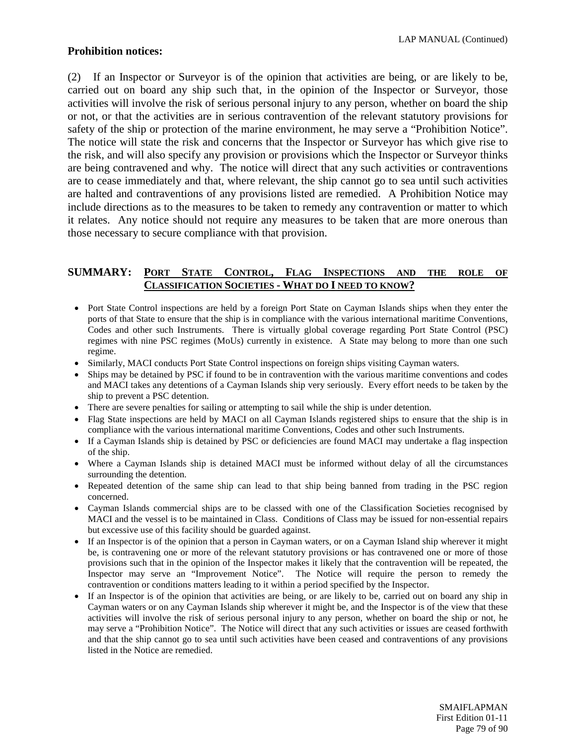**Prohibition notices:**

(2) If an Inspector or Surveyor is of the opinion that activities are being, or are likely to be, carried out on board any ship such that, in the opinion of the Inspector or Surveyor, those activities will involve the risk of serious personal injury to any person, whether on board the ship or not, or that the activities are in serious contravention of the relevant statutory provisions for safety of the ship or protection of the marine environment, he may serve a "Prohibition Notice". The notice will state the risk and concerns that the Inspector or Surveyor has which give rise to the risk, and will also specify any provision or provisions which the Inspector or Surveyor thinks are being contravened and why. The notice will direct that any such activities or contraventions are to cease immediately and that, where relevant, the ship cannot go to sea until such activities are halted and contraventions of any provisions listed are remedied. A Prohibition Notice may include directions as to the measures to be taken to remedy any contravention or matter to which it relates. Any notice should not require any measures to be taken that are more onerous than those necessary to secure compliance with that provision.

## SUMMARY: PORT STATE CONTROL, FLAG INSPECTIONS AND THE ROLE OF CLASSIFICATION SOCIETIES - WHAT DO I NEED TO KNOW?

- Port State Control inspections are held by a foreign Port State on Cayman Islands ships when they enter the ports of that State to ensure that the ship is in compliance with the various international maritime Conventions, Codes and other such Instruments. There is virtually global coverage regarding Port State Control (PSC) regimes with nine PSC regimes (MoUs) currently in existence. A State may belong to more than one such regime.
- Similarly, MACI conducts Port State Control inspections on foreign ships visiting Cayman waters.
- Ships may be detained by PSC if found to be in contravention with the various maritime conventions and codes and MACI takes any detentions of a Cayman Islands ship very seriously. Every effort needs to be taken by the ship to prevent a PSC detention.
- There are severe penalties for sailing or attempting to sail while the ship is under detention.
- Flag State inspections are held by MACI on all Cayman Islands registered ships to ensure that the ship is in compliance with the various international maritime Conventions, Codes and other such Instruments.
- If a Cayman Islands ship is detained by PSC or deficiencies are found MACI may undertake a flag inspection of the ship.
- Where a Cayman Islands ship is detained MACI must be informed without delay of all the circumstances surrounding the detention.
- Repeated detention of the same ship can lead to that ship being banned from trading in the PSC region concerned.
- Cayman Islands commercial ships are to be classed with one of the Classification Societies recognised by MACI and the vessel is to be maintained in Class. Conditions of Class may be issued for non-essential repairs but excessive use of this facility should be guarded against.
- If an Inspector is of the opinion that a person in Cayman waters, or on a Cayman Island ship wherever it might be, is contravening one or more of the relevant statutory provisions or has contravened one or more of those provisions such that in the opinion of the Inspector makes it likely that the contravention will be repeated, the Inspector may serve an "Improvement Notice". The Notice will require the person to remedy the contravention or conditions matters leading to it within a period specified by the Inspector.
- If an Inspector is of the opinion that activities are being, or are likely to be, carried out on board any ship in Cayman waters or on any Cayman Islands ship wherever it might be, and the Inspector is of the view that these activities will involve the risk of serious personal injury to any person, whether on board the ship or not, he may serve a "Prohibition Notice". The Notice will direct that any such activities or issues are ceased forthwith and that the ship cannot go to sea until such activities have been ceased and contraventions of any provisions listed in the Notice are remedied.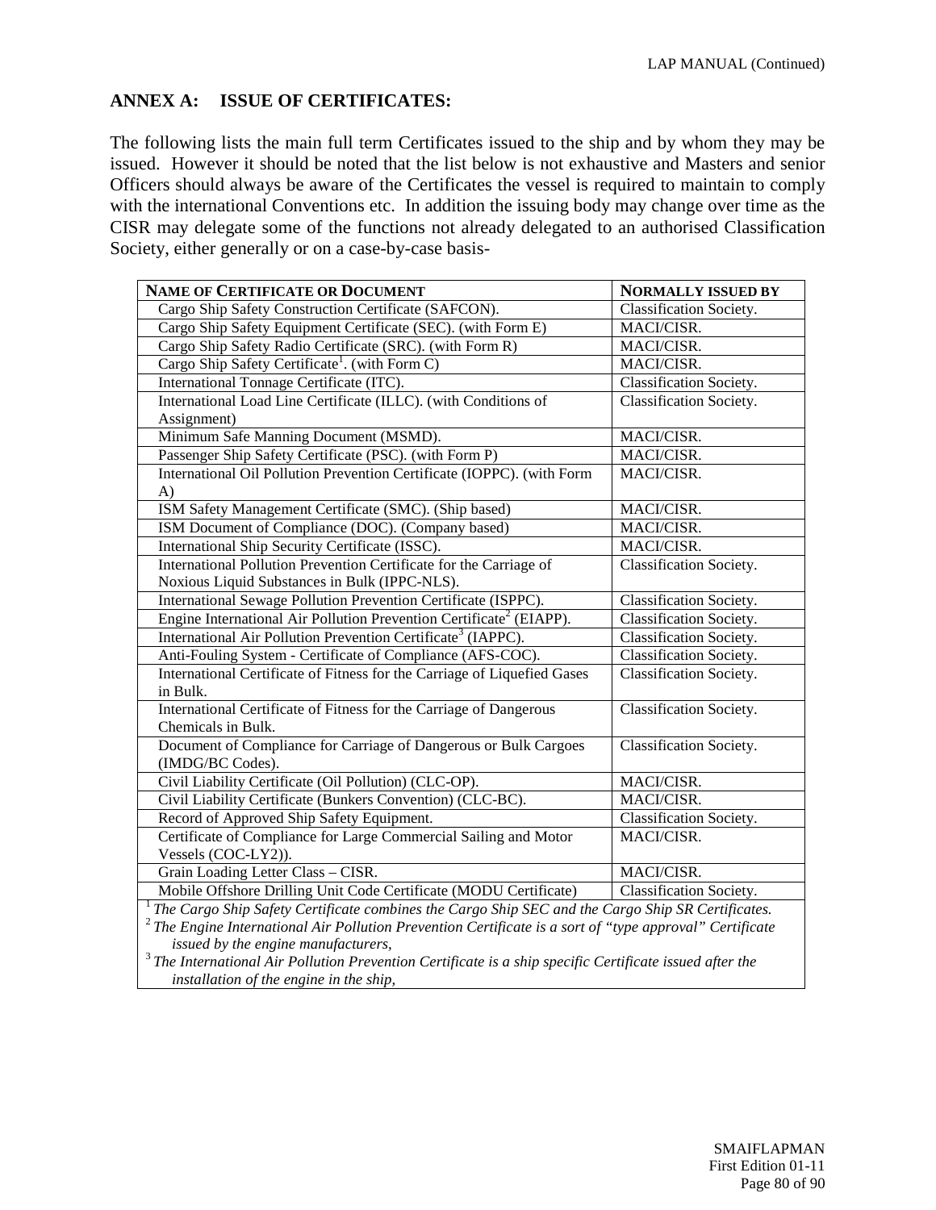## ANNEX A: ISSUE OF CERTIFICATES:

The following lists the main full term Certificates issued to the ship and by whom they may be issued. However it should be noted that the list below is not exhaustive and Masters and senior Officers should always be aware of the Certificates the vessel is required to maintain to comply with the international Conventions etc. In addition the issuing body may change over time as the CISR may delegate some of the functions not already delegated to an authorised Classification Society, either generally or on a case-by-case basis-

| NAME OF CERTIFICATE OR DOCUMENT | NORMALLY ISSUED BY |
|---|---|
| Cargo Ship Safety Construction Certificate (SAFCON). | Classification Society. |
| Cargo Ship Safety Equipment Certificate (SEC). (with Form E) | MACI/CISR. |
| Cargo Ship Safety Radio Certificate (SRC). (with Form R) | MACI/CISR. |
| Cargo Ship Safety Certificate[1]. (with Form C) | MACI/CISR. |
| International Tonnage Certificate (ITC). | Classification Society. |
| International Load Line Certificate (ILLC). (with Conditions of Assignment) | Classification Society. |
| Minimum Safe Manning Document (MSMD). | MACI/CISR. |
| Passenger Ship Safety Certificate (PSC). (with Form P) | MACI/CISR. |
| International Oil Pollution Prevention Certificate (IOPPC). (with Form A) | MACI/CISR. |
| ISM Safety Management Certificate (SMC). (Ship based) | MACI/CISR. |
| ISM Document of Compliance (DOC). (Company based) | MACI/CISR. |
| International Ship Security Certificate (ISSC). | MACI/CISR. |
| International Pollution Prevention Certificate for the Carriage of Noxious Liquid Substances in Bulk (IPPC-NLS). | Classification Society. |
| International Sewage Pollution Prevention Certificate (ISPPC). | Classification Society. |
| Engine International Air Pollution Prevention Certificate[2] (EIAPP). | Classification Society. |
| International Air Pollution Prevention Certificate[3] (IAPPC). | Classification Society. |
| Anti-Fouling System - Certificate of Compliance (AFS-COC). | Classification Society. |
| International Certificate of Fitness for the Carriage of Liquefied Gases in Bulk. | Classification Society. |
| International Certificate of Fitness for the Carriage of Dangerous Chemicals in Bulk. | Classification Society. |
| Document of Compliance for Carriage of Dangerous or Bulk Cargoes (IMDG/BC Codes). | Classification Society. |
| Civil Liability Certificate (Oil Pollution) (CLC-OP). | MACI/CISR. |
| Civil Liability Certificate (Bunkers Convention) (CLC-BC). | MACI/CISR. |
| Record of Approved Ship Safety Equipment. | Classification Society. |
| Certificate of Compliance for Large Commercial Sailing and Motor Vessels (COC-LY2)). | MACI/CISR. |
| Grain Loading Letter Class – CISR. | MACI/CISR. |
| Mobile Offshore Drilling Unit Code Certificate (MODU Certificate) | Classification Society. |

[1] *The Cargo Ship Safety Certificate combines the Cargo Ship SEC and the Cargo Ship SR Certificates.*

[2] *The Engine International Air Pollution Prevention Certificate is a sort of "type approval" Certificate issued by the engine manufacturers,*

[3] *The International Air Pollution Prevention Certificate is a ship specific Certificate issued after the installation of the engine in the ship,*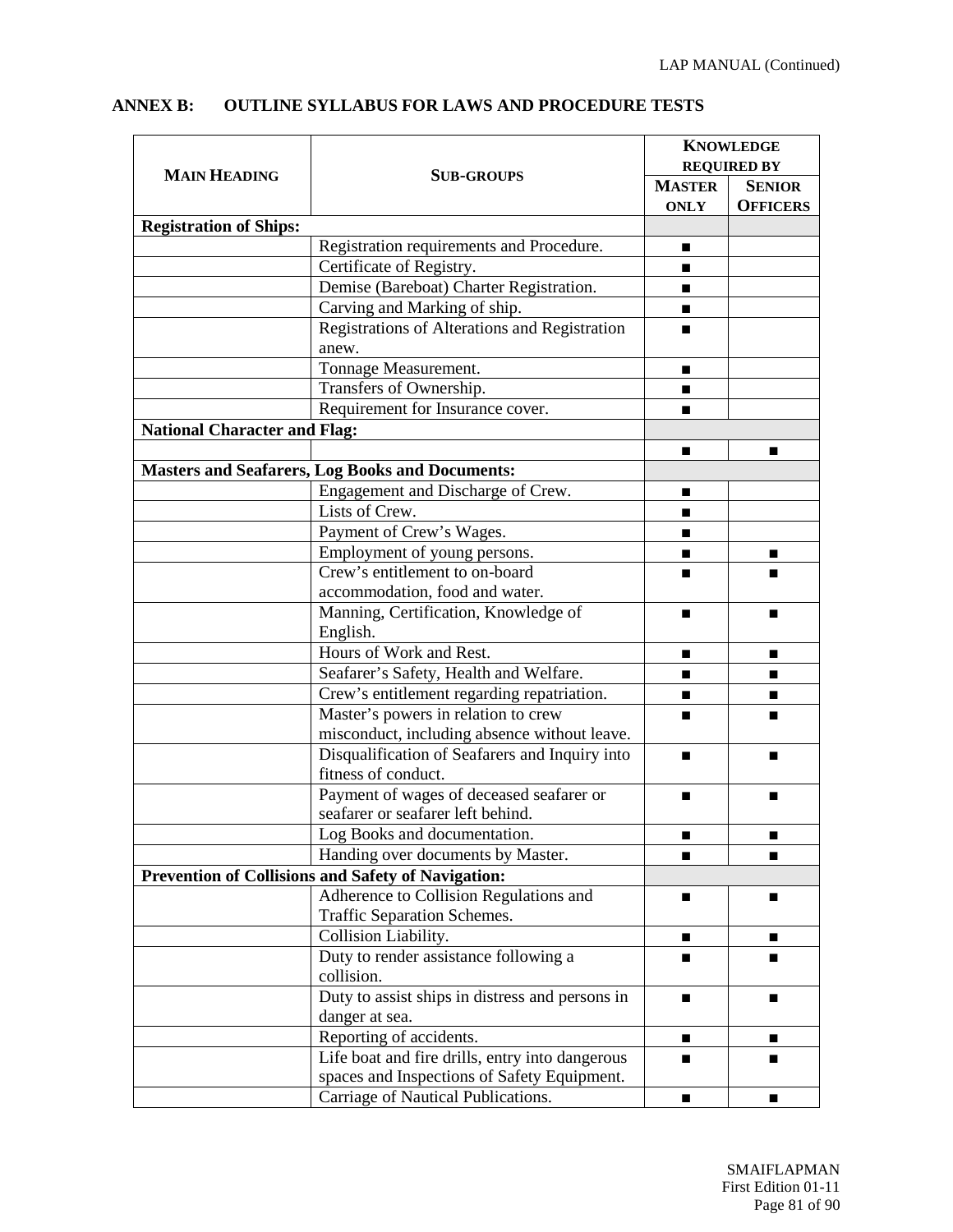## ANNEX B: OUTLINE SYLLABUS FOR LAWS AND PROCEDURE TESTS

| MAIN HEADING | SUB-GROUPS | KNOWLEDGE REQUIRED BY | |
|---|---|---|---|
| | | MASTER ONLY | SENIOR OFFICERS |
| **Registration of Ships:** | | | |
| | Registration requirements and Procedure. | ■ | |
| | Certificate of Registry. | ■ | |
| | Demise (Bareboat) Charter Registration. | ■ | |
| | Carving and Marking of ship. | ■ | |
| | Registrations of Alterations and Registration anew. | ■ | |
| | Tonnage Measurement. | ■ | |
| | Transfers of Ownership. | ■ | |
| | Requirement for Insurance cover. | ■ | |
| **National Character and Flag:** | | | |
| | | ■ | ■ |
| **Masters and Seafarers, Log Books and Documents:** | | | |
| | Engagement and Discharge of Crew. | ■ | |
| | Lists of Crew. | ■ | |
| | Payment of Crew's Wages. | ■ | |
| | Employment of young persons. | ■ | ■ |
| | Crew's entitlement to on-board accommodation, food and water. | ■ | ■ |
| | Manning, Certification, Knowledge of English. | ■ | ■ |
| | Hours of Work and Rest. | ■ | ■ |
| | Seafarer's Safety, Health and Welfare. | ■ | ■ |
| | Crew's entitlement regarding repatriation. | ■ | ■ |
| | Master's powers in relation to crew misconduct, including absence without leave. | ■ | ■ |
| | Disqualification of Seafarers and Inquiry into fitness of conduct. | ■ | ■ |
| | Payment of wages of deceased seafarer or seafarer or seafarer left behind. | ■ | ■ |
| | Log Books and documentation. | ■ | ■ |
| | Handing over documents by Master. | ■ | ■ |
| **Prevention of Collisions and Safety of Navigation:** | | | |
| | Adherence to Collision Regulations and Traffic Separation Schemes. | ■ | ■ |
| | Collision Liability. | ■ | ■ |
| | Duty to render assistance following a collision. | ■ | ■ |
| | Duty to assist ships in distress and persons in danger at sea. | ■ | ■ |
| | Reporting of accidents. | ■ | ■ |
| | Life boat and fire drills, entry into dangerous spaces and Inspections of Safety Equipment. | ■ | ■ |
| | Carriage of Nautical Publications. | ■ | ■ |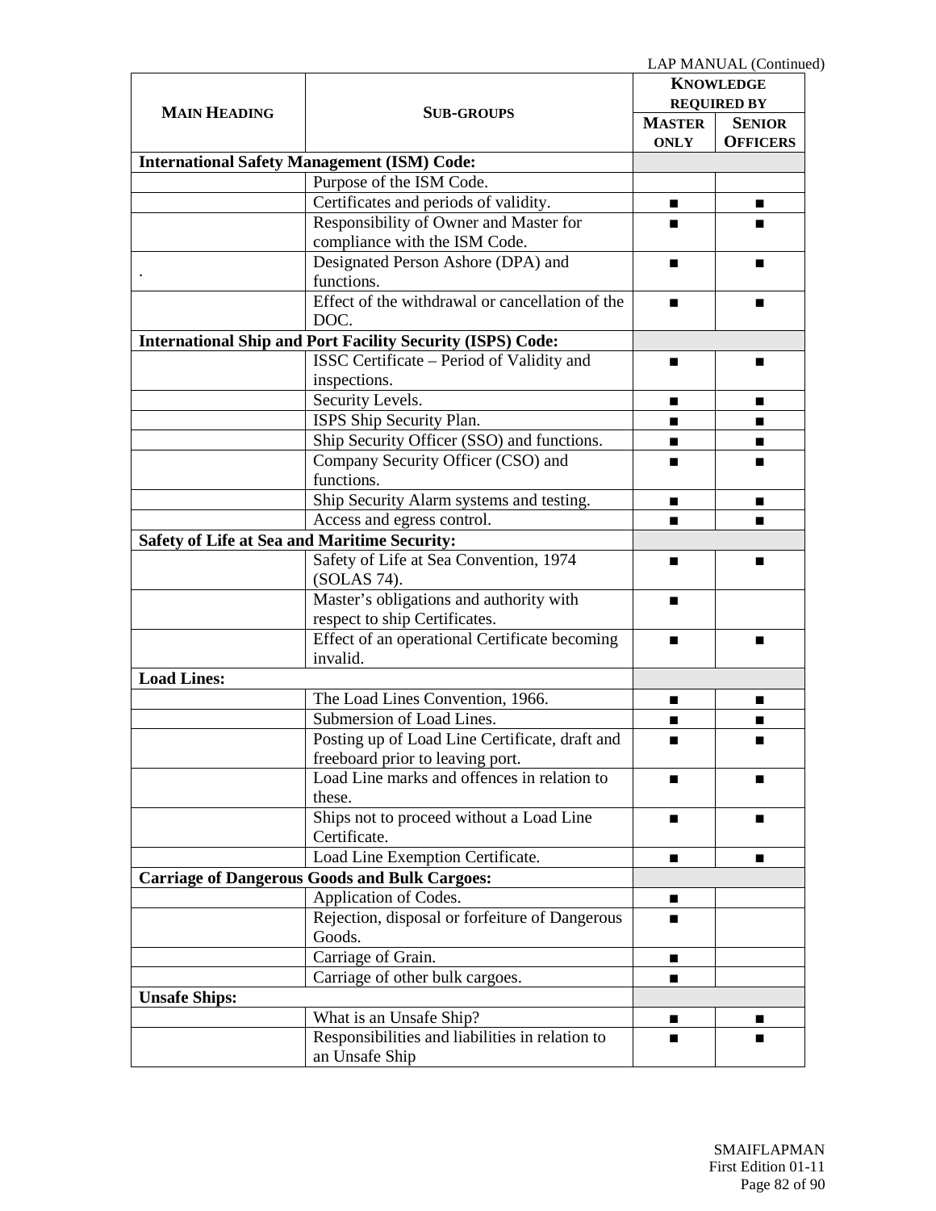LAP MANUAL (Continued)

| MAIN HEADING | SUB-GROUPS | KNOWLEDGE REQUIRED BY | |
|---|---|---|---|
| | | MASTER ONLY | SENIOR OFFICERS |
| **International Safety Management (ISM) Code:** | | | |
| | Purpose of the ISM Code. | | |
| | Certificates and periods of validity. | ■ | ■ |
| | Responsibility of Owner and Master for compliance with the ISM Code. | ■ | ■ |
| . | Designated Person Ashore (DPA) and functions. | ■ | ■ |
| | Effect of the withdrawal or cancellation of the DOC. | ■ | ■ |
| **International Ship and Port Facility Security (ISPS) Code:** | | | |
| | ISSC Certificate – Period of Validity and inspections. | ■ | ■ |
| | Security Levels. | ■ | ■ |
| | ISPS Ship Security Plan. | ■ | ■ |
| | Ship Security Officer (SSO) and functions. | ■ | ■ |
| | Company Security Officer (CSO) and functions. | ■ | ■ |
| | Ship Security Alarm systems and testing. | ■ | ■ |
| | Access and egress control. | ■ | ■ |
| **Safety of Life at Sea and Maritime Security:** | | | |
| | Safety of Life at Sea Convention, 1974 (SOLAS 74). | ■ | ■ |
| | Master's obligations and authority with respect to ship Certificates. | ■ | |
| | Effect of an operational Certificate becoming invalid. | ■ | ■ |
| **Load Lines:** | | | |
| | The Load Lines Convention, 1966. | ■ | ■ |
| | Submersion of Load Lines. | ■ | ■ |
| | Posting up of Load Line Certificate, draft and freeboard prior to leaving port. | ■ | ■ |
| | Load Line marks and offences in relation to these. | ■ | ■ |
| | Ships not to proceed without a Load Line Certificate. | ■ | ■ |
| | Load Line Exemption Certificate. | ■ | ■ |
| **Carriage of Dangerous Goods and Bulk Cargoes:** | | | |
| | Application of Codes. | ■ | |
| | Rejection, disposal or forfeiture of Dangerous Goods. | ■ | |
| | Carriage of Grain. | ■ | |
| | Carriage of other bulk cargoes. | ■ | |
| **Unsafe Ships:** | | | |
| | What is an Unsafe Ship? | ■ | ■ |
| | Responsibilities and liabilities in relation to an Unsafe Ship | ■ | ■ |

SMAIFLAPMAN
First Edition 01-11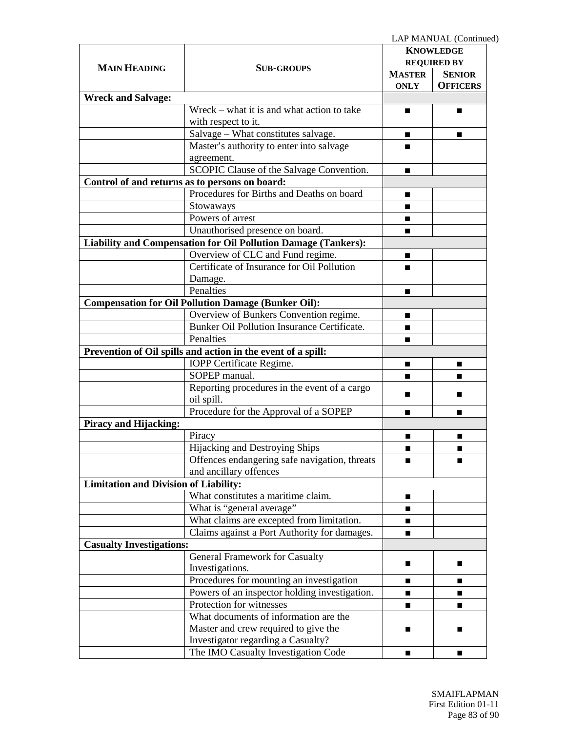LAP MANUAL (Continued)

| MAIN HEADING | SUB-GROUPS | KNOWLEDGE REQUIRED BY | |
|---|---|---|---|
| | | MASTER ONLY | SENIOR OFFICERS |
| **Wreck and Salvage:** | | | |
| | Wreck – what it is and what action to take with respect to it. | ■ | ■ |
| | Salvage – What constitutes salvage. | ■ | ■ |
| | Master's authority to enter into salvage agreement. | ■ | |
| | SCOPIC Clause of the Salvage Convention. | ■ | |
| **Control of and returns as to persons on board:** | | | |
| | Procedures for Births and Deaths on board | ■ | |
| | Stowaways | ■ | |
| | Powers of arrest | ■ | |
| | Unauthorised presence on board. | ■ | |
| **Liability and Compensation for Oil Pollution Damage (Tankers):** | | | |
| | Overview of CLC and Fund regime. | ■ | |
| | Certificate of Insurance for Oil Pollution Damage. | ■ | |
| | Penalties | ■ | |
| **Compensation for Oil Pollution Damage (Bunker Oil):** | | | |
| | Overview of Bunkers Convention regime. | ■ | |
| | Bunker Oil Pollution Insurance Certificate. | ■ | |
| | Penalties | ■ | |
| **Prevention of Oil spills and action in the event of a spill:** | | | |
| | IOPP Certificate Regime. | ■ | ■ |
| | SOPEP manual. | ■ | ■ |
| | Reporting procedures in the event of a cargo oil spill. | ■ | ■ |
| | Procedure for the Approval of a SOPEP | ■ | ■ |
| **Piracy and Hijacking:** | | | |
| | Piracy | ■ | ■ |
| | Hijacking and Destroying Ships | ■ | ■ |
| | Offences endangering safe navigation, threats and ancillary offences | ■ | ■ |
| **Limitation and Division of Liability:** | | | |
| | What constitutes a maritime claim. | ■ | |
| | What is "general average" | ■ | |
| | What claims are excepted from limitation. | ■ | |
| | Claims against a Port Authority for damages. | ■ | |
| **Casualty Investigations:** | | | |
| | General Framework for Casualty Investigations. | ■ | ■ |
| | Procedures for mounting an investigation | ■ | ■ |
| | Powers of an inspector holding investigation. | ■ | ■ |
| | Protection for witnesses | ■ | ■ |
| | What documents of information are the Master and crew required to give the Investigator regarding a Casualty? | ■ | ■ |
| | The IMO Casualty Investigation Code | ■ | ■ |

SMAIFLAPMAN
First Edition 01-11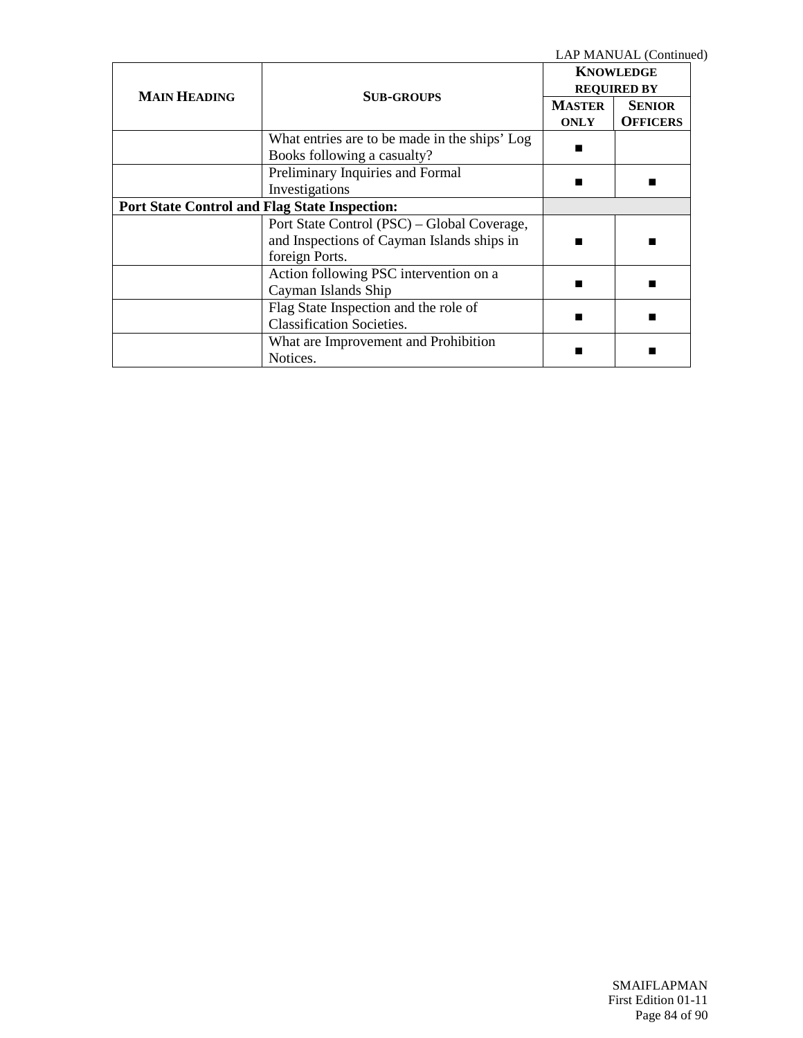LAP MANUAL (Continued)

| MAIN HEADING | SUB-GROUPS | KNOWLEDGE REQUIRED BY | |
|---|---|---|---|
| | | MASTER ONLY | SENIOR OFFICERS |
| | What entries are to be made in the ships' Log Books following a casualty? | ■ | |
| | Preliminary Inquiries and Formal Investigations | ■ | ■ |
| **Port State Control and Flag State Inspection:** | | | |
| | Port State Control (PSC) – Global Coverage, and Inspections of Cayman Islands ships in foreign Ports. | ■ | ■ |
| | Action following PSC intervention on a Cayman Islands Ship | ■ | ■ |
| | Flag State Inspection and the role of Classification Societies. | ■ | ■ |
| | What are Improvement and Prohibition Notices. | ■ | ■ |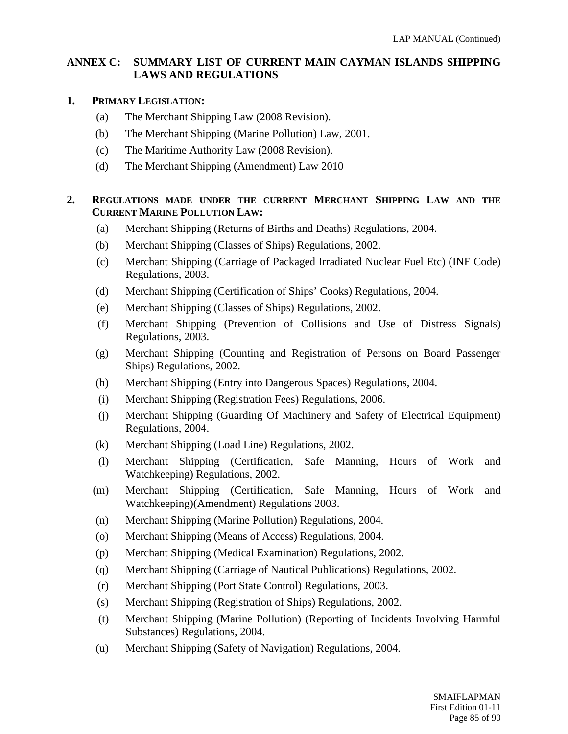## ANNEX C: SUMMARY LIST OF CURRENT MAIN CAYMAN ISLANDS SHIPPING LAWS AND REGULATIONS

### 1. PRIMARY LEGISLATION:

(a) The Merchant Shipping Law (2008 Revision).

(b) The Merchant Shipping (Marine Pollution) Law, 2001.

(c) The Maritime Authority Law (2008 Revision).

(d) The Merchant Shipping (Amendment) Law 2010

### 2. REGULATIONS MADE UNDER THE CURRENT MERCHANT SHIPPING LAW AND THE CURRENT MARINE POLLUTION LAW:

(a) Merchant Shipping (Returns of Births and Deaths) Regulations, 2004.

(b) Merchant Shipping (Classes of Ships) Regulations, 2002.

(c) Merchant Shipping (Carriage of Packaged Irradiated Nuclear Fuel Etc) (INF Code) Regulations, 2003.

(d) Merchant Shipping (Certification of Ships' Cooks) Regulations, 2004.

(e) Merchant Shipping (Classes of Ships) Regulations, 2002.

(f) Merchant Shipping (Prevention of Collisions and Use of Distress Signals) Regulations, 2003.

(g) Merchant Shipping (Counting and Registration of Persons on Board Passenger Ships) Regulations, 2002.

(h) Merchant Shipping (Entry into Dangerous Spaces) Regulations, 2004.

(i) Merchant Shipping (Registration Fees) Regulations, 2006.

(j) Merchant Shipping (Guarding Of Machinery and Safety of Electrical Equipment) Regulations, 2004.

(k) Merchant Shipping (Load Line) Regulations, 2002.

(l) Merchant Shipping (Certification, Safe Manning, Hours of Work and Watchkeeping) Regulations, 2002.

(m) Merchant Shipping (Certification, Safe Manning, Hours of Work and Watchkeeping)(Amendment) Regulations 2003.

(n) Merchant Shipping (Marine Pollution) Regulations, 2004.

(o) Merchant Shipping (Means of Access) Regulations, 2004.

(p) Merchant Shipping (Medical Examination) Regulations, 2002.

(q) Merchant Shipping (Carriage of Nautical Publications) Regulations, 2002.

(r) Merchant Shipping (Port State Control) Regulations, 2003.

(s) Merchant Shipping (Registration of Ships) Regulations, 2002.

(t) Merchant Shipping (Marine Pollution) (Reporting of Incidents Involving Harmful Substances) Regulations, 2004.

(u) Merchant Shipping (Safety of Navigation) Regulations, 2004.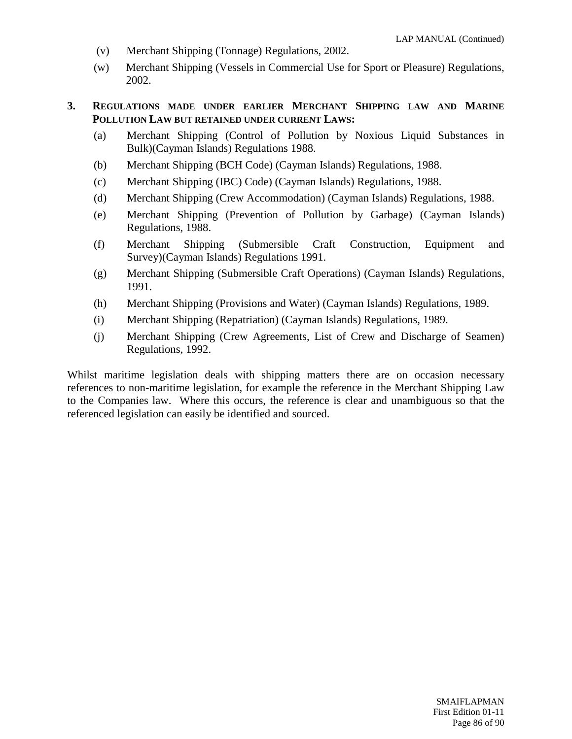(v) Merchant Shipping (Tonnage) Regulations, 2002.

(w) Merchant Shipping (Vessels in Commercial Use for Sport or Pleasure) Regulations, 2002.

## 3. REGULATIONS MADE UNDER EARLIER MERCHANT SHIPPING LAW AND MARINE POLLUTION LAW BUT RETAINED UNDER CURRENT LAWS:

(a) Merchant Shipping (Control of Pollution by Noxious Liquid Substances in Bulk)(Cayman Islands) Regulations 1988.

(b) Merchant Shipping (BCH Code) (Cayman Islands) Regulations, 1988.

(c) Merchant Shipping (IBC) Code) (Cayman Islands) Regulations, 1988.

(d) Merchant Shipping (Crew Accommodation) (Cayman Islands) Regulations, 1988.

(e) Merchant Shipping (Prevention of Pollution by Garbage) (Cayman Islands) Regulations, 1988.

(f) Merchant Shipping (Submersible Craft Construction, Equipment and Survey)(Cayman Islands) Regulations 1991.

(g) Merchant Shipping (Submersible Craft Operations) (Cayman Islands) Regulations, 1991.

(h) Merchant Shipping (Provisions and Water) (Cayman Islands) Regulations, 1989.

(i) Merchant Shipping (Repatriation) (Cayman Islands) Regulations, 1989.

(j) Merchant Shipping (Crew Agreements, List of Crew and Discharge of Seamen) Regulations, 1992.

Whilst maritime legislation deals with shipping matters there are on occasion necessary references to non-maritime legislation, for example the reference in the Merchant Shipping Law to the Companies law. Where this occurs, the reference is clear and unambiguous so that the referenced legislation can easily be identified and sourced.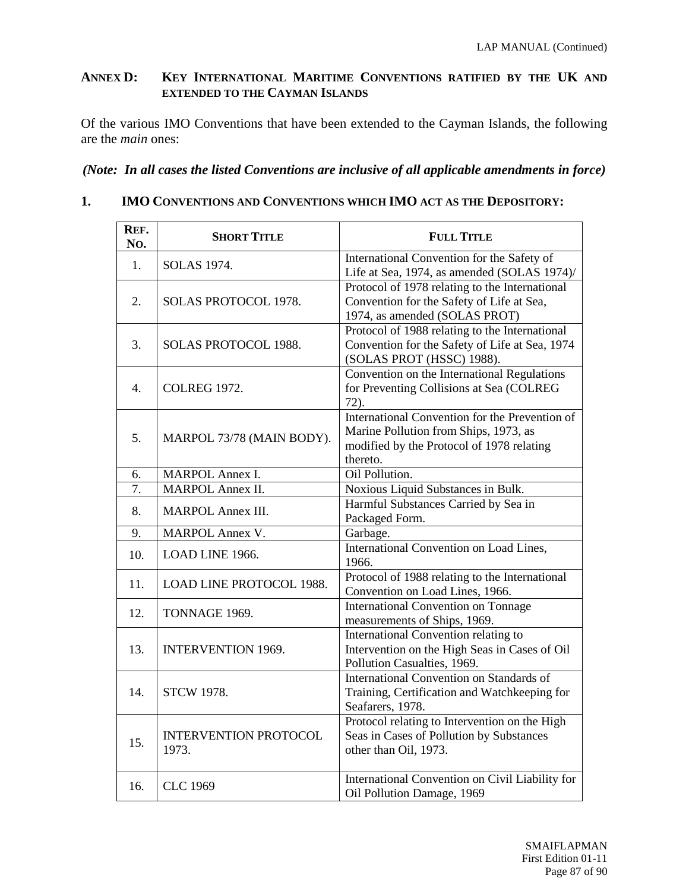## ANNEX D: KEY INTERNATIONAL MARITIME CONVENTIONS RATIFIED BY THE UK AND EXTENDED TO THE CAYMAN ISLANDS

Of the various IMO Conventions that have been extended to the Cayman Islands, the following are the *main* ones:

***(Note: In all cases the listed Conventions are inclusive of all applicable amendments in force)***

### 1. IMO CONVENTIONS AND CONVENTIONS WHICH IMO ACT AS THE DEPOSITORY:

| REF. NO. | SHORT TITLE | FULL TITLE |
|---|---|---|
| 1. | SOLAS 1974. | International Convention for the Safety of Life at Sea, 1974, as amended (SOLAS 1974)/ |
| 2. | SOLAS PROTOCOL 1978. | Protocol of 1978 relating to the International Convention for the Safety of Life at Sea, 1974, as amended (SOLAS PROT) |
| 3. | SOLAS PROTOCOL 1988. | Protocol of 1988 relating to the International Convention for the Safety of Life at Sea, 1974 (SOLAS PROT (HSSC) 1988). |
| 4. | COLREG 1972. | Convention on the International Regulations for Preventing Collisions at Sea (COLREG 72). |
| 5. | MARPOL 73/78 (MAIN BODY). | International Convention for the Prevention of Marine Pollution from Ships, 1973, as modified by the Protocol of 1978 relating thereto. |
| 6. | MARPOL Annex I. | Oil Pollution. |
| 7. | MARPOL Annex II. | Noxious Liquid Substances in Bulk. |
| 8. | MARPOL Annex III. | Harmful Substances Carried by Sea in Packaged Form. |
| 9. | MARPOL Annex V. | Garbage. |
| 10. | LOAD LINE 1966. | International Convention on Load Lines, 1966. |
| 11. | LOAD LINE PROTOCOL 1988. | Protocol of 1988 relating to the International Convention on Load Lines, 1966. |
| 12. | TONNAGE 1969. | International Convention on Tonnage measurements of Ships, 1969. |
| 13. | INTERVENTION 1969. | International Convention relating to Intervention on the High Seas in Cases of Oil Pollution Casualties, 1969. |
| 14. | STCW 1978. | International Convention on Standards of Training, Certification and Watchkeeping for Seafarers, 1978. |
| 15. | INTERVENTION PROTOCOL 1973. | Protocol relating to Intervention on the High Seas in Cases of Pollution by Substances other than Oil, 1973. |
| 16. | CLC 1969 | International Convention on Civil Liability for Oil Pollution Damage, 1969 |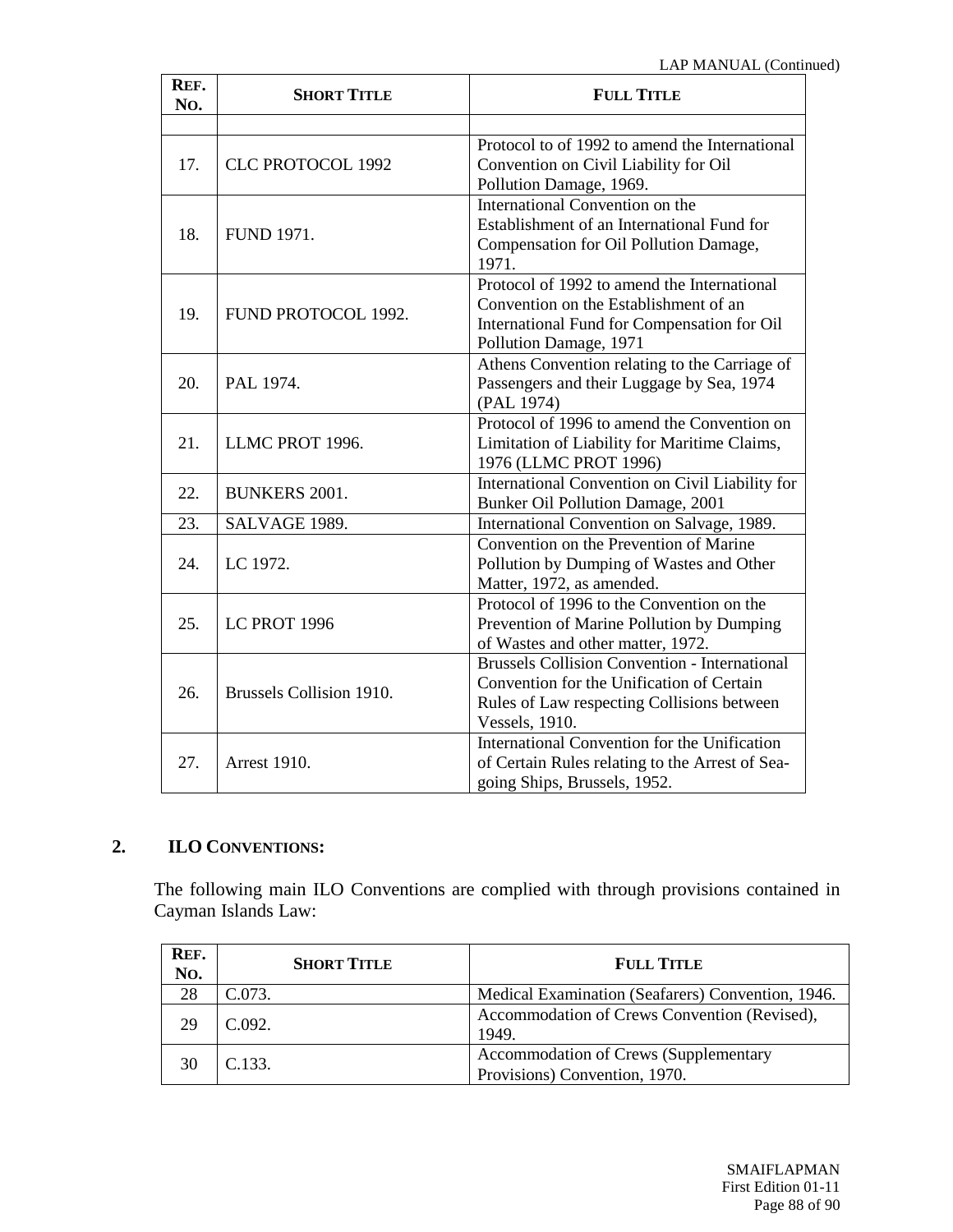| REF. NO. | SHORT TITLE | FULL TITLE |
|---|---|---|
| | | |
| 17. | CLC PROTOCOL 1992 | Protocol to of 1992 to amend the International Convention on Civil Liability for Oil Pollution Damage, 1969. |
| 18. | FUND 1971. | International Convention on the Establishment of an International Fund for Compensation for Oil Pollution Damage, 1971. |
| 19. | FUND PROTOCOL 1992. | Protocol of 1992 to amend the International Convention on the Establishment of an International Fund for Compensation for Oil Pollution Damage, 1971 |
| 20. | PAL 1974. | Athens Convention relating to the Carriage of Passengers and their Luggage by Sea, 1974 (PAL 1974) |
| 21. | LLMC PROT 1996. | Protocol of 1996 to amend the Convention on Limitation of Liability for Maritime Claims, 1976 (LLMC PROT 1996) |
| 22. | BUNKERS 2001. | International Convention on Civil Liability for Bunker Oil Pollution Damage, 2001 |
| 23. | SALVAGE 1989. | International Convention on Salvage, 1989. |
| 24. | LC 1972. | Convention on the Prevention of Marine Pollution by Dumping of Wastes and Other Matter, 1972, as amended. |
| 25. | LC PROT 1996 | Protocol of 1996 to the Convention on the Prevention of Marine Pollution by Dumping of Wastes and other matter, 1972. |
| 26. | Brussels Collision 1910. | Brussels Collision Convention - International Convention for the Unification of Certain Rules of Law respecting Collisions between Vessels, 1910. |
| 27. | Arrest 1910. | International Convention for the Unification of Certain Rules relating to the Arrest of Sea-going Ships, Brussels, 1952. |

## 2. ILO CONVENTIONS:

The following main ILO Conventions are complied with through provisions contained in Cayman Islands Law:

| REF. NO. | SHORT TITLE | FULL TITLE |
|---|---|---|
| 28 | C.073. | Medical Examination (Seafarers) Convention, 1946. |
| 29 | C.092. | Accommodation of Crews Convention (Revised), 1949. |
| 30 | C.133. | Accommodation of Crews (Supplementary Provisions) Convention, 1970. |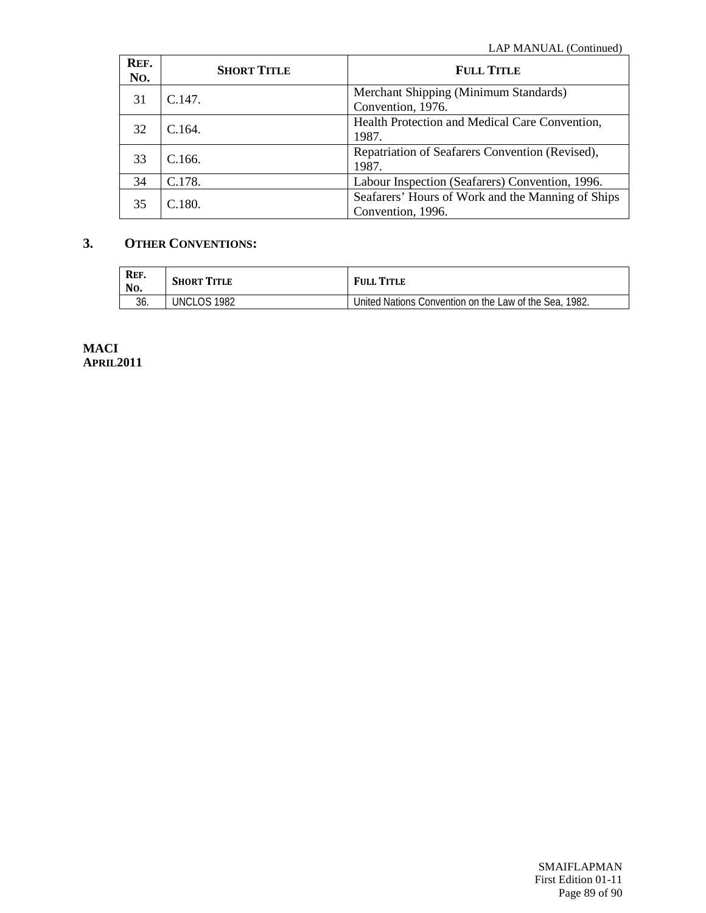| REF. NO. | SHORT TITLE | FULL TITLE |
|---|---|---|
| 31 | C.147. | Merchant Shipping (Minimum Standards) Convention, 1976. |
| 32 | C.164. | Health Protection and Medical Care Convention, 1987. |
| 33 | C.166. | Repatriation of Seafarers Convention (Revised), 1987. |
| 34 | C.178. | Labour Inspection (Seafarers) Convention, 1996. |
| 35 | C.180. | Seafarers' Hours of Work and the Manning of Ships Convention, 1996. |

## 3. OTHER CONVENTIONS:

| REF. NO. | SHORT TITLE | FULL TITLE |
|---|---|---|
| 36. | UNCLOS 1982 | United Nations Convention on the Law of the Sea, 1982. |

**MACI**
**APRIL2011**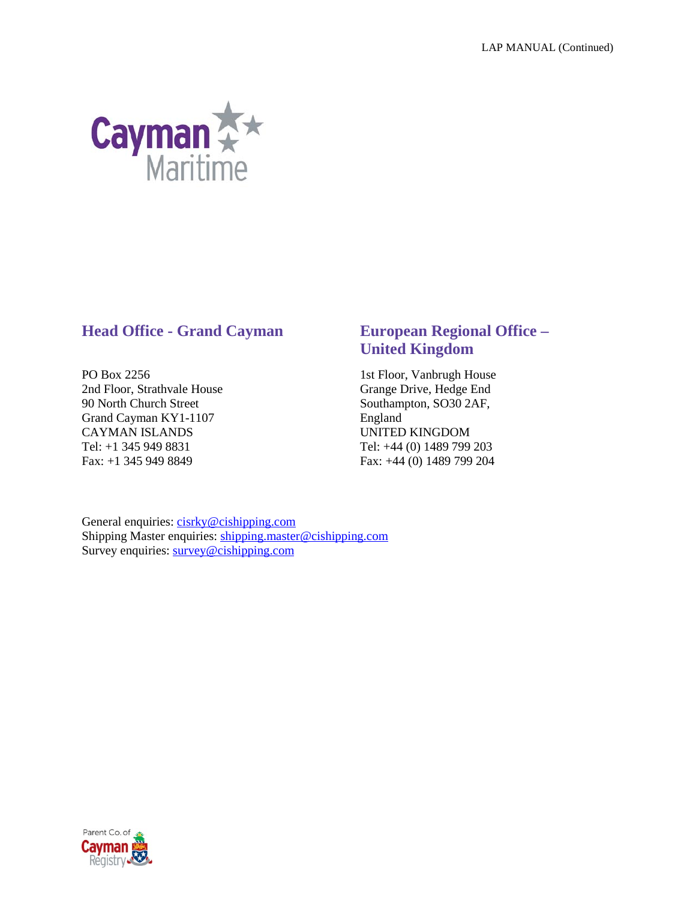Cayman Maritime

## Head Office - Grand Cayman

PO Box 2256
2nd Floor, Strathvale House
90 North Church Street
Grand Cayman KY1-1107
CAYMAN ISLANDS
Tel: +1 345 949 8831
Fax: +1 345 949 8849

## European Regional Office – United Kingdom

1st Floor, Vanbrugh House
Grange Drive, Hedge End
Southampton, SO30 2AF,
England
UNITED KINGDOM
Tel: +44 (0) 1489 799 203
Fax: +44 (0) 1489 799 204

General enquiries: cisrky@cishipping.com
Shipping Master enquiries: shipping.master@cishipping.com
Survey enquiries: survey@cishipping.com

Parent Co. of Cayman Registry